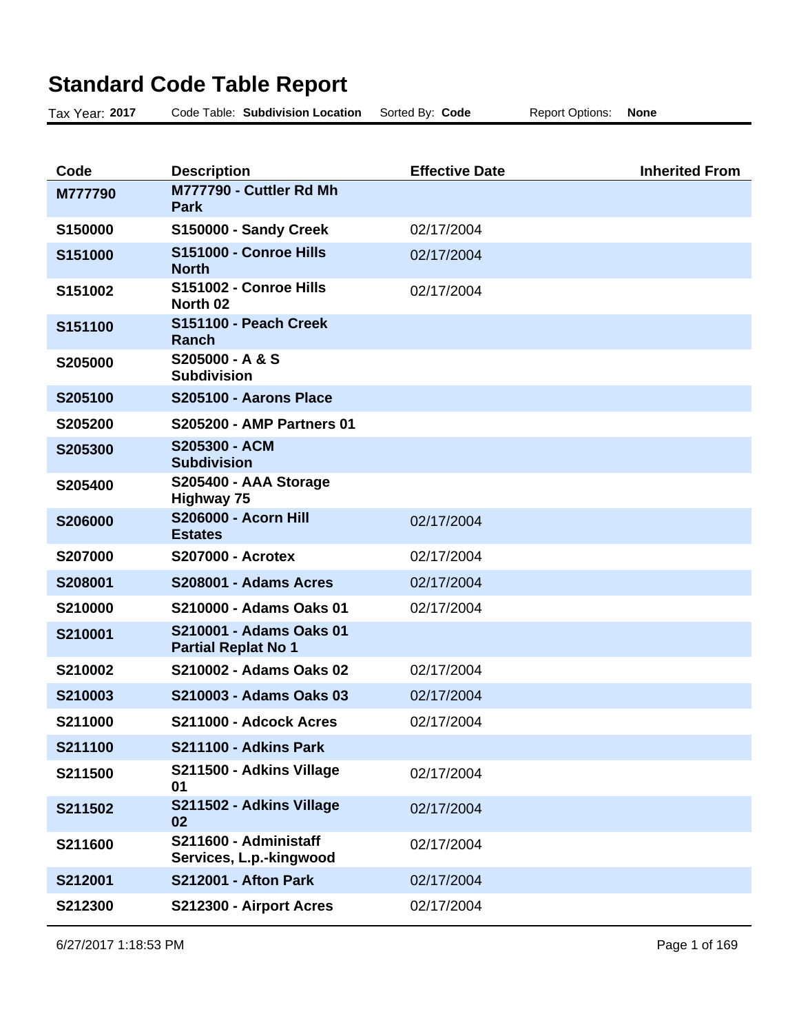# Standard Code Table Report

Tax Year: **2017** Code Table: **Subdivision Location** Sorted By: **Code** Report Options: **None**

| Code | Description | Effective Date | Inherited From |
|---|---|---|---|
| **M777790** | **M777790 - Cuttler Rd Mh Park** | | |
| **S150000** | **S150000 - Sandy Creek** | 02/17/2004 | |
| **S151000** | **S151000 - Conroe Hills North** | 02/17/2004 | |
| **S151002** | **S151002 - Conroe Hills North 02** | 02/17/2004 | |
| **S151100** | **S151100 - Peach Creek Ranch** | | |
| **S205000** | **S205000 - A & S Subdivision** | | |
| **S205100** | **S205100 - Aarons Place** | | |
| **S205200** | **S205200 - AMP Partners 01** | | |
| **S205300** | **S205300 - ACM Subdivision** | | |
| **S205400** | **S205400 - AAA Storage Highway 75** | | |
| **S206000** | **S206000 - Acorn Hill Estates** | 02/17/2004 | |
| **S207000** | **S207000 - Acrotex** | 02/17/2004 | |
| **S208001** | **S208001 - Adams Acres** | 02/17/2004 | |
| **S210000** | **S210000 - Adams Oaks 01** | 02/17/2004 | |
| **S210001** | **S210001 - Adams Oaks 01 Partial Replat No 1** | | |
| **S210002** | **S210002 - Adams Oaks 02** | 02/17/2004 | |
| **S210003** | **S210003 - Adams Oaks 03** | 02/17/2004 | |
| **S211000** | **S211000 - Adcock Acres** | 02/17/2004 | |
| **S211100** | **S211100 - Adkins Park** | | |
| **S211500** | **S211500 - Adkins Village 01** | 02/17/2004 | |
| **S211502** | **S211502 - Adkins Village 02** | 02/17/2004 | |
| **S211600** | **S211600 - Administaff Services, L.p.-kingwood** | 02/17/2004 | |
| **S212001** | **S212001 - Afton Park** | 02/17/2004 | |
| **S212300** | **S212300 - Airport Acres** | 02/17/2004 | |

6/27/2017 1:18:53 PM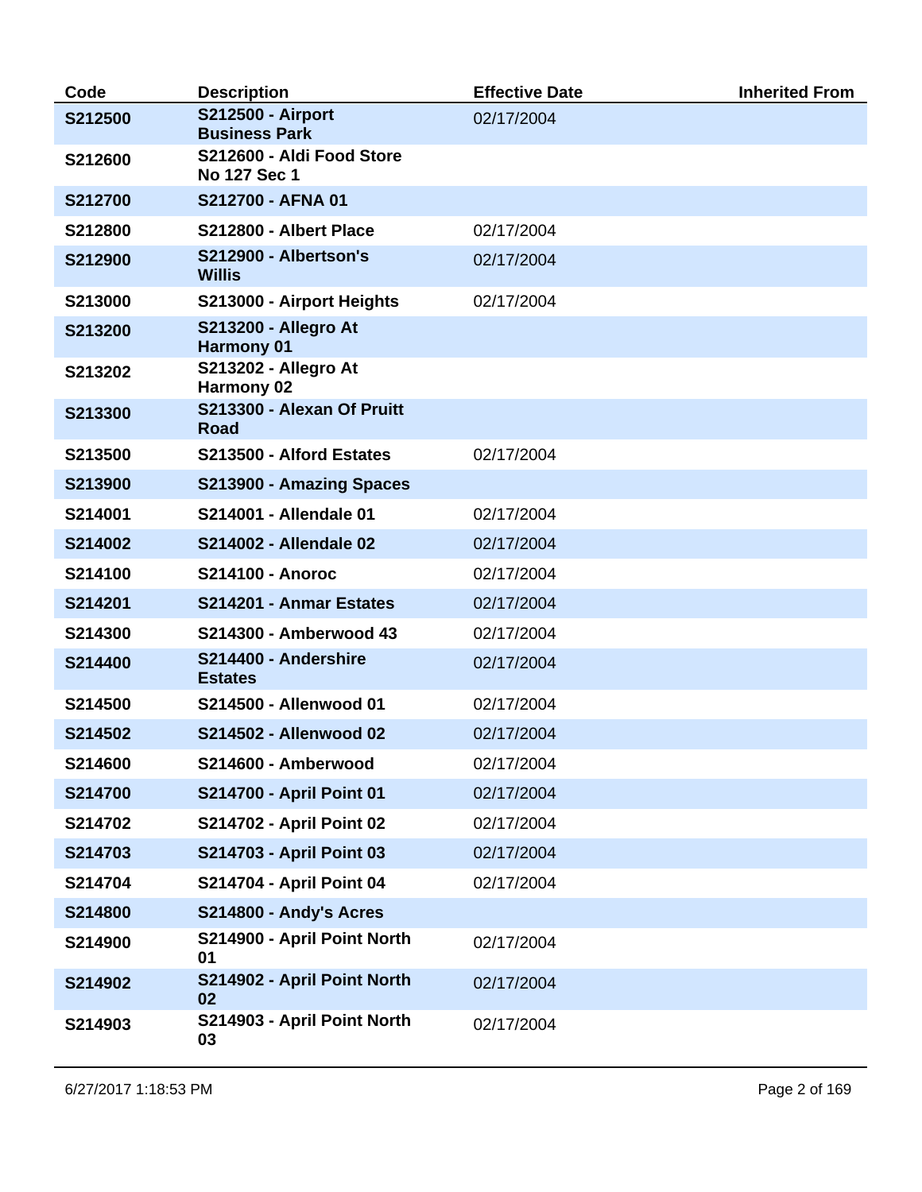| Code | Description | Effective Date | Inherited From |
|---|---|---|---|
| **S212500** | **S212500 - Airport Business Park** | 02/17/2004 | |
| **S212600** | **S212600 - Aldi Food Store No 127 Sec 1** | | |
| **S212700** | **S212700 - AFNA 01** | | |
| **S212800** | **S212800 - Albert Place** | 02/17/2004 | |
| **S212900** | **S212900 - Albertson's Willis** | 02/17/2004 | |
| **S213000** | **S213000 - Airport Heights** | 02/17/2004 | |
| **S213200** | **S213200 - Allegro At Harmony 01** | | |
| **S213202** | **S213202 - Allegro At Harmony 02** | | |
| **S213300** | **S213300 - Alexan Of Pruitt Road** | | |
| **S213500** | **S213500 - Alford Estates** | 02/17/2004 | |
| **S213900** | **S213900 - Amazing Spaces** | | |
| **S214001** | **S214001 - Allendale 01** | 02/17/2004 | |
| **S214002** | **S214002 - Allendale 02** | 02/17/2004 | |
| **S214100** | **S214100 - Anoroc** | 02/17/2004 | |
| **S214201** | **S214201 - Anmar Estates** | 02/17/2004 | |
| **S214300** | **S214300 - Amberwood 43** | 02/17/2004 | |
| **S214400** | **S214400 - Andershire Estates** | 02/17/2004 | |
| **S214500** | **S214500 - Allenwood 01** | 02/17/2004 | |
| **S214502** | **S214502 - Allenwood 02** | 02/17/2004 | |
| **S214600** | **S214600 - Amberwood** | 02/17/2004 | |
| **S214700** | **S214700 - April Point 01** | 02/17/2004 | |
| **S214702** | **S214702 - April Point 02** | 02/17/2004 | |
| **S214703** | **S214703 - April Point 03** | 02/17/2004 | |
| **S214704** | **S214704 - April Point 04** | 02/17/2004 | |
| **S214800** | **S214800 - Andy's Acres** | | |
| **S214900** | **S214900 - April Point North 01** | 02/17/2004 | |
| **S214902** | **S214902 - April Point North 02** | 02/17/2004 | |
| **S214903** | **S214903 - April Point North 03** | 02/17/2004 | |

6/27/2017 1:18:53 PM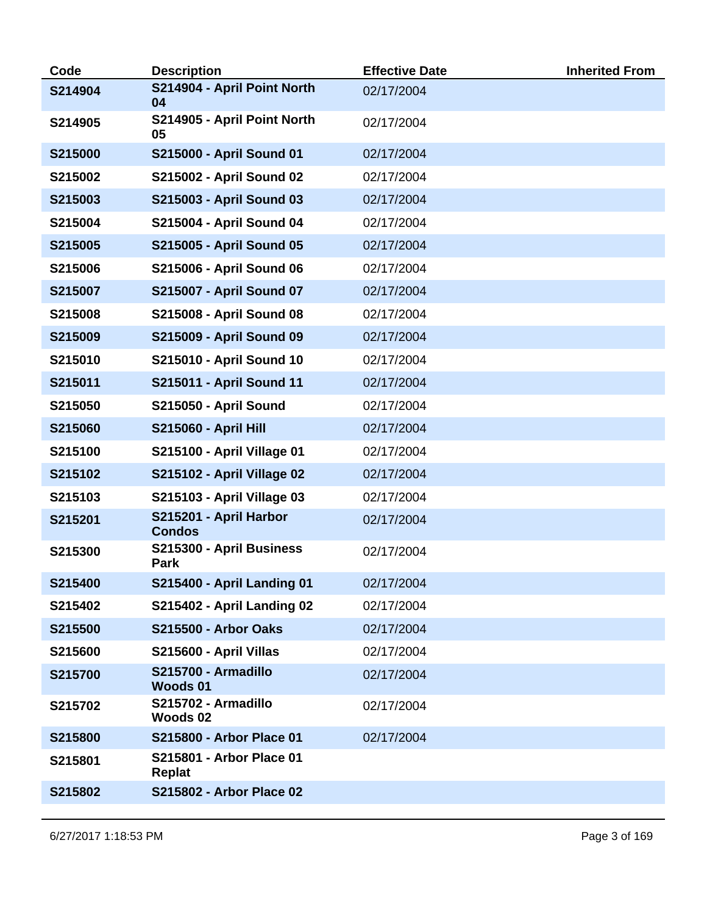| Code | Description | Effective Date | Inherited From |
|---|---|---|---|
| S214904 | S214904 - April Point North 04 | 02/17/2004 | |
| S214905 | S214905 - April Point North 05 | 02/17/2004 | |
| S215000 | S215000 - April Sound 01 | 02/17/2004 | |
| S215002 | S215002 - April Sound 02 | 02/17/2004 | |
| S215003 | S215003 - April Sound 03 | 02/17/2004 | |
| S215004 | S215004 - April Sound 04 | 02/17/2004 | |
| S215005 | S215005 - April Sound 05 | 02/17/2004 | |
| S215006 | S215006 - April Sound 06 | 02/17/2004 | |
| S215007 | S215007 - April Sound 07 | 02/17/2004 | |
| S215008 | S215008 - April Sound 08 | 02/17/2004 | |
| S215009 | S215009 - April Sound 09 | 02/17/2004 | |
| S215010 | S215010 - April Sound 10 | 02/17/2004 | |
| S215011 | S215011 - April Sound 11 | 02/17/2004 | |
| S215050 | S215050 - April Sound | 02/17/2004 | |
| S215060 | S215060 - April Hill | 02/17/2004 | |
| S215100 | S215100 - April Village 01 | 02/17/2004 | |
| S215102 | S215102 - April Village 02 | 02/17/2004 | |
| S215103 | S215103 - April Village 03 | 02/17/2004 | |
| S215201 | S215201 - April Harbor Condos | 02/17/2004 | |
| S215300 | S215300 - April Business Park | 02/17/2004 | |
| S215400 | S215400 - April Landing 01 | 02/17/2004 | |
| S215402 | S215402 - April Landing 02 | 02/17/2004 | |
| S215500 | S215500 - Arbor Oaks | 02/17/2004 | |
| S215600 | S215600 - April Villas | 02/17/2004 | |
| S215700 | S215700 - Armadillo Woods 01 | 02/17/2004 | |
| S215702 | S215702 - Armadillo Woods 02 | 02/17/2004 | |
| S215800 | S215800 - Arbor Place 01 | 02/17/2004 | |
| S215801 | S215801 - Arbor Place 01 Replat | | |
| S215802 | S215802 - Arbor Place 02 | | |

6/27/2017 1:18:53 PM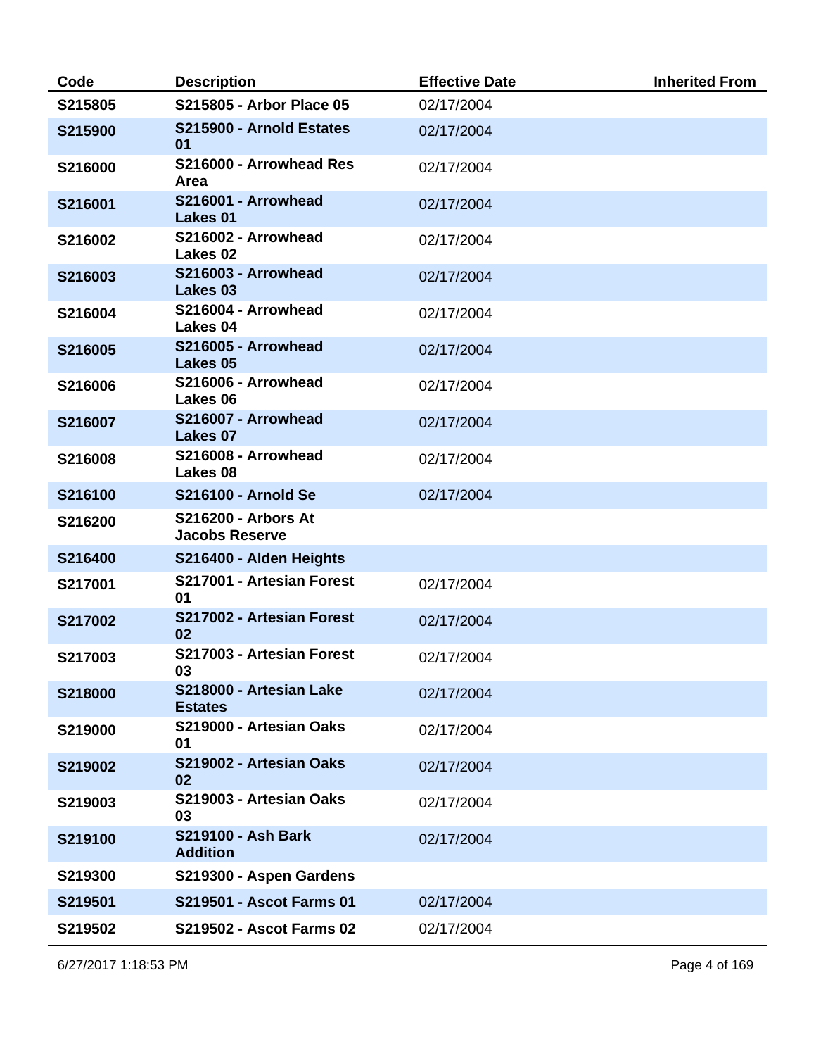| Code | Description | Effective Date | Inherited From |
| --- | --- | --- | --- |
| S215805 | S215805 - Arbor Place 05 | 02/17/2004 | |
| S215900 | S215900 - Arnold Estates 01 | 02/17/2004 | |
| S216000 | S216000 - Arrowhead Res Area | 02/17/2004 | |
| S216001 | S216001 - Arrowhead Lakes 01 | 02/17/2004 | |
| S216002 | S216002 - Arrowhead Lakes 02 | 02/17/2004 | |
| S216003 | S216003 - Arrowhead Lakes 03 | 02/17/2004 | |
| S216004 | S216004 - Arrowhead Lakes 04 | 02/17/2004 | |
| S216005 | S216005 - Arrowhead Lakes 05 | 02/17/2004 | |
| S216006 | S216006 - Arrowhead Lakes 06 | 02/17/2004 | |
| S216007 | S216007 - Arrowhead Lakes 07 | 02/17/2004 | |
| S216008 | S216008 - Arrowhead Lakes 08 | 02/17/2004 | |
| S216100 | S216100 - Arnold Se | 02/17/2004 | |
| S216200 | S216200 - Arbors At Jacobs Reserve | | |
| S216400 | S216400 - Alden Heights | | |
| S217001 | S217001 - Artesian Forest 01 | 02/17/2004 | |
| S217002 | S217002 - Artesian Forest 02 | 02/17/2004 | |
| S217003 | S217003 - Artesian Forest 03 | 02/17/2004 | |
| S218000 | S218000 - Artesian Lake Estates | 02/17/2004 | |
| S219000 | S219000 - Artesian Oaks 01 | 02/17/2004 | |
| S219002 | S219002 - Artesian Oaks 02 | 02/17/2004 | |
| S219003 | S219003 - Artesian Oaks 03 | 02/17/2004 | |
| S219100 | S219100 - Ash Bark Addition | 02/17/2004 | |
| S219300 | S219300 - Aspen Gardens | | |
| S219501 | S219501 - Ascot Farms 01 | 02/17/2004 | |
| S219502 | S219502 - Ascot Farms 02 | 02/17/2004 | |

6/27/2017 1:18:53 PM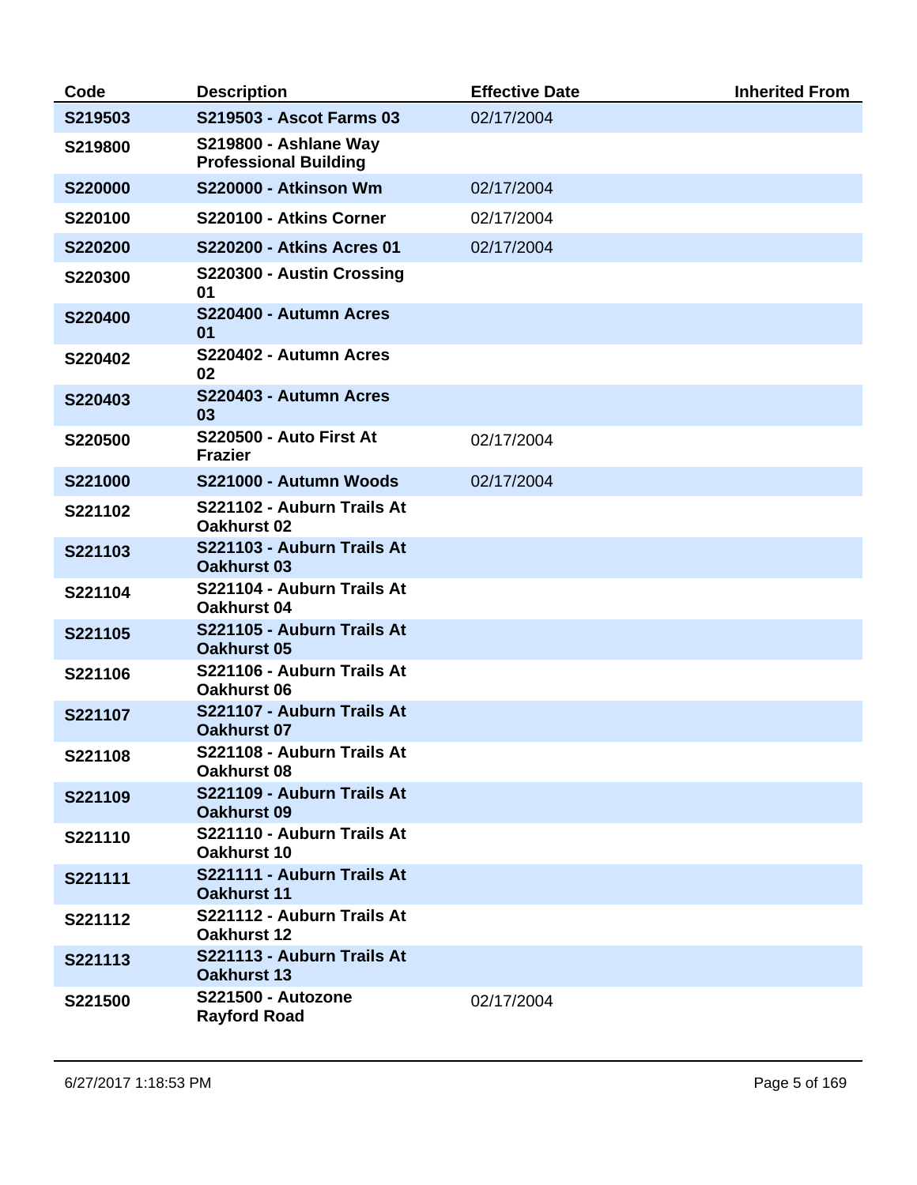| Code | Description | Effective Date | Inherited From |
| --- | --- | --- | --- |
| **S219503** | **S219503 - Ascot Farms 03** | 02/17/2004 | |
| **S219800** | **S219800 - Ashlane Way Professional Building** | | |
| **S220000** | **S220000 - Atkinson Wm** | 02/17/2004 | |
| **S220100** | **S220100 - Atkins Corner** | 02/17/2004 | |
| **S220200** | **S220200 - Atkins Acres 01** | 02/17/2004 | |
| **S220300** | **S220300 - Austin Crossing 01** | | |
| **S220400** | **S220400 - Autumn Acres 01** | | |
| **S220402** | **S220402 - Autumn Acres 02** | | |
| **S220403** | **S220403 - Autumn Acres 03** | | |
| **S220500** | **S220500 - Auto First At Frazier** | 02/17/2004 | |
| **S221000** | **S221000 - Autumn Woods** | 02/17/2004 | |
| **S221102** | **S221102 - Auburn Trails At Oakhurst 02** | | |
| **S221103** | **S221103 - Auburn Trails At Oakhurst 03** | | |
| **S221104** | **S221104 - Auburn Trails At Oakhurst 04** | | |
| **S221105** | **S221105 - Auburn Trails At Oakhurst 05** | | |
| **S221106** | **S221106 - Auburn Trails At Oakhurst 06** | | |
| **S221107** | **S221107 - Auburn Trails At Oakhurst 07** | | |
| **S221108** | **S221108 - Auburn Trails At Oakhurst 08** | | |
| **S221109** | **S221109 - Auburn Trails At Oakhurst 09** | | |
| **S221110** | **S221110 - Auburn Trails At Oakhurst 10** | | |
| **S221111** | **S221111 - Auburn Trails At Oakhurst 11** | | |
| **S221112** | **S221112 - Auburn Trails At Oakhurst 12** | | |
| **S221113** | **S221113 - Auburn Trails At Oakhurst 13** | | |
| **S221500** | **S221500 - Autozone Rayford Road** | 02/17/2004 | |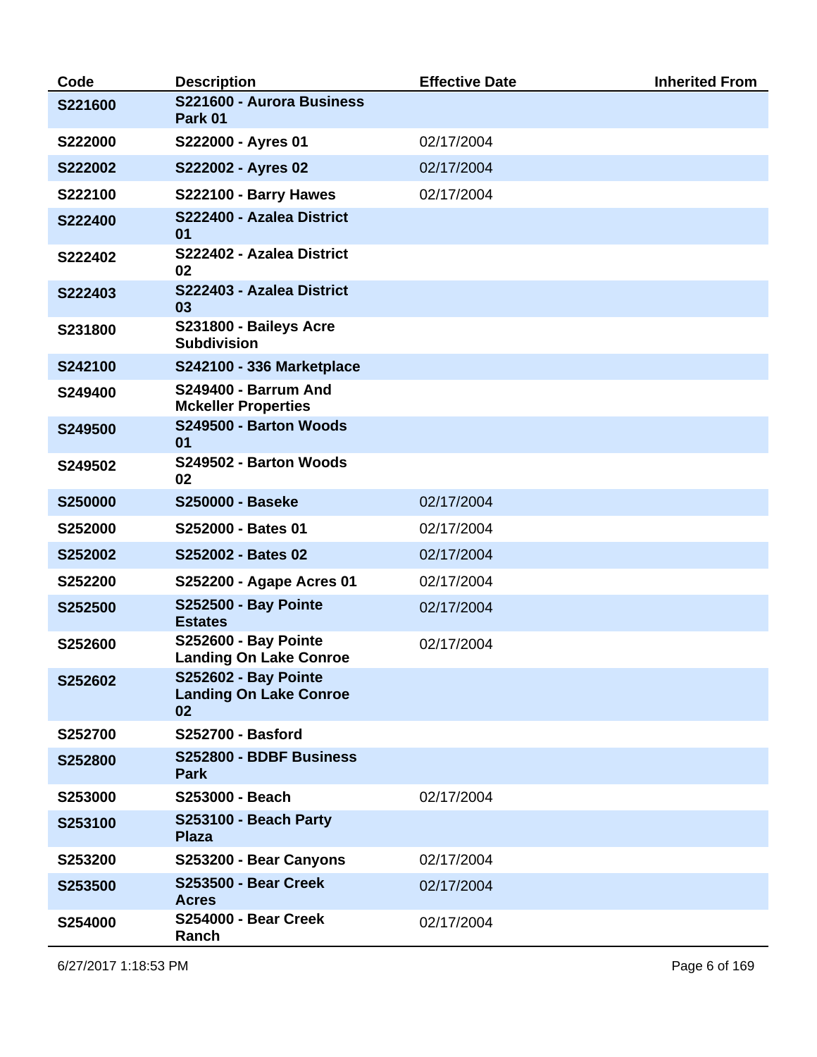| Code | Description | Effective Date | Inherited From |
| --- | --- | --- | --- |
| **S221600** | **S221600 - Aurora Business Park 01** | | |
| **S222000** | **S222000 - Ayres 01** | 02/17/2004 | |
| **S222002** | **S222002 - Ayres 02** | 02/17/2004 | |
| **S222100** | **S222100 - Barry Hawes** | 02/17/2004 | |
| **S222400** | **S222400 - Azalea District 01** | | |
| **S222402** | **S222402 - Azalea District 02** | | |
| **S222403** | **S222403 - Azalea District 03** | | |
| **S231800** | **S231800 - Baileys Acre Subdivision** | | |
| **S242100** | **S242100 - 336 Marketplace** | | |
| **S249400** | **S249400 - Barrum And Mckeller Properties** | | |
| **S249500** | **S249500 - Barton Woods 01** | | |
| **S249502** | **S249502 - Barton Woods 02** | | |
| **S250000** | **S250000 - Baseke** | 02/17/2004 | |
| **S252000** | **S252000 - Bates 01** | 02/17/2004 | |
| **S252002** | **S252002 - Bates 02** | 02/17/2004 | |
| **S252200** | **S252200 - Agape Acres 01** | 02/17/2004 | |
| **S252500** | **S252500 - Bay Pointe Estates** | 02/17/2004 | |
| **S252600** | **S252600 - Bay Pointe Landing On Lake Conroe** | 02/17/2004 | |
| **S252602** | **S252602 - Bay Pointe Landing On Lake Conroe 02** | | |
| **S252700** | **S252700 - Basford** | | |
| **S252800** | **S252800 - BDBF Business Park** | | |
| **S253000** | **S253000 - Beach** | 02/17/2004 | |
| **S253100** | **S253100 - Beach Party Plaza** | | |
| **S253200** | **S253200 - Bear Canyons** | 02/17/2004 | |
| **S253500** | **S253500 - Bear Creek Acres** | 02/17/2004 | |
| **S254000** | **S254000 - Bear Creek Ranch** | 02/17/2004 | |

6/27/2017 1:18:53 PM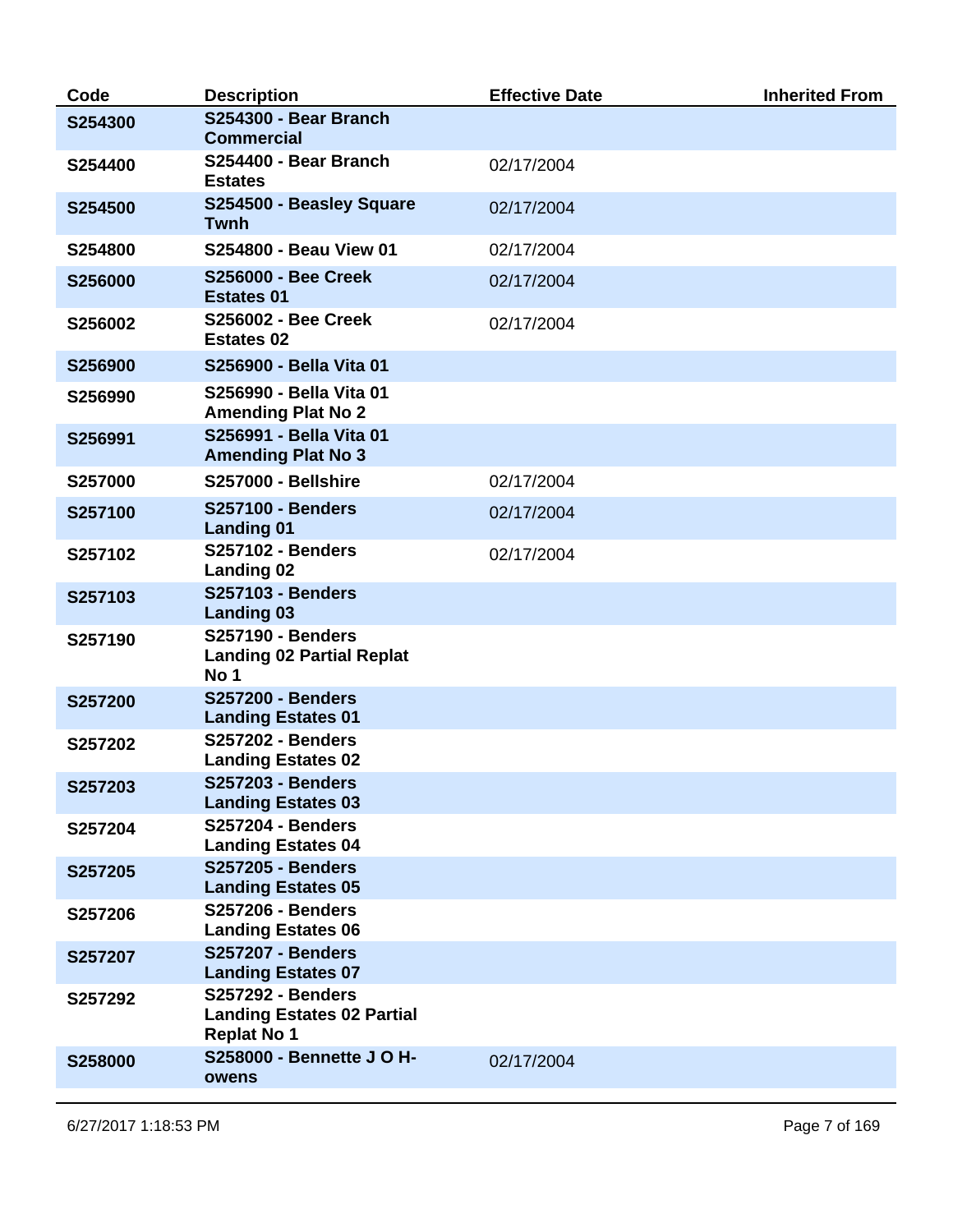| Code | Description | Effective Date | Inherited From |
|---|---|---|---|
| S254300 | S254300 - Bear Branch Commercial | | |
| S254400 | S254400 - Bear Branch Estates | 02/17/2004 | |
| S254500 | S254500 - Beasley Square Twnh | 02/17/2004 | |
| S254800 | S254800 - Beau View 01 | 02/17/2004 | |
| S256000 | S256000 - Bee Creek Estates 01 | 02/17/2004 | |
| S256002 | S256002 - Bee Creek Estates 02 | 02/17/2004 | |
| S256900 | S256900 - Bella Vita 01 | | |
| S256990 | S256990 - Bella Vita 01 Amending Plat No 2 | | |
| S256991 | S256991 - Bella Vita 01 Amending Plat No 3 | | |
| S257000 | S257000 - Bellshire | 02/17/2004 | |
| S257100 | S257100 - Benders Landing 01 | 02/17/2004 | |
| S257102 | S257102 - Benders Landing 02 | 02/17/2004 | |
| S257103 | S257103 - Benders Landing 03 | | |
| S257190 | S257190 - Benders Landing 02 Partial Replat No 1 | | |
| S257200 | S257200 - Benders Landing Estates 01 | | |
| S257202 | S257202 - Benders Landing Estates 02 | | |
| S257203 | S257203 - Benders Landing Estates 03 | | |
| S257204 | S257204 - Benders Landing Estates 04 | | |
| S257205 | S257205 - Benders Landing Estates 05 | | |
| S257206 | S257206 - Benders Landing Estates 06 | | |
| S257207 | S257207 - Benders Landing Estates 07 | | |
| S257292 | S257292 - Benders Landing Estates 02 Partial Replat No 1 | | |
| S258000 | S258000 - Bennette J O H-owens | 02/17/2004 | |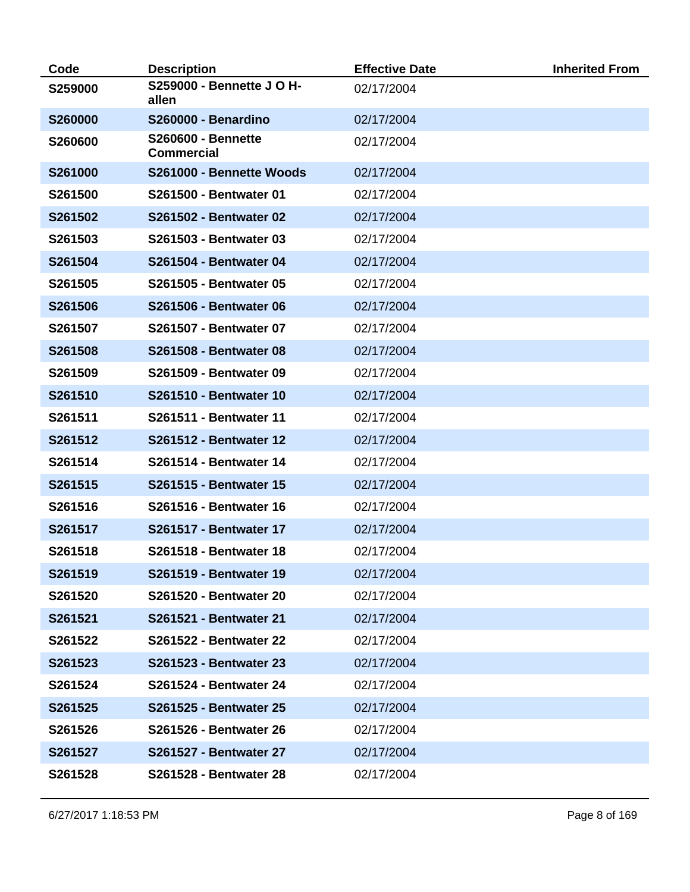| Code | Description | Effective Date | Inherited From |
|---|---|---|---|
| S259000 | S259000 - Bennette J O H-allen | 02/17/2004 | |
| S260000 | S260000 - Benardino | 02/17/2004 | |
| S260600 | S260600 - Bennette Commercial | 02/17/2004 | |
| S261000 | S261000 - Bennette Woods | 02/17/2004 | |
| S261500 | S261500 - Bentwater 01 | 02/17/2004 | |
| S261502 | S261502 - Bentwater 02 | 02/17/2004 | |
| S261503 | S261503 - Bentwater 03 | 02/17/2004 | |
| S261504 | S261504 - Bentwater 04 | 02/17/2004 | |
| S261505 | S261505 - Bentwater 05 | 02/17/2004 | |
| S261506 | S261506 - Bentwater 06 | 02/17/2004 | |
| S261507 | S261507 - Bentwater 07 | 02/17/2004 | |
| S261508 | S261508 - Bentwater 08 | 02/17/2004 | |
| S261509 | S261509 - Bentwater 09 | 02/17/2004 | |
| S261510 | S261510 - Bentwater 10 | 02/17/2004 | |
| S261511 | S261511 - Bentwater 11 | 02/17/2004 | |
| S261512 | S261512 - Bentwater 12 | 02/17/2004 | |
| S261514 | S261514 - Bentwater 14 | 02/17/2004 | |
| S261515 | S261515 - Bentwater 15 | 02/17/2004 | |
| S261516 | S261516 - Bentwater 16 | 02/17/2004 | |
| S261517 | S261517 - Bentwater 17 | 02/17/2004 | |
| S261518 | S261518 - Bentwater 18 | 02/17/2004 | |
| S261519 | S261519 - Bentwater 19 | 02/17/2004 | |
| S261520 | S261520 - Bentwater 20 | 02/17/2004 | |
| S261521 | S261521 - Bentwater 21 | 02/17/2004 | |
| S261522 | S261522 - Bentwater 22 | 02/17/2004 | |
| S261523 | S261523 - Bentwater 23 | 02/17/2004 | |
| S261524 | S261524 - Bentwater 24 | 02/17/2004 | |
| S261525 | S261525 - Bentwater 25 | 02/17/2004 | |
| S261526 | S261526 - Bentwater 26 | 02/17/2004 | |
| S261527 | S261527 - Bentwater 27 | 02/17/2004 | |
| S261528 | S261528 - Bentwater 28 | 02/17/2004 | |

6/27/2017 1:18:53 PM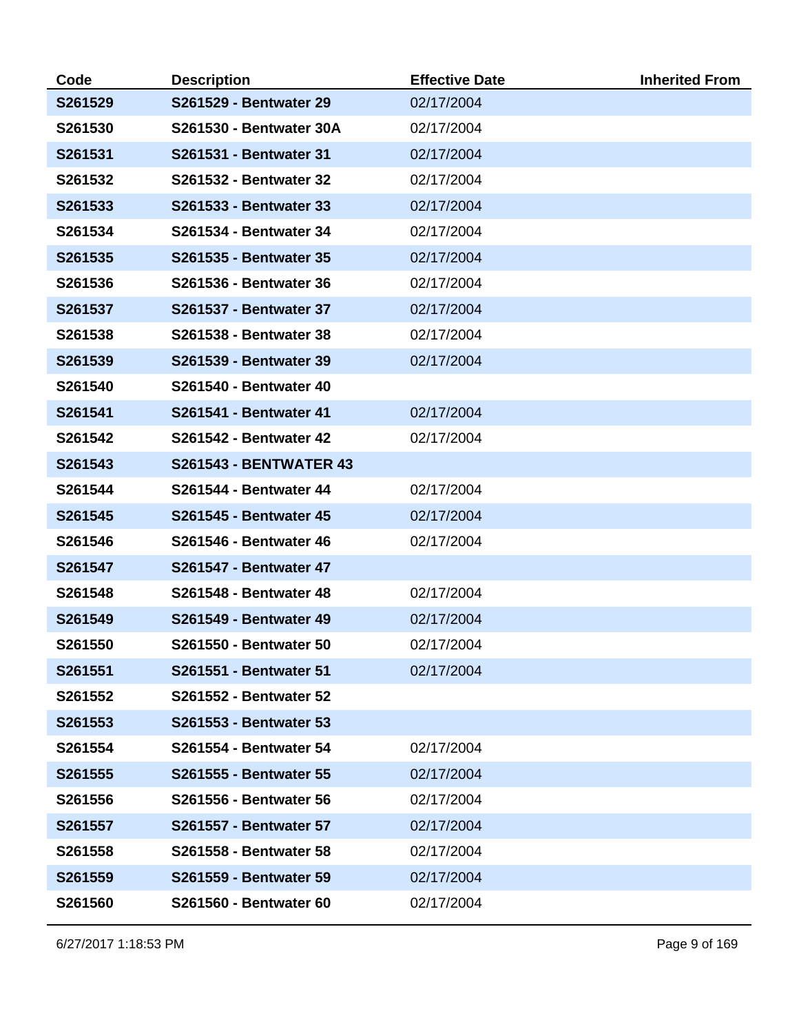| Code | Description | Effective Date | Inherited From |
| --- | --- | --- | --- |
| S261529 | S261529 - Bentwater 29 | 02/17/2004 | |
| S261530 | S261530 - Bentwater 30A | 02/17/2004 | |
| S261531 | S261531 - Bentwater 31 | 02/17/2004 | |
| S261532 | S261532 - Bentwater 32 | 02/17/2004 | |
| S261533 | S261533 - Bentwater 33 | 02/17/2004 | |
| S261534 | S261534 - Bentwater 34 | 02/17/2004 | |
| S261535 | S261535 - Bentwater 35 | 02/17/2004 | |
| S261536 | S261536 - Bentwater 36 | 02/17/2004 | |
| S261537 | S261537 - Bentwater 37 | 02/17/2004 | |
| S261538 | S261538 - Bentwater 38 | 02/17/2004 | |
| S261539 | S261539 - Bentwater 39 | 02/17/2004 | |
| S261540 | S261540 - Bentwater 40 | | |
| S261541 | S261541 - Bentwater 41 | 02/17/2004 | |
| S261542 | S261542 - Bentwater 42 | 02/17/2004 | |
| S261543 | S261543 - BENTWATER 43 | | |
| S261544 | S261544 - Bentwater 44 | 02/17/2004 | |
| S261545 | S261545 - Bentwater 45 | 02/17/2004 | |
| S261546 | S261546 - Bentwater 46 | 02/17/2004 | |
| S261547 | S261547 - Bentwater 47 | | |
| S261548 | S261548 - Bentwater 48 | 02/17/2004 | |
| S261549 | S261549 - Bentwater 49 | 02/17/2004 | |
| S261550 | S261550 - Bentwater 50 | 02/17/2004 | |
| S261551 | S261551 - Bentwater 51 | 02/17/2004 | |
| S261552 | S261552 - Bentwater 52 | | |
| S261553 | S261553 - Bentwater 53 | | |
| S261554 | S261554 - Bentwater 54 | 02/17/2004 | |
| S261555 | S261555 - Bentwater 55 | 02/17/2004 | |
| S261556 | S261556 - Bentwater 56 | 02/17/2004 | |
| S261557 | S261557 - Bentwater 57 | 02/17/2004 | |
| S261558 | S261558 - Bentwater 58 | 02/17/2004 | |
| S261559 | S261559 - Bentwater 59 | 02/17/2004 | |
| S261560 | S261560 - Bentwater 60 | 02/17/2004 | |

6/27/2017 1:18:53 PM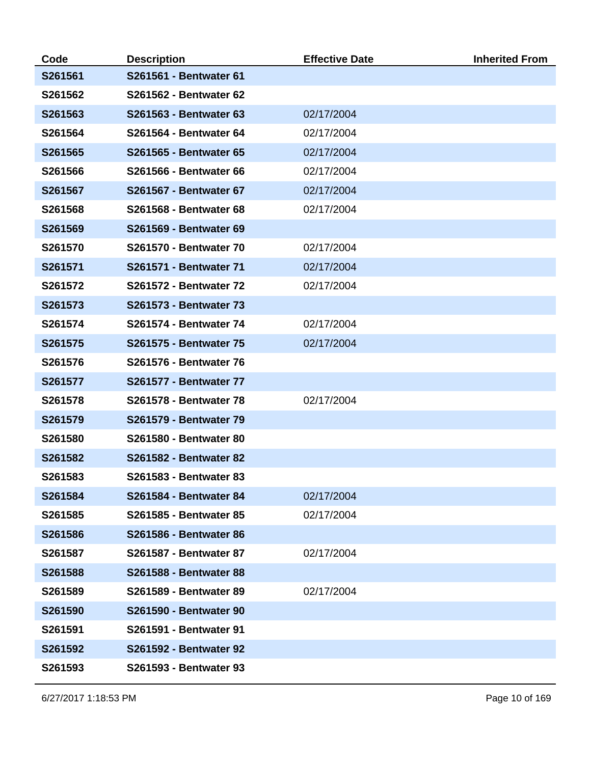| Code | Description | Effective Date | Inherited From |
| --- | --- | --- | --- |
| **S261561** | **S261561 - Bentwater 61** | | |
| **S261562** | **S261562 - Bentwater 62** | | |
| **S261563** | **S261563 - Bentwater 63** | 02/17/2004 | |
| **S261564** | **S261564 - Bentwater 64** | 02/17/2004 | |
| **S261565** | **S261565 - Bentwater 65** | 02/17/2004 | |
| **S261566** | **S261566 - Bentwater 66** | 02/17/2004 | |
| **S261567** | **S261567 - Bentwater 67** | 02/17/2004 | |
| **S261568** | **S261568 - Bentwater 68** | 02/17/2004 | |
| **S261569** | **S261569 - Bentwater 69** | | |
| **S261570** | **S261570 - Bentwater 70** | 02/17/2004 | |
| **S261571** | **S261571 - Bentwater 71** | 02/17/2004 | |
| **S261572** | **S261572 - Bentwater 72** | 02/17/2004 | |
| **S261573** | **S261573 - Bentwater 73** | | |
| **S261574** | **S261574 - Bentwater 74** | 02/17/2004 | |
| **S261575** | **S261575 - Bentwater 75** | 02/17/2004 | |
| **S261576** | **S261576 - Bentwater 76** | | |
| **S261577** | **S261577 - Bentwater 77** | | |
| **S261578** | **S261578 - Bentwater 78** | 02/17/2004 | |
| **S261579** | **S261579 - Bentwater 79** | | |
| **S261580** | **S261580 - Bentwater 80** | | |
| **S261582** | **S261582 - Bentwater 82** | | |
| **S261583** | **S261583 - Bentwater 83** | | |
| **S261584** | **S261584 - Bentwater 84** | 02/17/2004 | |
| **S261585** | **S261585 - Bentwater 85** | 02/17/2004 | |
| **S261586** | **S261586 - Bentwater 86** | | |
| **S261587** | **S261587 - Bentwater 87** | 02/17/2004 | |
| **S261588** | **S261588 - Bentwater 88** | | |
| **S261589** | **S261589 - Bentwater 89** | 02/17/2004 | |
| **S261590** | **S261590 - Bentwater 90** | | |
| **S261591** | **S261591 - Bentwater 91** | | |
| **S261592** | **S261592 - Bentwater 92** | | |
| **S261593** | **S261593 - Bentwater 93** | | |

6/27/2017 1:18:53 PM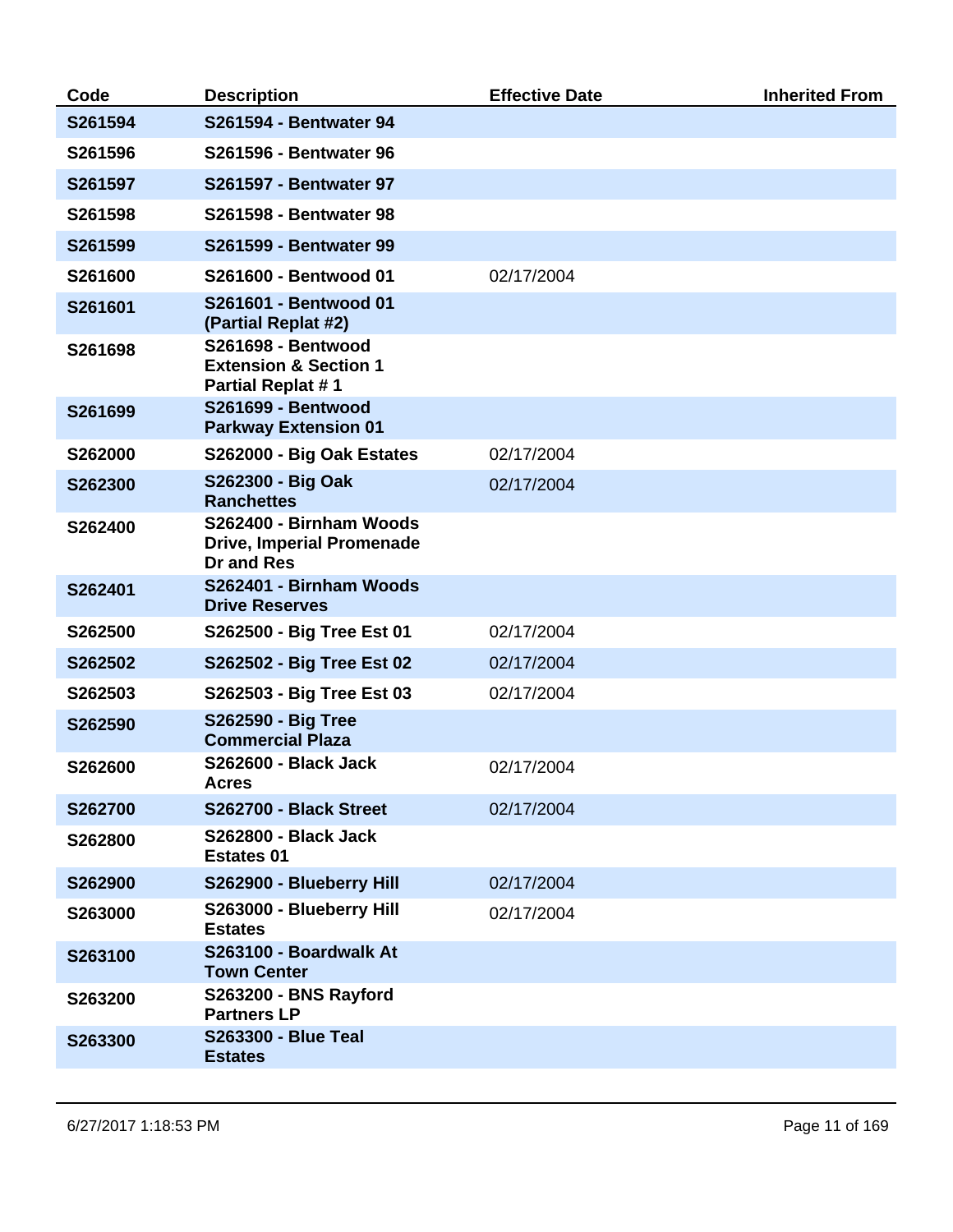| Code | Description | Effective Date | Inherited From |
| --- | --- | --- | --- |
| **S261594** | **S261594 - Bentwater 94** | | |
| **S261596** | **S261596 - Bentwater 96** | | |
| **S261597** | **S261597 - Bentwater 97** | | |
| **S261598** | **S261598 - Bentwater 98** | | |
| **S261599** | **S261599 - Bentwater 99** | | |
| **S261600** | **S261600 - Bentwood 01** | 02/17/2004 | |
| **S261601** | **S261601 - Bentwood 01 (Partial Replat #2)** | | |
| **S261698** | **S261698 - Bentwood Extension & Section 1 Partial Replat # 1** | | |
| **S261699** | **S261699 - Bentwood Parkway Extension 01** | | |
| **S262000** | **S262000 - Big Oak Estates** | 02/17/2004 | |
| **S262300** | **S262300 - Big Oak Ranchettes** | 02/17/2004 | |
| **S262400** | **S262400 - Birnham Woods Drive, Imperial Promenade Dr and Res** | | |
| **S262401** | **S262401 - Birnham Woods Drive Reserves** | | |
| **S262500** | **S262500 - Big Tree Est 01** | 02/17/2004 | |
| **S262502** | **S262502 - Big Tree Est 02** | 02/17/2004 | |
| **S262503** | **S262503 - Big Tree Est 03** | 02/17/2004 | |
| **S262590** | **S262590 - Big Tree Commercial Plaza** | | |
| **S262600** | **S262600 - Black Jack Acres** | 02/17/2004 | |
| **S262700** | **S262700 - Black Street** | 02/17/2004 | |
| **S262800** | **S262800 - Black Jack Estates 01** | | |
| **S262900** | **S262900 - Blueberry Hill** | 02/17/2004 | |
| **S263000** | **S263000 - Blueberry Hill Estates** | 02/17/2004 | |
| **S263100** | **S263100 - Boardwalk At Town Center** | | |
| **S263200** | **S263200 - BNS Rayford Partners LP** | | |
| **S263300** | **S263300 - Blue Teal Estates** | | |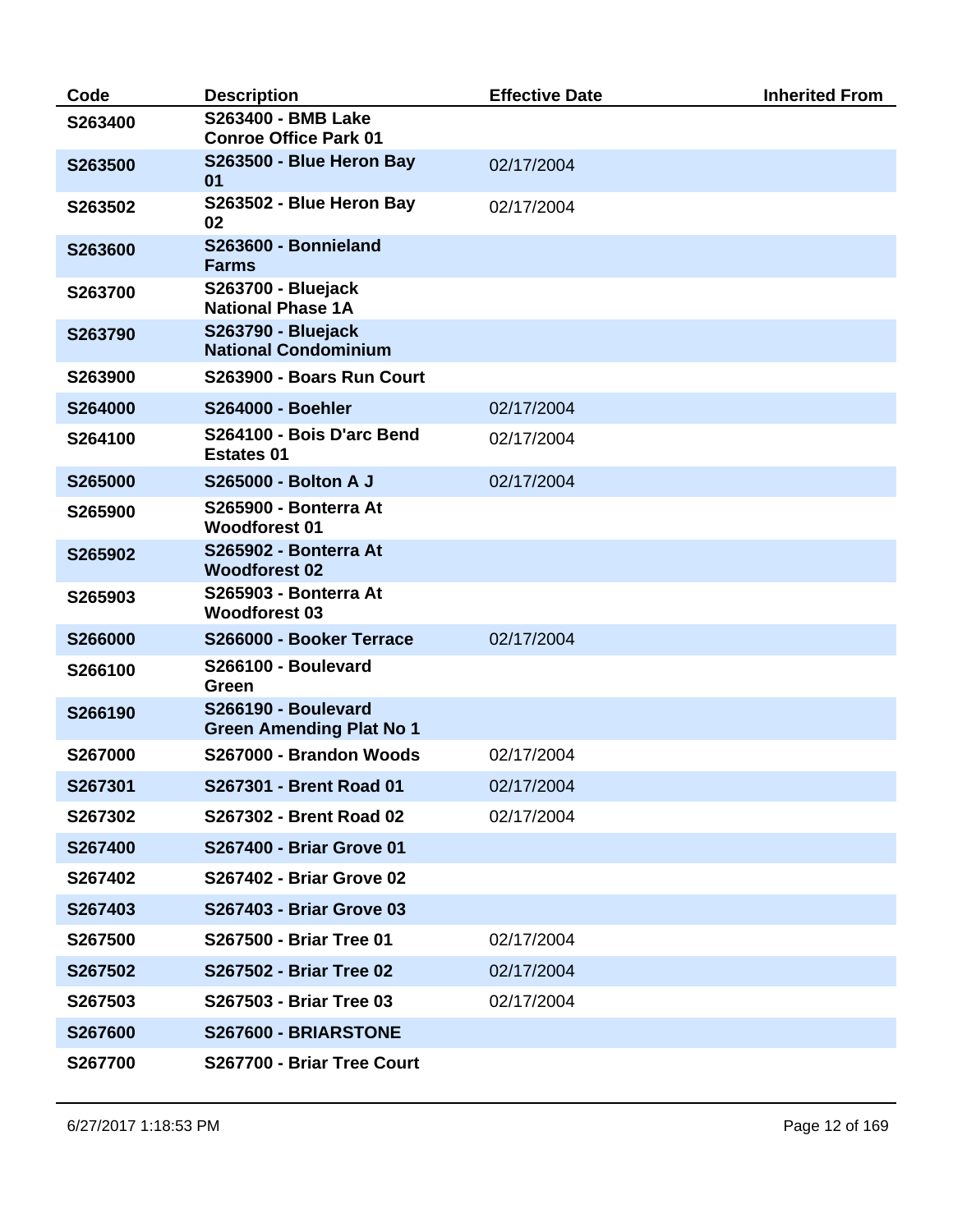| Code | Description | Effective Date | Inherited From |
| --- | --- | --- | --- |
| S263400 | S263400 - BMB Lake Conroe Office Park 01 | | |
| S263500 | S263500 - Blue Heron Bay 01 | 02/17/2004 | |
| S263502 | S263502 - Blue Heron Bay 02 | 02/17/2004 | |
| S263600 | S263600 - Bonnieland Farms | | |
| S263700 | S263700 - Bluejack National Phase 1A | | |
| S263790 | S263790 - Bluejack National Condominium | | |
| S263900 | S263900 - Boars Run Court | | |
| S264000 | S264000 - Boehler | 02/17/2004 | |
| S264100 | S264100 - Bois D'arc Bend Estates 01 | 02/17/2004 | |
| S265000 | S265000 - Bolton A J | 02/17/2004 | |
| S265900 | S265900 - Bonterra At Woodforest 01 | | |
| S265902 | S265902 - Bonterra At Woodforest 02 | | |
| S265903 | S265903 - Bonterra At Woodforest 03 | | |
| S266000 | S266000 - Booker Terrace | 02/17/2004 | |
| S266100 | S266100 - Boulevard Green | | |
| S266190 | S266190 - Boulevard Green Amending Plat No 1 | | |
| S267000 | S267000 - Brandon Woods | 02/17/2004 | |
| S267301 | S267301 - Brent Road 01 | 02/17/2004 | |
| S267302 | S267302 - Brent Road 02 | 02/17/2004 | |
| S267400 | S267400 - Briar Grove 01 | | |
| S267402 | S267402 - Briar Grove 02 | | |
| S267403 | S267403 - Briar Grove 03 | | |
| S267500 | S267500 - Briar Tree 01 | 02/17/2004 | |
| S267502 | S267502 - Briar Tree 02 | 02/17/2004 | |
| S267503 | S267503 - Briar Tree 03 | 02/17/2004 | |
| S267600 | S267600 - BRIARSTONE | | |
| S267700 | S267700 - Briar Tree Court | | |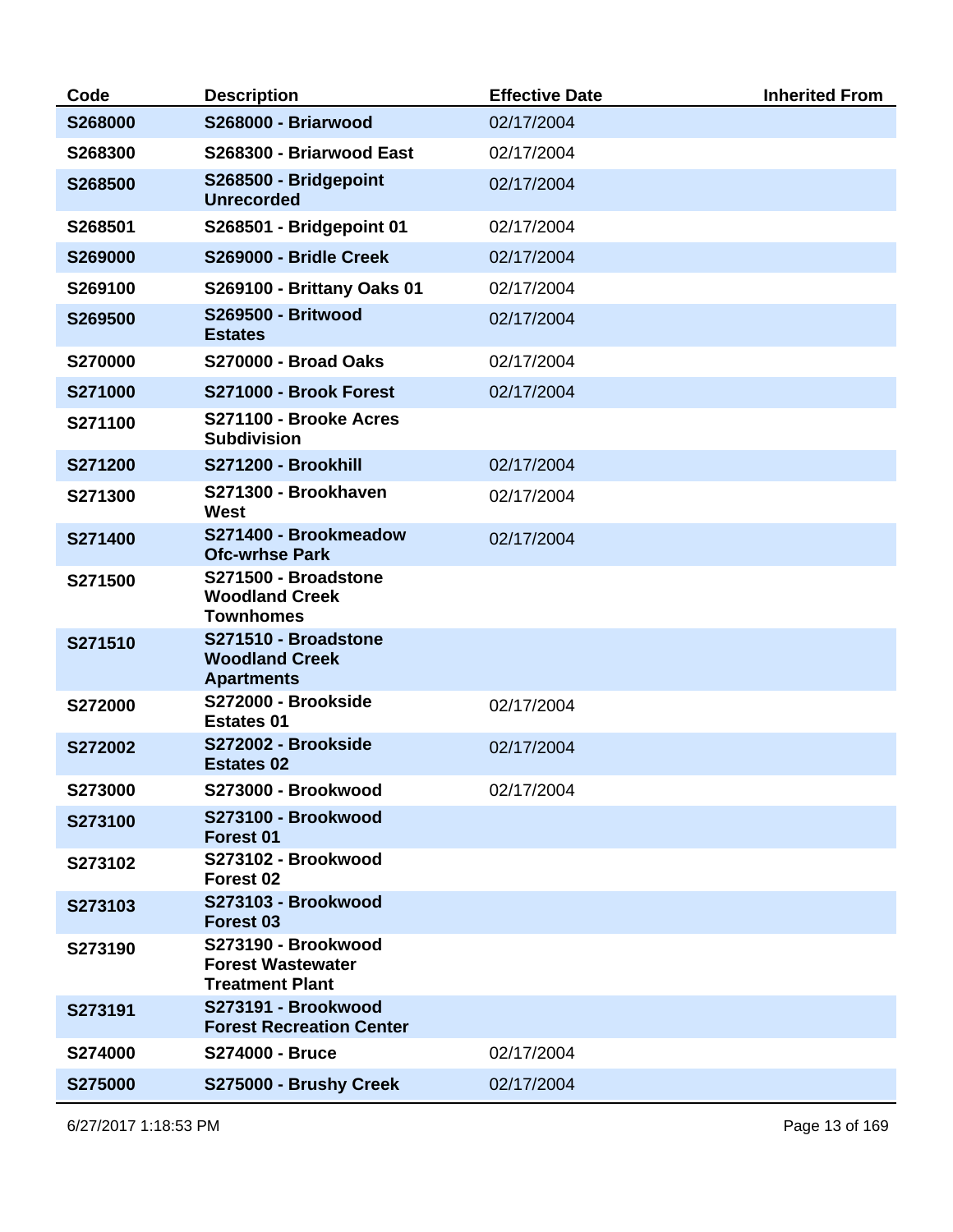| Code | Description | Effective Date | Inherited From |
| --- | --- | --- | --- |
| S268000 | S268000 - Briarwood | 02/17/2004 | |
| S268300 | S268300 - Briarwood East | 02/17/2004 | |
| S268500 | S268500 - Bridgepoint Unrecorded | 02/17/2004 | |
| S268501 | S268501 - Bridgepoint 01 | 02/17/2004 | |
| S269000 | S269000 - Bridle Creek | 02/17/2004 | |
| S269100 | S269100 - Brittany Oaks 01 | 02/17/2004 | |
| S269500 | S269500 - Britwood Estates | 02/17/2004 | |
| S270000 | S270000 - Broad Oaks | 02/17/2004 | |
| S271000 | S271000 - Brook Forest | 02/17/2004 | |
| S271100 | S271100 - Brooke Acres Subdivision | | |
| S271200 | S271200 - Brookhill | 02/17/2004 | |
| S271300 | S271300 - Brookhaven West | 02/17/2004 | |
| S271400 | S271400 - Brookmeadow Ofc-wrhse Park | 02/17/2004 | |
| S271500 | S271500 - Broadstone Woodland Creek Townhomes | | |
| S271510 | S271510 - Broadstone Woodland Creek Apartments | | |
| S272000 | S272000 - Brookside Estates 01 | 02/17/2004 | |
| S272002 | S272002 - Brookside Estates 02 | 02/17/2004 | |
| S273000 | S273000 - Brookwood | 02/17/2004 | |
| S273100 | S273100 - Brookwood Forest 01 | | |
| S273102 | S273102 - Brookwood Forest 02 | | |
| S273103 | S273103 - Brookwood Forest 03 | | |
| S273190 | S273190 - Brookwood Forest Wastewater Treatment Plant | | |
| S273191 | S273191 - Brookwood Forest Recreation Center | | |
| S274000 | S274000 - Bruce | 02/17/2004 | |
| S275000 | S275000 - Brushy Creek | 02/17/2004 | |

6/27/2017 1:18:53 PM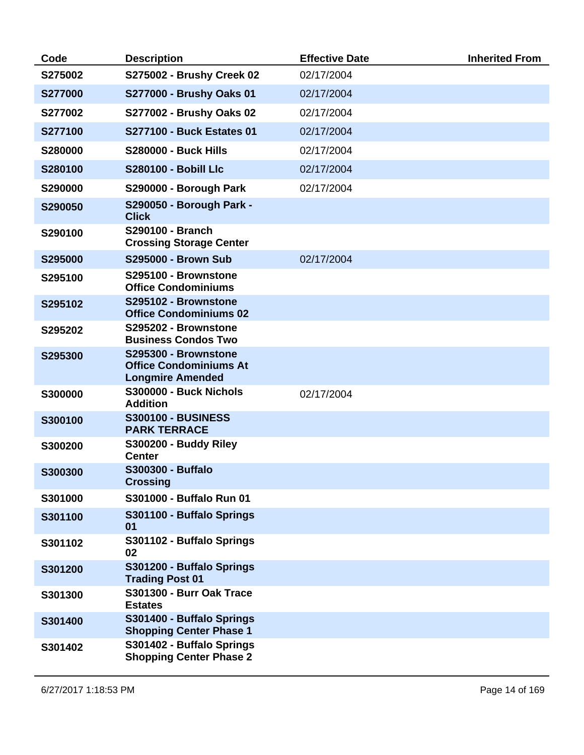| Code | Description | Effective Date | Inherited From |
|---|---|---|---|
| **S275002** | **S275002 - Brushy Creek 02** | 02/17/2004 | |
| **S277000** | **S277000 - Brushy Oaks 01** | 02/17/2004 | |
| **S277002** | **S277002 - Brushy Oaks 02** | 02/17/2004 | |
| **S277100** | **S277100 - Buck Estates 01** | 02/17/2004 | |
| **S280000** | **S280000 - Buck Hills** | 02/17/2004 | |
| **S280100** | **S280100 - Bobill Llc** | 02/17/2004 | |
| **S290000** | **S290000 - Borough Park** | 02/17/2004 | |
| **S290050** | **S290050 - Borough Park - Click** | | |
| **S290100** | **S290100 - Branch Crossing Storage Center** | | |
| **S295000** | **S295000 - Brown Sub** | 02/17/2004 | |
| **S295100** | **S295100 - Brownstone Office Condominiums** | | |
| **S295102** | **S295102 - Brownstone Office Condominiums 02** | | |
| **S295202** | **S295202 - Brownstone Business Condos Two** | | |
| **S295300** | **S295300 - Brownstone Office Condominiums At Longmire Amended** | | |
| **S300000** | **S300000 - Buck Nichols Addition** | 02/17/2004 | |
| **S300100** | **S300100 - BUSINESS PARK TERRACE** | | |
| **S300200** | **S300200 - Buddy Riley Center** | | |
| **S300300** | **S300300 - Buffalo Crossing** | | |
| **S301000** | **S301000 - Buffalo Run 01** | | |
| **S301100** | **S301100 - Buffalo Springs 01** | | |
| **S301102** | **S301102 - Buffalo Springs 02** | | |
| **S301200** | **S301200 - Buffalo Springs Trading Post 01** | | |
| **S301300** | **S301300 - Burr Oak Trace Estates** | | |
| **S301400** | **S301400 - Buffalo Springs Shopping Center Phase 1** | | |
| **S301402** | **S301402 - Buffalo Springs Shopping Center Phase 2** | | |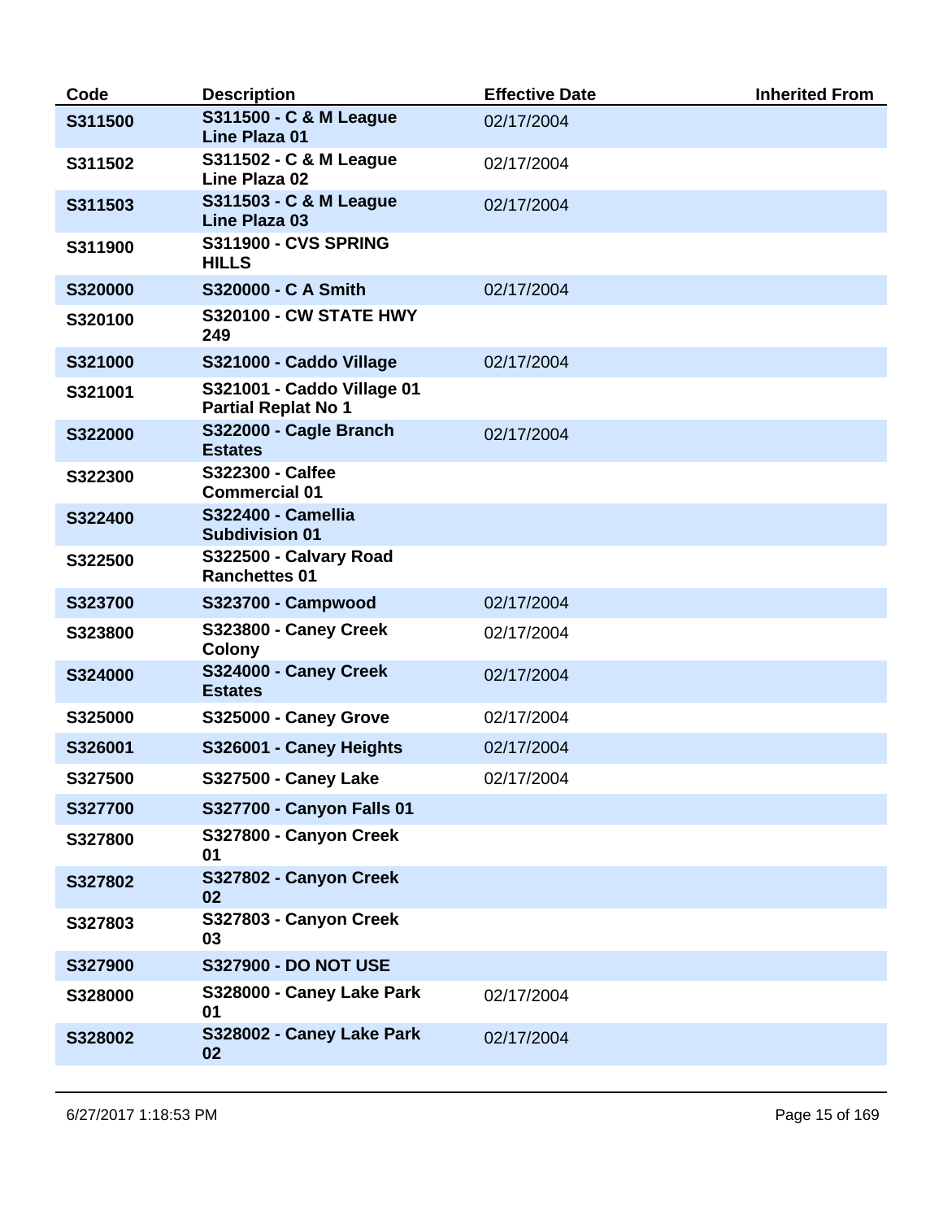| Code | Description | Effective Date | Inherited From |
| --- | --- | --- | --- |
| S311500 | S311500 - C & M League Line Plaza 01 | 02/17/2004 | |
| S311502 | S311502 - C & M League Line Plaza 02 | 02/17/2004 | |
| S311503 | S311503 - C & M League Line Plaza 03 | 02/17/2004 | |
| S311900 | S311900 - CVS SPRING HILLS | | |
| S320000 | S320000 - C A Smith | 02/17/2004 | |
| S320100 | S320100 - CW STATE HWY 249 | | |
| S321000 | S321000 - Caddo Village | 02/17/2004 | |
| S321001 | S321001 - Caddo Village 01 Partial Replat No 1 | | |
| S322000 | S322000 - Cagle Branch Estates | 02/17/2004 | |
| S322300 | S322300 - Calfee Commercial 01 | | |
| S322400 | S322400 - Camellia Subdivision 01 | | |
| S322500 | S322500 - Calvary Road Ranchettes 01 | | |
| S323700 | S323700 - Campwood | 02/17/2004 | |
| S323800 | S323800 - Caney Creek Colony | 02/17/2004 | |
| S324000 | S324000 - Caney Creek Estates | 02/17/2004 | |
| S325000 | S325000 - Caney Grove | 02/17/2004 | |
| S326001 | S326001 - Caney Heights | 02/17/2004 | |
| S327500 | S327500 - Caney Lake | 02/17/2004 | |
| S327700 | S327700 - Canyon Falls 01 | | |
| S327800 | S327800 - Canyon Creek 01 | | |
| S327802 | S327802 - Canyon Creek 02 | | |
| S327803 | S327803 - Canyon Creek 03 | | |
| S327900 | S327900 - DO NOT USE | | |
| S328000 | S328000 - Caney Lake Park 01 | 02/17/2004 | |
| S328002 | S328002 - Caney Lake Park 02 | 02/17/2004 | |

6/27/2017 1:18:53 PM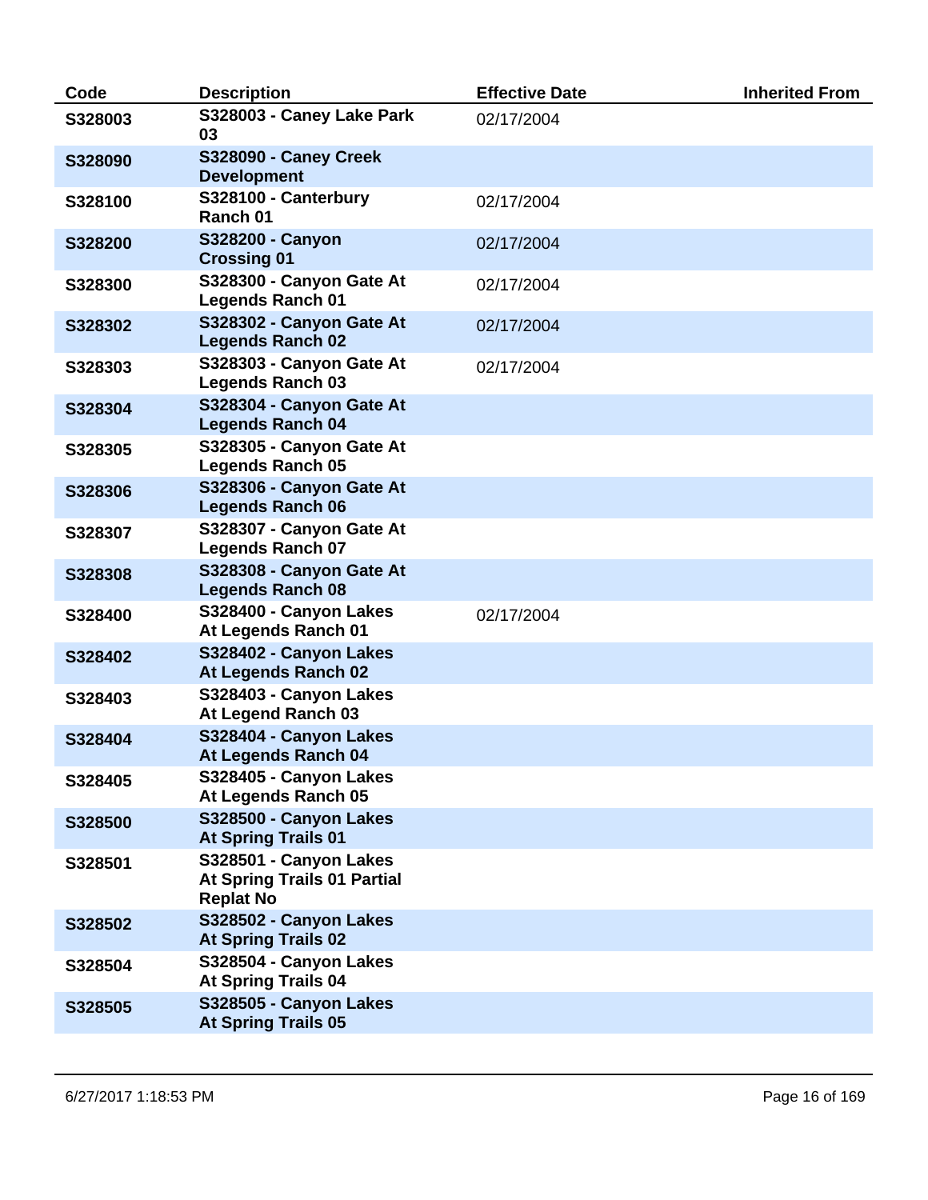| Code | Description | Effective Date | Inherited From |
|---|---|---|---|
| S328003 | S328003 - Caney Lake Park 03 | 02/17/2004 | |
| S328090 | S328090 - Caney Creek Development | | |
| S328100 | S328100 - Canterbury Ranch 01 | 02/17/2004 | |
| S328200 | S328200 - Canyon Crossing 01 | 02/17/2004 | |
| S328300 | S328300 - Canyon Gate At Legends Ranch 01 | 02/17/2004 | |
| S328302 | S328302 - Canyon Gate At Legends Ranch 02 | 02/17/2004 | |
| S328303 | S328303 - Canyon Gate At Legends Ranch 03 | 02/17/2004 | |
| S328304 | S328304 - Canyon Gate At Legends Ranch 04 | | |
| S328305 | S328305 - Canyon Gate At Legends Ranch 05 | | |
| S328306 | S328306 - Canyon Gate At Legends Ranch 06 | | |
| S328307 | S328307 - Canyon Gate At Legends Ranch 07 | | |
| S328308 | S328308 - Canyon Gate At Legends Ranch 08 | | |
| S328400 | S328400 - Canyon Lakes At Legends Ranch 01 | 02/17/2004 | |
| S328402 | S328402 - Canyon Lakes At Legends Ranch 02 | | |
| S328403 | S328403 - Canyon Lakes At Legend Ranch 03 | | |
| S328404 | S328404 - Canyon Lakes At Legends Ranch 04 | | |
| S328405 | S328405 - Canyon Lakes At Legends Ranch 05 | | |
| S328500 | S328500 - Canyon Lakes At Spring Trails 01 | | |
| S328501 | S328501 - Canyon Lakes At Spring Trails 01 Partial Replat No | | |
| S328502 | S328502 - Canyon Lakes At Spring Trails 02 | | |
| S328504 | S328504 - Canyon Lakes At Spring Trails 04 | | |
| S328505 | S328505 - Canyon Lakes At Spring Trails 05 | | |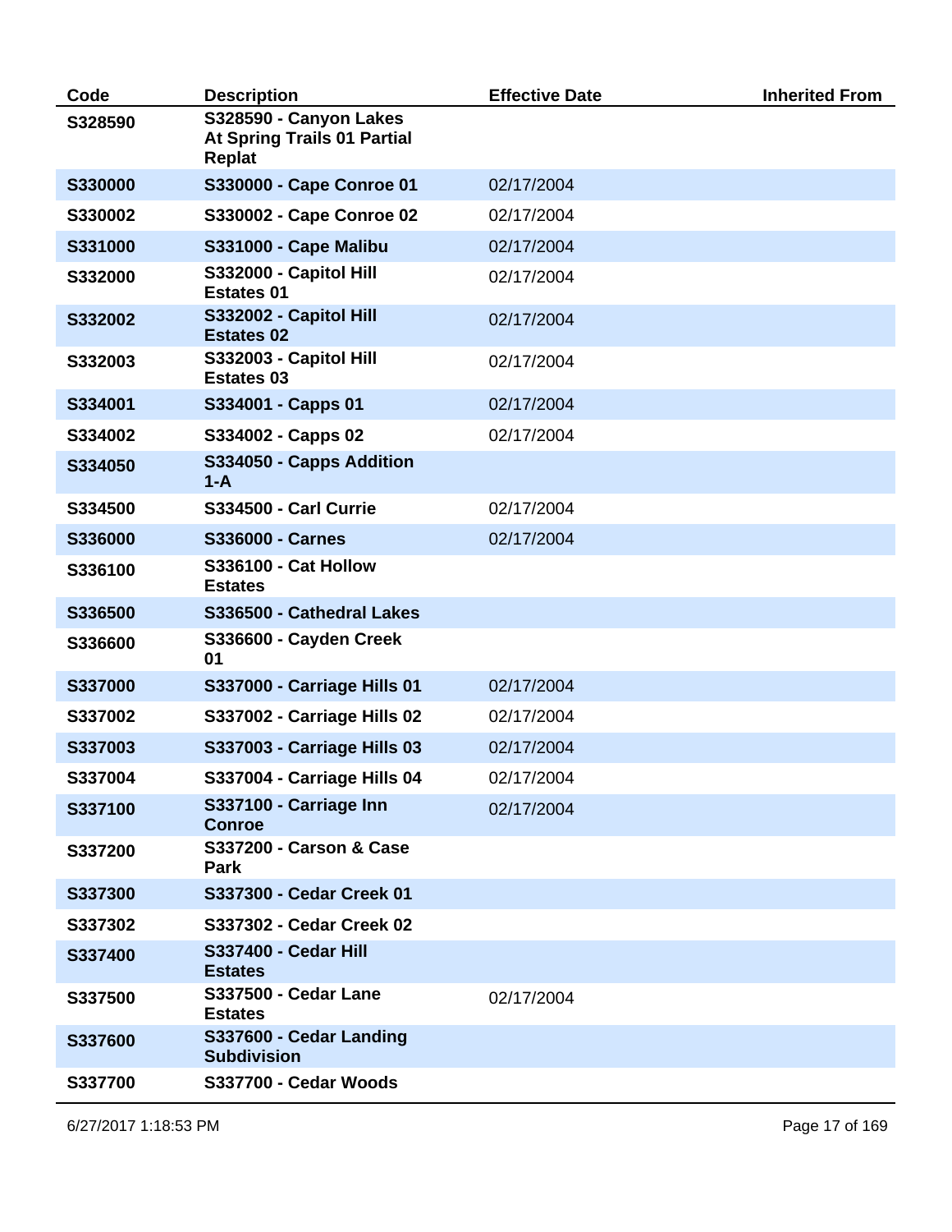| Code | Description | Effective Date | Inherited From |
|---|---|---|---|
| **S328590** | **S328590 - Canyon Lakes At Spring Trails 01 Partial Replat** | | |
| **S330000** | **S330000 - Cape Conroe 01** | 02/17/2004 | |
| **S330002** | **S330002 - Cape Conroe 02** | 02/17/2004 | |
| **S331000** | **S331000 - Cape Malibu** | 02/17/2004 | |
| **S332000** | **S332000 - Capitol Hill Estates 01** | 02/17/2004 | |
| **S332002** | **S332002 - Capitol Hill Estates 02** | 02/17/2004 | |
| **S332003** | **S332003 - Capitol Hill Estates 03** | 02/17/2004 | |
| **S334001** | **S334001 - Capps 01** | 02/17/2004 | |
| **S334002** | **S334002 - Capps 02** | 02/17/2004 | |
| **S334050** | **S334050 - Capps Addition 1-A** | | |
| **S334500** | **S334500 - Carl Currie** | 02/17/2004 | |
| **S336000** | **S336000 - Carnes** | 02/17/2004 | |
| **S336100** | **S336100 - Cat Hollow Estates** | | |
| **S336500** | **S336500 - Cathedral Lakes** | | |
| **S336600** | **S336600 - Cayden Creek 01** | | |
| **S337000** | **S337000 - Carriage Hills 01** | 02/17/2004 | |
| **S337002** | **S337002 - Carriage Hills 02** | 02/17/2004 | |
| **S337003** | **S337003 - Carriage Hills 03** | 02/17/2004 | |
| **S337004** | **S337004 - Carriage Hills 04** | 02/17/2004 | |
| **S337100** | **S337100 - Carriage Inn Conroe** | 02/17/2004 | |
| **S337200** | **S337200 - Carson & Case Park** | | |
| **S337300** | **S337300 - Cedar Creek 01** | | |
| **S337302** | **S337302 - Cedar Creek 02** | | |
| **S337400** | **S337400 - Cedar Hill Estates** | | |
| **S337500** | **S337500 - Cedar Lane Estates** | 02/17/2004 | |
| **S337600** | **S337600 - Cedar Landing Subdivision** | | |
| **S337700** | **S337700 - Cedar Woods** | | |

6/27/2017 1:18:53 PM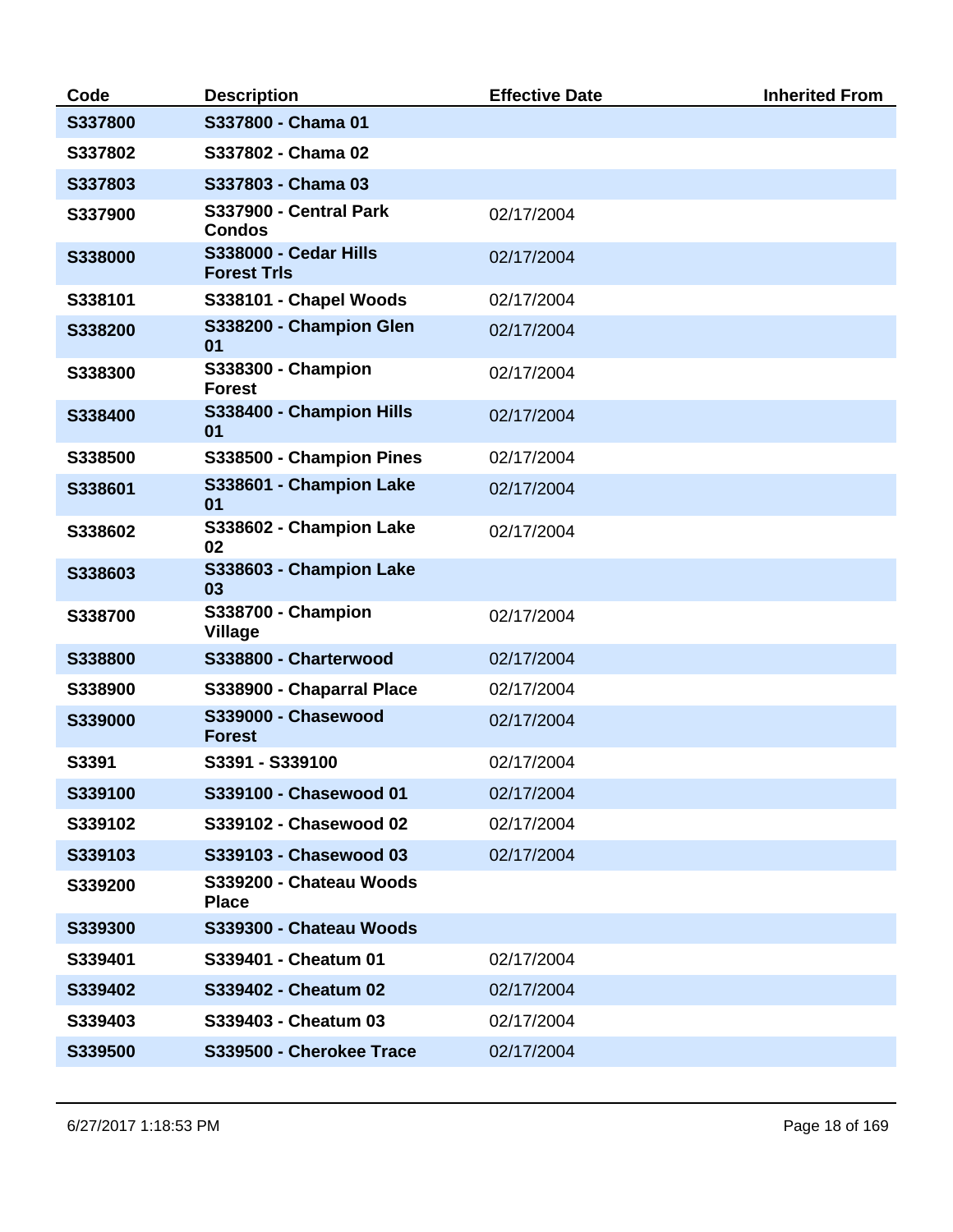| Code | Description | Effective Date | Inherited From |
|---|---|---|---|
| **S337800** | **S337800 - Chama 01** | | |
| **S337802** | **S337802 - Chama 02** | | |
| **S337803** | **S337803 - Chama 03** | | |
| **S337900** | **S337900 - Central Park Condos** | 02/17/2004 | |
| **S338000** | **S338000 - Cedar Hills Forest Trls** | 02/17/2004 | |
| **S338101** | **S338101 - Chapel Woods** | 02/17/2004 | |
| **S338200** | **S338200 - Champion Glen 01** | 02/17/2004 | |
| **S338300** | **S338300 - Champion Forest** | 02/17/2004 | |
| **S338400** | **S338400 - Champion Hills 01** | 02/17/2004 | |
| **S338500** | **S338500 - Champion Pines** | 02/17/2004 | |
| **S338601** | **S338601 - Champion Lake 01** | 02/17/2004 | |
| **S338602** | **S338602 - Champion Lake 02** | 02/17/2004 | |
| **S338603** | **S338603 - Champion Lake 03** | | |
| **S338700** | **S338700 - Champion Village** | 02/17/2004 | |
| **S338800** | **S338800 - Charterwood** | 02/17/2004 | |
| **S338900** | **S338900 - Chaparral Place** | 02/17/2004 | |
| **S339000** | **S339000 - Chasewood Forest** | 02/17/2004 | |
| **S3391** | **S3391 - S339100** | 02/17/2004 | |
| **S339100** | **S339100 - Chasewood 01** | 02/17/2004 | |
| **S339102** | **S339102 - Chasewood 02** | 02/17/2004 | |
| **S339103** | **S339103 - Chasewood 03** | 02/17/2004 | |
| **S339200** | **S339200 - Chateau Woods Place** | | |
| **S339300** | **S339300 - Chateau Woods** | | |
| **S339401** | **S339401 - Cheatum 01** | 02/17/2004 | |
| **S339402** | **S339402 - Cheatum 02** | 02/17/2004 | |
| **S339403** | **S339403 - Cheatum 03** | 02/17/2004 | |
| **S339500** | **S339500 - Cherokee Trace** | 02/17/2004 | |

6/27/2017 1:18:53 PM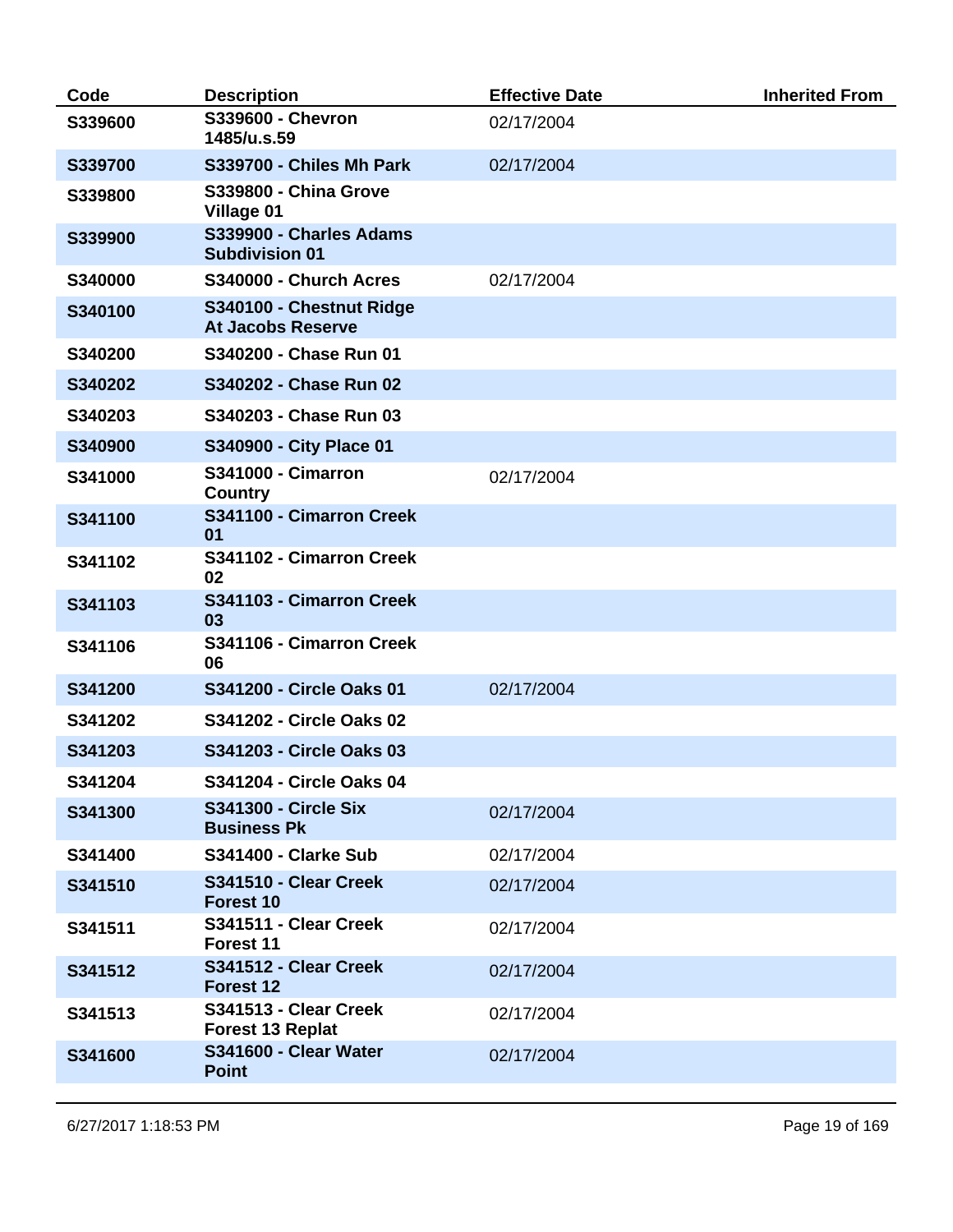| Code | Description | Effective Date | Inherited From |
| --- | --- | --- | --- |
| S339600 | S339600 - Chevron 1485/u.s.59 | 02/17/2004 | |
| S339700 | S339700 - Chiles Mh Park | 02/17/2004 | |
| S339800 | S339800 - China Grove Village 01 | | |
| S339900 | S339900 - Charles Adams Subdivision 01 | | |
| S340000 | S340000 - Church Acres | 02/17/2004 | |
| S340100 | S340100 - Chestnut Ridge At Jacobs Reserve | | |
| S340200 | S340200 - Chase Run 01 | | |
| S340202 | S340202 - Chase Run 02 | | |
| S340203 | S340203 - Chase Run 03 | | |
| S340900 | S340900 - City Place 01 | | |
| S341000 | S341000 - Cimarron Country | 02/17/2004 | |
| S341100 | S341100 - Cimarron Creek 01 | | |
| S341102 | S341102 - Cimarron Creek 02 | | |
| S341103 | S341103 - Cimarron Creek 03 | | |
| S341106 | S341106 - Cimarron Creek 06 | | |
| S341200 | S341200 - Circle Oaks 01 | 02/17/2004 | |
| S341202 | S341202 - Circle Oaks 02 | | |
| S341203 | S341203 - Circle Oaks 03 | | |
| S341204 | S341204 - Circle Oaks 04 | | |
| S341300 | S341300 - Circle Six Business Pk | 02/17/2004 | |
| S341400 | S341400 - Clarke Sub | 02/17/2004 | |
| S341510 | S341510 - Clear Creek Forest 10 | 02/17/2004 | |
| S341511 | S341511 - Clear Creek Forest 11 | 02/17/2004 | |
| S341512 | S341512 - Clear Creek Forest 12 | 02/17/2004 | |
| S341513 | S341513 - Clear Creek Forest 13 Replat | 02/17/2004 | |
| S341600 | S341600 - Clear Water Point | 02/17/2004 | |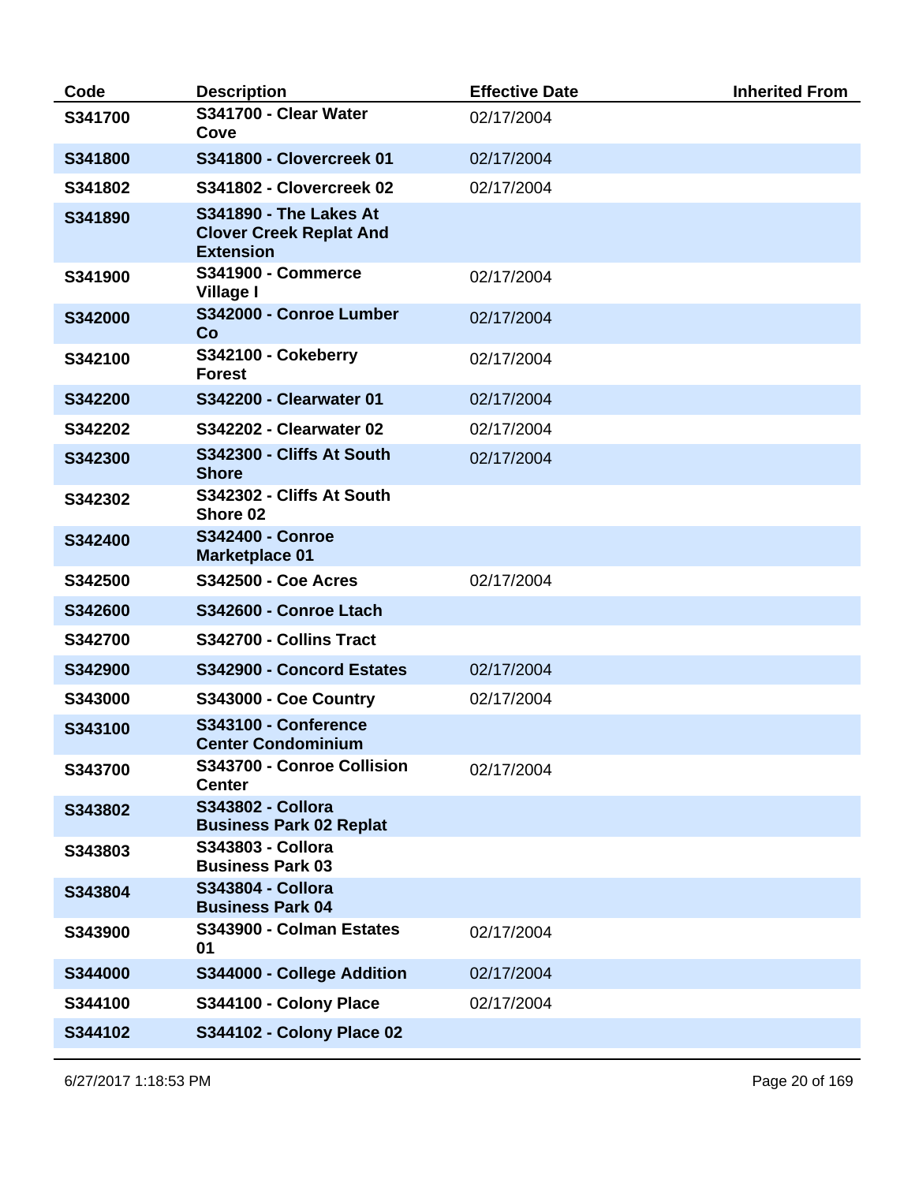| Code | Description | Effective Date | Inherited From |
|---|---|---|---|
| S341700 | S341700 - Clear Water Cove | 02/17/2004 | |
| S341800 | S341800 - Clovercreek 01 | 02/17/2004 | |
| S341802 | S341802 - Clovercreek 02 | 02/17/2004 | |
| S341890 | S341890 - The Lakes At Clover Creek Replat And Extension | | |
| S341900 | S341900 - Commerce Village I | 02/17/2004 | |
| S342000 | S342000 - Conroe Lumber Co | 02/17/2004 | |
| S342100 | S342100 - Cokeberry Forest | 02/17/2004 | |
| S342200 | S342200 - Clearwater 01 | 02/17/2004 | |
| S342202 | S342202 - Clearwater 02 | 02/17/2004 | |
| S342300 | S342300 - Cliffs At South Shore | 02/17/2004 | |
| S342302 | S342302 - Cliffs At South Shore 02 | | |
| S342400 | S342400 - Conroe Marketplace 01 | | |
| S342500 | S342500 - Coe Acres | 02/17/2004 | |
| S342600 | S342600 - Conroe Ltach | | |
| S342700 | S342700 - Collins Tract | | |
| S342900 | S342900 - Concord Estates | 02/17/2004 | |
| S343000 | S343000 - Coe Country | 02/17/2004 | |
| S343100 | S343100 - Conference Center Condominium | | |
| S343700 | S343700 - Conroe Collision Center | 02/17/2004 | |
| S343802 | S343802 - Collora Business Park 02 Replat | | |
| S343803 | S343803 - Collora Business Park 03 | | |
| S343804 | S343804 - Collora Business Park 04 | | |
| S343900 | S343900 - Colman Estates 01 | 02/17/2004 | |
| S344000 | S344000 - College Addition | 02/17/2004 | |
| S344100 | S344100 - Colony Place | 02/17/2004 | |
| S344102 | S344102 - Colony Place 02 | | |

6/27/2017 1:18:53 PM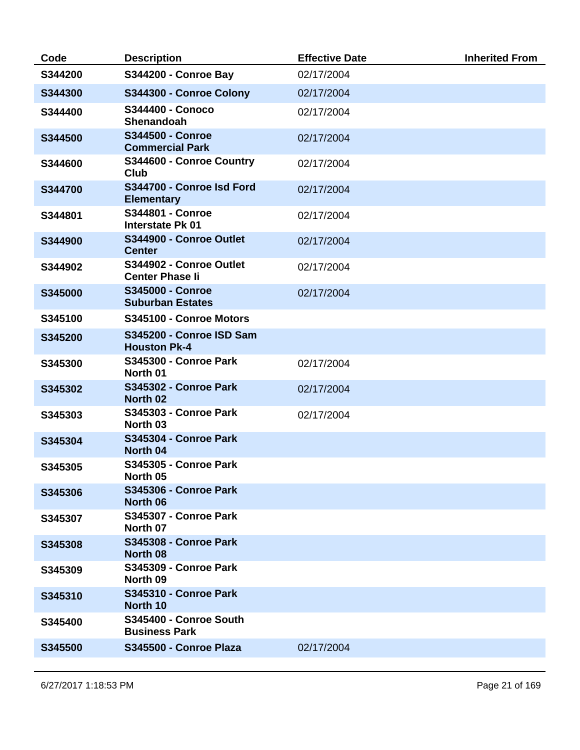| Code | Description | Effective Date | Inherited From |
|---|---|---|---|
| **S344200** | **S344200 - Conroe Bay** | 02/17/2004 | |
| **S344300** | **S344300 - Conroe Colony** | 02/17/2004 | |
| **S344400** | **S344400 - Conoco Shenandoah** | 02/17/2004 | |
| **S344500** | **S344500 - Conroe Commercial Park** | 02/17/2004 | |
| **S344600** | **S344600 - Conroe Country Club** | 02/17/2004 | |
| **S344700** | **S344700 - Conroe Isd Ford Elementary** | 02/17/2004 | |
| **S344801** | **S344801 - Conroe Interstate Pk 01** | 02/17/2004 | |
| **S344900** | **S344900 - Conroe Outlet Center** | 02/17/2004 | |
| **S344902** | **S344902 - Conroe Outlet Center Phase Ii** | 02/17/2004 | |
| **S345000** | **S345000 - Conroe Suburban Estates** | 02/17/2004 | |
| **S345100** | **S345100 - Conroe Motors** | | |
| **S345200** | **S345200 - Conroe ISD Sam Houston Pk-4** | | |
| **S345300** | **S345300 - Conroe Park North 01** | 02/17/2004 | |
| **S345302** | **S345302 - Conroe Park North 02** | 02/17/2004 | |
| **S345303** | **S345303 - Conroe Park North 03** | 02/17/2004 | |
| **S345304** | **S345304 - Conroe Park North 04** | | |
| **S345305** | **S345305 - Conroe Park North 05** | | |
| **S345306** | **S345306 - Conroe Park North 06** | | |
| **S345307** | **S345307 - Conroe Park North 07** | | |
| **S345308** | **S345308 - Conroe Park North 08** | | |
| **S345309** | **S345309 - Conroe Park North 09** | | |
| **S345310** | **S345310 - Conroe Park North 10** | | |
| **S345400** | **S345400 - Conroe South Business Park** | | |
| **S345500** | **S345500 - Conroe Plaza** | 02/17/2004 | |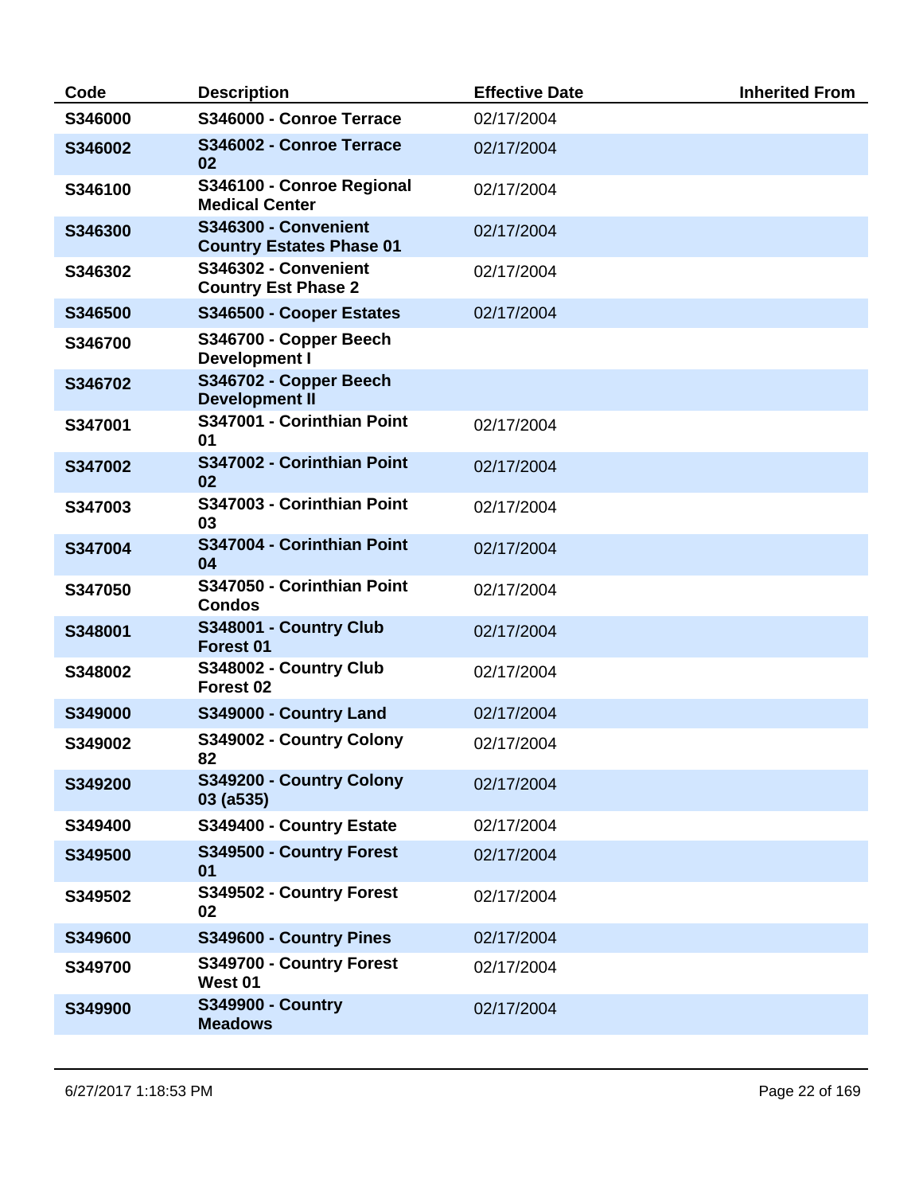| Code | Description | Effective Date | Inherited From |
|---|---|---|---|
| **S346000** | **S346000 - Conroe Terrace** | 02/17/2004 | |
| **S346002** | **S346002 - Conroe Terrace 02** | 02/17/2004 | |
| **S346100** | **S346100 - Conroe Regional Medical Center** | 02/17/2004 | |
| **S346300** | **S346300 - Convenient Country Estates Phase 01** | 02/17/2004 | |
| **S346302** | **S346302 - Convenient Country Est Phase 2** | 02/17/2004 | |
| **S346500** | **S346500 - Cooper Estates** | 02/17/2004 | |
| **S346700** | **S346700 - Copper Beech Development I** | | |
| **S346702** | **S346702 - Copper Beech Development II** | | |
| **S347001** | **S347001 - Corinthian Point 01** | 02/17/2004 | |
| **S347002** | **S347002 - Corinthian Point 02** | 02/17/2004 | |
| **S347003** | **S347003 - Corinthian Point 03** | 02/17/2004 | |
| **S347004** | **S347004 - Corinthian Point 04** | 02/17/2004 | |
| **S347050** | **S347050 - Corinthian Point Condos** | 02/17/2004 | |
| **S348001** | **S348001 - Country Club Forest 01** | 02/17/2004 | |
| **S348002** | **S348002 - Country Club Forest 02** | 02/17/2004 | |
| **S349000** | **S349000 - Country Land** | 02/17/2004 | |
| **S349002** | **S349002 - Country Colony 82** | 02/17/2004 | |
| **S349200** | **S349200 - Country Colony 03 (a535)** | 02/17/2004 | |
| **S349400** | **S349400 - Country Estate** | 02/17/2004 | |
| **S349500** | **S349500 - Country Forest 01** | 02/17/2004 | |
| **S349502** | **S349502 - Country Forest 02** | 02/17/2004 | |
| **S349600** | **S349600 - Country Pines** | 02/17/2004 | |
| **S349700** | **S349700 - Country Forest West 01** | 02/17/2004 | |
| **S349900** | **S349900 - Country Meadows** | 02/17/2004 | |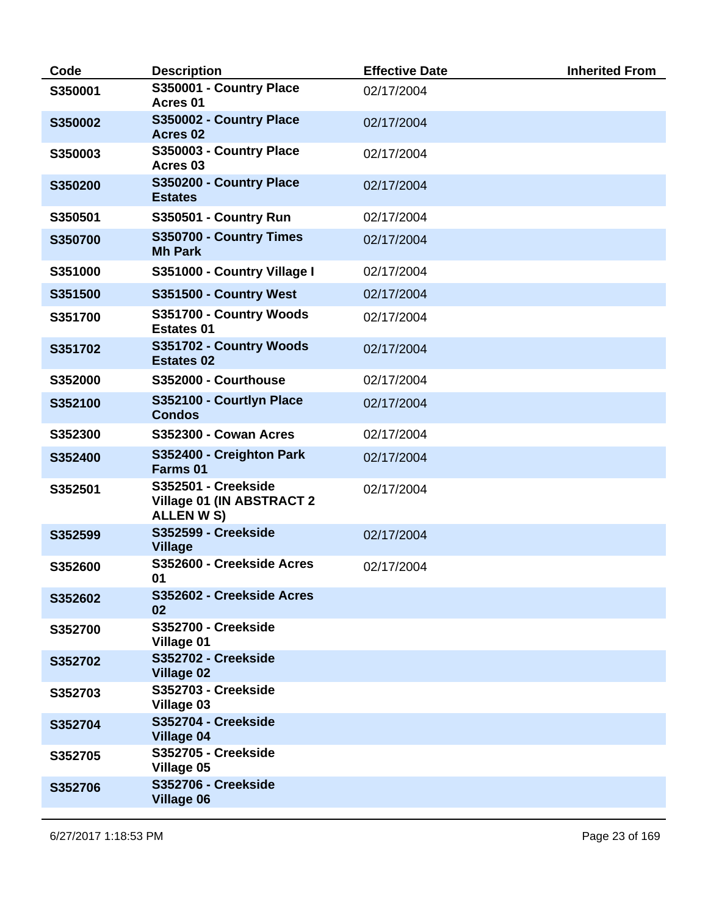| Code | Description | Effective Date | Inherited From |
|---|---|---|---|
| **S350001** | **S350001 - Country Place Acres 01** | 02/17/2004 | |
| **S350002** | **S350002 - Country Place Acres 02** | 02/17/2004 | |
| **S350003** | **S350003 - Country Place Acres 03** | 02/17/2004 | |
| **S350200** | **S350200 - Country Place Estates** | 02/17/2004 | |
| **S350501** | **S350501 - Country Run** | 02/17/2004 | |
| **S350700** | **S350700 - Country Times Mh Park** | 02/17/2004 | |
| **S351000** | **S351000 - Country Village I** | 02/17/2004 | |
| **S351500** | **S351500 - Country West** | 02/17/2004 | |
| **S351700** | **S351700 - Country Woods Estates 01** | 02/17/2004 | |
| **S351702** | **S351702 - Country Woods Estates 02** | 02/17/2004 | |
| **S352000** | **S352000 - Courthouse** | 02/17/2004 | |
| **S352100** | **S352100 - Courtlyn Place Condos** | 02/17/2004 | |
| **S352300** | **S352300 - Cowan Acres** | 02/17/2004 | |
| **S352400** | **S352400 - Creighton Park Farms 01** | 02/17/2004 | |
| **S352501** | **S352501 - Creekside Village 01 (IN ABSTRACT 2 ALLEN W S)** | 02/17/2004 | |
| **S352599** | **S352599 - Creekside Village** | 02/17/2004 | |
| **S352600** | **S352600 - Creekside Acres 01** | 02/17/2004 | |
| **S352602** | **S352602 - Creekside Acres 02** | | |
| **S352700** | **S352700 - Creekside Village 01** | | |
| **S352702** | **S352702 - Creekside Village 02** | | |
| **S352703** | **S352703 - Creekside Village 03** | | |
| **S352704** | **S352704 - Creekside Village 04** | | |
| **S352705** | **S352705 - Creekside Village 05** | | |
| **S352706** | **S352706 - Creekside Village 06** | | |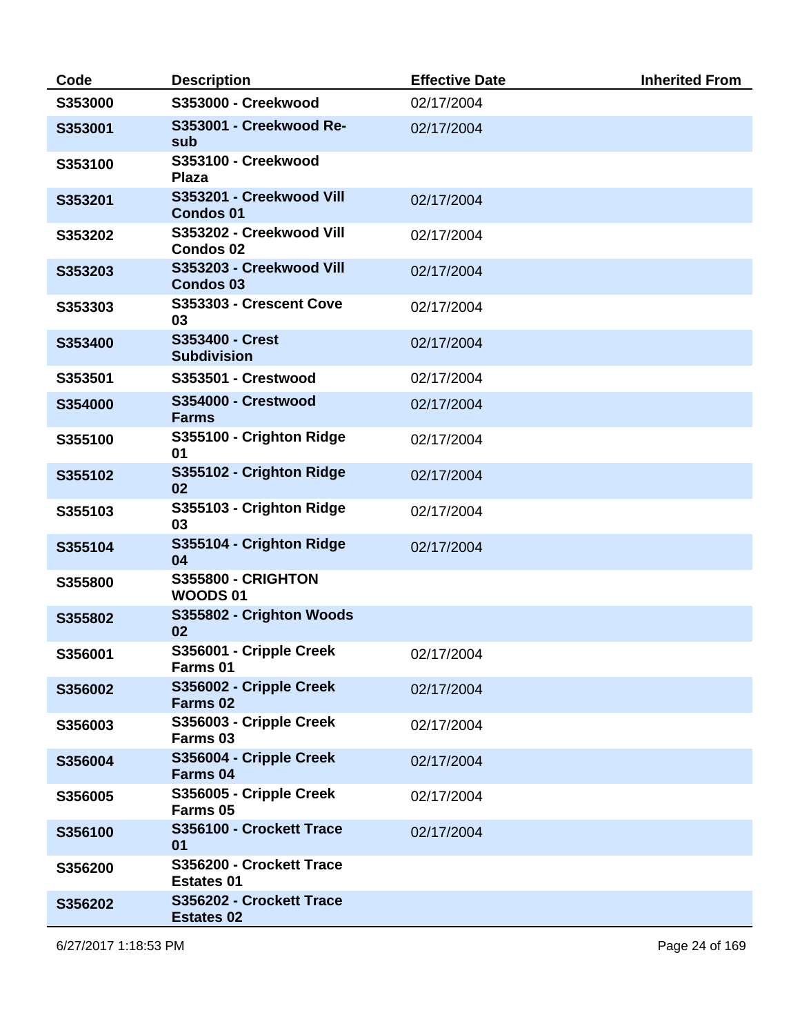| Code | Description | Effective Date | Inherited From |
|---|---|---|---|
| **S353000** | **S353000 - Creekwood** | 02/17/2004 | |
| **S353001** | **S353001 - Creekwood Re-sub** | 02/17/2004 | |
| **S353100** | **S353100 - Creekwood Plaza** | | |
| **S353201** | **S353201 - Creekwood Vill Condos 01** | 02/17/2004 | |
| **S353202** | **S353202 - Creekwood Vill Condos 02** | 02/17/2004 | |
| **S353203** | **S353203 - Creekwood Vill Condos 03** | 02/17/2004 | |
| **S353303** | **S353303 - Crescent Cove 03** | 02/17/2004 | |
| **S353400** | **S353400 - Crest Subdivision** | 02/17/2004 | |
| **S353501** | **S353501 - Crestwood** | 02/17/2004 | |
| **S354000** | **S354000 - Crestwood Farms** | 02/17/2004 | |
| **S355100** | **S355100 - Crighton Ridge 01** | 02/17/2004 | |
| **S355102** | **S355102 - Crighton Ridge 02** | 02/17/2004 | |
| **S355103** | **S355103 - Crighton Ridge 03** | 02/17/2004 | |
| **S355104** | **S355104 - Crighton Ridge 04** | 02/17/2004 | |
| **S355800** | **S355800 - CRIGHTON WOODS 01** | | |
| **S355802** | **S355802 - Crighton Woods 02** | | |
| **S356001** | **S356001 - Cripple Creek Farms 01** | 02/17/2004 | |
| **S356002** | **S356002 - Cripple Creek Farms 02** | 02/17/2004 | |
| **S356003** | **S356003 - Cripple Creek Farms 03** | 02/17/2004 | |
| **S356004** | **S356004 - Cripple Creek Farms 04** | 02/17/2004 | |
| **S356005** | **S356005 - Cripple Creek Farms 05** | 02/17/2004 | |
| **S356100** | **S356100 - Crockett Trace 01** | 02/17/2004 | |
| **S356200** | **S356200 - Crockett Trace Estates 01** | | |
| **S356202** | **S356202 - Crockett Trace Estates 02** | | |

6/27/2017 1:18:53 PM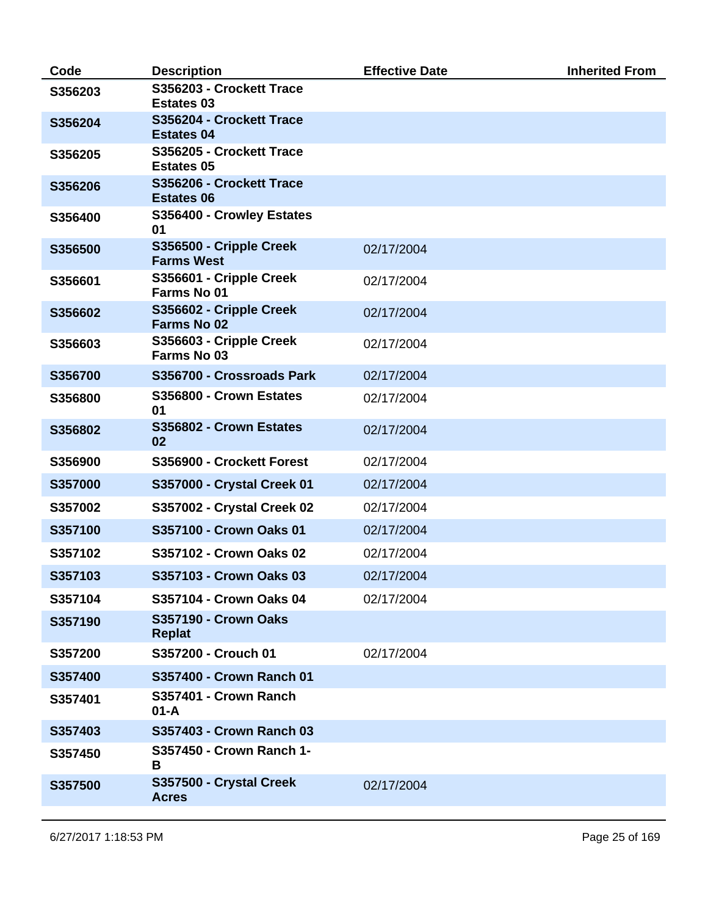| Code | Description | Effective Date | Inherited From |
|---|---|---|---|
| S356203 | S356203 - Crockett Trace Estates 03 | | |
| S356204 | S356204 - Crockett Trace Estates 04 | | |
| S356205 | S356205 - Crockett Trace Estates 05 | | |
| S356206 | S356206 - Crockett Trace Estates 06 | | |
| S356400 | S356400 - Crowley Estates 01 | | |
| S356500 | S356500 - Cripple Creek Farms West | 02/17/2004 | |
| S356601 | S356601 - Cripple Creek Farms No 01 | 02/17/2004 | |
| S356602 | S356602 - Cripple Creek Farms No 02 | 02/17/2004 | |
| S356603 | S356603 - Cripple Creek Farms No 03 | 02/17/2004 | |
| S356700 | S356700 - Crossroads Park | 02/17/2004 | |
| S356800 | S356800 - Crown Estates 01 | 02/17/2004 | |
| S356802 | S356802 - Crown Estates 02 | 02/17/2004 | |
| S356900 | S356900 - Crockett Forest | 02/17/2004 | |
| S357000 | S357000 - Crystal Creek 01 | 02/17/2004 | |
| S357002 | S357002 - Crystal Creek 02 | 02/17/2004 | |
| S357100 | S357100 - Crown Oaks 01 | 02/17/2004 | |
| S357102 | S357102 - Crown Oaks 02 | 02/17/2004 | |
| S357103 | S357103 - Crown Oaks 03 | 02/17/2004 | |
| S357104 | S357104 - Crown Oaks 04 | 02/17/2004 | |
| S357190 | S357190 - Crown Oaks Replat | | |
| S357200 | S357200 - Crouch 01 | 02/17/2004 | |
| S357400 | S357400 - Crown Ranch 01 | | |
| S357401 | S357401 - Crown Ranch 01-A | | |
| S357403 | S357403 - Crown Ranch 03 | | |
| S357450 | S357450 - Crown Ranch 1-B | | |
| S357500 | S357500 - Crystal Creek Acres | 02/17/2004 | |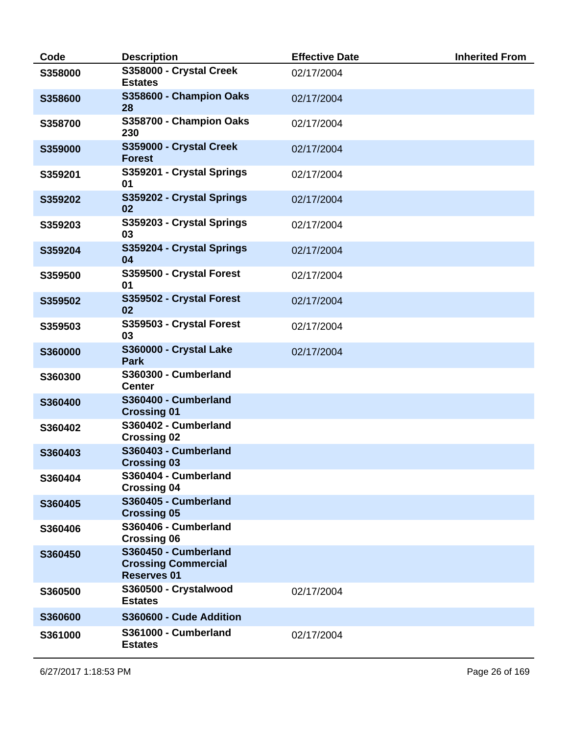| Code | Description | Effective Date | Inherited From |
| --- | --- | --- | --- |
| **S358000** | **S358000 - Crystal Creek Estates** | 02/17/2004 | |
| **S358600** | **S358600 - Champion Oaks 28** | 02/17/2004 | |
| **S358700** | **S358700 - Champion Oaks 230** | 02/17/2004 | |
| **S359000** | **S359000 - Crystal Creek Forest** | 02/17/2004 | |
| **S359201** | **S359201 - Crystal Springs 01** | 02/17/2004 | |
| **S359202** | **S359202 - Crystal Springs 02** | 02/17/2004 | |
| **S359203** | **S359203 - Crystal Springs 03** | 02/17/2004 | |
| **S359204** | **S359204 - Crystal Springs 04** | 02/17/2004 | |
| **S359500** | **S359500 - Crystal Forest 01** | 02/17/2004 | |
| **S359502** | **S359502 - Crystal Forest 02** | 02/17/2004 | |
| **S359503** | **S359503 - Crystal Forest 03** | 02/17/2004 | |
| **S360000** | **S360000 - Crystal Lake Park** | 02/17/2004 | |
| **S360300** | **S360300 - Cumberland Center** | | |
| **S360400** | **S360400 - Cumberland Crossing 01** | | |
| **S360402** | **S360402 - Cumberland Crossing 02** | | |
| **S360403** | **S360403 - Cumberland Crossing 03** | | |
| **S360404** | **S360404 - Cumberland Crossing 04** | | |
| **S360405** | **S360405 - Cumberland Crossing 05** | | |
| **S360406** | **S360406 - Cumberland Crossing 06** | | |
| **S360450** | **S360450 - Cumberland Crossing Commercial Reserves 01** | | |
| **S360500** | **S360500 - Crystalwood Estates** | 02/17/2004 | |
| **S360600** | **S360600 - Cude Addition** | | |
| **S361000** | **S361000 - Cumberland Estates** | 02/17/2004 | |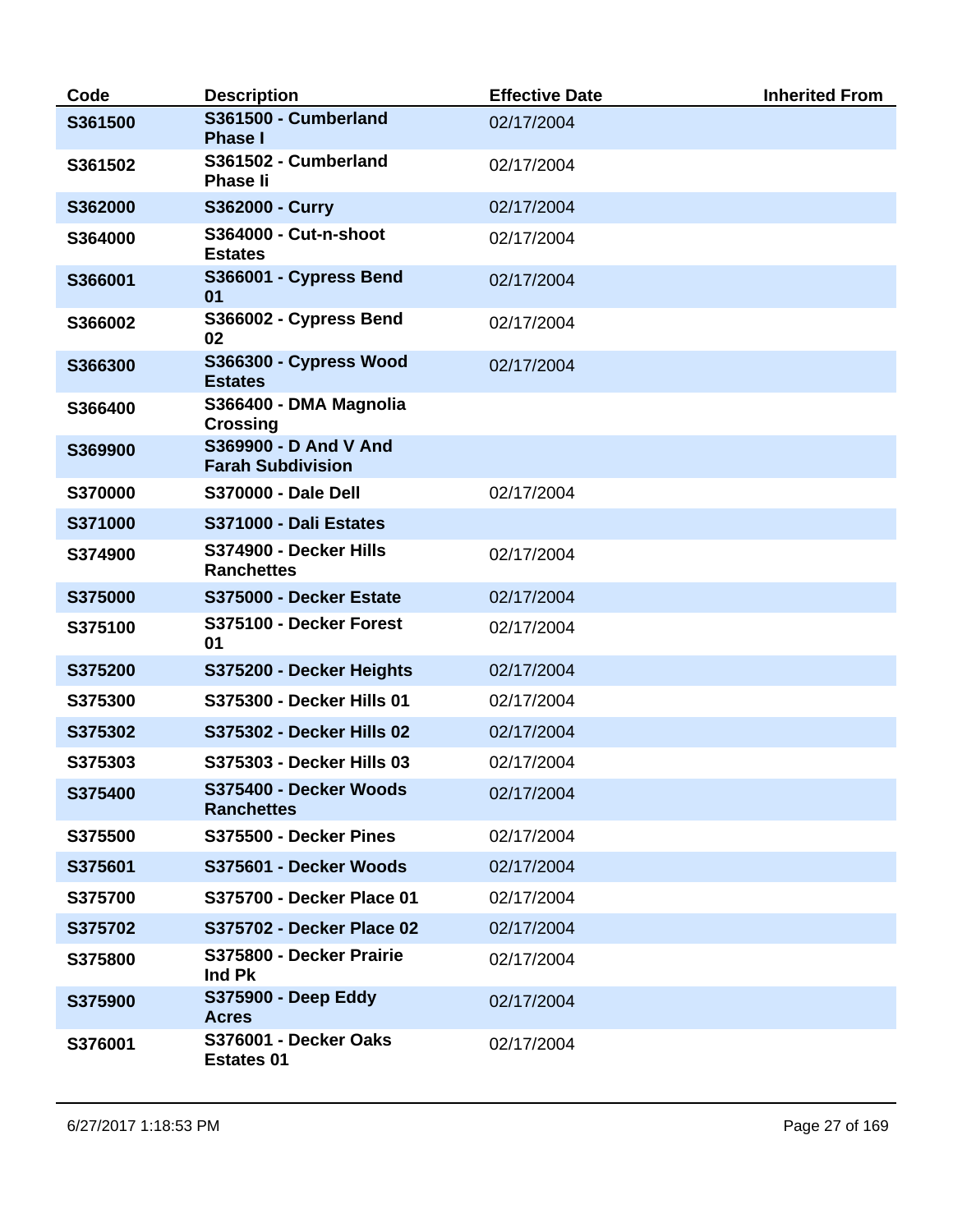| Code | Description | Effective Date | Inherited From |
| --- | --- | --- | --- |
| S361500 | S361500 - Cumberland Phase I | 02/17/2004 | |
| S361502 | S361502 - Cumberland Phase Ii | 02/17/2004 | |
| S362000 | S362000 - Curry | 02/17/2004 | |
| S364000 | S364000 - Cut-n-shoot Estates | 02/17/2004 | |
| S366001 | S366001 - Cypress Bend 01 | 02/17/2004 | |
| S366002 | S366002 - Cypress Bend 02 | 02/17/2004 | |
| S366300 | S366300 - Cypress Wood Estates | 02/17/2004 | |
| S366400 | S366400 - DMA Magnolia Crossing | | |
| S369900 | S369900 - D And V And Farah Subdivision | | |
| S370000 | S370000 - Dale Dell | 02/17/2004 | |
| S371000 | S371000 - Dali Estates | | |
| S374900 | S374900 - Decker Hills Ranchettes | 02/17/2004 | |
| S375000 | S375000 - Decker Estate | 02/17/2004 | |
| S375100 | S375100 - Decker Forest 01 | 02/17/2004 | |
| S375200 | S375200 - Decker Heights | 02/17/2004 | |
| S375300 | S375300 - Decker Hills 01 | 02/17/2004 | |
| S375302 | S375302 - Decker Hills 02 | 02/17/2004 | |
| S375303 | S375303 - Decker Hills 03 | 02/17/2004 | |
| S375400 | S375400 - Decker Woods Ranchettes | 02/17/2004 | |
| S375500 | S375500 - Decker Pines | 02/17/2004 | |
| S375601 | S375601 - Decker Woods | 02/17/2004 | |
| S375700 | S375700 - Decker Place 01 | 02/17/2004 | |
| S375702 | S375702 - Decker Place 02 | 02/17/2004 | |
| S375800 | S375800 - Decker Prairie Ind Pk | 02/17/2004 | |
| S375900 | S375900 - Deep Eddy Acres | 02/17/2004 | |
| S376001 | S376001 - Decker Oaks Estates 01 | 02/17/2004 | |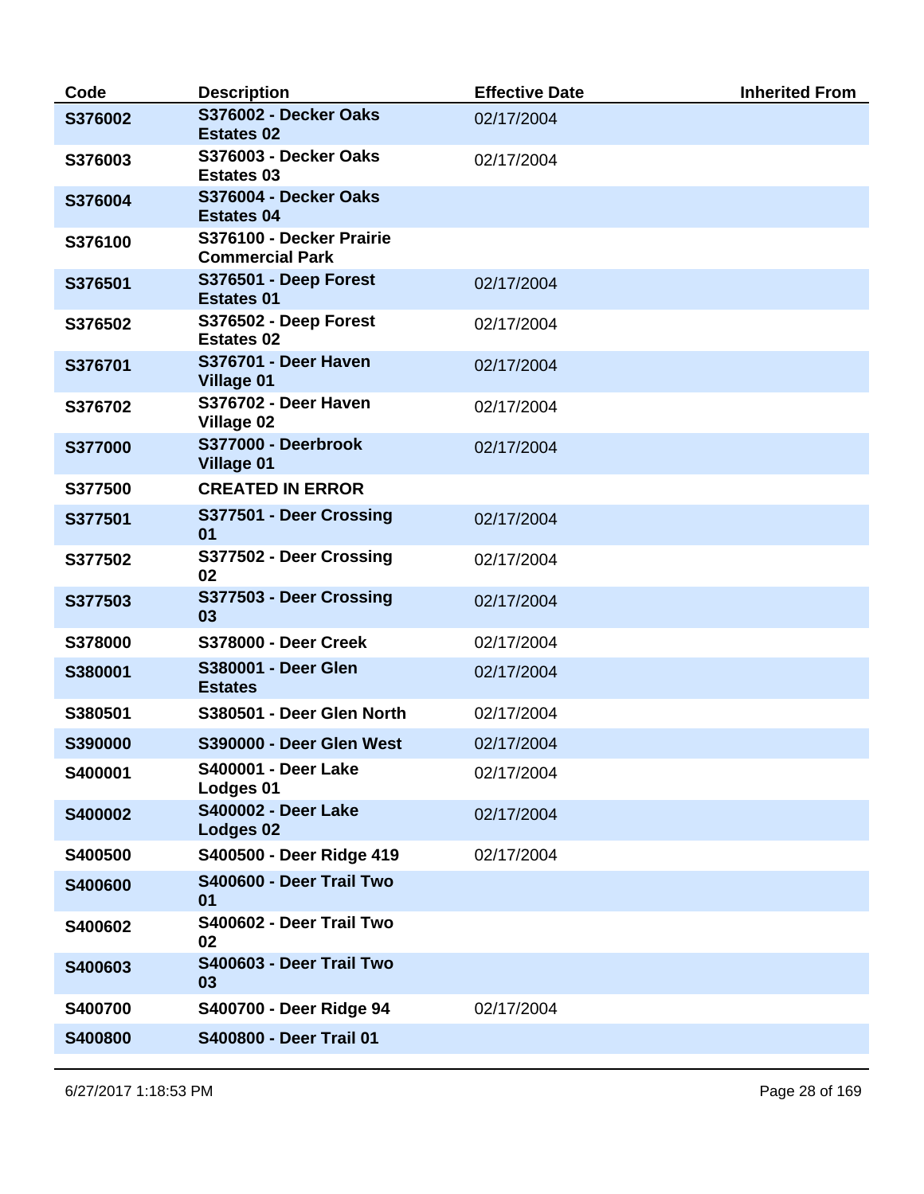| Code | Description | Effective Date | Inherited From |
|---|---|---|---|
| S376002 | S376002 - Decker Oaks Estates 02 | 02/17/2004 | |
| S376003 | S376003 - Decker Oaks Estates 03 | 02/17/2004 | |
| S376004 | S376004 - Decker Oaks Estates 04 | | |
| S376100 | S376100 - Decker Prairie Commercial Park | | |
| S376501 | S376501 - Deep Forest Estates 01 | 02/17/2004 | |
| S376502 | S376502 - Deep Forest Estates 02 | 02/17/2004 | |
| S376701 | S376701 - Deer Haven Village 01 | 02/17/2004 | |
| S376702 | S376702 - Deer Haven Village 02 | 02/17/2004 | |
| S377000 | S377000 - Deerbrook Village 01 | 02/17/2004 | |
| S377500 | CREATED IN ERROR | | |
| S377501 | S377501 - Deer Crossing 01 | 02/17/2004 | |
| S377502 | S377502 - Deer Crossing 02 | 02/17/2004 | |
| S377503 | S377503 - Deer Crossing 03 | 02/17/2004 | |
| S378000 | S378000 - Deer Creek | 02/17/2004 | |
| S380001 | S380001 - Deer Glen Estates | 02/17/2004 | |
| S380501 | S380501 - Deer Glen North | 02/17/2004 | |
| S390000 | S390000 - Deer Glen West | 02/17/2004 | |
| S400001 | S400001 - Deer Lake Lodges 01 | 02/17/2004 | |
| S400002 | S400002 - Deer Lake Lodges 02 | 02/17/2004 | |
| S400500 | S400500 - Deer Ridge 419 | 02/17/2004 | |
| S400600 | S400600 - Deer Trail Two 01 | | |
| S400602 | S400602 - Deer Trail Two 02 | | |
| S400603 | S400603 - Deer Trail Two 03 | | |
| S400700 | S400700 - Deer Ridge 94 | 02/17/2004 | |
| S400800 | S400800 - Deer Trail 01 | | |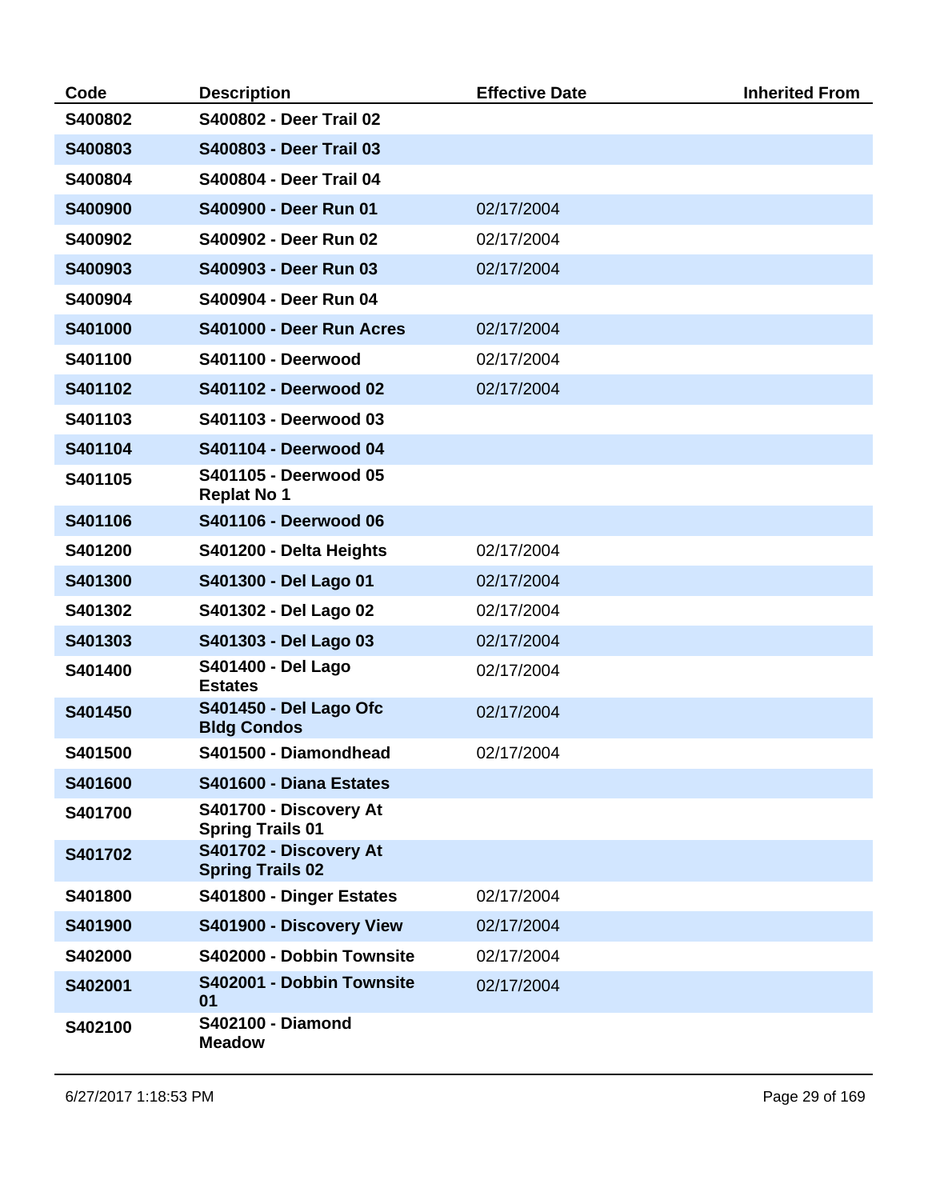| Code | Description | Effective Date | Inherited From |
|---|---|---|---|
| S400802 | S400802 - Deer Trail 02 | | |
| S400803 | S400803 - Deer Trail 03 | | |
| S400804 | S400804 - Deer Trail 04 | | |
| S400900 | S400900 - Deer Run 01 | 02/17/2004 | |
| S400902 | S400902 - Deer Run 02 | 02/17/2004 | |
| S400903 | S400903 - Deer Run 03 | 02/17/2004 | |
| S400904 | S400904 - Deer Run 04 | | |
| S401000 | S401000 - Deer Run Acres | 02/17/2004 | |
| S401100 | S401100 - Deerwood | 02/17/2004 | |
| S401102 | S401102 - Deerwood 02 | 02/17/2004 | |
| S401103 | S401103 - Deerwood 03 | | |
| S401104 | S401104 - Deerwood 04 | | |
| S401105 | S401105 - Deerwood 05 Replat No 1 | | |
| S401106 | S401106 - Deerwood 06 | | |
| S401200 | S401200 - Delta Heights | 02/17/2004 | |
| S401300 | S401300 - Del Lago 01 | 02/17/2004 | |
| S401302 | S401302 - Del Lago 02 | 02/17/2004 | |
| S401303 | S401303 - Del Lago 03 | 02/17/2004 | |
| S401400 | S401400 - Del Lago Estates | 02/17/2004 | |
| S401450 | S401450 - Del Lago Ofc Bldg Condos | 02/17/2004 | |
| S401500 | S401500 - Diamondhead | 02/17/2004 | |
| S401600 | S401600 - Diana Estates | | |
| S401700 | S401700 - Discovery At Spring Trails 01 | | |
| S401702 | S401702 - Discovery At Spring Trails 02 | | |
| S401800 | S401800 - Dinger Estates | 02/17/2004 | |
| S401900 | S401900 - Discovery View | 02/17/2004 | |
| S402000 | S402000 - Dobbin Townsite | 02/17/2004 | |
| S402001 | S402001 - Dobbin Townsite 01 | 02/17/2004 | |
| S402100 | S402100 - Diamond Meadow | | |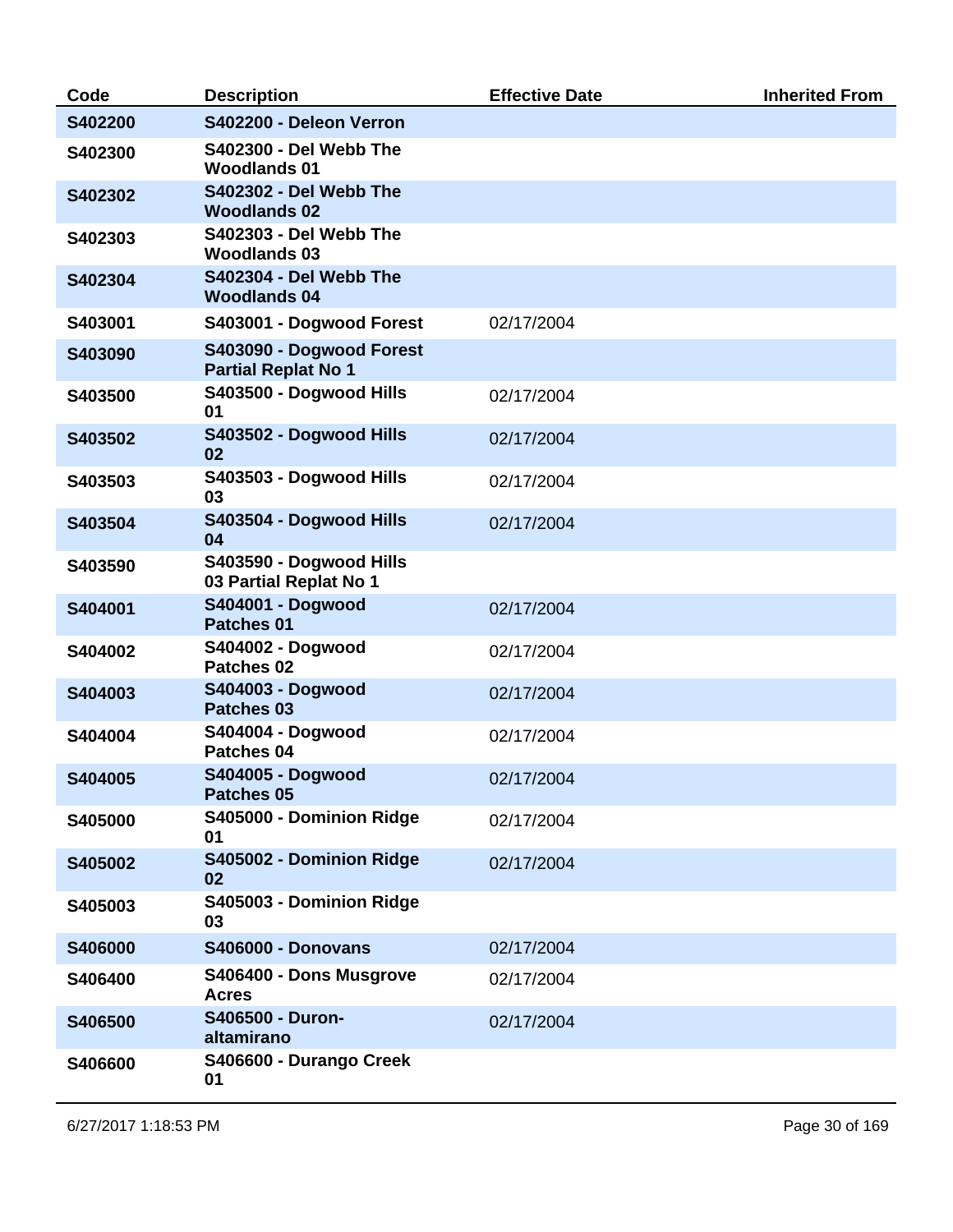| Code | Description | Effective Date | Inherited From |
|---|---|---|---|
| S402200 | S402200 - Deleon Verron | | |
| S402300 | S402300 - Del Webb The Woodlands 01 | | |
| S402302 | S402302 - Del Webb The Woodlands 02 | | |
| S402303 | S402303 - Del Webb The Woodlands 03 | | |
| S402304 | S402304 - Del Webb The Woodlands 04 | | |
| S403001 | S403001 - Dogwood Forest | 02/17/2004 | |
| S403090 | S403090 - Dogwood Forest Partial Replat No 1 | | |
| S403500 | S403500 - Dogwood Hills 01 | 02/17/2004 | |
| S403502 | S403502 - Dogwood Hills 02 | 02/17/2004 | |
| S403503 | S403503 - Dogwood Hills 03 | 02/17/2004 | |
| S403504 | S403504 - Dogwood Hills 04 | 02/17/2004 | |
| S403590 | S403590 - Dogwood Hills 03 Partial Replat No 1 | | |
| S404001 | S404001 - Dogwood Patches 01 | 02/17/2004 | |
| S404002 | S404002 - Dogwood Patches 02 | 02/17/2004 | |
| S404003 | S404003 - Dogwood Patches 03 | 02/17/2004 | |
| S404004 | S404004 - Dogwood Patches 04 | 02/17/2004 | |
| S404005 | S404005 - Dogwood Patches 05 | 02/17/2004 | |
| S405000 | S405000 - Dominion Ridge 01 | 02/17/2004 | |
| S405002 | S405002 - Dominion Ridge 02 | 02/17/2004 | |
| S405003 | S405003 - Dominion Ridge 03 | | |
| S406000 | S406000 - Donovans | 02/17/2004 | |
| S406400 | S406400 - Dons Musgrove Acres | 02/17/2004 | |
| S406500 | S406500 - Duron-altamirano | 02/17/2004 | |
| S406600 | S406600 - Durango Creek 01 | | |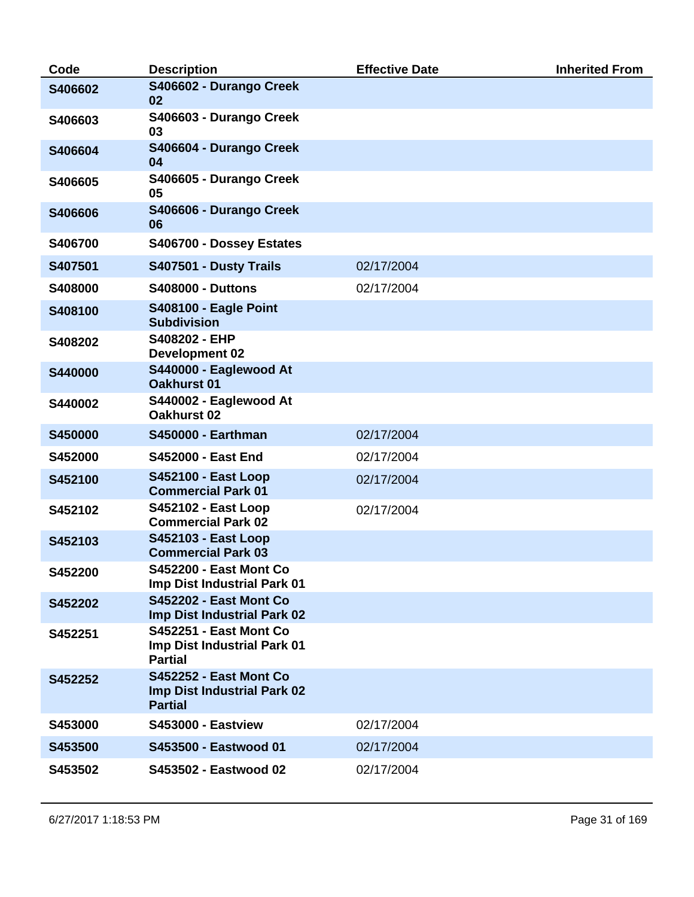| Code | Description | Effective Date | Inherited From |
|---|---|---|---|
| S406602 | S406602 - Durango Creek 02 | | |
| S406603 | S406603 - Durango Creek 03 | | |
| S406604 | S406604 - Durango Creek 04 | | |
| S406605 | S406605 - Durango Creek 05 | | |
| S406606 | S406606 - Durango Creek 06 | | |
| S406700 | S406700 - Dossey Estates | | |
| S407501 | S407501 - Dusty Trails | 02/17/2004 | |
| S408000 | S408000 - Duttons | 02/17/2004 | |
| S408100 | S408100 - Eagle Point Subdivision | | |
| S408202 | S408202 - EHP Development 02 | | |
| S440000 | S440000 - Eaglewood At Oakhurst 01 | | |
| S440002 | S440002 - Eaglewood At Oakhurst 02 | | |
| S450000 | S450000 - Earthman | 02/17/2004 | |
| S452000 | S452000 - East End | 02/17/2004 | |
| S452100 | S452100 - East Loop Commercial Park 01 | 02/17/2004 | |
| S452102 | S452102 - East Loop Commercial Park 02 | 02/17/2004 | |
| S452103 | S452103 - East Loop Commercial Park 03 | | |
| S452200 | S452200 - East Mont Co Imp Dist Industrial Park 01 | | |
| S452202 | S452202 - East Mont Co Imp Dist Industrial Park 02 | | |
| S452251 | S452251 - East Mont Co Imp Dist Industrial Park 01 Partial | | |
| S452252 | S452252 - East Mont Co Imp Dist Industrial Park 02 Partial | | |
| S453000 | S453000 - Eastview | 02/17/2004 | |
| S453500 | S453500 - Eastwood 01 | 02/17/2004 | |
| S453502 | S453502 - Eastwood 02 | 02/17/2004 | |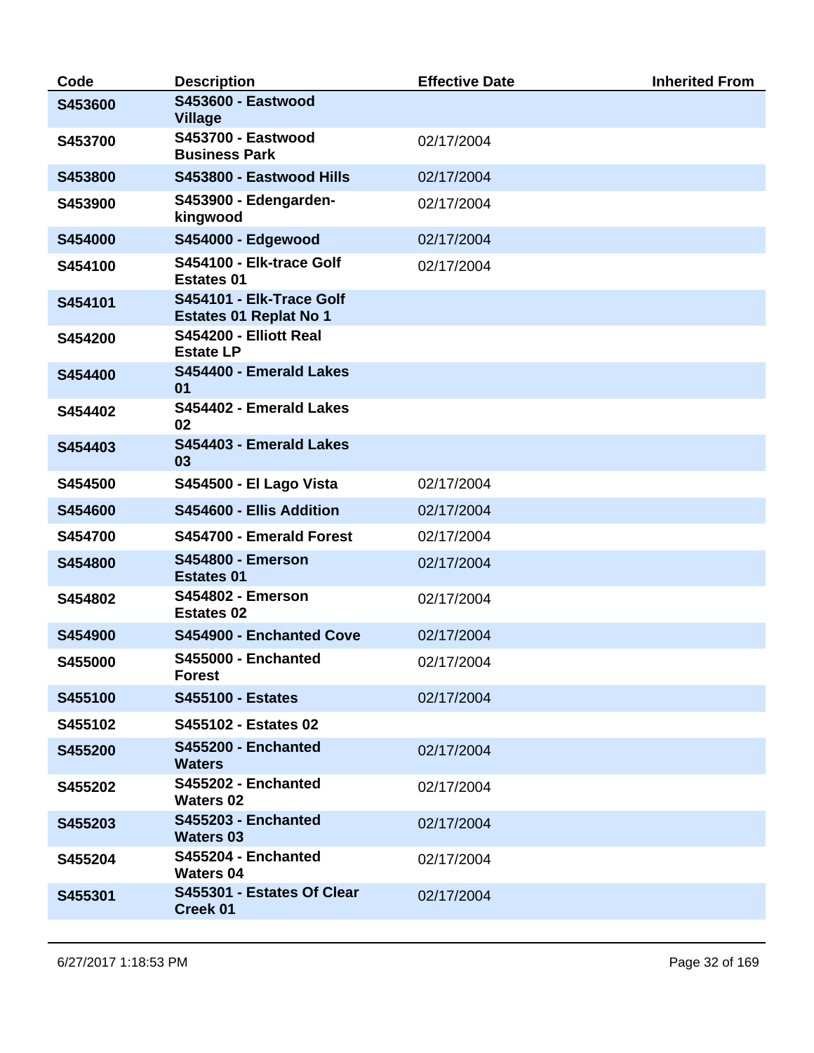| Code | Description | Effective Date | Inherited From |
|---|---|---|---|
| **S453600** | **S453600 - Eastwood Village** | | |
| **S453700** | **S453700 - Eastwood Business Park** | 02/17/2004 | |
| **S453800** | **S453800 - Eastwood Hills** | 02/17/2004 | |
| **S453900** | **S453900 - Edengarden-kingwood** | 02/17/2004 | |
| **S454000** | **S454000 - Edgewood** | 02/17/2004 | |
| **S454100** | **S454100 - Elk-trace Golf Estates 01** | 02/17/2004 | |
| **S454101** | **S454101 - Elk-Trace Golf Estates 01 Replat No 1** | | |
| **S454200** | **S454200 - Elliott Real Estate LP** | | |
| **S454400** | **S454400 - Emerald Lakes 01** | | |
| **S454402** | **S454402 - Emerald Lakes 02** | | |
| **S454403** | **S454403 - Emerald Lakes 03** | | |
| **S454500** | **S454500 - El Lago Vista** | 02/17/2004 | |
| **S454600** | **S454600 - Ellis Addition** | 02/17/2004 | |
| **S454700** | **S454700 - Emerald Forest** | 02/17/2004 | |
| **S454800** | **S454800 - Emerson Estates 01** | 02/17/2004 | |
| **S454802** | **S454802 - Emerson Estates 02** | 02/17/2004 | |
| **S454900** | **S454900 - Enchanted Cove** | 02/17/2004 | |
| **S455000** | **S455000 - Enchanted Forest** | 02/17/2004 | |
| **S455100** | **S455100 - Estates** | 02/17/2004 | |
| **S455102** | **S455102 - Estates 02** | | |
| **S455200** | **S455200 - Enchanted Waters** | 02/17/2004 | |
| **S455202** | **S455202 - Enchanted Waters 02** | 02/17/2004 | |
| **S455203** | **S455203 - Enchanted Waters 03** | 02/17/2004 | |
| **S455204** | **S455204 - Enchanted Waters 04** | 02/17/2004 | |
| **S455301** | **S455301 - Estates Of Clear Creek 01** | 02/17/2004 | |

6/27/2017 1:18:53 PM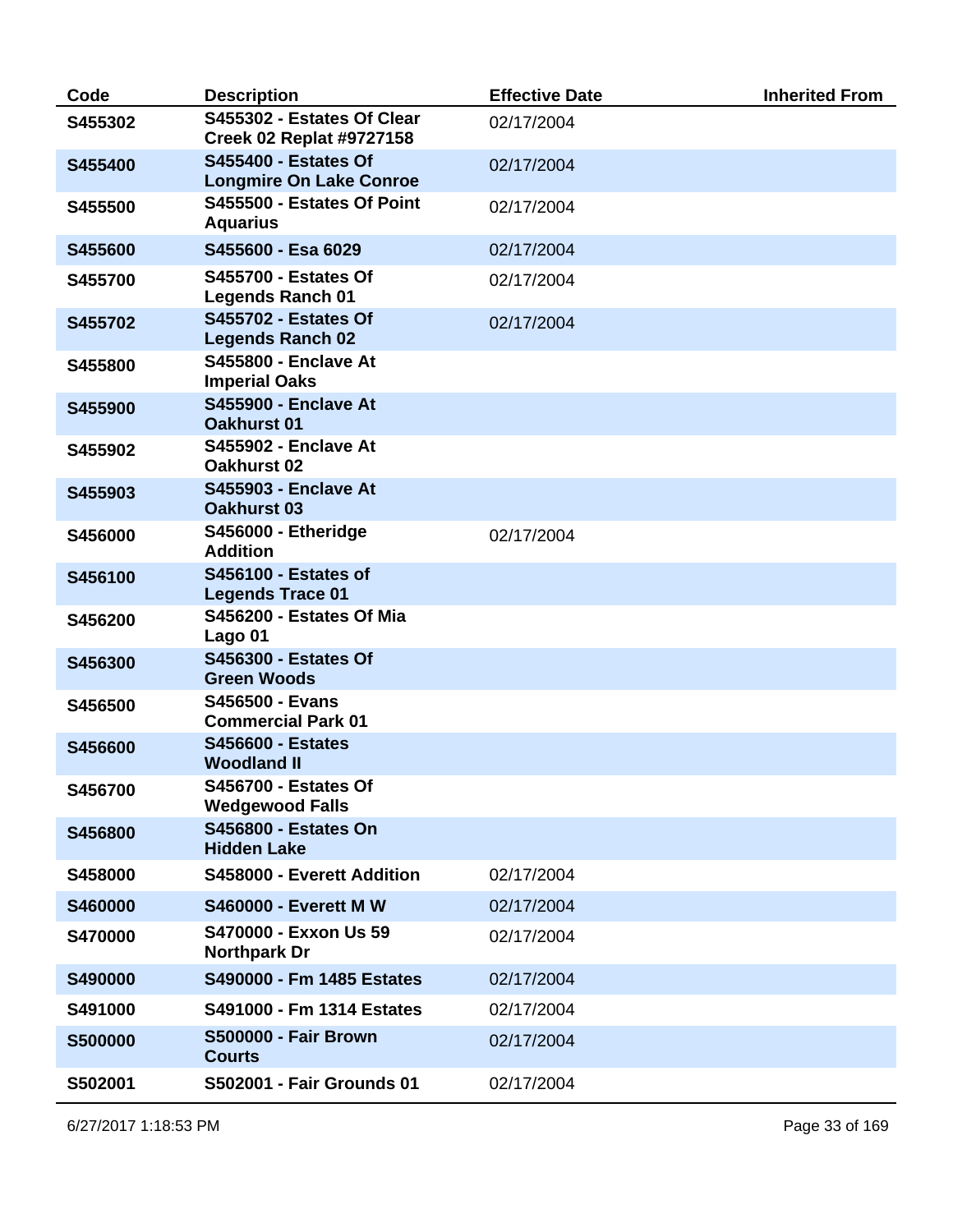| Code | Description | Effective Date | Inherited From |
|---|---|---|---|
| **S455302** | **S455302 - Estates Of Clear Creek 02 Replat #9727158** | 02/17/2004 | |
| **S455400** | **S455400 - Estates Of Longmire On Lake Conroe** | 02/17/2004 | |
| **S455500** | **S455500 - Estates Of Point Aquarius** | 02/17/2004 | |
| **S455600** | **S455600 - Esa 6029** | 02/17/2004 | |
| **S455700** | **S455700 - Estates Of Legends Ranch 01** | 02/17/2004 | |
| **S455702** | **S455702 - Estates Of Legends Ranch 02** | 02/17/2004 | |
| **S455800** | **S455800 - Enclave At Imperial Oaks** | | |
| **S455900** | **S455900 - Enclave At Oakhurst 01** | | |
| **S455902** | **S455902 - Enclave At Oakhurst 02** | | |
| **S455903** | **S455903 - Enclave At Oakhurst 03** | | |
| **S456000** | **S456000 - Etheridge Addition** | 02/17/2004 | |
| **S456100** | **S456100 - Estates of Legends Trace 01** | | |
| **S456200** | **S456200 - Estates Of Mia Lago 01** | | |
| **S456300** | **S456300 - Estates Of Green Woods** | | |
| **S456500** | **S456500 - Evans Commercial Park 01** | | |
| **S456600** | **S456600 - Estates Woodland II** | | |
| **S456700** | **S456700 - Estates Of Wedgewood Falls** | | |
| **S456800** | **S456800 - Estates On Hidden Lake** | | |
| **S458000** | **S458000 - Everett Addition** | 02/17/2004 | |
| **S460000** | **S460000 - Everett M W** | 02/17/2004 | |
| **S470000** | **S470000 - Exxon Us 59 Northpark Dr** | 02/17/2004 | |
| **S490000** | **S490000 - Fm 1485 Estates** | 02/17/2004 | |
| **S491000** | **S491000 - Fm 1314 Estates** | 02/17/2004 | |
| **S500000** | **S500000 - Fair Brown Courts** | 02/17/2004 | |
| **S502001** | **S502001 - Fair Grounds 01** | 02/17/2004 | |

6/27/2017 1:18:53 PM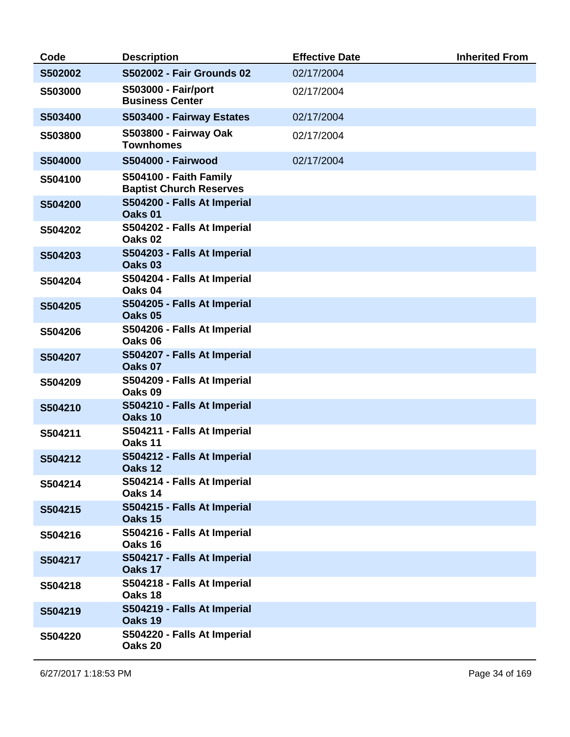| Code | Description | Effective Date | Inherited From |
| --- | --- | --- | --- |
| S502002 | S502002 - Fair Grounds 02 | 02/17/2004 | |
| S503000 | S503000 - Fair/port Business Center | 02/17/2004 | |
| S503400 | S503400 - Fairway Estates | 02/17/2004 | |
| S503800 | S503800 - Fairway Oak Townhomes | 02/17/2004 | |
| S504000 | S504000 - Fairwood | 02/17/2004 | |
| S504100 | S504100 - Faith Family Baptist Church Reserves | | |
| S504200 | S504200 - Falls At Imperial Oaks 01 | | |
| S504202 | S504202 - Falls At Imperial Oaks 02 | | |
| S504203 | S504203 - Falls At Imperial Oaks 03 | | |
| S504204 | S504204 - Falls At Imperial Oaks 04 | | |
| S504205 | S504205 - Falls At Imperial Oaks 05 | | |
| S504206 | S504206 - Falls At Imperial Oaks 06 | | |
| S504207 | S504207 - Falls At Imperial Oaks 07 | | |
| S504209 | S504209 - Falls At Imperial Oaks 09 | | |
| S504210 | S504210 - Falls At Imperial Oaks 10 | | |
| S504211 | S504211 - Falls At Imperial Oaks 11 | | |
| S504212 | S504212 - Falls At Imperial Oaks 12 | | |
| S504214 | S504214 - Falls At Imperial Oaks 14 | | |
| S504215 | S504215 - Falls At Imperial Oaks 15 | | |
| S504216 | S504216 - Falls At Imperial Oaks 16 | | |
| S504217 | S504217 - Falls At Imperial Oaks 17 | | |
| S504218 | S504218 - Falls At Imperial Oaks 18 | | |
| S504219 | S504219 - Falls At Imperial Oaks 19 | | |
| S504220 | S504220 - Falls At Imperial Oaks 20 | | |

6/27/2017 1:18:53 PM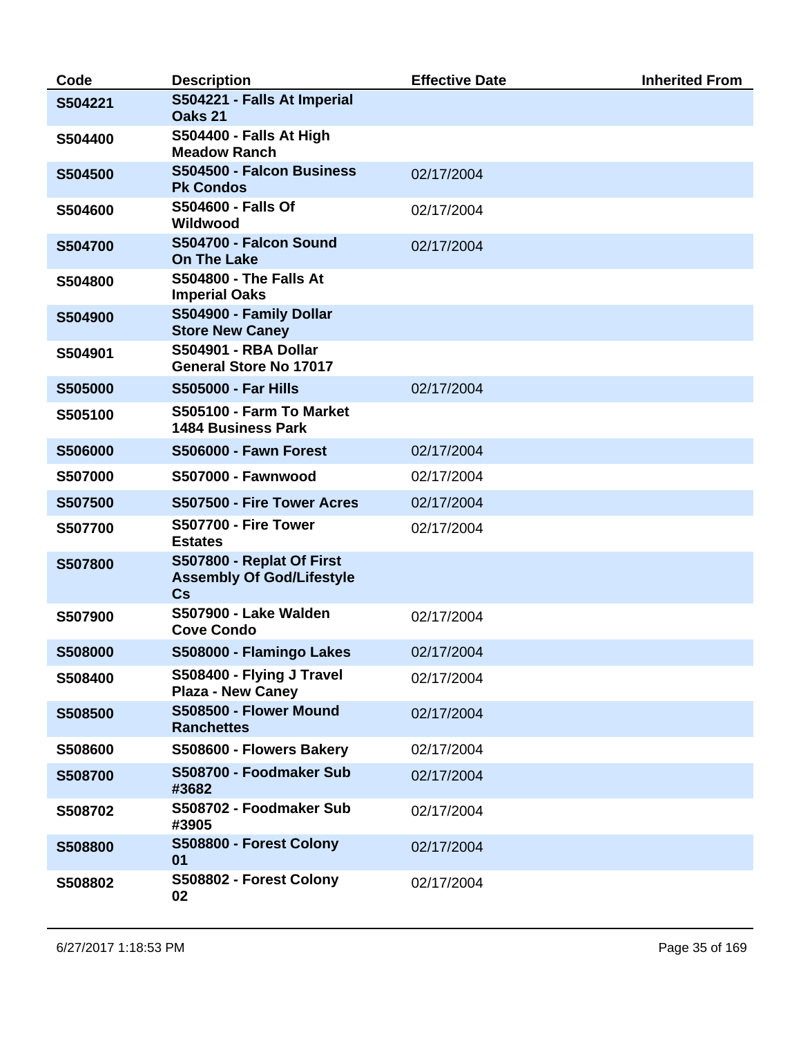| Code | Description | Effective Date | Inherited From |
|---|---|---|---|
| **S504221** | **S504221 - Falls At Imperial Oaks 21** | | |
| **S504400** | **S504400 - Falls At High Meadow Ranch** | | |
| **S504500** | **S504500 - Falcon Business Pk Condos** | 02/17/2004 | |
| **S504600** | **S504600 - Falls Of Wildwood** | 02/17/2004 | |
| **S504700** | **S504700 - Falcon Sound On The Lake** | 02/17/2004 | |
| **S504800** | **S504800 - The Falls At Imperial Oaks** | | |
| **S504900** | **S504900 - Family Dollar Store New Caney** | | |
| **S504901** | **S504901 - RBA Dollar General Store No 17017** | | |
| **S505000** | **S505000 - Far Hills** | 02/17/2004 | |
| **S505100** | **S505100 - Farm To Market 1484 Business Park** | | |
| **S506000** | **S506000 - Fawn Forest** | 02/17/2004 | |
| **S507000** | **S507000 - Fawnwood** | 02/17/2004 | |
| **S507500** | **S507500 - Fire Tower Acres** | 02/17/2004 | |
| **S507700** | **S507700 - Fire Tower Estates** | 02/17/2004 | |
| **S507800** | **S507800 - Replat Of First Assembly Of God/Lifestyle Cs** | | |
| **S507900** | **S507900 - Lake Walden Cove Condo** | 02/17/2004 | |
| **S508000** | **S508000 - Flamingo Lakes** | 02/17/2004 | |
| **S508400** | **S508400 - Flying J Travel Plaza - New Caney** | 02/17/2004 | |
| **S508500** | **S508500 - Flower Mound Ranchettes** | 02/17/2004 | |
| **S508600** | **S508600 - Flowers Bakery** | 02/17/2004 | |
| **S508700** | **S508700 - Foodmaker Sub #3682** | 02/17/2004 | |
| **S508702** | **S508702 - Foodmaker Sub #3905** | 02/17/2004 | |
| **S508800** | **S508800 - Forest Colony 01** | 02/17/2004 | |
| **S508802** | **S508802 - Forest Colony 02** | 02/17/2004 | |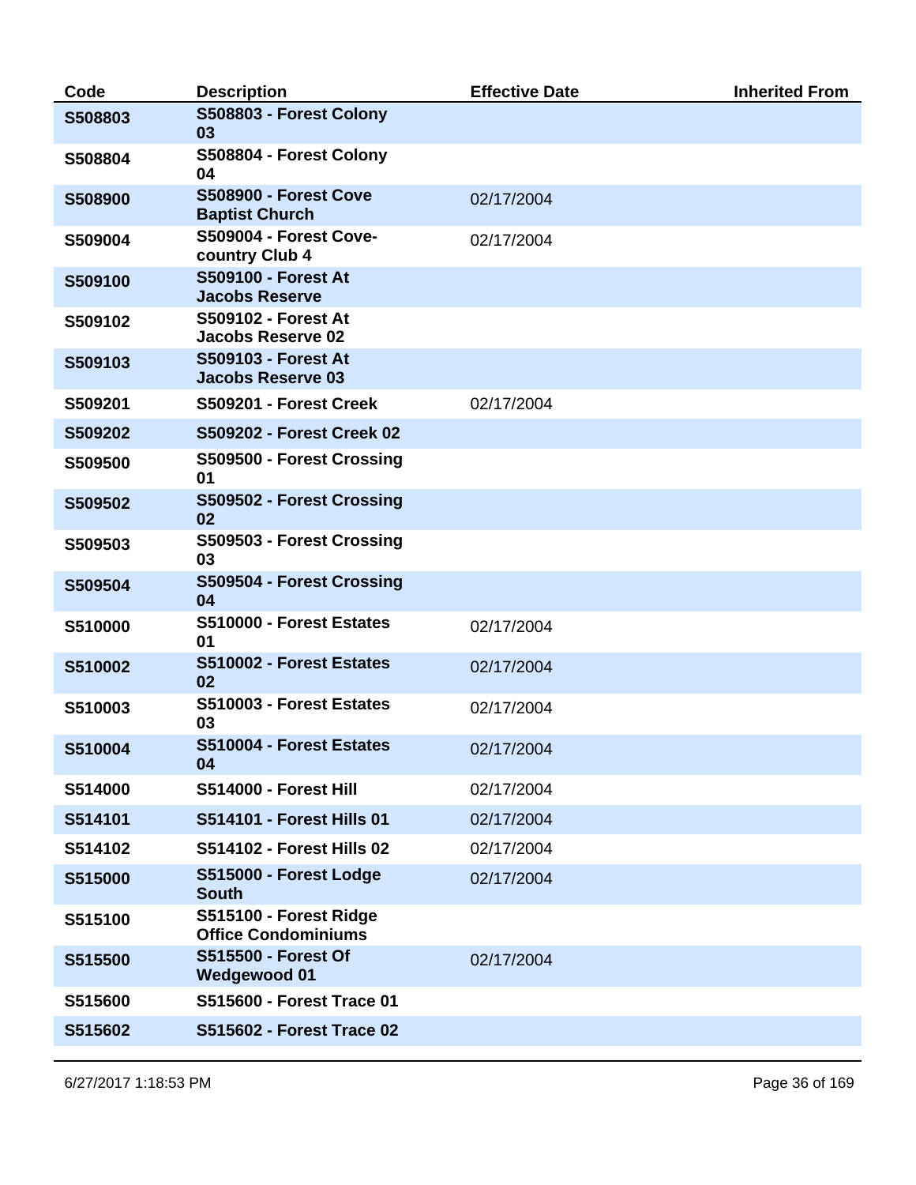| Code | Description | Effective Date | Inherited From |
|---|---|---|---|
| S508803 | S508803 - Forest Colony 03 | | |
| S508804 | S508804 - Forest Colony 04 | | |
| S508900 | S508900 - Forest Cove Baptist Church | 02/17/2004 | |
| S509004 | S509004 - Forest Cove-country Club 4 | 02/17/2004 | |
| S509100 | S509100 - Forest At Jacobs Reserve | | |
| S509102 | S509102 - Forest At Jacobs Reserve 02 | | |
| S509103 | S509103 - Forest At Jacobs Reserve 03 | | |
| S509201 | S509201 - Forest Creek | 02/17/2004 | |
| S509202 | S509202 - Forest Creek 02 | | |
| S509500 | S509500 - Forest Crossing 01 | | |
| S509502 | S509502 - Forest Crossing 02 | | |
| S509503 | S509503 - Forest Crossing 03 | | |
| S509504 | S509504 - Forest Crossing 04 | | |
| S510000 | S510000 - Forest Estates 01 | 02/17/2004 | |
| S510002 | S510002 - Forest Estates 02 | 02/17/2004 | |
| S510003 | S510003 - Forest Estates 03 | 02/17/2004 | |
| S510004 | S510004 - Forest Estates 04 | 02/17/2004 | |
| S514000 | S514000 - Forest Hill | 02/17/2004 | |
| S514101 | S514101 - Forest Hills 01 | 02/17/2004 | |
| S514102 | S514102 - Forest Hills 02 | 02/17/2004 | |
| S515000 | S515000 - Forest Lodge South | 02/17/2004 | |
| S515100 | S515100 - Forest Ridge Office Condominiums | | |
| S515500 | S515500 - Forest Of Wedgewood 01 | 02/17/2004 | |
| S515600 | S515600 - Forest Trace 01 | | |
| S515602 | S515602 - Forest Trace 02 | | |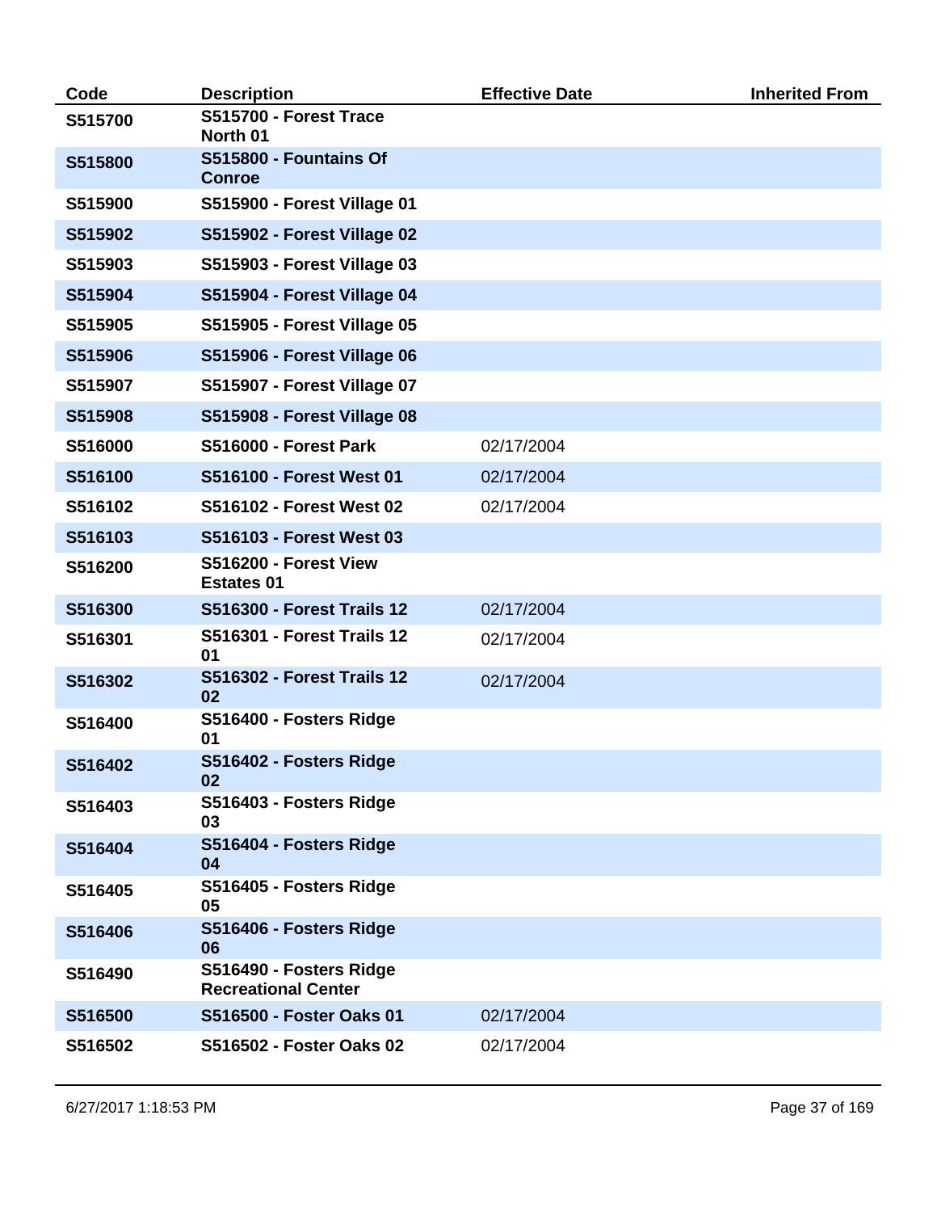| Code | Description | Effective Date | Inherited From |
| --- | --- | --- | --- |
| **S515700** | **S515700 - Forest Trace North 01** | | |
| **S515800** | **S515800 - Fountains Of Conroe** | | |
| **S515900** | **S515900 - Forest Village 01** | | |
| **S515902** | **S515902 - Forest Village 02** | | |
| **S515903** | **S515903 - Forest Village 03** | | |
| **S515904** | **S515904 - Forest Village 04** | | |
| **S515905** | **S515905 - Forest Village 05** | | |
| **S515906** | **S515906 - Forest Village 06** | | |
| **S515907** | **S515907 - Forest Village 07** | | |
| **S515908** | **S515908 - Forest Village 08** | | |
| **S516000** | **S516000 - Forest Park** | 02/17/2004 | |
| **S516100** | **S516100 - Forest West 01** | 02/17/2004 | |
| **S516102** | **S516102 - Forest West 02** | 02/17/2004 | |
| **S516103** | **S516103 - Forest West 03** | | |
| **S516200** | **S516200 - Forest View Estates 01** | | |
| **S516300** | **S516300 - Forest Trails 12** | 02/17/2004 | |
| **S516301** | **S516301 - Forest Trails 12 01** | 02/17/2004 | |
| **S516302** | **S516302 - Forest Trails 12 02** | 02/17/2004 | |
| **S516400** | **S516400 - Fosters Ridge 01** | | |
| **S516402** | **S516402 - Fosters Ridge 02** | | |
| **S516403** | **S516403 - Fosters Ridge 03** | | |
| **S516404** | **S516404 - Fosters Ridge 04** | | |
| **S516405** | **S516405 - Fosters Ridge 05** | | |
| **S516406** | **S516406 - Fosters Ridge 06** | | |
| **S516490** | **S516490 - Fosters Ridge Recreational Center** | | |
| **S516500** | **S516500 - Foster Oaks 01** | 02/17/2004 | |
| **S516502** | **S516502 - Foster Oaks 02** | 02/17/2004 | |

6/27/2017 1:18:53 PM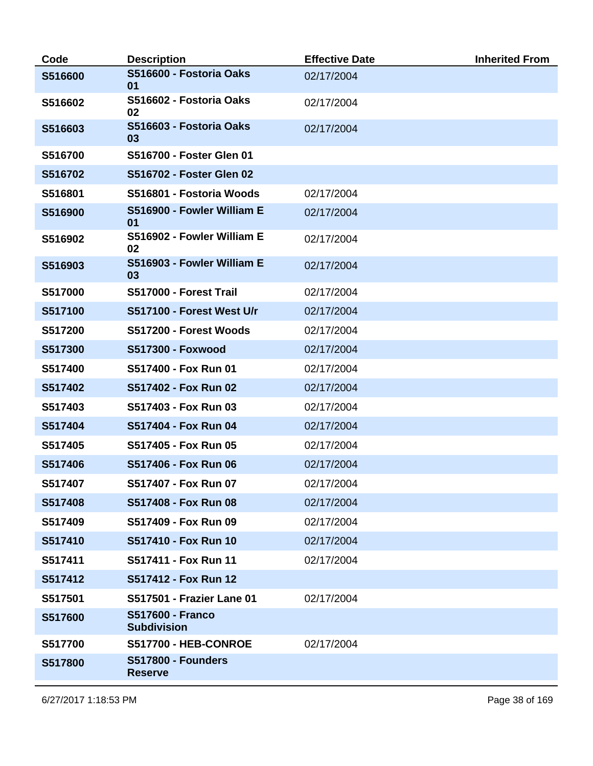| Code | Description | Effective Date | Inherited From |
|---|---|---|---|
| S516600 | S516600 - Fostoria Oaks 01 | 02/17/2004 | |
| S516602 | S516602 - Fostoria Oaks 02 | 02/17/2004 | |
| S516603 | S516603 - Fostoria Oaks 03 | 02/17/2004 | |
| S516700 | S516700 - Foster Glen 01 | | |
| S516702 | S516702 - Foster Glen 02 | | |
| S516801 | S516801 - Fostoria Woods | 02/17/2004 | |
| S516900 | S516900 - Fowler William E 01 | 02/17/2004 | |
| S516902 | S516902 - Fowler William E 02 | 02/17/2004 | |
| S516903 | S516903 - Fowler William E 03 | 02/17/2004 | |
| S517000 | S517000 - Forest Trail | 02/17/2004 | |
| S517100 | S517100 - Forest West U/r | 02/17/2004 | |
| S517200 | S517200 - Forest Woods | 02/17/2004 | |
| S517300 | S517300 - Foxwood | 02/17/2004 | |
| S517400 | S517400 - Fox Run 01 | 02/17/2004 | |
| S517402 | S517402 - Fox Run 02 | 02/17/2004 | |
| S517403 | S517403 - Fox Run 03 | 02/17/2004 | |
| S517404 | S517404 - Fox Run 04 | 02/17/2004 | |
| S517405 | S517405 - Fox Run 05 | 02/17/2004 | |
| S517406 | S517406 - Fox Run 06 | 02/17/2004 | |
| S517407 | S517407 - Fox Run 07 | 02/17/2004 | |
| S517408 | S517408 - Fox Run 08 | 02/17/2004 | |
| S517409 | S517409 - Fox Run 09 | 02/17/2004 | |
| S517410 | S517410 - Fox Run 10 | 02/17/2004 | |
| S517411 | S517411 - Fox Run 11 | 02/17/2004 | |
| S517412 | S517412 - Fox Run 12 | | |
| S517501 | S517501 - Frazier Lane 01 | 02/17/2004 | |
| S517600 | S517600 - Franco Subdivision | | |
| S517700 | S517700 - HEB-CONROE | 02/17/2004 | |
| S517800 | S517800 - Founders Reserve | | |

6/27/2017 1:18:53 PM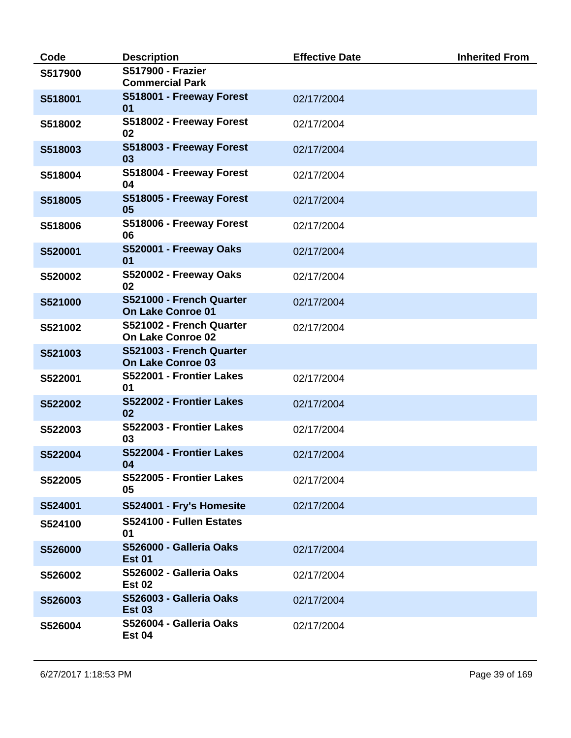| Code | Description | Effective Date | Inherited From |
|---|---|---|---|
| **S517900** | **S517900 - Frazier Commercial Park** | | |
| **S518001** | **S518001 - Freeway Forest 01** | 02/17/2004 | |
| **S518002** | **S518002 - Freeway Forest 02** | 02/17/2004 | |
| **S518003** | **S518003 - Freeway Forest 03** | 02/17/2004 | |
| **S518004** | **S518004 - Freeway Forest 04** | 02/17/2004 | |
| **S518005** | **S518005 - Freeway Forest 05** | 02/17/2004 | |
| **S518006** | **S518006 - Freeway Forest 06** | 02/17/2004 | |
| **S520001** | **S520001 - Freeway Oaks 01** | 02/17/2004 | |
| **S520002** | **S520002 - Freeway Oaks 02** | 02/17/2004 | |
| **S521000** | **S521000 - French Quarter On Lake Conroe 01** | 02/17/2004 | |
| **S521002** | **S521002 - French Quarter On Lake Conroe 02** | 02/17/2004 | |
| **S521003** | **S521003 - French Quarter On Lake Conroe 03** | | |
| **S522001** | **S522001 - Frontier Lakes 01** | 02/17/2004 | |
| **S522002** | **S522002 - Frontier Lakes 02** | 02/17/2004 | |
| **S522003** | **S522003 - Frontier Lakes 03** | 02/17/2004 | |
| **S522004** | **S522004 - Frontier Lakes 04** | 02/17/2004 | |
| **S522005** | **S522005 - Frontier Lakes 05** | 02/17/2004 | |
| **S524001** | **S524001 - Fry's Homesite** | 02/17/2004 | |
| **S524100** | **S524100 - Fullen Estates 01** | | |
| **S526000** | **S526000 - Galleria Oaks Est 01** | 02/17/2004 | |
| **S526002** | **S526002 - Galleria Oaks Est 02** | 02/17/2004 | |
| **S526003** | **S526003 - Galleria Oaks Est 03** | 02/17/2004 | |
| **S526004** | **S526004 - Galleria Oaks Est 04** | 02/17/2004 | |

6/27/2017 1:18:53 PM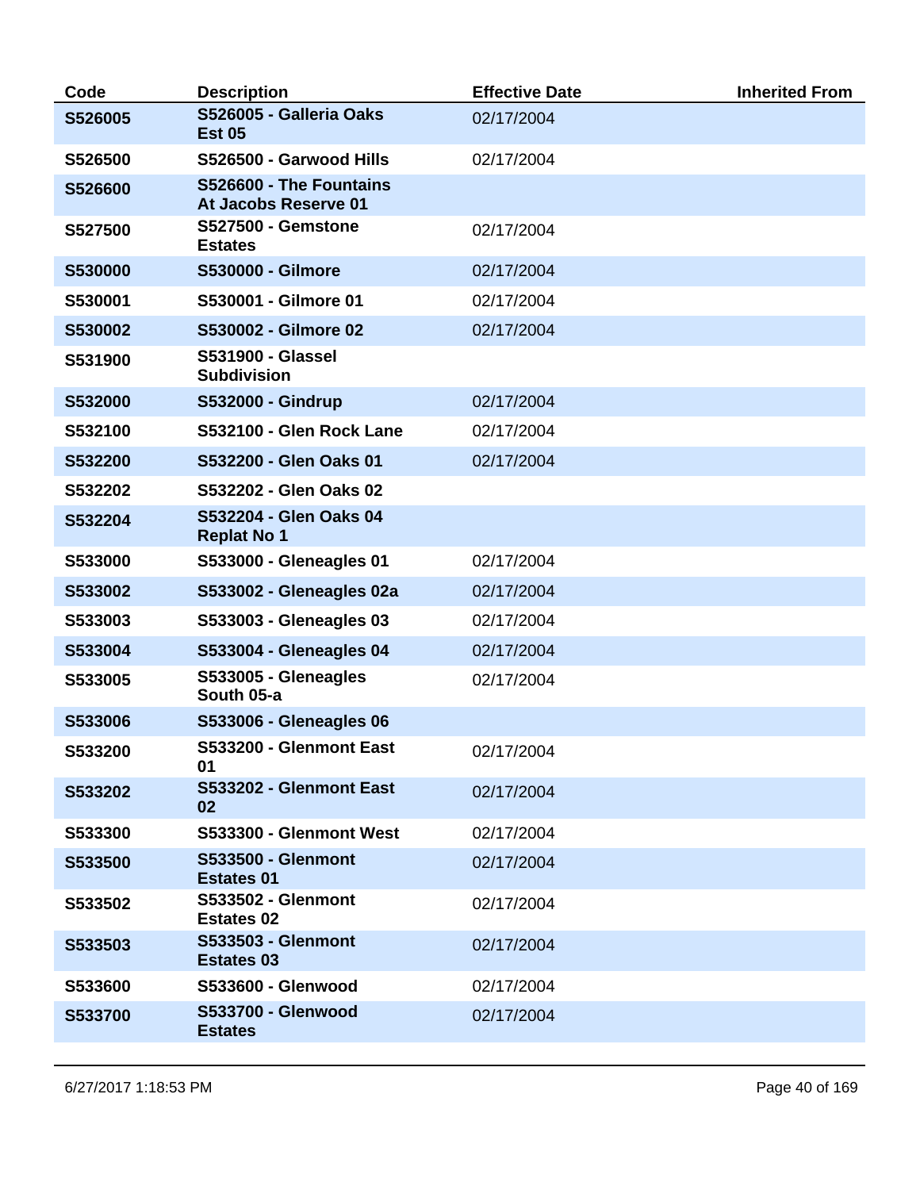| Code | Description | Effective Date | Inherited From |
|---|---|---|---|
| S526005 | S526005 - Galleria Oaks Est 05 | 02/17/2004 | |
| S526500 | S526500 - Garwood Hills | 02/17/2004 | |
| S526600 | S526600 - The Fountains At Jacobs Reserve 01 | | |
| S527500 | S527500 - Gemstone Estates | 02/17/2004 | |
| S530000 | S530000 - Gilmore | 02/17/2004 | |
| S530001 | S530001 - Gilmore 01 | 02/17/2004 | |
| S530002 | S530002 - Gilmore 02 | 02/17/2004 | |
| S531900 | S531900 - Glassel Subdivision | | |
| S532000 | S532000 - Gindrup | 02/17/2004 | |
| S532100 | S532100 - Glen Rock Lane | 02/17/2004 | |
| S532200 | S532200 - Glen Oaks 01 | 02/17/2004 | |
| S532202 | S532202 - Glen Oaks 02 | | |
| S532204 | S532204 - Glen Oaks 04 Replat No 1 | | |
| S533000 | S533000 - Gleneagles 01 | 02/17/2004 | |
| S533002 | S533002 - Gleneagles 02a | 02/17/2004 | |
| S533003 | S533003 - Gleneagles 03 | 02/17/2004 | |
| S533004 | S533004 - Gleneagles 04 | 02/17/2004 | |
| S533005 | S533005 - Gleneagles South 05-a | 02/17/2004 | |
| S533006 | S533006 - Gleneagles 06 | | |
| S533200 | S533200 - Glenmont East 01 | 02/17/2004 | |
| S533202 | S533202 - Glenmont East 02 | 02/17/2004 | |
| S533300 | S533300 - Glenmont West | 02/17/2004 | |
| S533500 | S533500 - Glenmont Estates 01 | 02/17/2004 | |
| S533502 | S533502 - Glenmont Estates 02 | 02/17/2004 | |
| S533503 | S533503 - Glenmont Estates 03 | 02/17/2004 | |
| S533600 | S533600 - Glenwood | 02/17/2004 | |
| S533700 | S533700 - Glenwood Estates | 02/17/2004 | |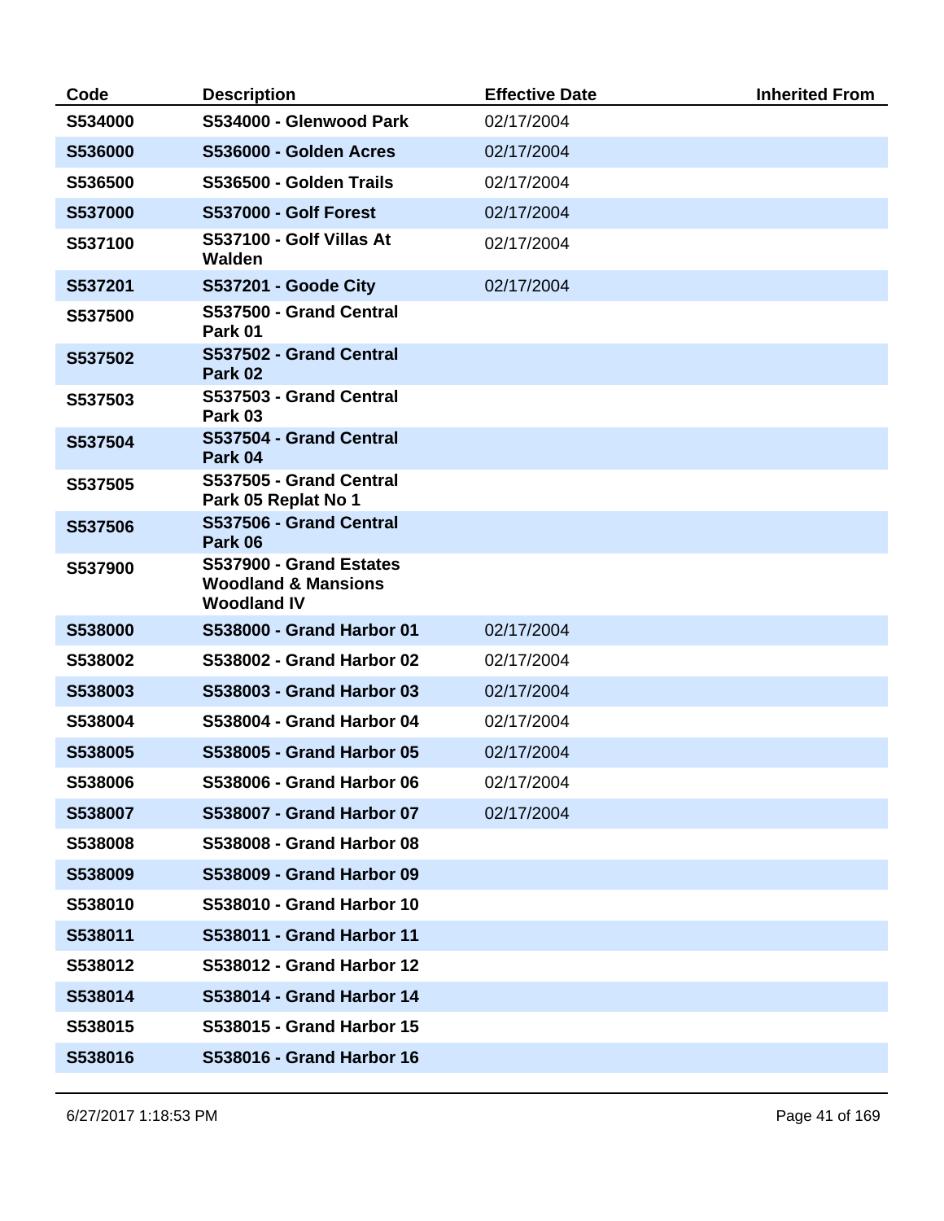| Code | Description | Effective Date | Inherited From |
|---|---|---|---|
| **S534000** | **S534000 - Glenwood Park** | 02/17/2004 | |
| **S536000** | **S536000 - Golden Acres** | 02/17/2004 | |
| **S536500** | **S536500 - Golden Trails** | 02/17/2004 | |
| **S537000** | **S537000 - Golf Forest** | 02/17/2004 | |
| **S537100** | **S537100 - Golf Villas At Walden** | 02/17/2004 | |
| **S537201** | **S537201 - Goode City** | 02/17/2004 | |
| **S537500** | **S537500 - Grand Central Park 01** | | |
| **S537502** | **S537502 - Grand Central Park 02** | | |
| **S537503** | **S537503 - Grand Central Park 03** | | |
| **S537504** | **S537504 - Grand Central Park 04** | | |
| **S537505** | **S537505 - Grand Central Park 05 Replat No 1** | | |
| **S537506** | **S537506 - Grand Central Park 06** | | |
| **S537900** | **S537900 - Grand Estates Woodland & Mansions Woodland IV** | | |
| **S538000** | **S538000 - Grand Harbor 01** | 02/17/2004 | |
| **S538002** | **S538002 - Grand Harbor 02** | 02/17/2004 | |
| **S538003** | **S538003 - Grand Harbor 03** | 02/17/2004 | |
| **S538004** | **S538004 - Grand Harbor 04** | 02/17/2004 | |
| **S538005** | **S538005 - Grand Harbor 05** | 02/17/2004 | |
| **S538006** | **S538006 - Grand Harbor 06** | 02/17/2004 | |
| **S538007** | **S538007 - Grand Harbor 07** | 02/17/2004 | |
| **S538008** | **S538008 - Grand Harbor 08** | | |
| **S538009** | **S538009 - Grand Harbor 09** | | |
| **S538010** | **S538010 - Grand Harbor 10** | | |
| **S538011** | **S538011 - Grand Harbor 11** | | |
| **S538012** | **S538012 - Grand Harbor 12** | | |
| **S538014** | **S538014 - Grand Harbor 14** | | |
| **S538015** | **S538015 - Grand Harbor 15** | | |
| **S538016** | **S538016 - Grand Harbor 16** | | |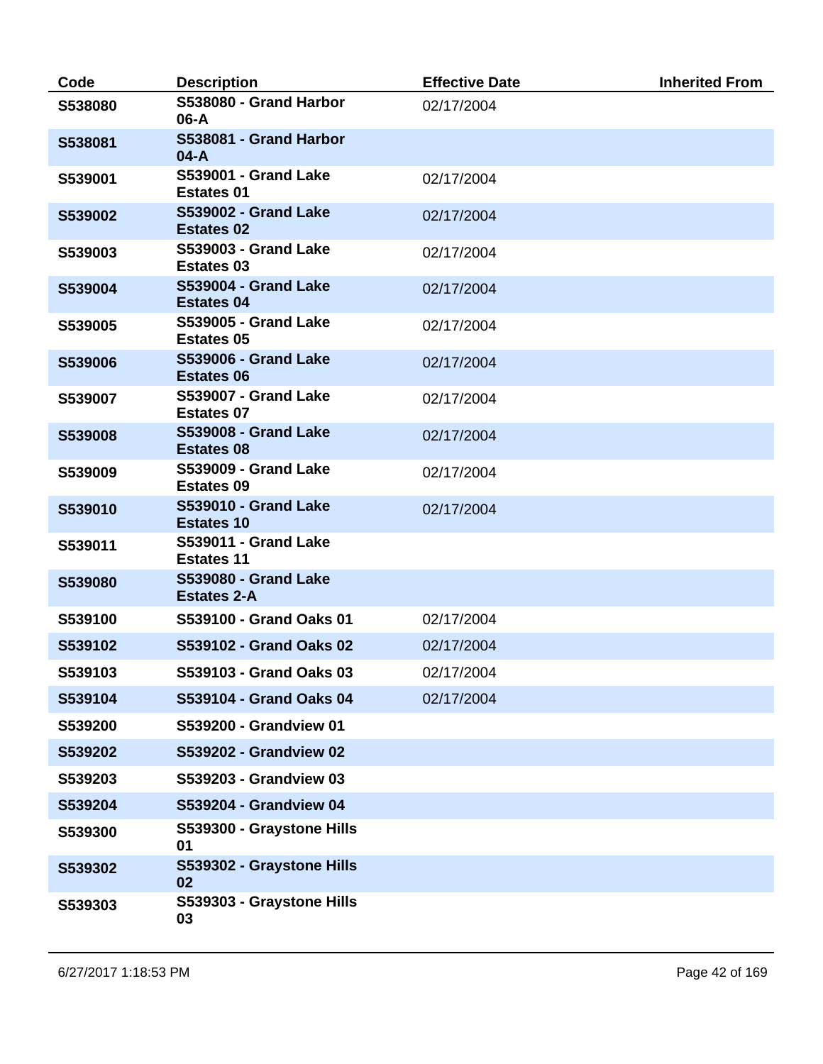| Code | Description | Effective Date | Inherited From |
| --- | --- | --- | --- |
| S538080 | S538080 - Grand Harbor 06-A | 02/17/2004 | |
| S538081 | S538081 - Grand Harbor 04-A | | |
| S539001 | S539001 - Grand Lake Estates 01 | 02/17/2004 | |
| S539002 | S539002 - Grand Lake Estates 02 | 02/17/2004 | |
| S539003 | S539003 - Grand Lake Estates 03 | 02/17/2004 | |
| S539004 | S539004 - Grand Lake Estates 04 | 02/17/2004 | |
| S539005 | S539005 - Grand Lake Estates 05 | 02/17/2004 | |
| S539006 | S539006 - Grand Lake Estates 06 | 02/17/2004 | |
| S539007 | S539007 - Grand Lake Estates 07 | 02/17/2004 | |
| S539008 | S539008 - Grand Lake Estates 08 | 02/17/2004 | |
| S539009 | S539009 - Grand Lake Estates 09 | 02/17/2004 | |
| S539010 | S539010 - Grand Lake Estates 10 | 02/17/2004 | |
| S539011 | S539011 - Grand Lake Estates 11 | | |
| S539080 | S539080 - Grand Lake Estates 2-A | | |
| S539100 | S539100 - Grand Oaks 01 | 02/17/2004 | |
| S539102 | S539102 - Grand Oaks 02 | 02/17/2004 | |
| S539103 | S539103 - Grand Oaks 03 | 02/17/2004 | |
| S539104 | S539104 - Grand Oaks 04 | 02/17/2004 | |
| S539200 | S539200 - Grandview 01 | | |
| S539202 | S539202 - Grandview 02 | | |
| S539203 | S539203 - Grandview 03 | | |
| S539204 | S539204 - Grandview 04 | | |
| S539300 | S539300 - Graystone Hills 01 | | |
| S539302 | S539302 - Graystone Hills 02 | | |
| S539303 | S539303 - Graystone Hills 03 | | |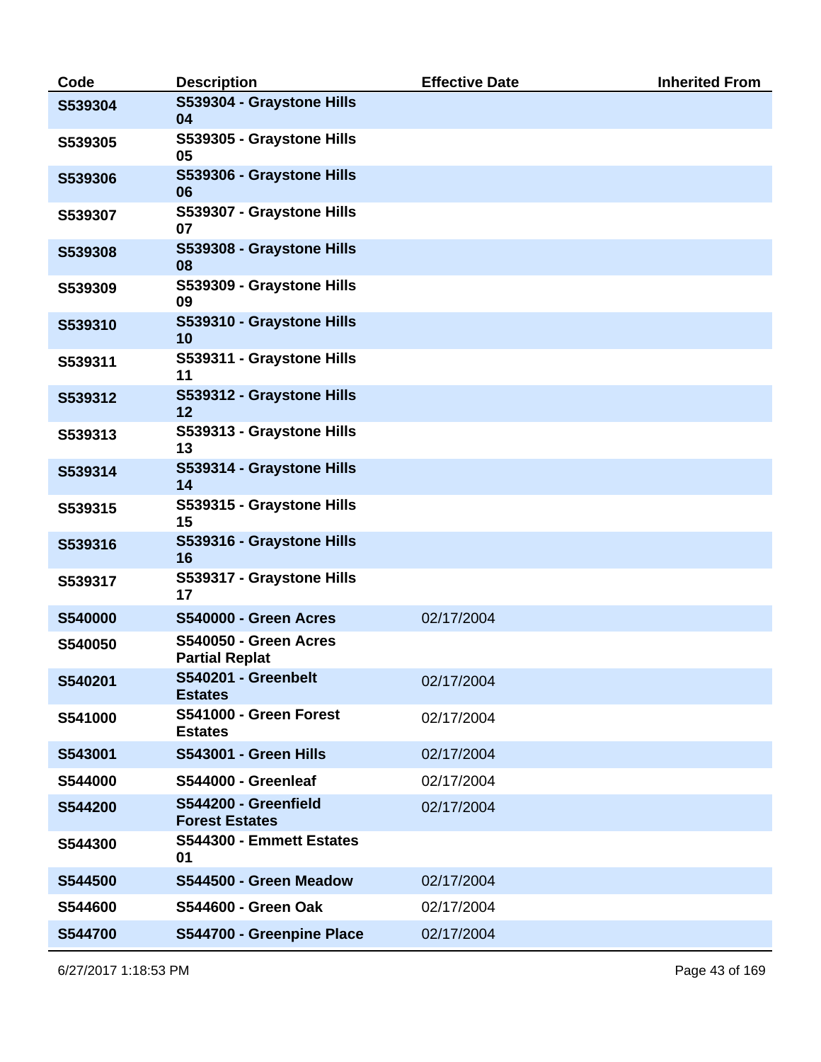| Code | Description | Effective Date | Inherited From |
|---|---|---|---|
| S539304 | S539304 - Graystone Hills 04 | | |
| S539305 | S539305 - Graystone Hills 05 | | |
| S539306 | S539306 - Graystone Hills 06 | | |
| S539307 | S539307 - Graystone Hills 07 | | |
| S539308 | S539308 - Graystone Hills 08 | | |
| S539309 | S539309 - Graystone Hills 09 | | |
| S539310 | S539310 - Graystone Hills 10 | | |
| S539311 | S539311 - Graystone Hills 11 | | |
| S539312 | S539312 - Graystone Hills 12 | | |
| S539313 | S539313 - Graystone Hills 13 | | |
| S539314 | S539314 - Graystone Hills 14 | | |
| S539315 | S539315 - Graystone Hills 15 | | |
| S539316 | S539316 - Graystone Hills 16 | | |
| S539317 | S539317 - Graystone Hills 17 | | |
| S540000 | S540000 - Green Acres | 02/17/2004 | |
| S540050 | S540050 - Green Acres Partial Replat | | |
| S540201 | S540201 - Greenbelt Estates | 02/17/2004 | |
| S541000 | S541000 - Green Forest Estates | 02/17/2004 | |
| S543001 | S543001 - Green Hills | 02/17/2004 | |
| S544000 | S544000 - Greenleaf | 02/17/2004 | |
| S544200 | S544200 - Greenfield Forest Estates | 02/17/2004 | |
| S544300 | S544300 - Emmett Estates 01 | | |
| S544500 | S544500 - Green Meadow | 02/17/2004 | |
| S544600 | S544600 - Green Oak | 02/17/2004 | |
| S544700 | S544700 - Greenpine Place | 02/17/2004 | |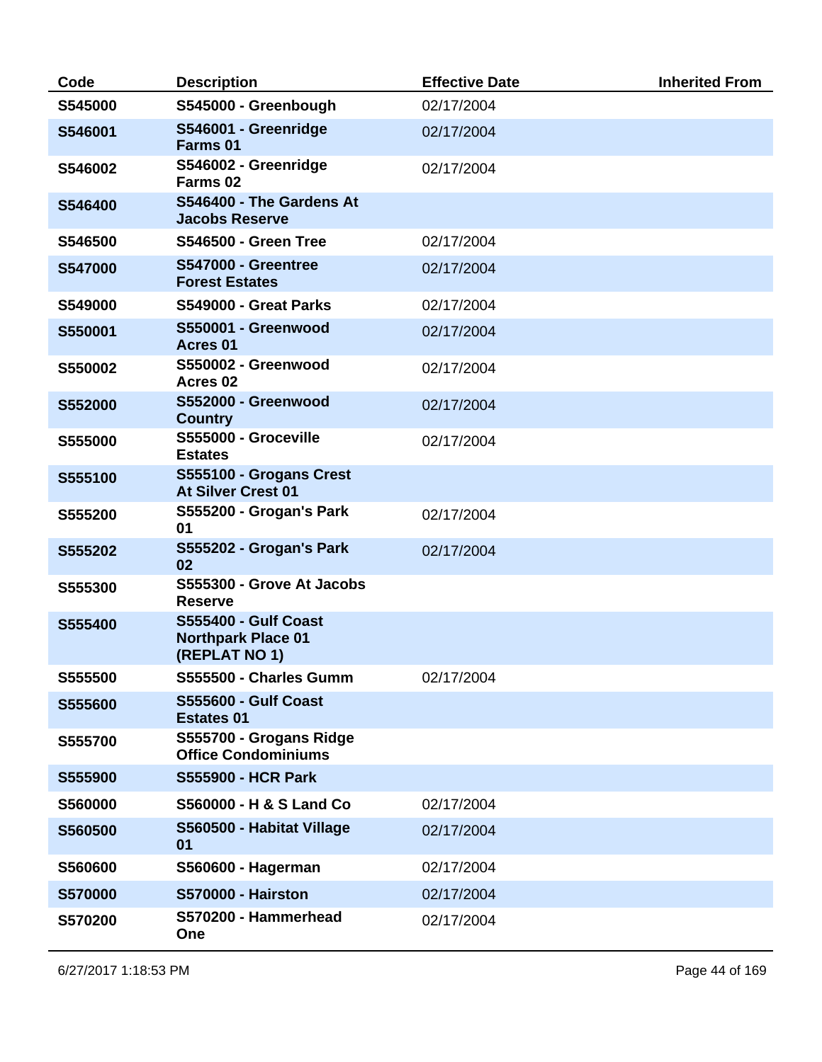| Code | Description | Effective Date | Inherited From |
| --- | --- | --- | --- |
| **S545000** | **S545000 - Greenbough** | 02/17/2004 | |
| **S546001** | **S546001 - Greenridge Farms 01** | 02/17/2004 | |
| **S546002** | **S546002 - Greenridge Farms 02** | 02/17/2004 | |
| **S546400** | **S546400 - The Gardens At Jacobs Reserve** | | |
| **S546500** | **S546500 - Green Tree** | 02/17/2004 | |
| **S547000** | **S547000 - Greentree Forest Estates** | 02/17/2004 | |
| **S549000** | **S549000 - Great Parks** | 02/17/2004 | |
| **S550001** | **S550001 - Greenwood Acres 01** | 02/17/2004 | |
| **S550002** | **S550002 - Greenwood Acres 02** | 02/17/2004 | |
| **S552000** | **S552000 - Greenwood Country** | 02/17/2004 | |
| **S555000** | **S555000 - Groceville Estates** | 02/17/2004 | |
| **S555100** | **S555100 - Grogans Crest At Silver Crest 01** | | |
| **S555200** | **S555200 - Grogan's Park 01** | 02/17/2004 | |
| **S555202** | **S555202 - Grogan's Park 02** | 02/17/2004 | |
| **S555300** | **S555300 - Grove At Jacobs Reserve** | | |
| **S555400** | **S555400 - Gulf Coast Northpark Place 01 (REPLAT NO 1)** | | |
| **S555500** | **S555500 - Charles Gumm** | 02/17/2004 | |
| **S555600** | **S555600 - Gulf Coast Estates 01** | | |
| **S555700** | **S555700 - Grogans Ridge Office Condominiums** | | |
| **S555900** | **S555900 - HCR Park** | | |
| **S560000** | **S560000 - H & S Land Co** | 02/17/2004 | |
| **S560500** | **S560500 - Habitat Village 01** | 02/17/2004 | |
| **S560600** | **S560600 - Hagerman** | 02/17/2004 | |
| **S570000** | **S570000 - Hairston** | 02/17/2004 | |
| **S570200** | **S570200 - Hammerhead One** | 02/17/2004 | |

6/27/2017 1:18:53 PM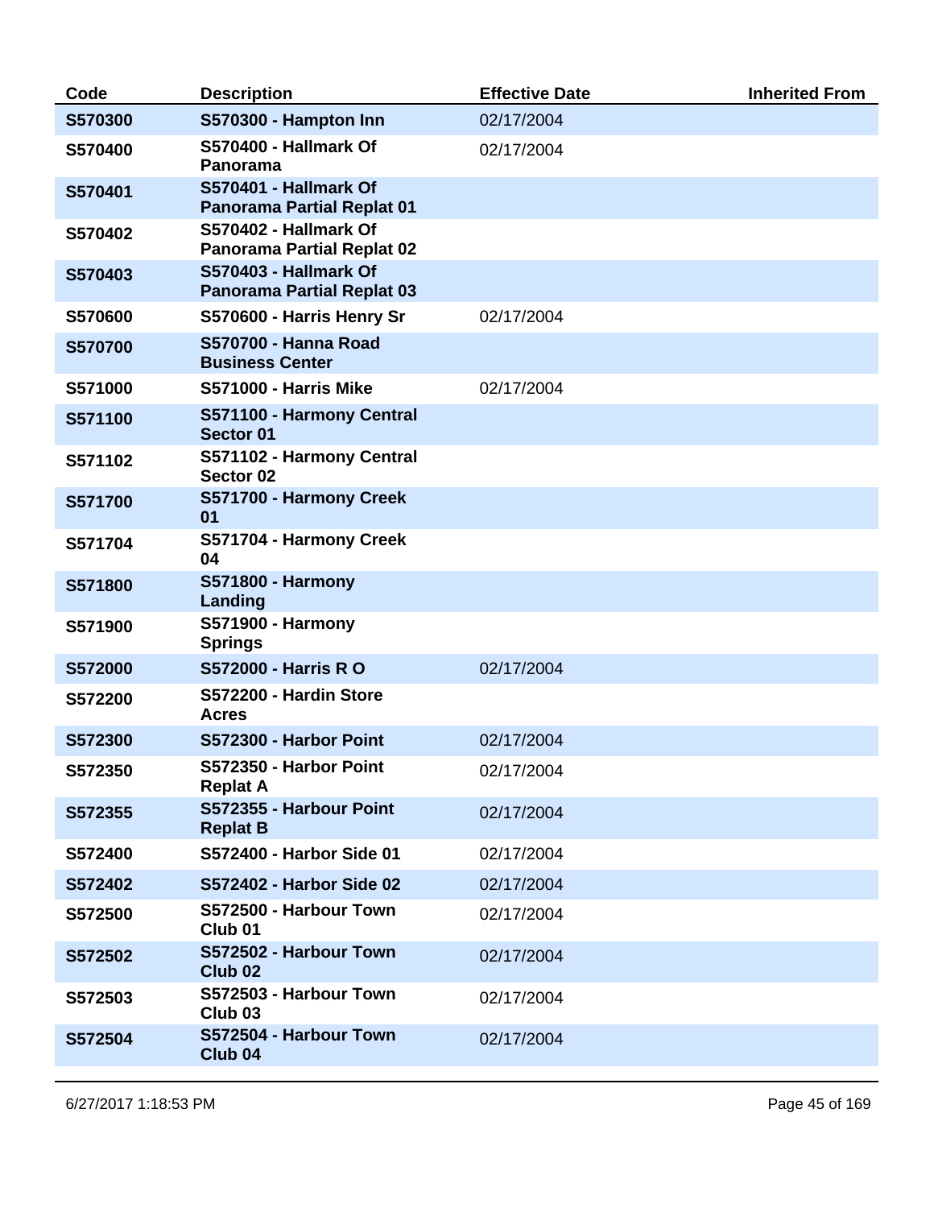| Code | Description | Effective Date | Inherited From |
| --- | --- | --- | --- |
| **S570300** | **S570300 - Hampton Inn** | 02/17/2004 | |
| **S570400** | **S570400 - Hallmark Of Panorama** | 02/17/2004 | |
| **S570401** | **S570401 - Hallmark Of Panorama Partial Replat 01** | | |
| **S570402** | **S570402 - Hallmark Of Panorama Partial Replat 02** | | |
| **S570403** | **S570403 - Hallmark Of Panorama Partial Replat 03** | | |
| **S570600** | **S570600 - Harris Henry Sr** | 02/17/2004 | |
| **S570700** | **S570700 - Hanna Road Business Center** | | |
| **S571000** | **S571000 - Harris Mike** | 02/17/2004 | |
| **S571100** | **S571100 - Harmony Central Sector 01** | | |
| **S571102** | **S571102 - Harmony Central Sector 02** | | |
| **S571700** | **S571700 - Harmony Creek 01** | | |
| **S571704** | **S571704 - Harmony Creek 04** | | |
| **S571800** | **S571800 - Harmony Landing** | | |
| **S571900** | **S571900 - Harmony Springs** | | |
| **S572000** | **S572000 - Harris R O** | 02/17/2004 | |
| **S572200** | **S572200 - Hardin Store Acres** | | |
| **S572300** | **S572300 - Harbor Point** | 02/17/2004 | |
| **S572350** | **S572350 - Harbor Point Replat A** | 02/17/2004 | |
| **S572355** | **S572355 - Harbour Point Replat B** | 02/17/2004 | |
| **S572400** | **S572400 - Harbor Side 01** | 02/17/2004 | |
| **S572402** | **S572402 - Harbor Side 02** | 02/17/2004 | |
| **S572500** | **S572500 - Harbour Town Club 01** | 02/17/2004 | |
| **S572502** | **S572502 - Harbour Town Club 02** | 02/17/2004 | |
| **S572503** | **S572503 - Harbour Town Club 03** | 02/17/2004 | |
| **S572504** | **S572504 - Harbour Town Club 04** | 02/17/2004 | |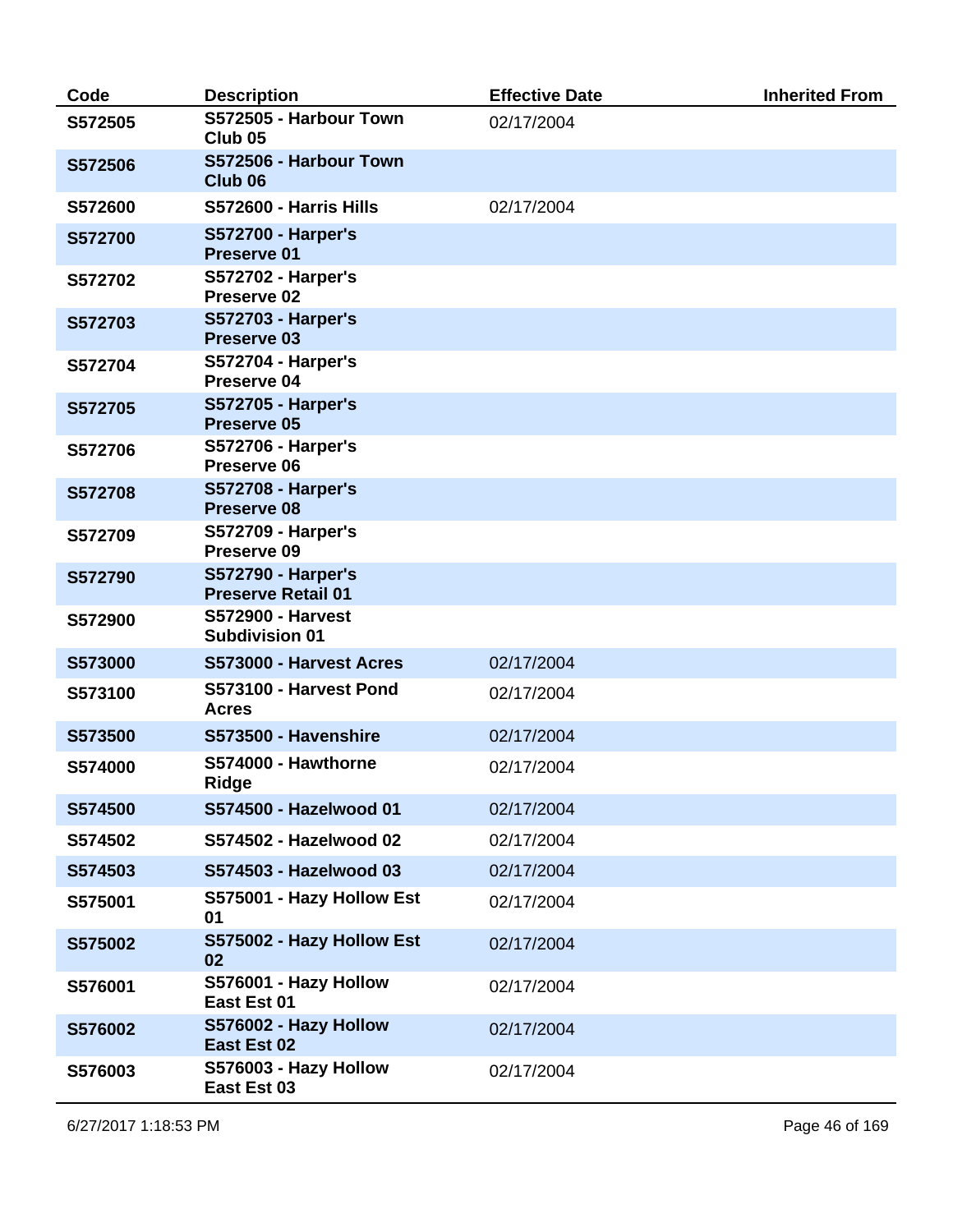| Code | Description | Effective Date | Inherited From |
|---|---|---|---|
| S572505 | S572505 - Harbour Town Club 05 | 02/17/2004 | |
| S572506 | S572506 - Harbour Town Club 06 | | |
| S572600 | S572600 - Harris Hills | 02/17/2004 | |
| S572700 | S572700 - Harper's Preserve 01 | | |
| S572702 | S572702 - Harper's Preserve 02 | | |
| S572703 | S572703 - Harper's Preserve 03 | | |
| S572704 | S572704 - Harper's Preserve 04 | | |
| S572705 | S572705 - Harper's Preserve 05 | | |
| S572706 | S572706 - Harper's Preserve 06 | | |
| S572708 | S572708 - Harper's Preserve 08 | | |
| S572709 | S572709 - Harper's Preserve 09 | | |
| S572790 | S572790 - Harper's Preserve Retail 01 | | |
| S572900 | S572900 - Harvest Subdivision 01 | | |
| S573000 | S573000 - Harvest Acres | 02/17/2004 | |
| S573100 | S573100 - Harvest Pond Acres | 02/17/2004 | |
| S573500 | S573500 - Havenshire | 02/17/2004 | |
| S574000 | S574000 - Hawthorne Ridge | 02/17/2004 | |
| S574500 | S574500 - Hazelwood 01 | 02/17/2004 | |
| S574502 | S574502 - Hazelwood 02 | 02/17/2004 | |
| S574503 | S574503 - Hazelwood 03 | 02/17/2004 | |
| S575001 | S575001 - Hazy Hollow Est 01 | 02/17/2004 | |
| S575002 | S575002 - Hazy Hollow Est 02 | 02/17/2004 | |
| S576001 | S576001 - Hazy Hollow East Est 01 | 02/17/2004 | |
| S576002 | S576002 - Hazy Hollow East Est 02 | 02/17/2004 | |
| S576003 | S576003 - Hazy Hollow East Est 03 | 02/17/2004 | |

6/27/2017 1:18:53 PM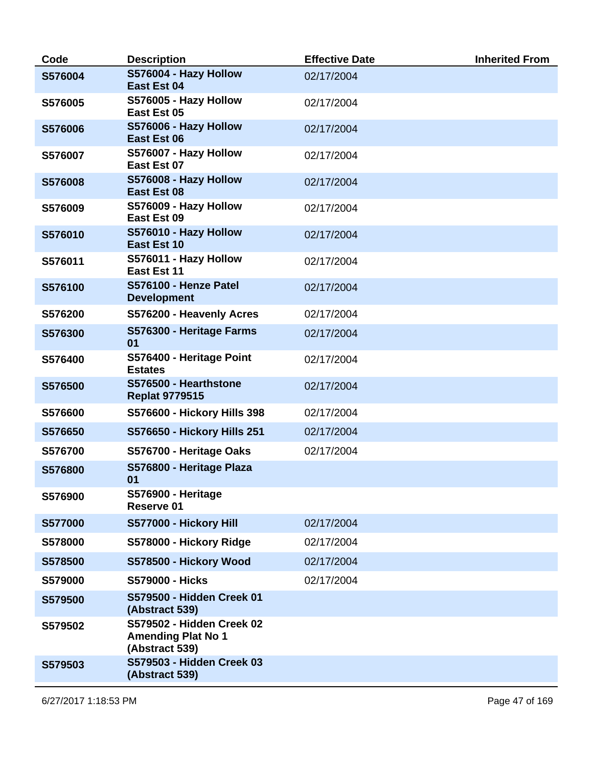| Code | Description | Effective Date | Inherited From |
|---|---|---|---|
| **S576004** | **S576004 - Hazy Hollow East Est 04** | 02/17/2004 | |
| **S576005** | **S576005 - Hazy Hollow East Est 05** | 02/17/2004 | |
| **S576006** | **S576006 - Hazy Hollow East Est 06** | 02/17/2004 | |
| **S576007** | **S576007 - Hazy Hollow East Est 07** | 02/17/2004 | |
| **S576008** | **S576008 - Hazy Hollow East Est 08** | 02/17/2004 | |
| **S576009** | **S576009 - Hazy Hollow East Est 09** | 02/17/2004 | |
| **S576010** | **S576010 - Hazy Hollow East Est 10** | 02/17/2004 | |
| **S576011** | **S576011 - Hazy Hollow East Est 11** | 02/17/2004 | |
| **S576100** | **S576100 - Henze Patel Development** | 02/17/2004 | |
| **S576200** | **S576200 - Heavenly Acres** | 02/17/2004 | |
| **S576300** | **S576300 - Heritage Farms 01** | 02/17/2004 | |
| **S576400** | **S576400 - Heritage Point Estates** | 02/17/2004 | |
| **S576500** | **S576500 - Hearthstone Replat 9779515** | 02/17/2004 | |
| **S576600** | **S576600 - Hickory Hills 398** | 02/17/2004 | |
| **S576650** | **S576650 - Hickory Hills 251** | 02/17/2004 | |
| **S576700** | **S576700 - Heritage Oaks** | 02/17/2004 | |
| **S576800** | **S576800 - Heritage Plaza 01** | | |
| **S576900** | **S576900 - Heritage Reserve 01** | | |
| **S577000** | **S577000 - Hickory Hill** | 02/17/2004 | |
| **S578000** | **S578000 - Hickory Ridge** | 02/17/2004 | |
| **S578500** | **S578500 - Hickory Wood** | 02/17/2004 | |
| **S579000** | **S579000 - Hicks** | 02/17/2004 | |
| **S579500** | **S579500 - Hidden Creek 01 (Abstract 539)** | | |
| **S579502** | **S579502 - Hidden Creek 02 Amending Plat No 1 (Abstract 539)** | | |
| **S579503** | **S579503 - Hidden Creek 03 (Abstract 539)** | | |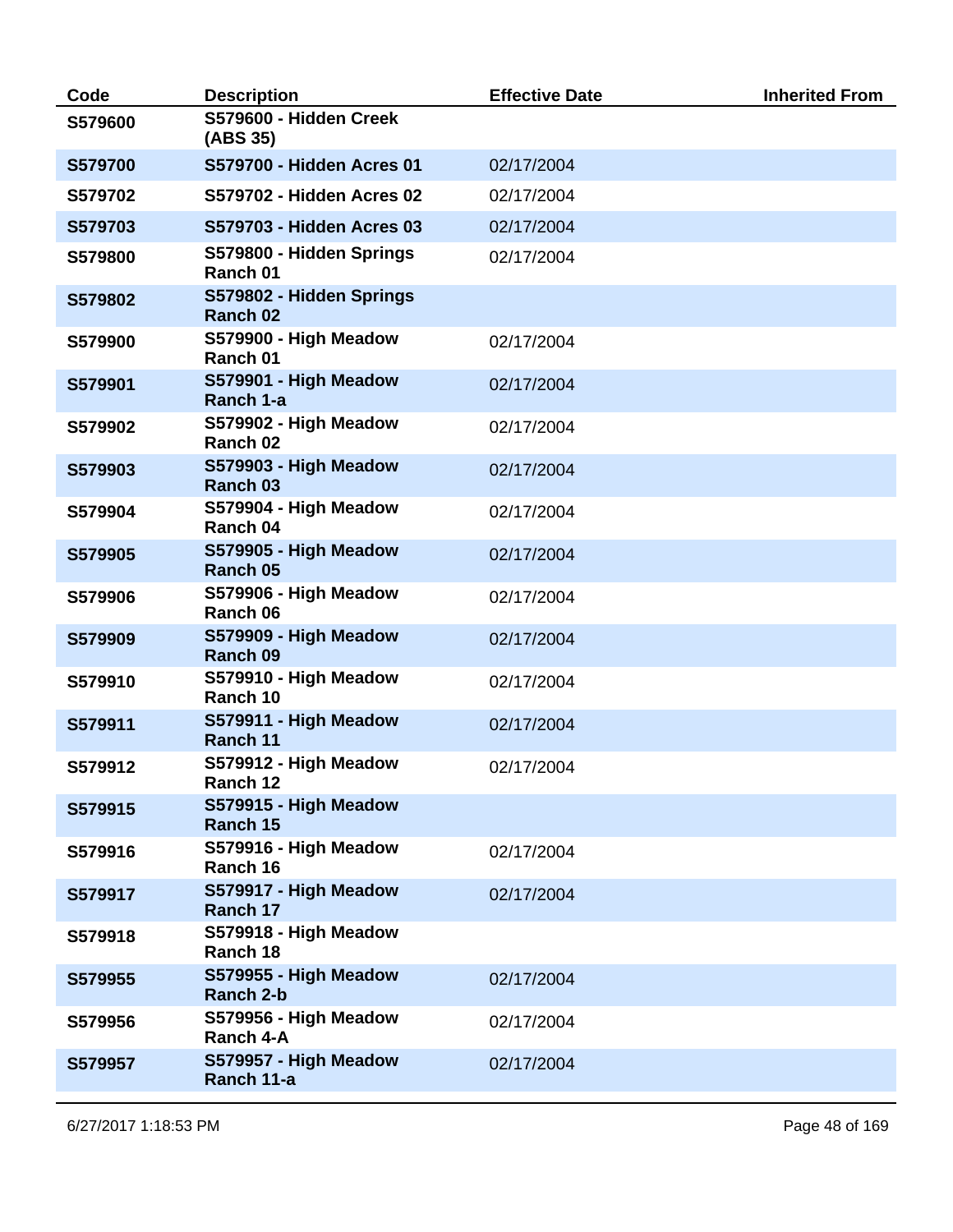| Code | Description | Effective Date | Inherited From |
| --- | --- | --- | --- |
| **S579600** | **S579600 - Hidden Creek (ABS 35)** | | |
| **S579700** | **S579700 - Hidden Acres 01** | 02/17/2004 | |
| **S579702** | **S579702 - Hidden Acres 02** | 02/17/2004 | |
| **S579703** | **S579703 - Hidden Acres 03** | 02/17/2004 | |
| **S579800** | **S579800 - Hidden Springs Ranch 01** | 02/17/2004 | |
| **S579802** | **S579802 - Hidden Springs Ranch 02** | | |
| **S579900** | **S579900 - High Meadow Ranch 01** | 02/17/2004 | |
| **S579901** | **S579901 - High Meadow Ranch 1-a** | 02/17/2004 | |
| **S579902** | **S579902 - High Meadow Ranch 02** | 02/17/2004 | |
| **S579903** | **S579903 - High Meadow Ranch 03** | 02/17/2004 | |
| **S579904** | **S579904 - High Meadow Ranch 04** | 02/17/2004 | |
| **S579905** | **S579905 - High Meadow Ranch 05** | 02/17/2004 | |
| **S579906** | **S579906 - High Meadow Ranch 06** | 02/17/2004 | |
| **S579909** | **S579909 - High Meadow Ranch 09** | 02/17/2004 | |
| **S579910** | **S579910 - High Meadow Ranch 10** | 02/17/2004 | |
| **S579911** | **S579911 - High Meadow Ranch 11** | 02/17/2004 | |
| **S579912** | **S579912 - High Meadow Ranch 12** | 02/17/2004 | |
| **S579915** | **S579915 - High Meadow Ranch 15** | | |
| **S579916** | **S579916 - High Meadow Ranch 16** | 02/17/2004 | |
| **S579917** | **S579917 - High Meadow Ranch 17** | 02/17/2004 | |
| **S579918** | **S579918 - High Meadow Ranch 18** | | |
| **S579955** | **S579955 - High Meadow Ranch 2-b** | 02/17/2004 | |
| **S579956** | **S579956 - High Meadow Ranch 4-A** | 02/17/2004 | |
| **S579957** | **S579957 - High Meadow Ranch 11-a** | 02/17/2004 | |

6/27/2017 1:18:53 PM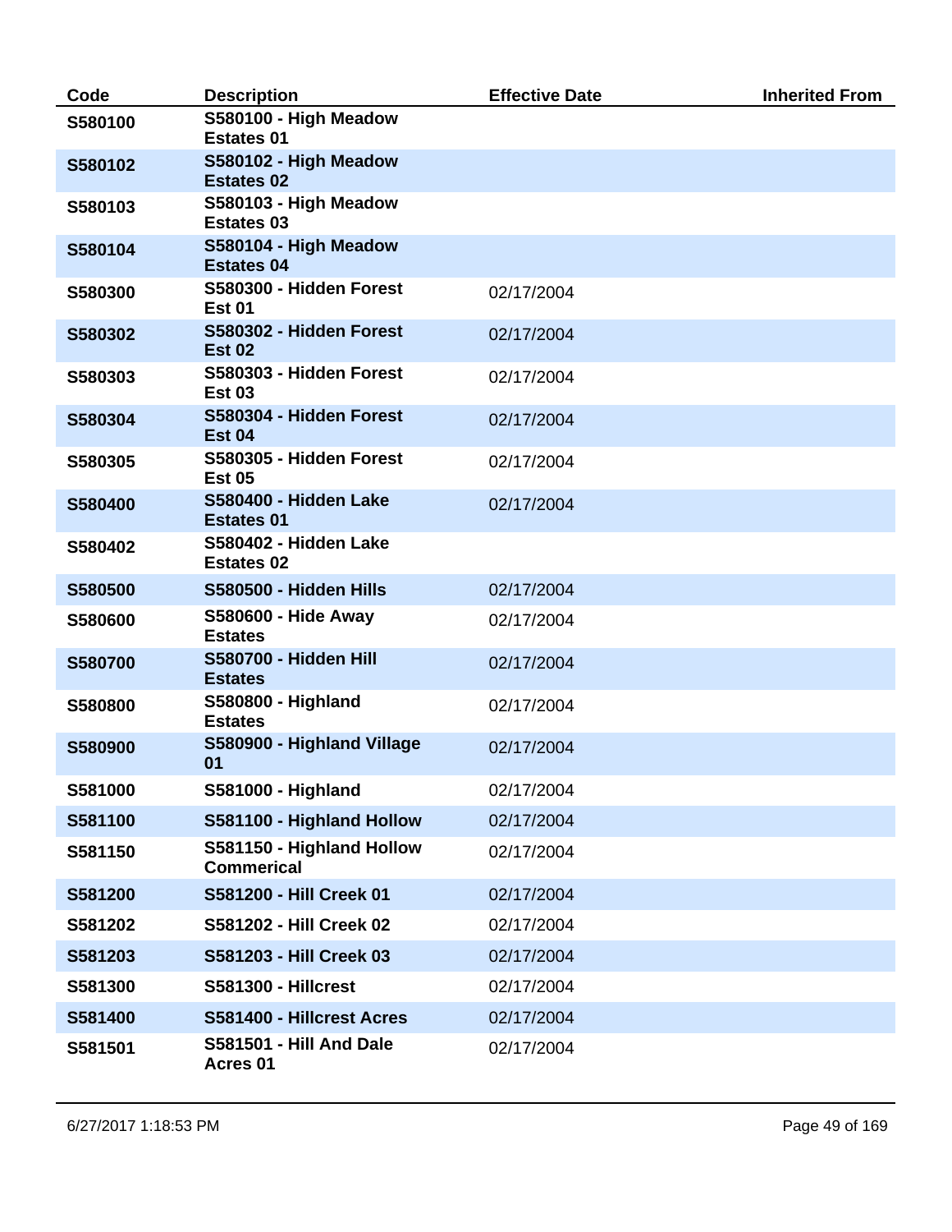| Code | Description | Effective Date | Inherited From |
|---|---|---|---|
| **S580100** | **S580100 - High Meadow Estates 01** | | |
| **S580102** | **S580102 - High Meadow Estates 02** | | |
| **S580103** | **S580103 - High Meadow Estates 03** | | |
| **S580104** | **S580104 - High Meadow Estates 04** | | |
| **S580300** | **S580300 - Hidden Forest Est 01** | 02/17/2004 | |
| **S580302** | **S580302 - Hidden Forest Est 02** | 02/17/2004 | |
| **S580303** | **S580303 - Hidden Forest Est 03** | 02/17/2004 | |
| **S580304** | **S580304 - Hidden Forest Est 04** | 02/17/2004 | |
| **S580305** | **S580305 - Hidden Forest Est 05** | 02/17/2004 | |
| **S580400** | **S580400 - Hidden Lake Estates 01** | 02/17/2004 | |
| **S580402** | **S580402 - Hidden Lake Estates 02** | | |
| **S580500** | **S580500 - Hidden Hills** | 02/17/2004 | |
| **S580600** | **S580600 - Hide Away Estates** | 02/17/2004 | |
| **S580700** | **S580700 - Hidden Hill Estates** | 02/17/2004 | |
| **S580800** | **S580800 - Highland Estates** | 02/17/2004 | |
| **S580900** | **S580900 - Highland Village 01** | 02/17/2004 | |
| **S581000** | **S581000 - Highland** | 02/17/2004 | |
| **S581100** | **S581100 - Highland Hollow** | 02/17/2004 | |
| **S581150** | **S581150 - Highland Hollow Commerical** | 02/17/2004 | |
| **S581200** | **S581200 - Hill Creek 01** | 02/17/2004 | |
| **S581202** | **S581202 - Hill Creek 02** | 02/17/2004 | |
| **S581203** | **S581203 - Hill Creek 03** | 02/17/2004 | |
| **S581300** | **S581300 - Hillcrest** | 02/17/2004 | |
| **S581400** | **S581400 - Hillcrest Acres** | 02/17/2004 | |
| **S581501** | **S581501 - Hill And Dale Acres 01** | 02/17/2004 | |

6/27/2017 1:18:53 PM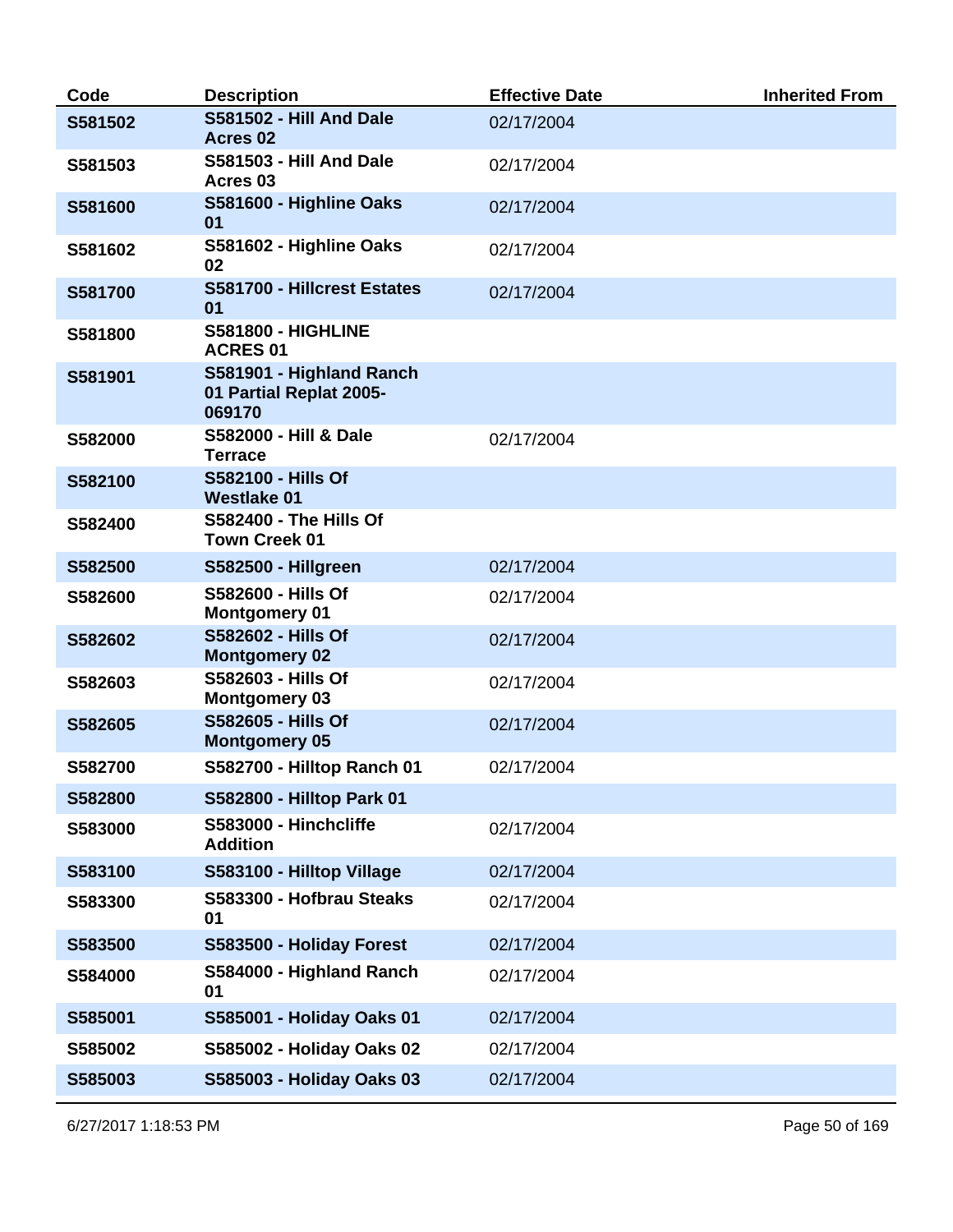| Code | Description | Effective Date | Inherited From |
|---|---|---|---|
| S581502 | S581502 - Hill And Dale Acres 02 | 02/17/2004 | |
| S581503 | S581503 - Hill And Dale Acres 03 | 02/17/2004 | |
| S581600 | S581600 - Highline Oaks 01 | 02/17/2004 | |
| S581602 | S581602 - Highline Oaks 02 | 02/17/2004 | |
| S581700 | S581700 - Hillcrest Estates 01 | 02/17/2004 | |
| S581800 | S581800 - HIGHLINE ACRES 01 | | |
| S581901 | S581901 - Highland Ranch 01 Partial Replat 2005-069170 | | |
| S582000 | S582000 - Hill & Dale Terrace | 02/17/2004 | |
| S582100 | S582100 - Hills Of Westlake 01 | | |
| S582400 | S582400 - The Hills Of Town Creek 01 | | |
| S582500 | S582500 - Hillgreen | 02/17/2004 | |
| S582600 | S582600 - Hills Of Montgomery 01 | 02/17/2004 | |
| S582602 | S582602 - Hills Of Montgomery 02 | 02/17/2004 | |
| S582603 | S582603 - Hills Of Montgomery 03 | 02/17/2004 | |
| S582605 | S582605 - Hills Of Montgomery 05 | 02/17/2004 | |
| S582700 | S582700 - Hilltop Ranch 01 | 02/17/2004 | |
| S582800 | S582800 - Hilltop Park 01 | | |
| S583000 | S583000 - Hinchcliffe Addition | 02/17/2004 | |
| S583100 | S583100 - Hilltop Village | 02/17/2004 | |
| S583300 | S583300 - Hofbrau Steaks 01 | 02/17/2004 | |
| S583500 | S583500 - Holiday Forest | 02/17/2004 | |
| S584000 | S584000 - Highland Ranch 01 | 02/17/2004 | |
| S585001 | S585001 - Holiday Oaks 01 | 02/17/2004 | |
| S585002 | S585002 - Holiday Oaks 02 | 02/17/2004 | |
| S585003 | S585003 - Holiday Oaks 03 | 02/17/2004 | |

6/27/2017 1:18:53 PM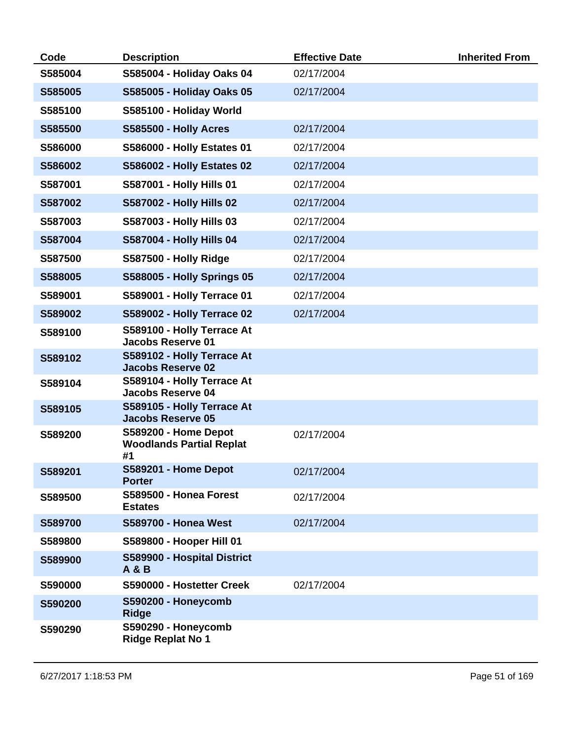| Code | Description | Effective Date | Inherited From |
|---|---|---|---|
| **S585004** | **S585004 - Holiday Oaks 04** | 02/17/2004 | |
| **S585005** | **S585005 - Holiday Oaks 05** | 02/17/2004 | |
| **S585100** | **S585100 - Holiday World** | | |
| **S585500** | **S585500 - Holly Acres** | 02/17/2004 | |
| **S586000** | **S586000 - Holly Estates 01** | 02/17/2004 | |
| **S586002** | **S586002 - Holly Estates 02** | 02/17/2004 | |
| **S587001** | **S587001 - Holly Hills 01** | 02/17/2004 | |
| **S587002** | **S587002 - Holly Hills 02** | 02/17/2004 | |
| **S587003** | **S587003 - Holly Hills 03** | 02/17/2004 | |
| **S587004** | **S587004 - Holly Hills 04** | 02/17/2004 | |
| **S587500** | **S587500 - Holly Ridge** | 02/17/2004 | |
| **S588005** | **S588005 - Holly Springs 05** | 02/17/2004 | |
| **S589001** | **S589001 - Holly Terrace 01** | 02/17/2004 | |
| **S589002** | **S589002 - Holly Terrace 02** | 02/17/2004 | |
| **S589100** | **S589100 - Holly Terrace At Jacobs Reserve 01** | | |
| **S589102** | **S589102 - Holly Terrace At Jacobs Reserve 02** | | |
| **S589104** | **S589104 - Holly Terrace At Jacobs Reserve 04** | | |
| **S589105** | **S589105 - Holly Terrace At Jacobs Reserve 05** | | |
| **S589200** | **S589200 - Home Depot Woodlands Partial Replat #1** | 02/17/2004 | |
| **S589201** | **S589201 - Home Depot Porter** | 02/17/2004 | |
| **S589500** | **S589500 - Honea Forest Estates** | 02/17/2004 | |
| **S589700** | **S589700 - Honea West** | 02/17/2004 | |
| **S589800** | **S589800 - Hooper Hill 01** | | |
| **S589900** | **S589900 - Hospital District A & B** | | |
| **S590000** | **S590000 - Hostetter Creek** | 02/17/2004 | |
| **S590200** | **S590200 - Honeycomb Ridge** | | |
| **S590290** | **S590290 - Honeycomb Ridge Replat No 1** | | |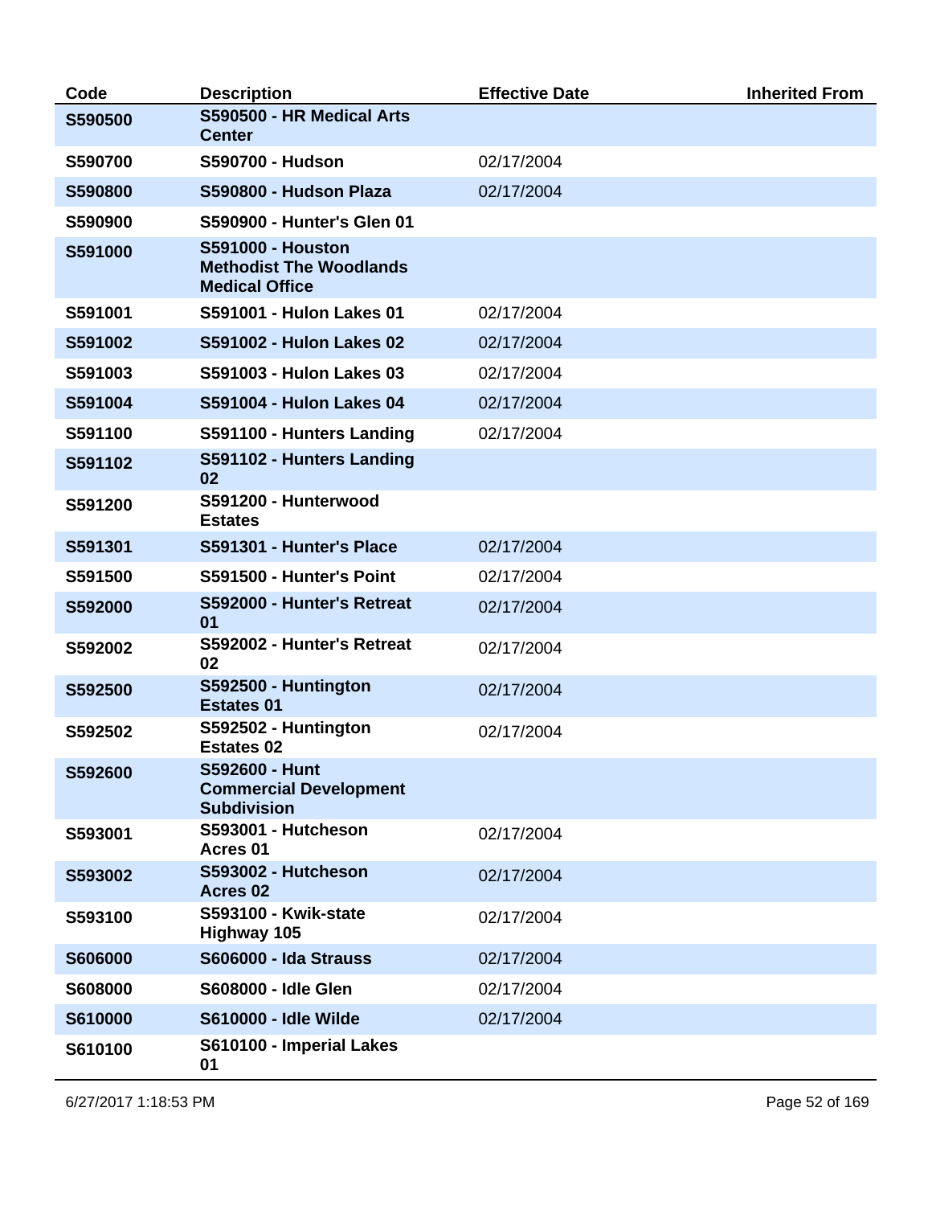| Code | Description | Effective Date | Inherited From |
|---|---|---|---|
| **S590500** | **S590500 - HR Medical Arts Center** | | |
| **S590700** | **S590700 - Hudson** | 02/17/2004 | |
| **S590800** | **S590800 - Hudson Plaza** | 02/17/2004 | |
| **S590900** | **S590900 - Hunter's Glen 01** | | |
| **S591000** | **S591000 - Houston Methodist The Woodlands Medical Office** | | |
| **S591001** | **S591001 - Hulon Lakes 01** | 02/17/2004 | |
| **S591002** | **S591002 - Hulon Lakes 02** | 02/17/2004 | |
| **S591003** | **S591003 - Hulon Lakes 03** | 02/17/2004 | |
| **S591004** | **S591004 - Hulon Lakes 04** | 02/17/2004 | |
| **S591100** | **S591100 - Hunters Landing** | 02/17/2004 | |
| **S591102** | **S591102 - Hunters Landing 02** | | |
| **S591200** | **S591200 - Hunterwood Estates** | | |
| **S591301** | **S591301 - Hunter's Place** | 02/17/2004 | |
| **S591500** | **S591500 - Hunter's Point** | 02/17/2004 | |
| **S592000** | **S592000 - Hunter's Retreat 01** | 02/17/2004 | |
| **S592002** | **S592002 - Hunter's Retreat 02** | 02/17/2004 | |
| **S592500** | **S592500 - Huntington Estates 01** | 02/17/2004 | |
| **S592502** | **S592502 - Huntington Estates 02** | 02/17/2004 | |
| **S592600** | **S592600 - Hunt Commercial Development Subdivision** | | |
| **S593001** | **S593001 - Hutcheson Acres 01** | 02/17/2004 | |
| **S593002** | **S593002 - Hutcheson Acres 02** | 02/17/2004 | |
| **S593100** | **S593100 - Kwik-state Highway 105** | 02/17/2004 | |
| **S606000** | **S606000 - Ida Strauss** | 02/17/2004 | |
| **S608000** | **S608000 - Idle Glen** | 02/17/2004 | |
| **S610000** | **S610000 - Idle Wilde** | 02/17/2004 | |
| **S610100** | **S610100 - Imperial Lakes 01** | | |

6/27/2017 1:18:53 PM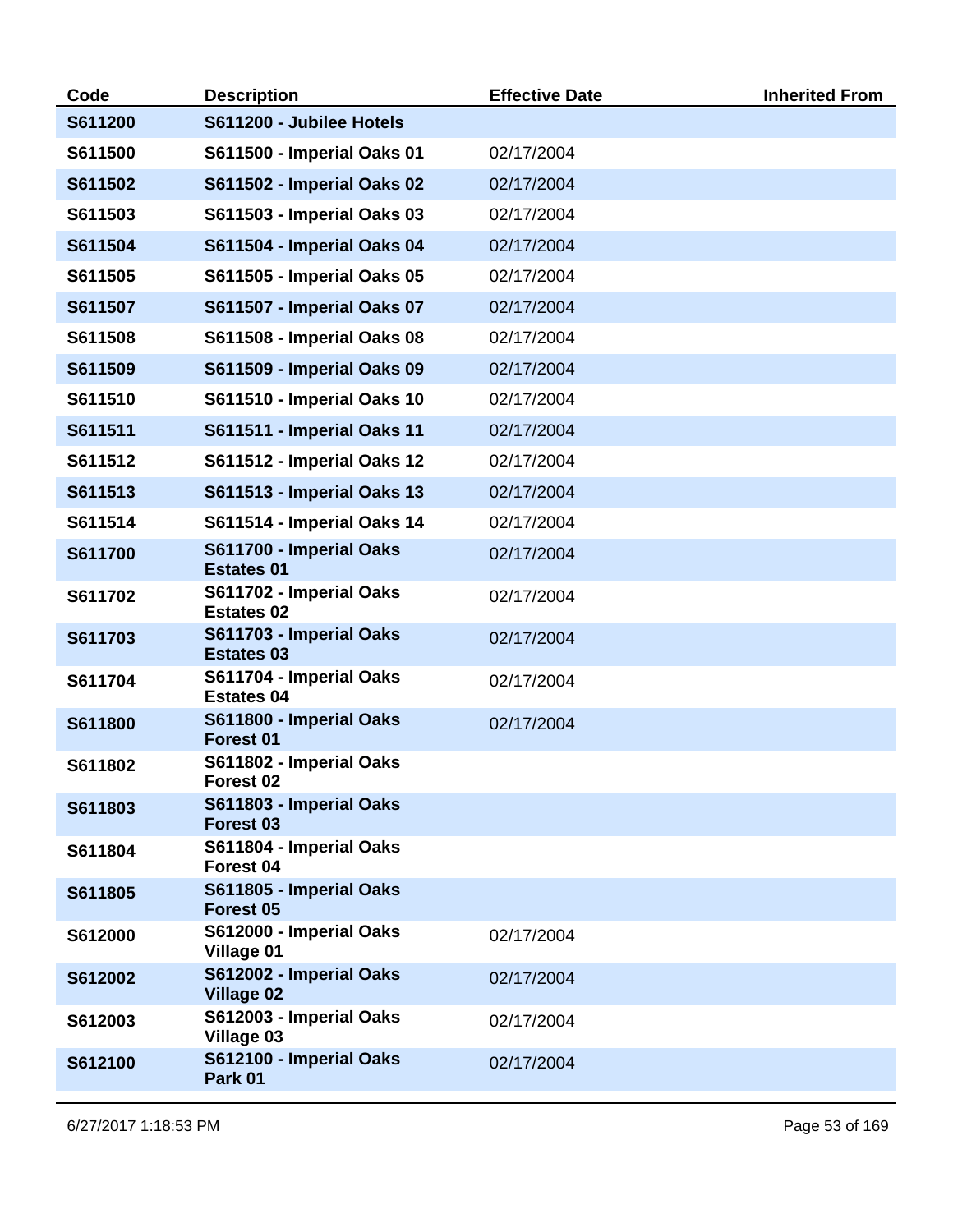| Code | Description | Effective Date | Inherited From |
|---|---|---|---|
| **S611200** | **S611200 - Jubilee Hotels** | | |
| **S611500** | **S611500 - Imperial Oaks 01** | 02/17/2004 | |
| **S611502** | **S611502 - Imperial Oaks 02** | 02/17/2004 | |
| **S611503** | **S611503 - Imperial Oaks 03** | 02/17/2004 | |
| **S611504** | **S611504 - Imperial Oaks 04** | 02/17/2004 | |
| **S611505** | **S611505 - Imperial Oaks 05** | 02/17/2004 | |
| **S611507** | **S611507 - Imperial Oaks 07** | 02/17/2004 | |
| **S611508** | **S611508 - Imperial Oaks 08** | 02/17/2004 | |
| **S611509** | **S611509 - Imperial Oaks 09** | 02/17/2004 | |
| **S611510** | **S611510 - Imperial Oaks 10** | 02/17/2004 | |
| **S611511** | **S611511 - Imperial Oaks 11** | 02/17/2004 | |
| **S611512** | **S611512 - Imperial Oaks 12** | 02/17/2004 | |
| **S611513** | **S611513 - Imperial Oaks 13** | 02/17/2004 | |
| **S611514** | **S611514 - Imperial Oaks 14** | 02/17/2004 | |
| **S611700** | **S611700 - Imperial Oaks Estates 01** | 02/17/2004 | |
| **S611702** | **S611702 - Imperial Oaks Estates 02** | 02/17/2004 | |
| **S611703** | **S611703 - Imperial Oaks Estates 03** | 02/17/2004 | |
| **S611704** | **S611704 - Imperial Oaks Estates 04** | 02/17/2004 | |
| **S611800** | **S611800 - Imperial Oaks Forest 01** | 02/17/2004 | |
| **S611802** | **S611802 - Imperial Oaks Forest 02** | | |
| **S611803** | **S611803 - Imperial Oaks Forest 03** | | |
| **S611804** | **S611804 - Imperial Oaks Forest 04** | | |
| **S611805** | **S611805 - Imperial Oaks Forest 05** | | |
| **S612000** | **S612000 - Imperial Oaks Village 01** | 02/17/2004 | |
| **S612002** | **S612002 - Imperial Oaks Village 02** | 02/17/2004 | |
| **S612003** | **S612003 - Imperial Oaks Village 03** | 02/17/2004 | |
| **S612100** | **S612100 - Imperial Oaks Park 01** | 02/17/2004 | |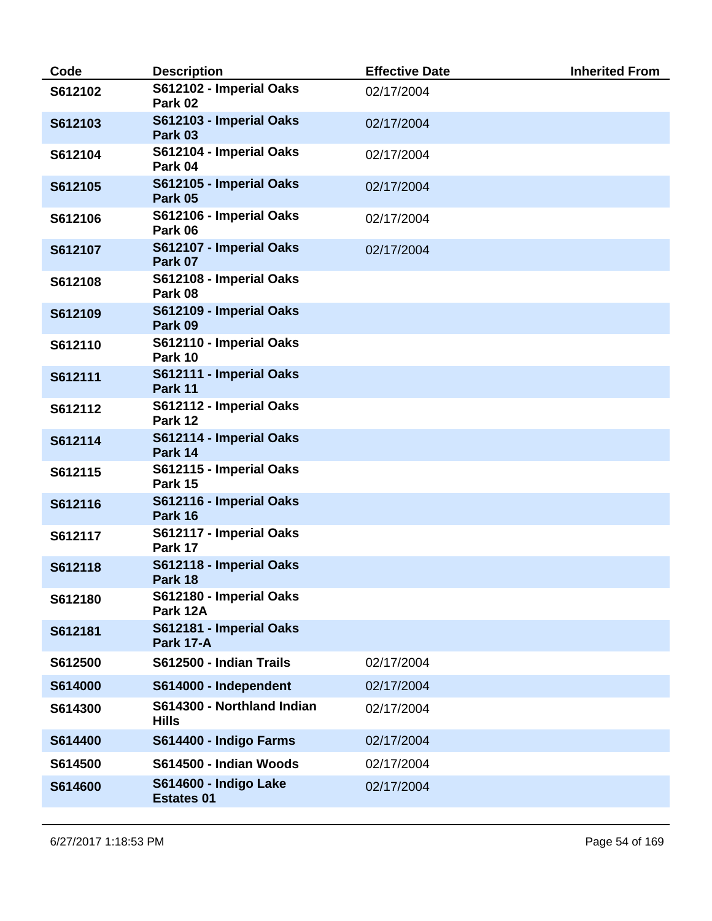| Code | Description | Effective Date | Inherited From |
|---|---|---|---|
| S612102 | S612102 - Imperial Oaks Park 02 | 02/17/2004 | |
| S612103 | S612103 - Imperial Oaks Park 03 | 02/17/2004 | |
| S612104 | S612104 - Imperial Oaks Park 04 | 02/17/2004 | |
| S612105 | S612105 - Imperial Oaks Park 05 | 02/17/2004 | |
| S612106 | S612106 - Imperial Oaks Park 06 | 02/17/2004 | |
| S612107 | S612107 - Imperial Oaks Park 07 | 02/17/2004 | |
| S612108 | S612108 - Imperial Oaks Park 08 | | |
| S612109 | S612109 - Imperial Oaks Park 09 | | |
| S612110 | S612110 - Imperial Oaks Park 10 | | |
| S612111 | S612111 - Imperial Oaks Park 11 | | |
| S612112 | S612112 - Imperial Oaks Park 12 | | |
| S612114 | S612114 - Imperial Oaks Park 14 | | |
| S612115 | S612115 - Imperial Oaks Park 15 | | |
| S612116 | S612116 - Imperial Oaks Park 16 | | |
| S612117 | S612117 - Imperial Oaks Park 17 | | |
| S612118 | S612118 - Imperial Oaks Park 18 | | |
| S612180 | S612180 - Imperial Oaks Park 12A | | |
| S612181 | S612181 - Imperial Oaks Park 17-A | | |
| S612500 | S612500 - Indian Trails | 02/17/2004 | |
| S614000 | S614000 - Independent | 02/17/2004 | |
| S614300 | S614300 - Northland Indian Hills | 02/17/2004 | |
| S614400 | S614400 - Indigo Farms | 02/17/2004 | |
| S614500 | S614500 - Indian Woods | 02/17/2004 | |
| S614600 | S614600 - Indigo Lake Estates 01 | 02/17/2004 | |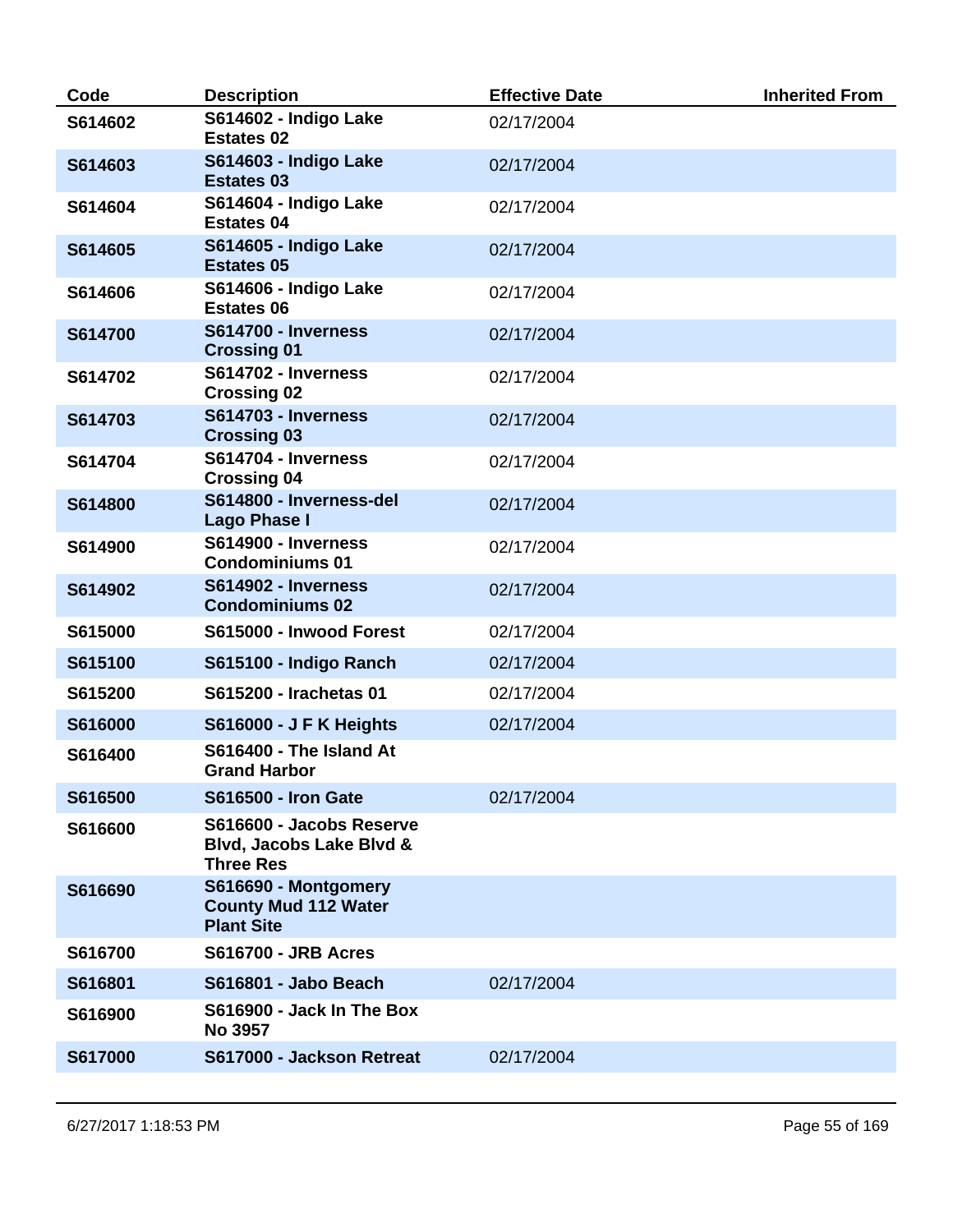| Code | Description | Effective Date | Inherited From |
|---|---|---|---|
| S614602 | S614602 - Indigo Lake Estates 02 | 02/17/2004 | |
| S614603 | S614603 - Indigo Lake Estates 03 | 02/17/2004 | |
| S614604 | S614604 - Indigo Lake Estates 04 | 02/17/2004 | |
| S614605 | S614605 - Indigo Lake Estates 05 | 02/17/2004 | |
| S614606 | S614606 - Indigo Lake Estates 06 | 02/17/2004 | |
| S614700 | S614700 - Inverness Crossing 01 | 02/17/2004 | |
| S614702 | S614702 - Inverness Crossing 02 | 02/17/2004 | |
| S614703 | S614703 - Inverness Crossing 03 | 02/17/2004 | |
| S614704 | S614704 - Inverness Crossing 04 | 02/17/2004 | |
| S614800 | S614800 - Inverness-del Lago Phase I | 02/17/2004 | |
| S614900 | S614900 - Inverness Condominiums 01 | 02/17/2004 | |
| S614902 | S614902 - Inverness Condominiums 02 | 02/17/2004 | |
| S615000 | S615000 - Inwood Forest | 02/17/2004 | |
| S615100 | S615100 - Indigo Ranch | 02/17/2004 | |
| S615200 | S615200 - Irachetas 01 | 02/17/2004 | |
| S616000 | S616000 - J F K Heights | 02/17/2004 | |
| S616400 | S616400 - The Island At Grand Harbor | | |
| S616500 | S616500 - Iron Gate | 02/17/2004 | |
| S616600 | S616600 - Jacobs Reserve Blvd, Jacobs Lake Blvd & Three Res | | |
| S616690 | S616690 - Montgomery County Mud 112 Water Plant Site | | |
| S616700 | S616700 - JRB Acres | | |
| S616801 | S616801 - Jabo Beach | 02/17/2004 | |
| S616900 | S616900 - Jack In The Box No 3957 | | |
| S617000 | S617000 - Jackson Retreat | 02/17/2004 | |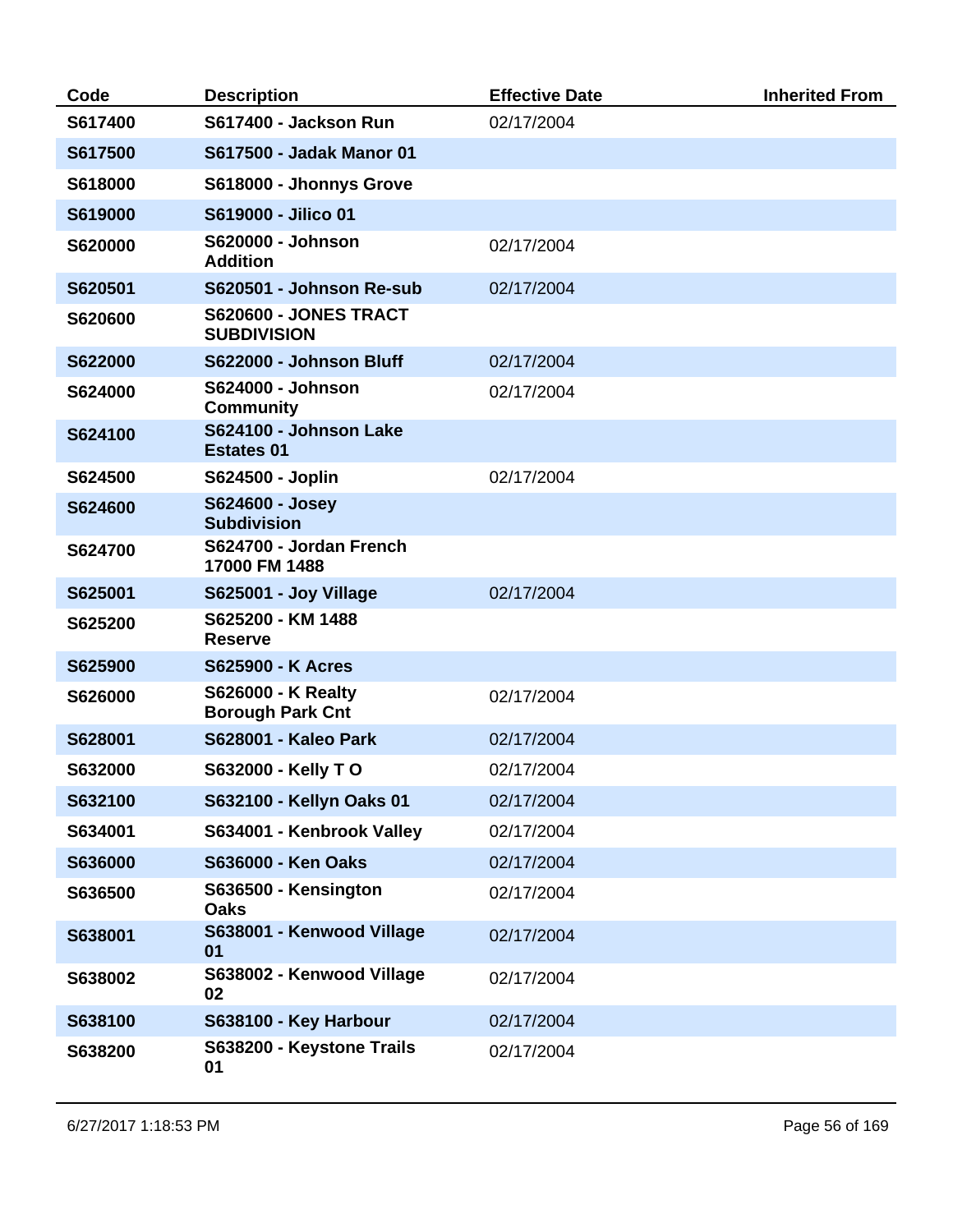| Code | Description | Effective Date | Inherited From |
|---|---|---|---|
| S617400 | S617400 - Jackson Run | 02/17/2004 | |
| S617500 | S617500 - Jadak Manor 01 | | |
| S618000 | S618000 - Jhonnys Grove | | |
| S619000 | S619000 - Jilico 01 | | |
| S620000 | S620000 - Johnson Addition | 02/17/2004 | |
| S620501 | S620501 - Johnson Re-sub | 02/17/2004 | |
| S620600 | S620600 - JONES TRACT SUBDIVISION | | |
| S622000 | S622000 - Johnson Bluff | 02/17/2004 | |
| S624000 | S624000 - Johnson Community | 02/17/2004 | |
| S624100 | S624100 - Johnson Lake Estates 01 | | |
| S624500 | S624500 - Joplin | 02/17/2004 | |
| S624600 | S624600 - Josey Subdivision | | |
| S624700 | S624700 - Jordan French 17000 FM 1488 | | |
| S625001 | S625001 - Joy Village | 02/17/2004 | |
| S625200 | S625200 - KM 1488 Reserve | | |
| S625900 | S625900 - K Acres | | |
| S626000 | S626000 - K Realty Borough Park Cnt | 02/17/2004 | |
| S628001 | S628001 - Kaleo Park | 02/17/2004 | |
| S632000 | S632000 - Kelly T O | 02/17/2004 | |
| S632100 | S632100 - Kellyn Oaks 01 | 02/17/2004 | |
| S634001 | S634001 - Kenbrook Valley | 02/17/2004 | |
| S636000 | S636000 - Ken Oaks | 02/17/2004 | |
| S636500 | S636500 - Kensington Oaks | 02/17/2004 | |
| S638001 | S638001 - Kenwood Village 01 | 02/17/2004 | |
| S638002 | S638002 - Kenwood Village 02 | 02/17/2004 | |
| S638100 | S638100 - Key Harbour | 02/17/2004 | |
| S638200 | S638200 - Keystone Trails 01 | 02/17/2004 | |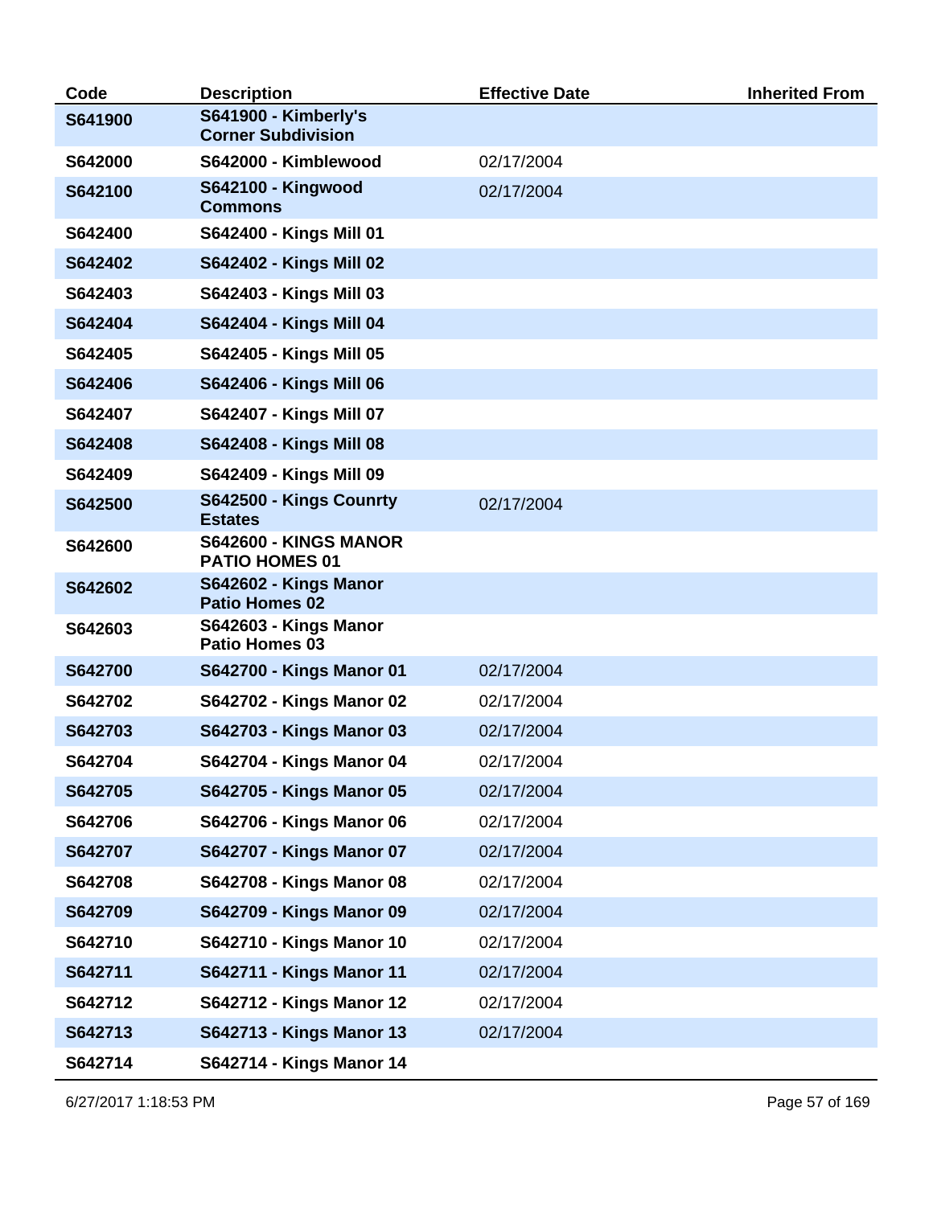| Code | Description | Effective Date | Inherited From |
|---|---|---|---|
| S641900 | S641900 - Kimberly's Corner Subdivision | | |
| S642000 | S642000 - Kimblewood | 02/17/2004 | |
| S642100 | S642100 - Kingwood Commons | 02/17/2004 | |
| S642400 | S642400 - Kings Mill 01 | | |
| S642402 | S642402 - Kings Mill 02 | | |
| S642403 | S642403 - Kings Mill 03 | | |
| S642404 | S642404 - Kings Mill 04 | | |
| S642405 | S642405 - Kings Mill 05 | | |
| S642406 | S642406 - Kings Mill 06 | | |
| S642407 | S642407 - Kings Mill 07 | | |
| S642408 | S642408 - Kings Mill 08 | | |
| S642409 | S642409 - Kings Mill 09 | | |
| S642500 | S642500 - Kings Counrty Estates | 02/17/2004 | |
| S642600 | S642600 - KINGS MANOR PATIO HOMES 01 | | |
| S642602 | S642602 - Kings Manor Patio Homes 02 | | |
| S642603 | S642603 - Kings Manor Patio Homes 03 | | |
| S642700 | S642700 - Kings Manor 01 | 02/17/2004 | |
| S642702 | S642702 - Kings Manor 02 | 02/17/2004 | |
| S642703 | S642703 - Kings Manor 03 | 02/17/2004 | |
| S642704 | S642704 - Kings Manor 04 | 02/17/2004 | |
| S642705 | S642705 - Kings Manor 05 | 02/17/2004 | |
| S642706 | S642706 - Kings Manor 06 | 02/17/2004 | |
| S642707 | S642707 - Kings Manor 07 | 02/17/2004 | |
| S642708 | S642708 - Kings Manor 08 | 02/17/2004 | |
| S642709 | S642709 - Kings Manor 09 | 02/17/2004 | |
| S642710 | S642710 - Kings Manor 10 | 02/17/2004 | |
| S642711 | S642711 - Kings Manor 11 | 02/17/2004 | |
| S642712 | S642712 - Kings Manor 12 | 02/17/2004 | |
| S642713 | S642713 - Kings Manor 13 | 02/17/2004 | |
| S642714 | S642714 - Kings Manor 14 | | |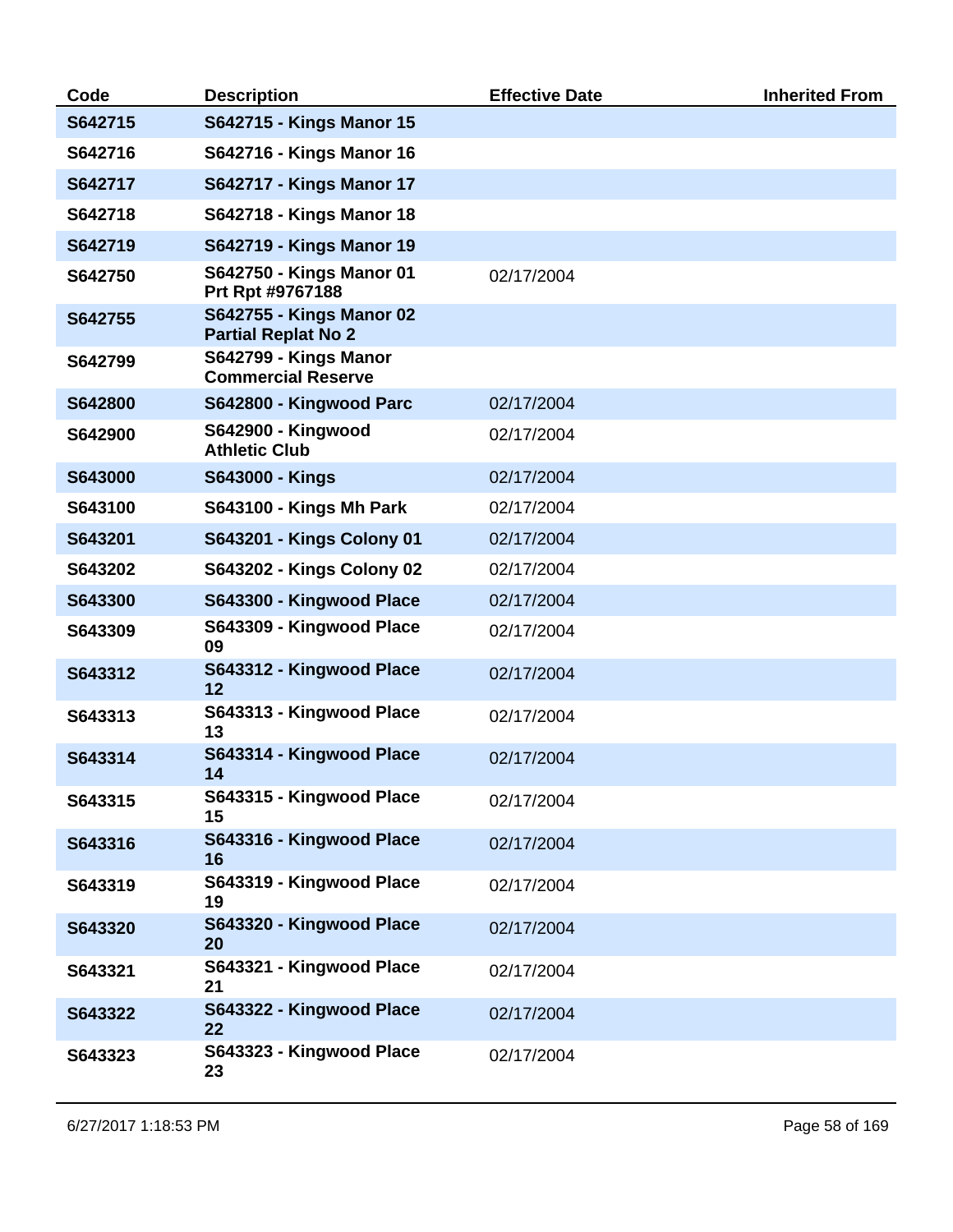| Code | Description | Effective Date | Inherited From |
|---|---|---|---|
| S642715 | S642715 - Kings Manor 15 | | |
| S642716 | S642716 - Kings Manor 16 | | |
| S642717 | S642717 - Kings Manor 17 | | |
| S642718 | S642718 - Kings Manor 18 | | |
| S642719 | S642719 - Kings Manor 19 | | |
| S642750 | S642750 - Kings Manor 01 Prt Rpt #9767188 | 02/17/2004 | |
| S642755 | S642755 - Kings Manor 02 Partial Replat No 2 | | |
| S642799 | S642799 - Kings Manor Commercial Reserve | | |
| S642800 | S642800 - Kingwood Parc | 02/17/2004 | |
| S642900 | S642900 - Kingwood Athletic Club | 02/17/2004 | |
| S643000 | S643000 - Kings | 02/17/2004 | |
| S643100 | S643100 - Kings Mh Park | 02/17/2004 | |
| S643201 | S643201 - Kings Colony 01 | 02/17/2004 | |
| S643202 | S643202 - Kings Colony 02 | 02/17/2004 | |
| S643300 | S643300 - Kingwood Place | 02/17/2004 | |
| S643309 | S643309 - Kingwood Place 09 | 02/17/2004 | |
| S643312 | S643312 - Kingwood Place 12 | 02/17/2004 | |
| S643313 | S643313 - Kingwood Place 13 | 02/17/2004 | |
| S643314 | S643314 - Kingwood Place 14 | 02/17/2004 | |
| S643315 | S643315 - Kingwood Place 15 | 02/17/2004 | |
| S643316 | S643316 - Kingwood Place 16 | 02/17/2004 | |
| S643319 | S643319 - Kingwood Place 19 | 02/17/2004 | |
| S643320 | S643320 - Kingwood Place 20 | 02/17/2004 | |
| S643321 | S643321 - Kingwood Place 21 | 02/17/2004 | |
| S643322 | S643322 - Kingwood Place 22 | 02/17/2004 | |
| S643323 | S643323 - Kingwood Place 23 | 02/17/2004 | |

6/27/2017 1:18:53 PM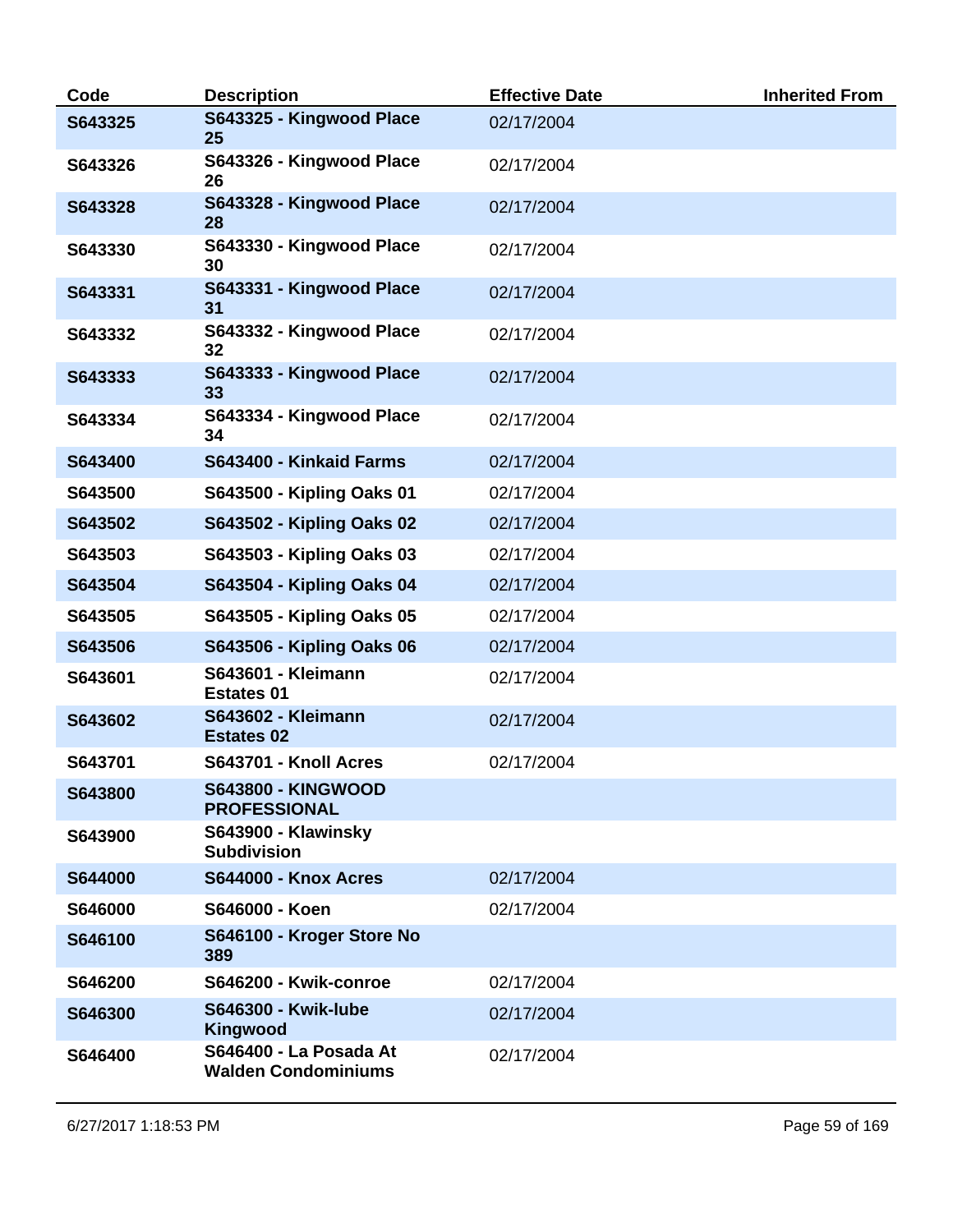| Code | Description | Effective Date | Inherited From |
|---|---|---|---|
| S643325 | S643325 - Kingwood Place 25 | 02/17/2004 | |
| S643326 | S643326 - Kingwood Place 26 | 02/17/2004 | |
| S643328 | S643328 - Kingwood Place 28 | 02/17/2004 | |
| S643330 | S643330 - Kingwood Place 30 | 02/17/2004 | |
| S643331 | S643331 - Kingwood Place 31 | 02/17/2004 | |
| S643332 | S643332 - Kingwood Place 32 | 02/17/2004 | |
| S643333 | S643333 - Kingwood Place 33 | 02/17/2004 | |
| S643334 | S643334 - Kingwood Place 34 | 02/17/2004 | |
| S643400 | S643400 - Kinkaid Farms | 02/17/2004 | |
| S643500 | S643500 - Kipling Oaks 01 | 02/17/2004 | |
| S643502 | S643502 - Kipling Oaks 02 | 02/17/2004 | |
| S643503 | S643503 - Kipling Oaks 03 | 02/17/2004 | |
| S643504 | S643504 - Kipling Oaks 04 | 02/17/2004 | |
| S643505 | S643505 - Kipling Oaks 05 | 02/17/2004 | |
| S643506 | S643506 - Kipling Oaks 06 | 02/17/2004 | |
| S643601 | S643601 - Kleimann Estates 01 | 02/17/2004 | |
| S643602 | S643602 - Kleimann Estates 02 | 02/17/2004 | |
| S643701 | S643701 - Knoll Acres | 02/17/2004 | |
| S643800 | S643800 - KINGWOOD PROFESSIONAL | | |
| S643900 | S643900 - Klawinsky Subdivision | | |
| S644000 | S644000 - Knox Acres | 02/17/2004 | |
| S646000 | S646000 - Koen | 02/17/2004 | |
| S646100 | S646100 - Kroger Store No 389 | | |
| S646200 | S646200 - Kwik-conroe | 02/17/2004 | |
| S646300 | S646300 - Kwik-lube Kingwood | 02/17/2004 | |
| S646400 | S646400 - La Posada At Walden Condominiums | 02/17/2004 | |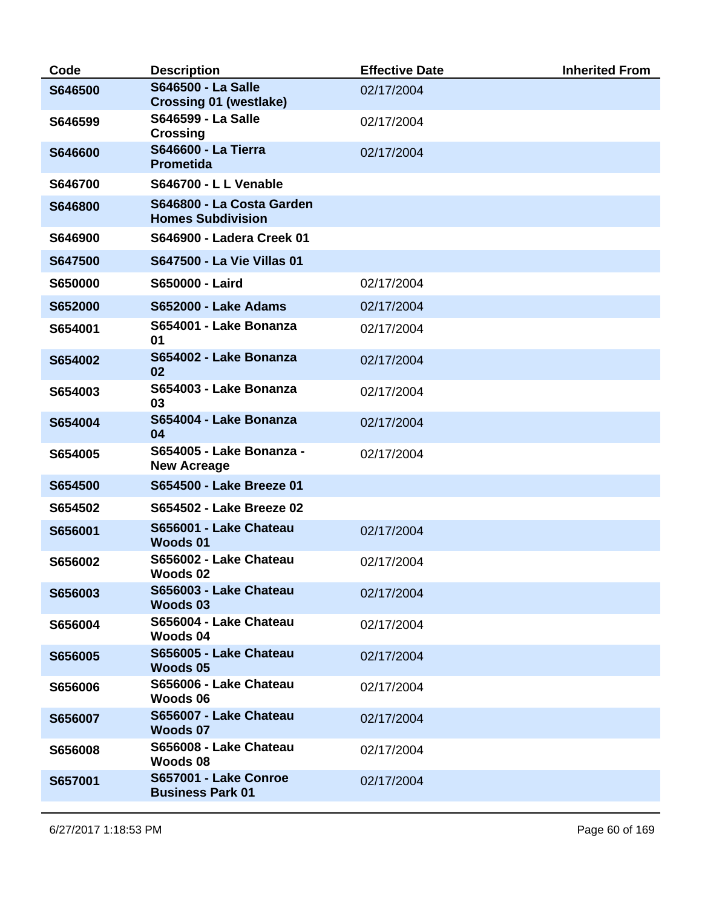| Code | Description | Effective Date | Inherited From |
| --- | --- | --- | --- |
| S646500 | S646500 - La Salle Crossing 01 (westlake) | 02/17/2004 | |
| S646599 | S646599 - La Salle Crossing | 02/17/2004 | |
| S646600 | S646600 - La Tierra Prometida | 02/17/2004 | |
| S646700 | S646700 - L L Venable | | |
| S646800 | S646800 - La Costa Garden Homes Subdivision | | |
| S646900 | S646900 - Ladera Creek 01 | | |
| S647500 | S647500 - La Vie Villas 01 | | |
| S650000 | S650000 - Laird | 02/17/2004 | |
| S652000 | S652000 - Lake Adams | 02/17/2004 | |
| S654001 | S654001 - Lake Bonanza 01 | 02/17/2004 | |
| S654002 | S654002 - Lake Bonanza 02 | 02/17/2004 | |
| S654003 | S654003 - Lake Bonanza 03 | 02/17/2004 | |
| S654004 | S654004 - Lake Bonanza 04 | 02/17/2004 | |
| S654005 | S654005 - Lake Bonanza - New Acreage | 02/17/2004 | |
| S654500 | S654500 - Lake Breeze 01 | | |
| S654502 | S654502 - Lake Breeze 02 | | |
| S656001 | S656001 - Lake Chateau Woods 01 | 02/17/2004 | |
| S656002 | S656002 - Lake Chateau Woods 02 | 02/17/2004 | |
| S656003 | S656003 - Lake Chateau Woods 03 | 02/17/2004 | |
| S656004 | S656004 - Lake Chateau Woods 04 | 02/17/2004 | |
| S656005 | S656005 - Lake Chateau Woods 05 | 02/17/2004 | |
| S656006 | S656006 - Lake Chateau Woods 06 | 02/17/2004 | |
| S656007 | S656007 - Lake Chateau Woods 07 | 02/17/2004 | |
| S656008 | S656008 - Lake Chateau Woods 08 | 02/17/2004 | |
| S657001 | S657001 - Lake Conroe Business Park 01 | 02/17/2004 | |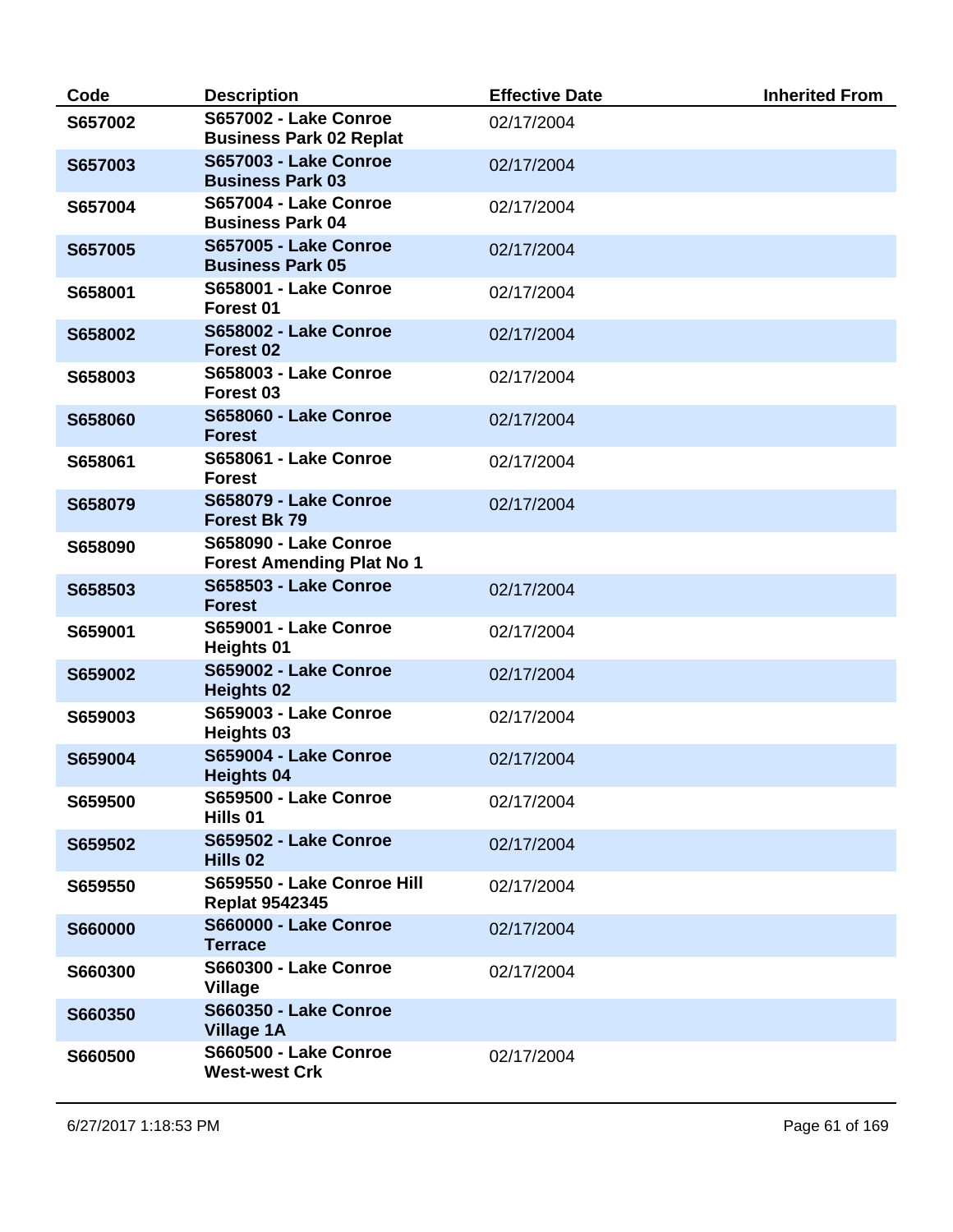| Code | Description | Effective Date | Inherited From |
| --- | --- | --- | --- |
| S657002 | S657002 - Lake Conroe Business Park 02 Replat | 02/17/2004 | |
| S657003 | S657003 - Lake Conroe Business Park 03 | 02/17/2004 | |
| S657004 | S657004 - Lake Conroe Business Park 04 | 02/17/2004 | |
| S657005 | S657005 - Lake Conroe Business Park 05 | 02/17/2004 | |
| S658001 | S658001 - Lake Conroe Forest 01 | 02/17/2004 | |
| S658002 | S658002 - Lake Conroe Forest 02 | 02/17/2004 | |
| S658003 | S658003 - Lake Conroe Forest 03 | 02/17/2004 | |
| S658060 | S658060 - Lake Conroe Forest | 02/17/2004 | |
| S658061 | S658061 - Lake Conroe Forest | 02/17/2004 | |
| S658079 | S658079 - Lake Conroe Forest Bk 79 | 02/17/2004 | |
| S658090 | S658090 - Lake Conroe Forest Amending Plat No 1 | | |
| S658503 | S658503 - Lake Conroe Forest | 02/17/2004 | |
| S659001 | S659001 - Lake Conroe Heights 01 | 02/17/2004 | |
| S659002 | S659002 - Lake Conroe Heights 02 | 02/17/2004 | |
| S659003 | S659003 - Lake Conroe Heights 03 | 02/17/2004 | |
| S659004 | S659004 - Lake Conroe Heights 04 | 02/17/2004 | |
| S659500 | S659500 - Lake Conroe Hills 01 | 02/17/2004 | |
| S659502 | S659502 - Lake Conroe Hills 02 | 02/17/2004 | |
| S659550 | S659550 - Lake Conroe Hill Replat 9542345 | 02/17/2004 | |
| S660000 | S660000 - Lake Conroe Terrace | 02/17/2004 | |
| S660300 | S660300 - Lake Conroe Village | 02/17/2004 | |
| S660350 | S660350 - Lake Conroe Village 1A | | |
| S660500 | S660500 - Lake Conroe West-west Crk | 02/17/2004 | |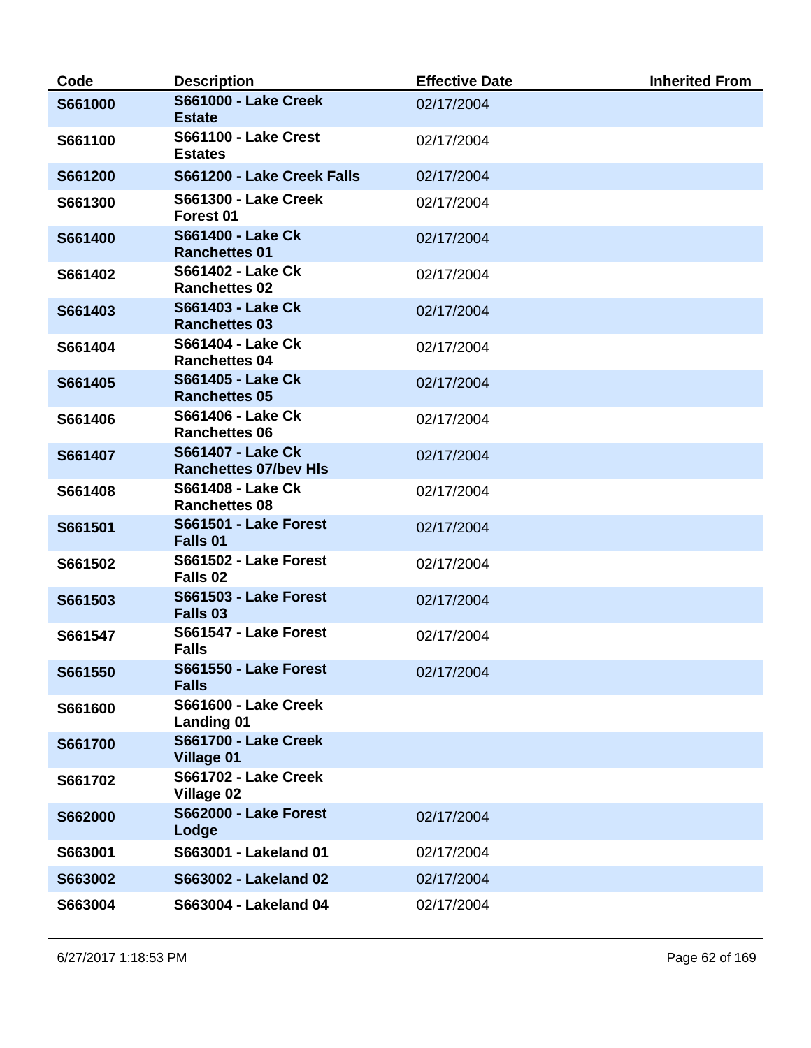| Code | Description | Effective Date | Inherited From |
|---|---|---|---|
| **S661000** | **S661000 - Lake Creek Estate** | 02/17/2004 | |
| **S661100** | **S661100 - Lake Crest Estates** | 02/17/2004 | |
| **S661200** | **S661200 - Lake Creek Falls** | 02/17/2004 | |
| **S661300** | **S661300 - Lake Creek Forest 01** | 02/17/2004 | |
| **S661400** | **S661400 - Lake Ck Ranchettes 01** | 02/17/2004 | |
| **S661402** | **S661402 - Lake Ck Ranchettes 02** | 02/17/2004 | |
| **S661403** | **S661403 - Lake Ck Ranchettes 03** | 02/17/2004 | |
| **S661404** | **S661404 - Lake Ck Ranchettes 04** | 02/17/2004 | |
| **S661405** | **S661405 - Lake Ck Ranchettes 05** | 02/17/2004 | |
| **S661406** | **S661406 - Lake Ck Ranchettes 06** | 02/17/2004 | |
| **S661407** | **S661407 - Lake Ck Ranchettes 07/bev Hls** | 02/17/2004 | |
| **S661408** | **S661408 - Lake Ck Ranchettes 08** | 02/17/2004 | |
| **S661501** | **S661501 - Lake Forest Falls 01** | 02/17/2004 | |
| **S661502** | **S661502 - Lake Forest Falls 02** | 02/17/2004 | |
| **S661503** | **S661503 - Lake Forest Falls 03** | 02/17/2004 | |
| **S661547** | **S661547 - Lake Forest Falls** | 02/17/2004 | |
| **S661550** | **S661550 - Lake Forest Falls** | 02/17/2004 | |
| **S661600** | **S661600 - Lake Creek Landing 01** | | |
| **S661700** | **S661700 - Lake Creek Village 01** | | |
| **S661702** | **S661702 - Lake Creek Village 02** | | |
| **S662000** | **S662000 - Lake Forest Lodge** | 02/17/2004 | |
| **S663001** | **S663001 - Lakeland 01** | 02/17/2004 | |
| **S663002** | **S663002 - Lakeland 02** | 02/17/2004 | |
| **S663004** | **S663004 - Lakeland 04** | 02/17/2004 | |

6/27/2017 1:18:53 PM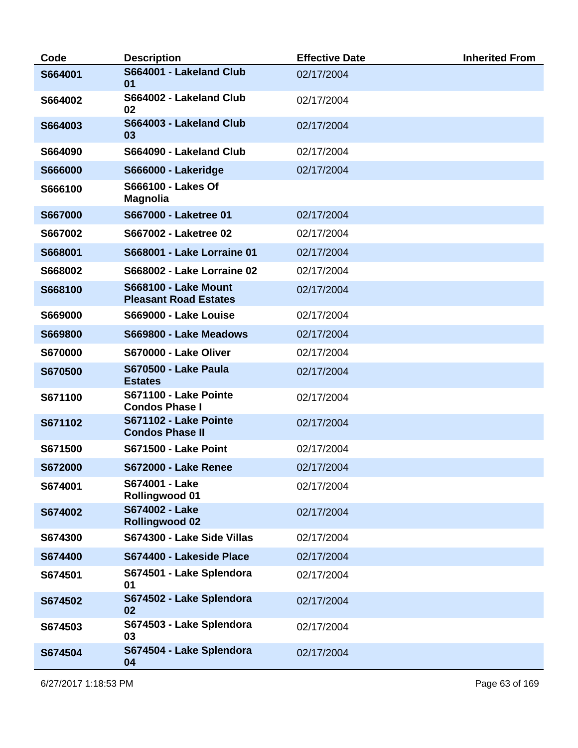| Code | Description | Effective Date | Inherited From |
|---|---|---|---|
| **S664001** | **S664001 - Lakeland Club 01** | 02/17/2004 | |
| **S664002** | **S664002 - Lakeland Club 02** | 02/17/2004 | |
| **S664003** | **S664003 - Lakeland Club 03** | 02/17/2004 | |
| **S664090** | **S664090 - Lakeland Club** | 02/17/2004 | |
| **S666000** | **S666000 - Lakeridge** | 02/17/2004 | |
| **S666100** | **S666100 - Lakes Of Magnolia** | | |
| **S667000** | **S667000 - Laketree 01** | 02/17/2004 | |
| **S667002** | **S667002 - Laketree 02** | 02/17/2004 | |
| **S668001** | **S668001 - Lake Lorraine 01** | 02/17/2004 | |
| **S668002** | **S668002 - Lake Lorraine 02** | 02/17/2004 | |
| **S668100** | **S668100 - Lake Mount Pleasant Road Estates** | 02/17/2004 | |
| **S669000** | **S669000 - Lake Louise** | 02/17/2004 | |
| **S669800** | **S669800 - Lake Meadows** | 02/17/2004 | |
| **S670000** | **S670000 - Lake Oliver** | 02/17/2004 | |
| **S670500** | **S670500 - Lake Paula Estates** | 02/17/2004 | |
| **S671100** | **S671100 - Lake Pointe Condos Phase I** | 02/17/2004 | |
| **S671102** | **S671102 - Lake Pointe Condos Phase II** | 02/17/2004 | |
| **S671500** | **S671500 - Lake Point** | 02/17/2004 | |
| **S672000** | **S672000 - Lake Renee** | 02/17/2004 | |
| **S674001** | **S674001 - Lake Rollingwood 01** | 02/17/2004 | |
| **S674002** | **S674002 - Lake Rollingwood 02** | 02/17/2004 | |
| **S674300** | **S674300 - Lake Side Villas** | 02/17/2004 | |
| **S674400** | **S674400 - Lakeside Place** | 02/17/2004 | |
| **S674501** | **S674501 - Lake Splendora 01** | 02/17/2004 | |
| **S674502** | **S674502 - Lake Splendora 02** | 02/17/2004 | |
| **S674503** | **S674503 - Lake Splendora 03** | 02/17/2004 | |
| **S674504** | **S674504 - Lake Splendora 04** | 02/17/2004 | |

6/27/2017 1:18:53 PM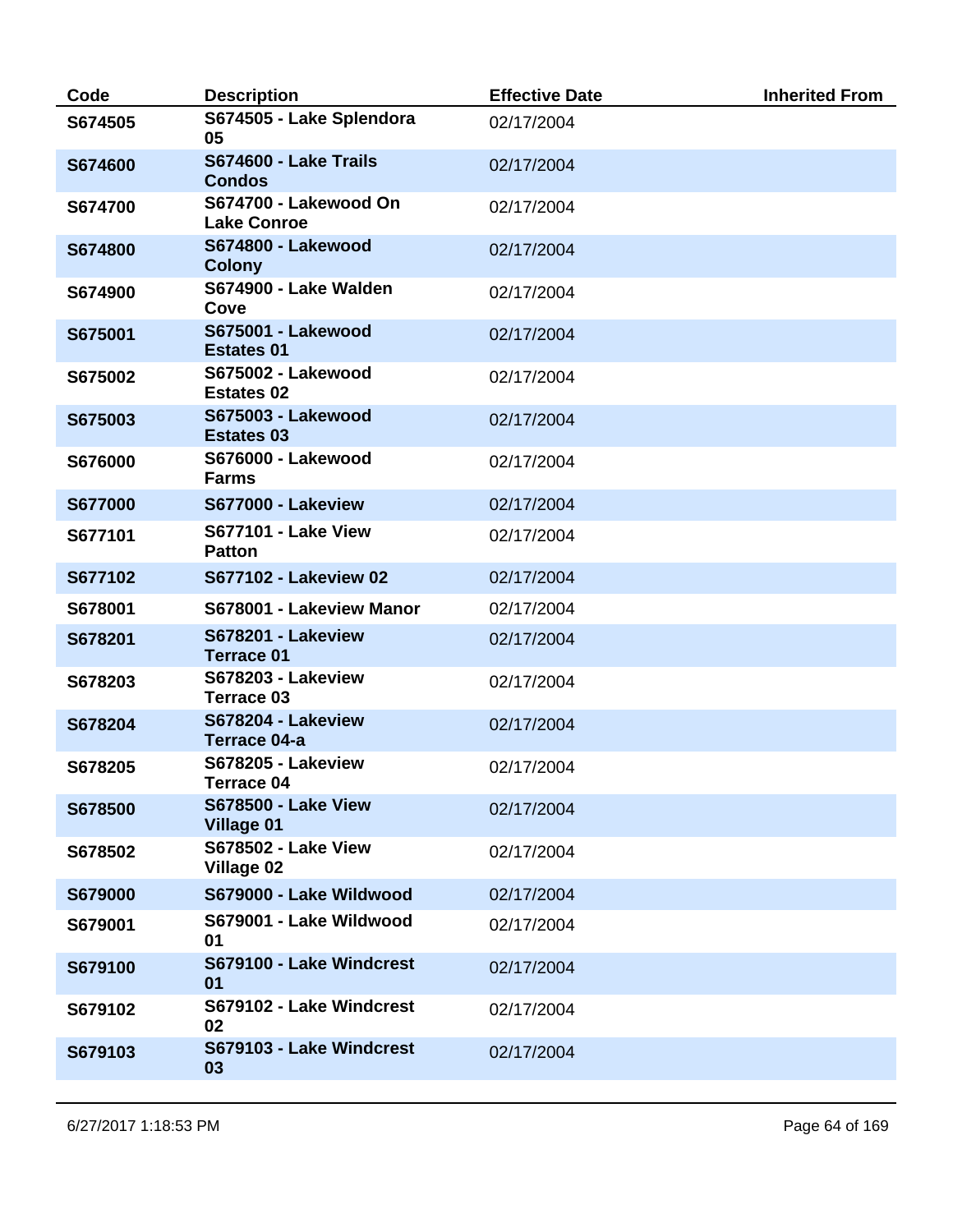| Code | Description | Effective Date | Inherited From |
| --- | --- | --- | --- |
| **S674505** | **S674505 - Lake Splendora 05** | 02/17/2004 | |
| **S674600** | **S674600 - Lake Trails Condos** | 02/17/2004 | |
| **S674700** | **S674700 - Lakewood On Lake Conroe** | 02/17/2004 | |
| **S674800** | **S674800 - Lakewood Colony** | 02/17/2004 | |
| **S674900** | **S674900 - Lake Walden Cove** | 02/17/2004 | |
| **S675001** | **S675001 - Lakewood Estates 01** | 02/17/2004 | |
| **S675002** | **S675002 - Lakewood Estates 02** | 02/17/2004 | |
| **S675003** | **S675003 - Lakewood Estates 03** | 02/17/2004 | |
| **S676000** | **S676000 - Lakewood Farms** | 02/17/2004 | |
| **S677000** | **S677000 - Lakeview** | 02/17/2004 | |
| **S677101** | **S677101 - Lake View Patton** | 02/17/2004 | |
| **S677102** | **S677102 - Lakeview 02** | 02/17/2004 | |
| **S678001** | **S678001 - Lakeview Manor** | 02/17/2004 | |
| **S678201** | **S678201 - Lakeview Terrace 01** | 02/17/2004 | |
| **S678203** | **S678203 - Lakeview Terrace 03** | 02/17/2004 | |
| **S678204** | **S678204 - Lakeview Terrace 04-a** | 02/17/2004 | |
| **S678205** | **S678205 - Lakeview Terrace 04** | 02/17/2004 | |
| **S678500** | **S678500 - Lake View Village 01** | 02/17/2004 | |
| **S678502** | **S678502 - Lake View Village 02** | 02/17/2004 | |
| **S679000** | **S679000 - Lake Wildwood** | 02/17/2004 | |
| **S679001** | **S679001 - Lake Wildwood 01** | 02/17/2004 | |
| **S679100** | **S679100 - Lake Windcrest 01** | 02/17/2004 | |
| **S679102** | **S679102 - Lake Windcrest 02** | 02/17/2004 | |
| **S679103** | **S679103 - Lake Windcrest 03** | 02/17/2004 | |

6/27/2017 1:18:53 PM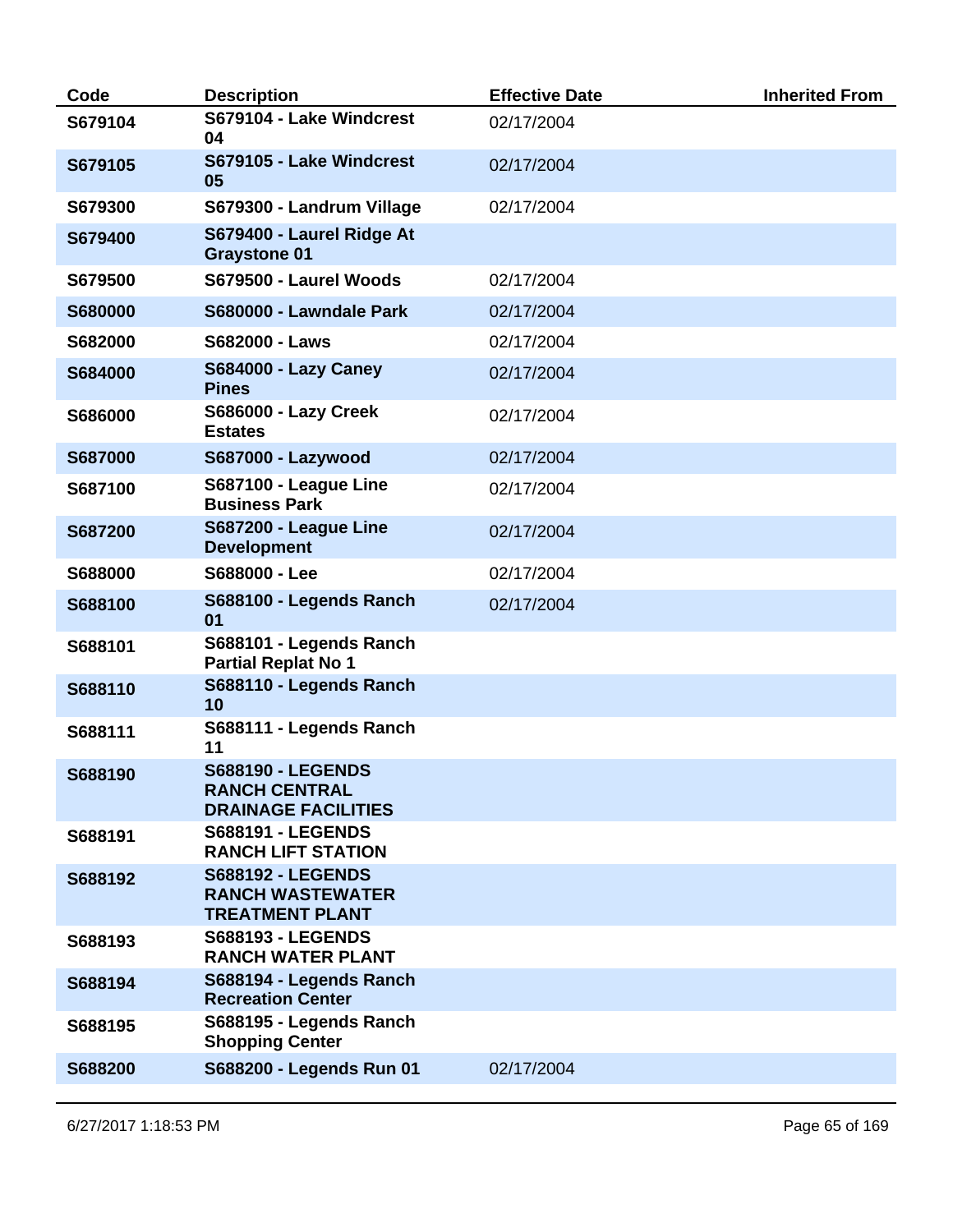| Code | Description | Effective Date | Inherited From |
|---|---|---|---|
| **S679104** | **S679104 - Lake Windcrest 04** | 02/17/2004 | |
| **S679105** | **S679105 - Lake Windcrest 05** | 02/17/2004 | |
| **S679300** | **S679300 - Landrum Village** | 02/17/2004 | |
| **S679400** | **S679400 - Laurel Ridge At Graystone 01** | | |
| **S679500** | **S679500 - Laurel Woods** | 02/17/2004 | |
| **S680000** | **S680000 - Lawndale Park** | 02/17/2004 | |
| **S682000** | **S682000 - Laws** | 02/17/2004 | |
| **S684000** | **S684000 - Lazy Caney Pines** | 02/17/2004 | |
| **S686000** | **S686000 - Lazy Creek Estates** | 02/17/2004 | |
| **S687000** | **S687000 - Lazywood** | 02/17/2004 | |
| **S687100** | **S687100 - League Line Business Park** | 02/17/2004 | |
| **S687200** | **S687200 - League Line Development** | 02/17/2004 | |
| **S688000** | **S688000 - Lee** | 02/17/2004 | |
| **S688100** | **S688100 - Legends Ranch 01** | 02/17/2004 | |
| **S688101** | **S688101 - Legends Ranch Partial Replat No 1** | | |
| **S688110** | **S688110 - Legends Ranch 10** | | |
| **S688111** | **S688111 - Legends Ranch 11** | | |
| **S688190** | **S688190 - LEGENDS RANCH CENTRAL DRAINAGE FACILITIES** | | |
| **S688191** | **S688191 - LEGENDS RANCH LIFT STATION** | | |
| **S688192** | **S688192 - LEGENDS RANCH WASTEWATER TREATMENT PLANT** | | |
| **S688193** | **S688193 - LEGENDS RANCH WATER PLANT** | | |
| **S688194** | **S688194 - Legends Ranch Recreation Center** | | |
| **S688195** | **S688195 - Legends Ranch Shopping Center** | | |
| **S688200** | **S688200 - Legends Run 01** | 02/17/2004 | |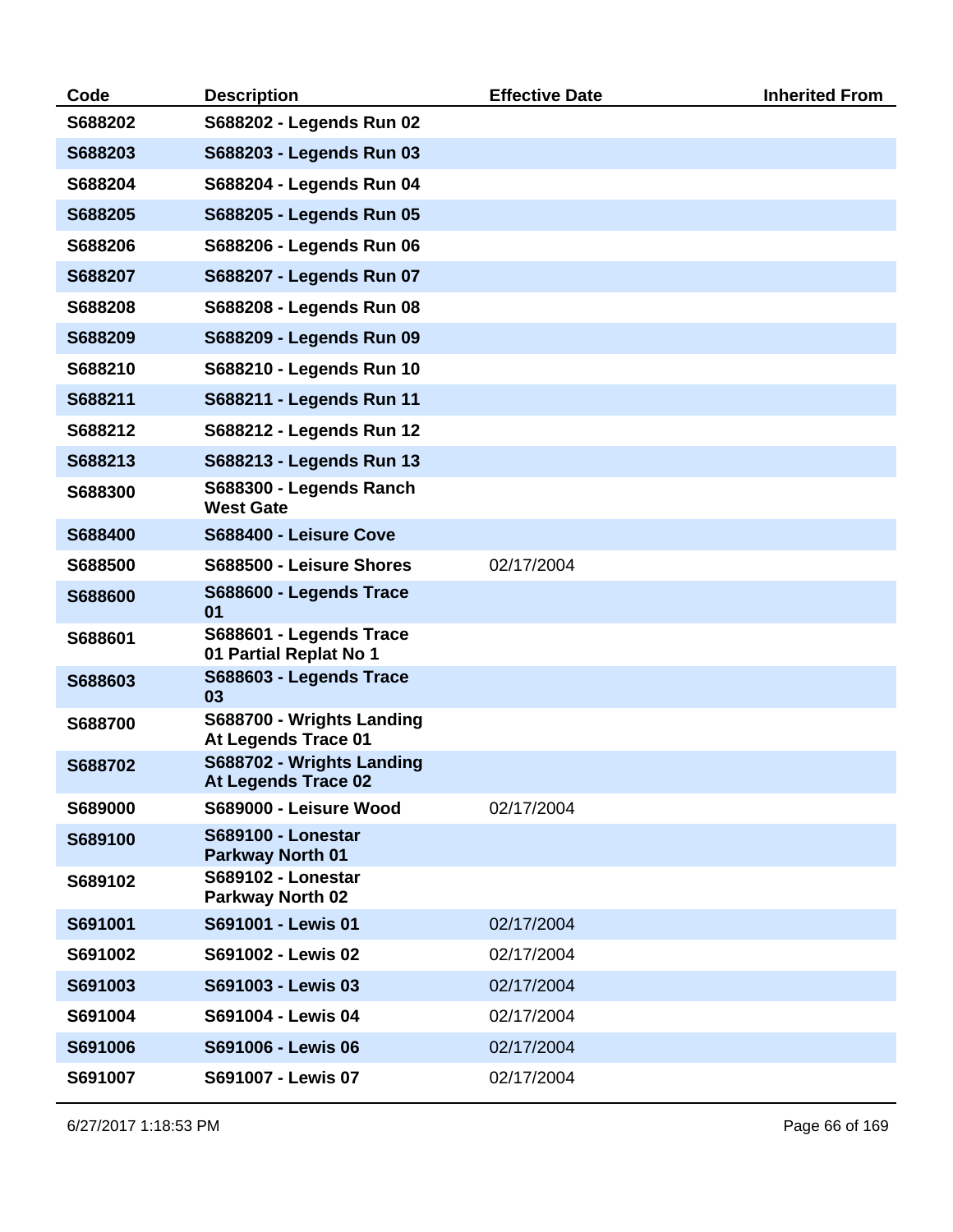| Code | Description | Effective Date | Inherited From |
|---|---|---|---|
| S688202 | S688202 - Legends Run 02 | | |
| S688203 | S688203 - Legends Run 03 | | |
| S688204 | S688204 - Legends Run 04 | | |
| S688205 | S688205 - Legends Run 05 | | |
| S688206 | S688206 - Legends Run 06 | | |
| S688207 | S688207 - Legends Run 07 | | |
| S688208 | S688208 - Legends Run 08 | | |
| S688209 | S688209 - Legends Run 09 | | |
| S688210 | S688210 - Legends Run 10 | | |
| S688211 | S688211 - Legends Run 11 | | |
| S688212 | S688212 - Legends Run 12 | | |
| S688213 | S688213 - Legends Run 13 | | |
| S688300 | S688300 - Legends Ranch West Gate | | |
| S688400 | S688400 - Leisure Cove | | |
| S688500 | S688500 - Leisure Shores | 02/17/2004 | |
| S688600 | S688600 - Legends Trace 01 | | |
| S688601 | S688601 - Legends Trace 01 Partial Replat No 1 | | |
| S688603 | S688603 - Legends Trace 03 | | |
| S688700 | S688700 - Wrights Landing At Legends Trace 01 | | |
| S688702 | S688702 - Wrights Landing At Legends Trace 02 | | |
| S689000 | S689000 - Leisure Wood | 02/17/2004 | |
| S689100 | S689100 - Lonestar Parkway North 01 | | |
| S689102 | S689102 - Lonestar Parkway North 02 | | |
| S691001 | S691001 - Lewis 01 | 02/17/2004 | |
| S691002 | S691002 - Lewis 02 | 02/17/2004 | |
| S691003 | S691003 - Lewis 03 | 02/17/2004 | |
| S691004 | S691004 - Lewis 04 | 02/17/2004 | |
| S691006 | S691006 - Lewis 06 | 02/17/2004 | |
| S691007 | S691007 - Lewis 07 | 02/17/2004 | |

6/27/2017 1:18:53 PM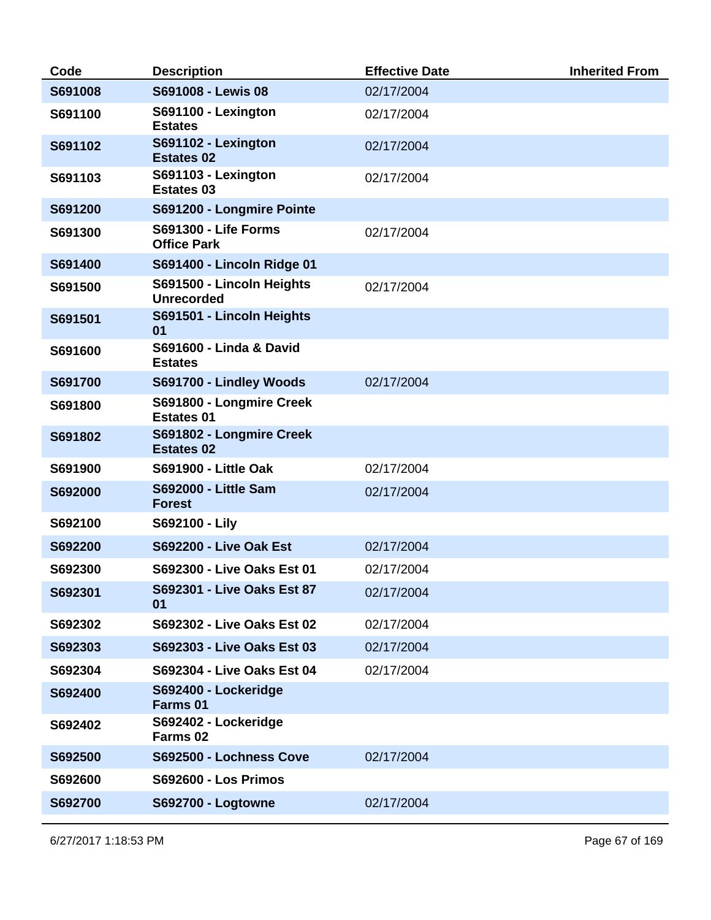| Code | Description | Effective Date | Inherited From |
|---|---|---|---|
| S691008 | S691008 - Lewis 08 | 02/17/2004 | |
| S691100 | S691100 - Lexington Estates | 02/17/2004 | |
| S691102 | S691102 - Lexington Estates 02 | 02/17/2004 | |
| S691103 | S691103 - Lexington Estates 03 | 02/17/2004 | |
| S691200 | S691200 - Longmire Pointe | | |
| S691300 | S691300 - Life Forms Office Park | 02/17/2004 | |
| S691400 | S691400 - Lincoln Ridge 01 | | |
| S691500 | S691500 - Lincoln Heights Unrecorded | 02/17/2004 | |
| S691501 | S691501 - Lincoln Heights 01 | | |
| S691600 | S691600 - Linda & David Estates | | |
| S691700 | S691700 - Lindley Woods | 02/17/2004 | |
| S691800 | S691800 - Longmire Creek Estates 01 | | |
| S691802 | S691802 - Longmire Creek Estates 02 | | |
| S691900 | S691900 - Little Oak | 02/17/2004 | |
| S692000 | S692000 - Little Sam Forest | 02/17/2004 | |
| S692100 | S692100 - Lily | | |
| S692200 | S692200 - Live Oak Est | 02/17/2004 | |
| S692300 | S692300 - Live Oaks Est 01 | 02/17/2004 | |
| S692301 | S692301 - Live Oaks Est 87 01 | 02/17/2004 | |
| S692302 | S692302 - Live Oaks Est 02 | 02/17/2004 | |
| S692303 | S692303 - Live Oaks Est 03 | 02/17/2004 | |
| S692304 | S692304 - Live Oaks Est 04 | 02/17/2004 | |
| S692400 | S692400 - Lockeridge Farms 01 | | |
| S692402 | S692402 - Lockeridge Farms 02 | | |
| S692500 | S692500 - Lochness Cove | 02/17/2004 | |
| S692600 | S692600 - Los Primos | | |
| S692700 | S692700 - Logtowne | 02/17/2004 | |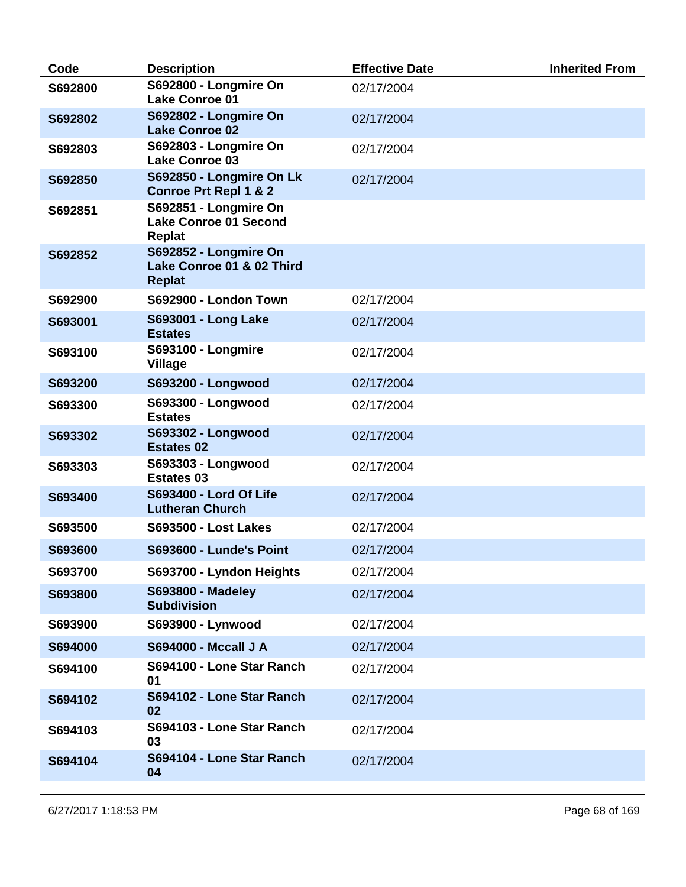| Code | Description | Effective Date | Inherited From |
|---|---|---|---|
| **S692800** | **S692800 - Longmire On Lake Conroe 01** | 02/17/2004 | |
| **S692802** | **S692802 - Longmire On Lake Conroe 02** | 02/17/2004 | |
| **S692803** | **S692803 - Longmire On Lake Conroe 03** | 02/17/2004 | |
| **S692850** | **S692850 - Longmire On Lk Conroe Prt Repl 1 & 2** | 02/17/2004 | |
| **S692851** | **S692851 - Longmire On Lake Conroe 01 Second Replat** | | |
| **S692852** | **S692852 - Longmire On Lake Conroe 01 & 02 Third Replat** | | |
| **S692900** | **S692900 - London Town** | 02/17/2004 | |
| **S693001** | **S693001 - Long Lake Estates** | 02/17/2004 | |
| **S693100** | **S693100 - Longmire Village** | 02/17/2004 | |
| **S693200** | **S693200 - Longwood** | 02/17/2004 | |
| **S693300** | **S693300 - Longwood Estates** | 02/17/2004 | |
| **S693302** | **S693302 - Longwood Estates 02** | 02/17/2004 | |
| **S693303** | **S693303 - Longwood Estates 03** | 02/17/2004 | |
| **S693400** | **S693400 - Lord Of Life Lutheran Church** | 02/17/2004 | |
| **S693500** | **S693500 - Lost Lakes** | 02/17/2004 | |
| **S693600** | **S693600 - Lunde's Point** | 02/17/2004 | |
| **S693700** | **S693700 - Lyndon Heights** | 02/17/2004 | |
| **S693800** | **S693800 - Madeley Subdivision** | 02/17/2004 | |
| **S693900** | **S693900 - Lynwood** | 02/17/2004 | |
| **S694000** | **S694000 - Mccall J A** | 02/17/2004 | |
| **S694100** | **S694100 - Lone Star Ranch 01** | 02/17/2004 | |
| **S694102** | **S694102 - Lone Star Ranch 02** | 02/17/2004 | |
| **S694103** | **S694103 - Lone Star Ranch 03** | 02/17/2004 | |
| **S694104** | **S694104 - Lone Star Ranch 04** | 02/17/2004 | |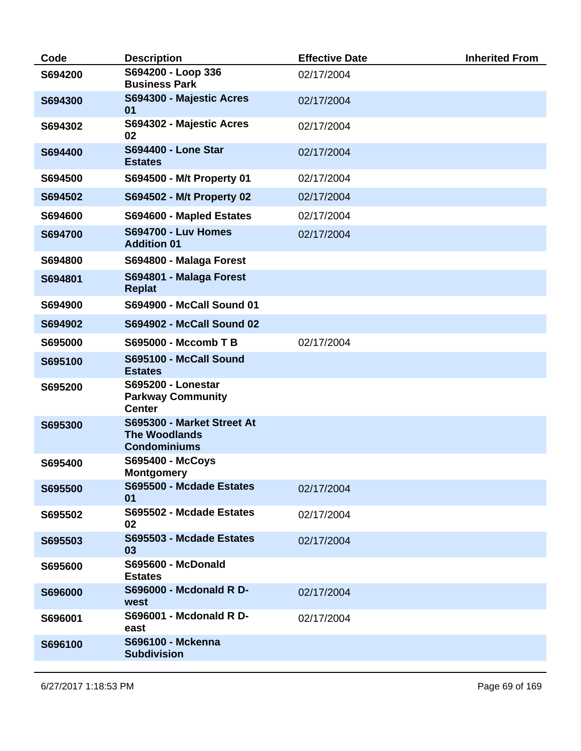| Code | Description | Effective Date | Inherited From |
|---|---|---|---|
| S694200 | S694200 - Loop 336 Business Park | 02/17/2004 | |
| S694300 | S694300 - Majestic Acres 01 | 02/17/2004 | |
| S694302 | S694302 - Majestic Acres 02 | 02/17/2004 | |
| S694400 | S694400 - Lone Star Estates | 02/17/2004 | |
| S694500 | S694500 - M/t Property 01 | 02/17/2004 | |
| S694502 | S694502 - M/t Property 02 | 02/17/2004 | |
| S694600 | S694600 - Mapled Estates | 02/17/2004 | |
| S694700 | S694700 - Luv Homes Addition 01 | 02/17/2004 | |
| S694800 | S694800 - Malaga Forest | | |
| S694801 | S694801 - Malaga Forest Replat | | |
| S694900 | S694900 - McCall Sound 01 | | |
| S694902 | S694902 - McCall Sound 02 | | |
| S695000 | S695000 - Mccomb T B | 02/17/2004 | |
| S695100 | S695100 - McCall Sound Estates | | |
| S695200 | S695200 - Lonestar Parkway Community Center | | |
| S695300 | S695300 - Market Street At The Woodlands Condominiums | | |
| S695400 | S695400 - McCoys Montgomery | | |
| S695500 | S695500 - Mcdade Estates 01 | 02/17/2004 | |
| S695502 | S695502 - Mcdade Estates 02 | 02/17/2004 | |
| S695503 | S695503 - Mcdade Estates 03 | 02/17/2004 | |
| S695600 | S695600 - McDonald Estates | | |
| S696000 | S696000 - Mcdonald R D-west | 02/17/2004 | |
| S696001 | S696001 - Mcdonald R D-east | 02/17/2004 | |
| S696100 | S696100 - Mckenna Subdivision | | |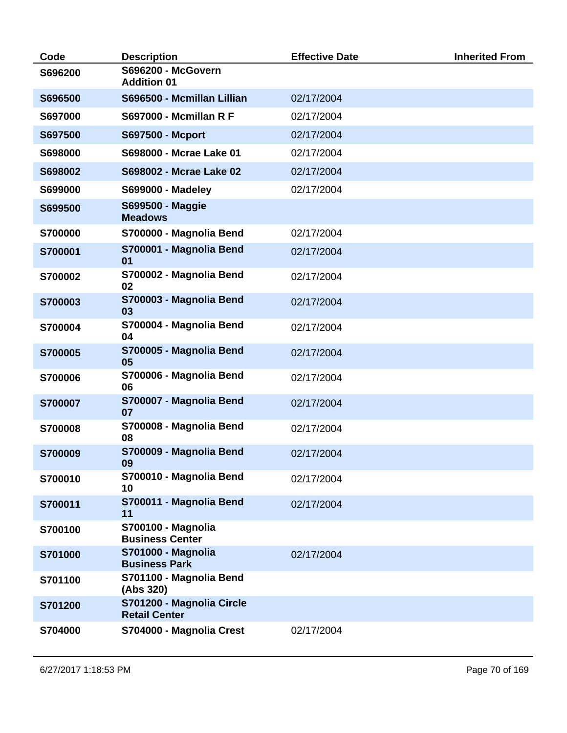| Code | Description | Effective Date | Inherited From |
|---|---|---|---|
| **S696200** | **S696200 - McGovern Addition 01** | | |
| **S696500** | **S696500 - Mcmillan Lillian** | 02/17/2004 | |
| **S697000** | **S697000 - Mcmillan R F** | 02/17/2004 | |
| **S697500** | **S697500 - Mcport** | 02/17/2004 | |
| **S698000** | **S698000 - Mcrae Lake 01** | 02/17/2004 | |
| **S698002** | **S698002 - Mcrae Lake 02** | 02/17/2004 | |
| **S699000** | **S699000 - Madeley** | 02/17/2004 | |
| **S699500** | **S699500 - Maggie Meadows** | | |
| **S700000** | **S700000 - Magnolia Bend** | 02/17/2004 | |
| **S700001** | **S700001 - Magnolia Bend 01** | 02/17/2004 | |
| **S700002** | **S700002 - Magnolia Bend 02** | 02/17/2004 | |
| **S700003** | **S700003 - Magnolia Bend 03** | 02/17/2004 | |
| **S700004** | **S700004 - Magnolia Bend 04** | 02/17/2004 | |
| **S700005** | **S700005 - Magnolia Bend 05** | 02/17/2004 | |
| **S700006** | **S700006 - Magnolia Bend 06** | 02/17/2004 | |
| **S700007** | **S700007 - Magnolia Bend 07** | 02/17/2004 | |
| **S700008** | **S700008 - Magnolia Bend 08** | 02/17/2004 | |
| **S700009** | **S700009 - Magnolia Bend 09** | 02/17/2004 | |
| **S700010** | **S700010 - Magnolia Bend 10** | 02/17/2004 | |
| **S700011** | **S700011 - Magnolia Bend 11** | 02/17/2004 | |
| **S700100** | **S700100 - Magnolia Business Center** | | |
| **S701000** | **S701000 - Magnolia Business Park** | 02/17/2004 | |
| **S701100** | **S701100 - Magnolia Bend (Abs 320)** | | |
| **S701200** | **S701200 - Magnolia Circle Retail Center** | | |
| **S704000** | **S704000 - Magnolia Crest** | 02/17/2004 | |

6/27/2017 1:18:53 PM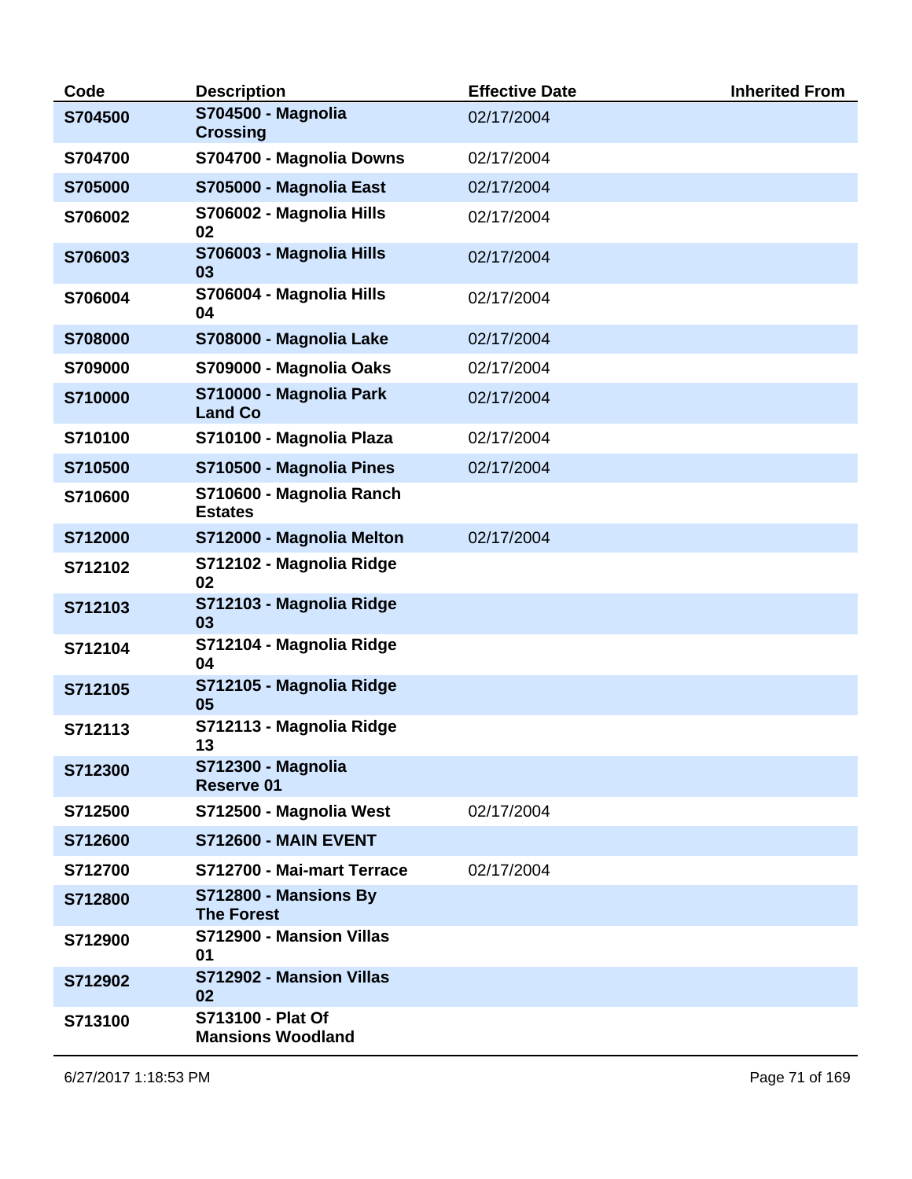| Code | Description | Effective Date | Inherited From |
|---|---|---|---|
| **S704500** | **S704500 - Magnolia Crossing** | 02/17/2004 | |
| **S704700** | **S704700 - Magnolia Downs** | 02/17/2004 | |
| **S705000** | **S705000 - Magnolia East** | 02/17/2004 | |
| **S706002** | **S706002 - Magnolia Hills 02** | 02/17/2004 | |
| **S706003** | **S706003 - Magnolia Hills 03** | 02/17/2004 | |
| **S706004** | **S706004 - Magnolia Hills 04** | 02/17/2004 | |
| **S708000** | **S708000 - Magnolia Lake** | 02/17/2004 | |
| **S709000** | **S709000 - Magnolia Oaks** | 02/17/2004 | |
| **S710000** | **S710000 - Magnolia Park Land Co** | 02/17/2004 | |
| **S710100** | **S710100 - Magnolia Plaza** | 02/17/2004 | |
| **S710500** | **S710500 - Magnolia Pines** | 02/17/2004 | |
| **S710600** | **S710600 - Magnolia Ranch Estates** | | |
| **S712000** | **S712000 - Magnolia Melton** | 02/17/2004 | |
| **S712102** | **S712102 - Magnolia Ridge 02** | | |
| **S712103** | **S712103 - Magnolia Ridge 03** | | |
| **S712104** | **S712104 - Magnolia Ridge 04** | | |
| **S712105** | **S712105 - Magnolia Ridge 05** | | |
| **S712113** | **S712113 - Magnolia Ridge 13** | | |
| **S712300** | **S712300 - Magnolia Reserve 01** | | |
| **S712500** | **S712500 - Magnolia West** | 02/17/2004 | |
| **S712600** | **S712600 - MAIN EVENT** | | |
| **S712700** | **S712700 - Mai-mart Terrace** | 02/17/2004 | |
| **S712800** | **S712800 - Mansions By The Forest** | | |
| **S712900** | **S712900 - Mansion Villas 01** | | |
| **S712902** | **S712902 - Mansion Villas 02** | | |
| **S713100** | **S713100 - Plat Of Mansions Woodland** | | |

6/27/2017 1:18:53 PM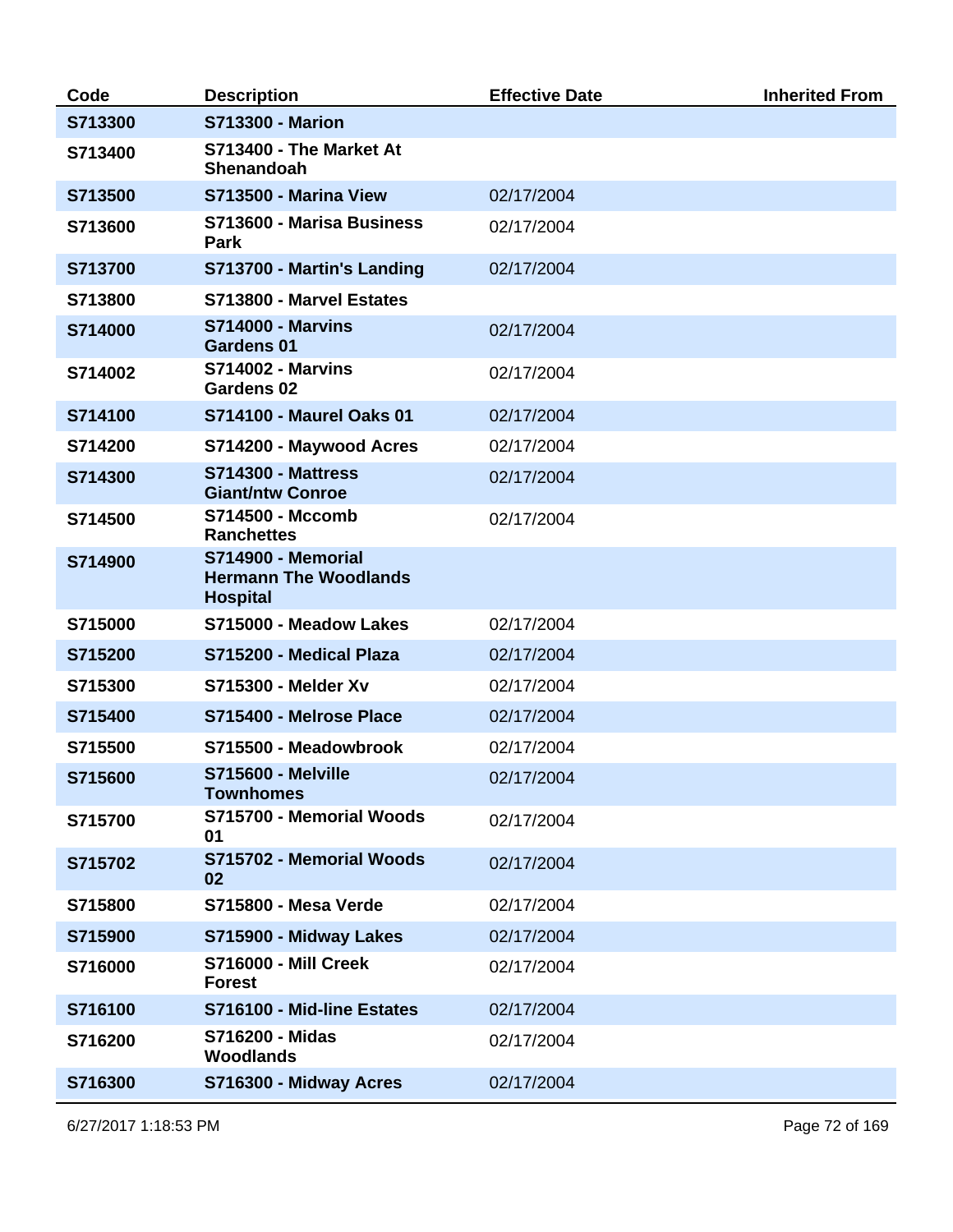| Code | Description | Effective Date | Inherited From |
|---|---|---|---|
| **S713300** | **S713300 - Marion** | | |
| **S713400** | **S713400 - The Market At Shenandoah** | | |
| **S713500** | **S713500 - Marina View** | 02/17/2004 | |
| **S713600** | **S713600 - Marisa Business Park** | 02/17/2004 | |
| **S713700** | **S713700 - Martin's Landing** | 02/17/2004 | |
| **S713800** | **S713800 - Marvel Estates** | | |
| **S714000** | **S714000 - Marvins Gardens 01** | 02/17/2004 | |
| **S714002** | **S714002 - Marvins Gardens 02** | 02/17/2004 | |
| **S714100** | **S714100 - Maurel Oaks 01** | 02/17/2004 | |
| **S714200** | **S714200 - Maywood Acres** | 02/17/2004 | |
| **S714300** | **S714300 - Mattress Giant/ntw Conroe** | 02/17/2004 | |
| **S714500** | **S714500 - Mccomb Ranchettes** | 02/17/2004 | |
| **S714900** | **S714900 - Memorial Hermann The Woodlands Hospital** | | |
| **S715000** | **S715000 - Meadow Lakes** | 02/17/2004 | |
| **S715200** | **S715200 - Medical Plaza** | 02/17/2004 | |
| **S715300** | **S715300 - Melder Xv** | 02/17/2004 | |
| **S715400** | **S715400 - Melrose Place** | 02/17/2004 | |
| **S715500** | **S715500 - Meadowbrook** | 02/17/2004 | |
| **S715600** | **S715600 - Melville Townhomes** | 02/17/2004 | |
| **S715700** | **S715700 - Memorial Woods 01** | 02/17/2004 | |
| **S715702** | **S715702 - Memorial Woods 02** | 02/17/2004 | |
| **S715800** | **S715800 - Mesa Verde** | 02/17/2004 | |
| **S715900** | **S715900 - Midway Lakes** | 02/17/2004 | |
| **S716000** | **S716000 - Mill Creek Forest** | 02/17/2004 | |
| **S716100** | **S716100 - Mid-line Estates** | 02/17/2004 | |
| **S716200** | **S716200 - Midas Woodlands** | 02/17/2004 | |
| **S716300** | **S716300 - Midway Acres** | 02/17/2004 | |

6/27/2017 1:18:53 PM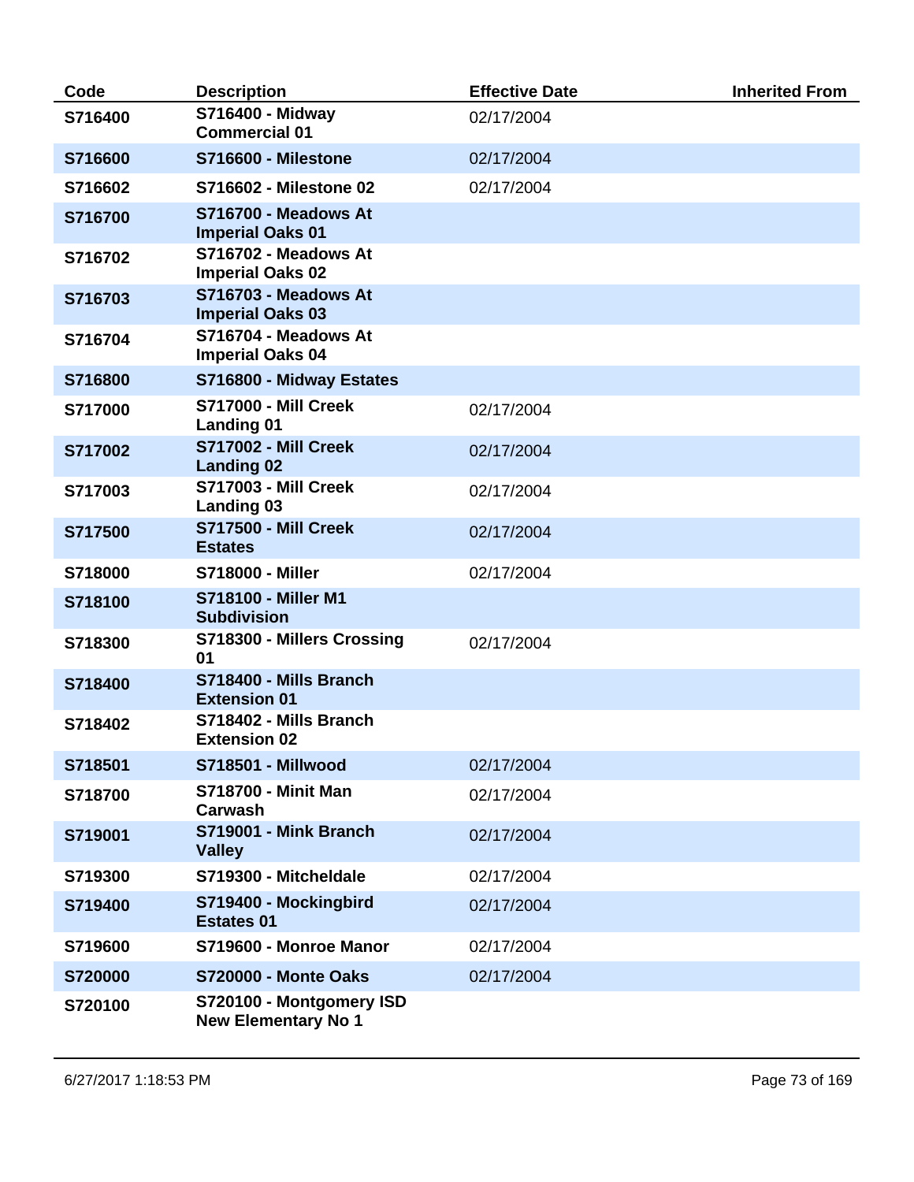| Code | Description | Effective Date | Inherited From |
|---|---|---|---|
| **S716400** | **S716400 - Midway Commercial 01** | 02/17/2004 | |
| **S716600** | **S716600 - Milestone** | 02/17/2004 | |
| **S716602** | **S716602 - Milestone 02** | 02/17/2004 | |
| **S716700** | **S716700 - Meadows At Imperial Oaks 01** | | |
| **S716702** | **S716702 - Meadows At Imperial Oaks 02** | | |
| **S716703** | **S716703 - Meadows At Imperial Oaks 03** | | |
| **S716704** | **S716704 - Meadows At Imperial Oaks 04** | | |
| **S716800** | **S716800 - Midway Estates** | | |
| **S717000** | **S717000 - Mill Creek Landing 01** | 02/17/2004 | |
| **S717002** | **S717002 - Mill Creek Landing 02** | 02/17/2004 | |
| **S717003** | **S717003 - Mill Creek Landing 03** | 02/17/2004 | |
| **S717500** | **S717500 - Mill Creek Estates** | 02/17/2004 | |
| **S718000** | **S718000 - Miller** | 02/17/2004 | |
| **S718100** | **S718100 - Miller M1 Subdivision** | | |
| **S718300** | **S718300 - Millers Crossing 01** | 02/17/2004 | |
| **S718400** | **S718400 - Mills Branch Extension 01** | | |
| **S718402** | **S718402 - Mills Branch Extension 02** | | |
| **S718501** | **S718501 - Millwood** | 02/17/2004 | |
| **S718700** | **S718700 - Minit Man Carwash** | 02/17/2004 | |
| **S719001** | **S719001 - Mink Branch Valley** | 02/17/2004 | |
| **S719300** | **S719300 - Mitcheldale** | 02/17/2004 | |
| **S719400** | **S719400 - Mockingbird Estates 01** | 02/17/2004 | |
| **S719600** | **S719600 - Monroe Manor** | 02/17/2004 | |
| **S720000** | **S720000 - Monte Oaks** | 02/17/2004 | |
| **S720100** | **S720100 - Montgomery ISD New Elementary No 1** | | |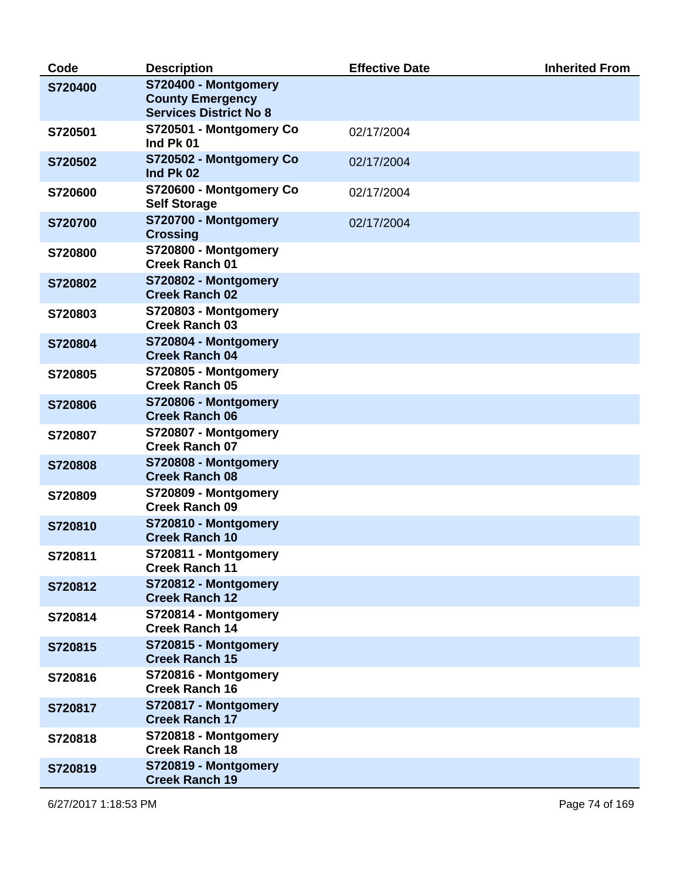| Code | Description | Effective Date | Inherited From |
|---|---|---|---|
| **S720400** | **S720400 - Montgomery County Emergency Services District No 8** | | |
| **S720501** | **S720501 - Montgomery Co Ind Pk 01** | 02/17/2004 | |
| **S720502** | **S720502 - Montgomery Co Ind Pk 02** | 02/17/2004 | |
| **S720600** | **S720600 - Montgomery Co Self Storage** | 02/17/2004 | |
| **S720700** | **S720700 - Montgomery Crossing** | 02/17/2004 | |
| **S720800** | **S720800 - Montgomery Creek Ranch 01** | | |
| **S720802** | **S720802 - Montgomery Creek Ranch 02** | | |
| **S720803** | **S720803 - Montgomery Creek Ranch 03** | | |
| **S720804** | **S720804 - Montgomery Creek Ranch 04** | | |
| **S720805** | **S720805 - Montgomery Creek Ranch 05** | | |
| **S720806** | **S720806 - Montgomery Creek Ranch 06** | | |
| **S720807** | **S720807 - Montgomery Creek Ranch 07** | | |
| **S720808** | **S720808 - Montgomery Creek Ranch 08** | | |
| **S720809** | **S720809 - Montgomery Creek Ranch 09** | | |
| **S720810** | **S720810 - Montgomery Creek Ranch 10** | | |
| **S720811** | **S720811 - Montgomery Creek Ranch 11** | | |
| **S720812** | **S720812 - Montgomery Creek Ranch 12** | | |
| **S720814** | **S720814 - Montgomery Creek Ranch 14** | | |
| **S720815** | **S720815 - Montgomery Creek Ranch 15** | | |
| **S720816** | **S720816 - Montgomery Creek Ranch 16** | | |
| **S720817** | **S720817 - Montgomery Creek Ranch 17** | | |
| **S720818** | **S720818 - Montgomery Creek Ranch 18** | | |
| **S720819** | **S720819 - Montgomery Creek Ranch 19** | | |

6/27/2017 1:18:53 PM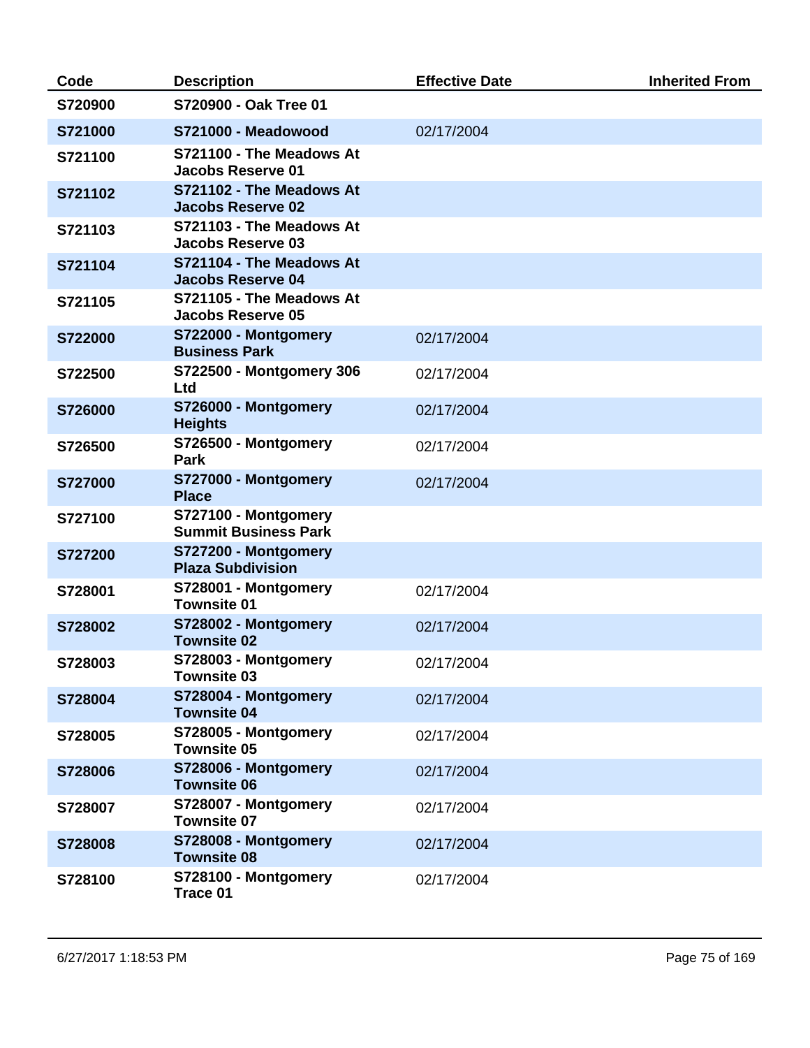| Code | Description | Effective Date | Inherited From |
| --- | --- | --- | --- |
| **S720900** | **S720900 - Oak Tree 01** | | |
| **S721000** | **S721000 - Meadowood** | 02/17/2004 | |
| **S721100** | **S721100 - The Meadows At Jacobs Reserve 01** | | |
| **S721102** | **S721102 - The Meadows At Jacobs Reserve 02** | | |
| **S721103** | **S721103 - The Meadows At Jacobs Reserve 03** | | |
| **S721104** | **S721104 - The Meadows At Jacobs Reserve 04** | | |
| **S721105** | **S721105 - The Meadows At Jacobs Reserve 05** | | |
| **S722000** | **S722000 - Montgomery Business Park** | 02/17/2004 | |
| **S722500** | **S722500 - Montgomery 306 Ltd** | 02/17/2004 | |
| **S726000** | **S726000 - Montgomery Heights** | 02/17/2004 | |
| **S726500** | **S726500 - Montgomery Park** | 02/17/2004 | |
| **S727000** | **S727000 - Montgomery Place** | 02/17/2004 | |
| **S727100** | **S727100 - Montgomery Summit Business Park** | | |
| **S727200** | **S727200 - Montgomery Plaza Subdivision** | | |
| **S728001** | **S728001 - Montgomery Townsite 01** | 02/17/2004 | |
| **S728002** | **S728002 - Montgomery Townsite 02** | 02/17/2004 | |
| **S728003** | **S728003 - Montgomery Townsite 03** | 02/17/2004 | |
| **S728004** | **S728004 - Montgomery Townsite 04** | 02/17/2004 | |
| **S728005** | **S728005 - Montgomery Townsite 05** | 02/17/2004 | |
| **S728006** | **S728006 - Montgomery Townsite 06** | 02/17/2004 | |
| **S728007** | **S728007 - Montgomery Townsite 07** | 02/17/2004 | |
| **S728008** | **S728008 - Montgomery Townsite 08** | 02/17/2004 | |
| **S728100** | **S728100 - Montgomery Trace 01** | 02/17/2004 | |

6/27/2017 1:18:53 PM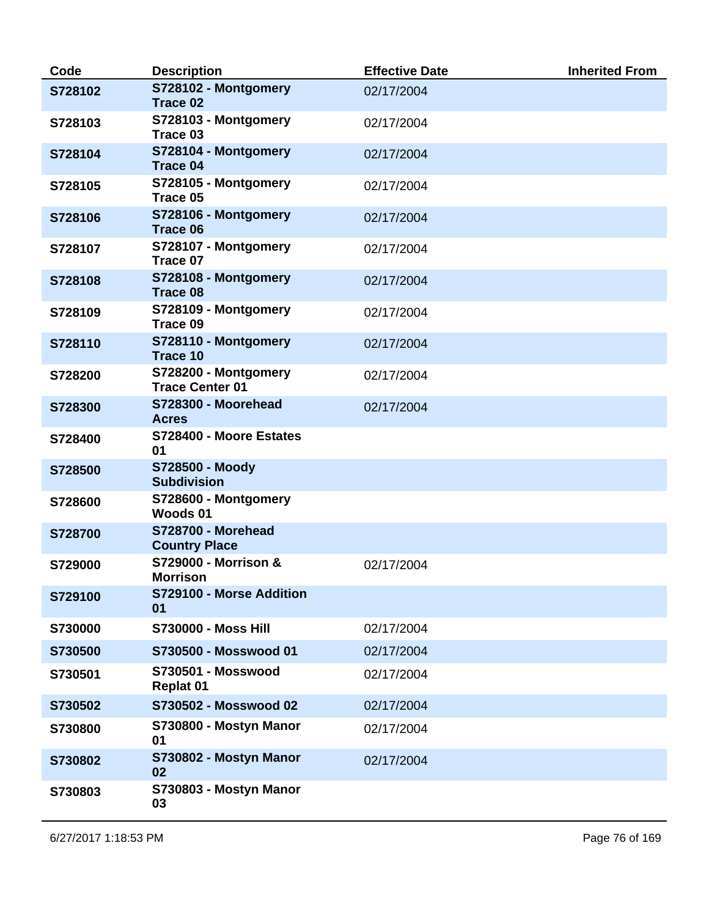| Code | Description | Effective Date | Inherited From |
|---|---|---|---|
| S728102 | S728102 - Montgomery Trace 02 | 02/17/2004 | |
| S728103 | S728103 - Montgomery Trace 03 | 02/17/2004 | |
| S728104 | S728104 - Montgomery Trace 04 | 02/17/2004 | |
| S728105 | S728105 - Montgomery Trace 05 | 02/17/2004 | |
| S728106 | S728106 - Montgomery Trace 06 | 02/17/2004 | |
| S728107 | S728107 - Montgomery Trace 07 | 02/17/2004 | |
| S728108 | S728108 - Montgomery Trace 08 | 02/17/2004 | |
| S728109 | S728109 - Montgomery Trace 09 | 02/17/2004 | |
| S728110 | S728110 - Montgomery Trace 10 | 02/17/2004 | |
| S728200 | S728200 - Montgomery Trace Center 01 | 02/17/2004 | |
| S728300 | S728300 - Moorehead Acres | 02/17/2004 | |
| S728400 | S728400 - Moore Estates 01 | | |
| S728500 | S728500 - Moody Subdivision | | |
| S728600 | S728600 - Montgomery Woods 01 | | |
| S728700 | S728700 - Morehead Country Place | | |
| S729000 | S729000 - Morrison & Morrison | 02/17/2004 | |
| S729100 | S729100 - Morse Addition 01 | | |
| S730000 | S730000 - Moss Hill | 02/17/2004 | |
| S730500 | S730500 - Mosswood 01 | 02/17/2004 | |
| S730501 | S730501 - Mosswood Replat 01 | 02/17/2004 | |
| S730502 | S730502 - Mosswood 02 | 02/17/2004 | |
| S730800 | S730800 - Mostyn Manor 01 | 02/17/2004 | |
| S730802 | S730802 - Mostyn Manor 02 | 02/17/2004 | |
| S730803 | S730803 - Mostyn Manor 03 | | |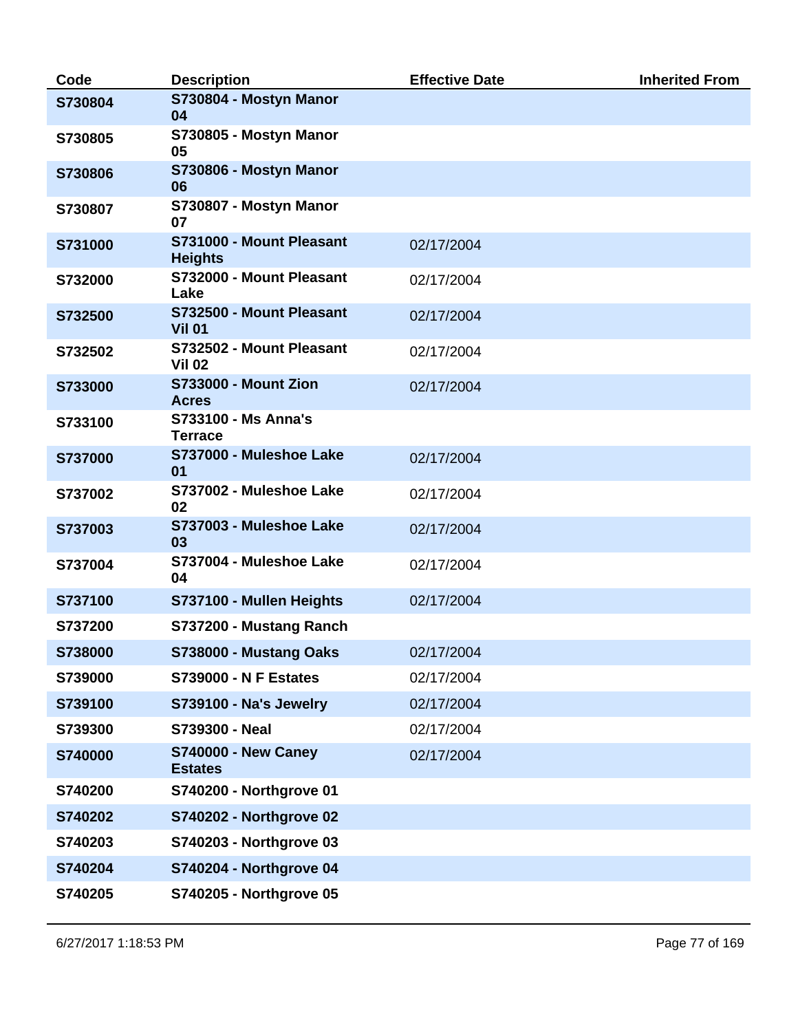| Code | Description | Effective Date | Inherited From |
|---|---|---|---|
| S730804 | S730804 - Mostyn Manor 04 | | |
| S730805 | S730805 - Mostyn Manor 05 | | |
| S730806 | S730806 - Mostyn Manor 06 | | |
| S730807 | S730807 - Mostyn Manor 07 | | |
| S731000 | S731000 - Mount Pleasant Heights | 02/17/2004 | |
| S732000 | S732000 - Mount Pleasant Lake | 02/17/2004 | |
| S732500 | S732500 - Mount Pleasant Vil 01 | 02/17/2004 | |
| S732502 | S732502 - Mount Pleasant Vil 02 | 02/17/2004 | |
| S733000 | S733000 - Mount Zion Acres | 02/17/2004 | |
| S733100 | S733100 - Ms Anna's Terrace | | |
| S737000 | S737000 - Muleshoe Lake 01 | 02/17/2004 | |
| S737002 | S737002 - Muleshoe Lake 02 | 02/17/2004 | |
| S737003 | S737003 - Muleshoe Lake 03 | 02/17/2004 | |
| S737004 | S737004 - Muleshoe Lake 04 | 02/17/2004 | |
| S737100 | S737100 - Mullen Heights | 02/17/2004 | |
| S737200 | S737200 - Mustang Ranch | | |
| S738000 | S738000 - Mustang Oaks | 02/17/2004 | |
| S739000 | S739000 - N F Estates | 02/17/2004 | |
| S739100 | S739100 - Na's Jewelry | 02/17/2004 | |
| S739300 | S739300 - Neal | 02/17/2004 | |
| S740000 | S740000 - New Caney Estates | 02/17/2004 | |
| S740200 | S740200 - Northgrove 01 | | |
| S740202 | S740202 - Northgrove 02 | | |
| S740203 | S740203 - Northgrove 03 | | |
| S740204 | S740204 - Northgrove 04 | | |
| S740205 | S740205 - Northgrove 05 | | |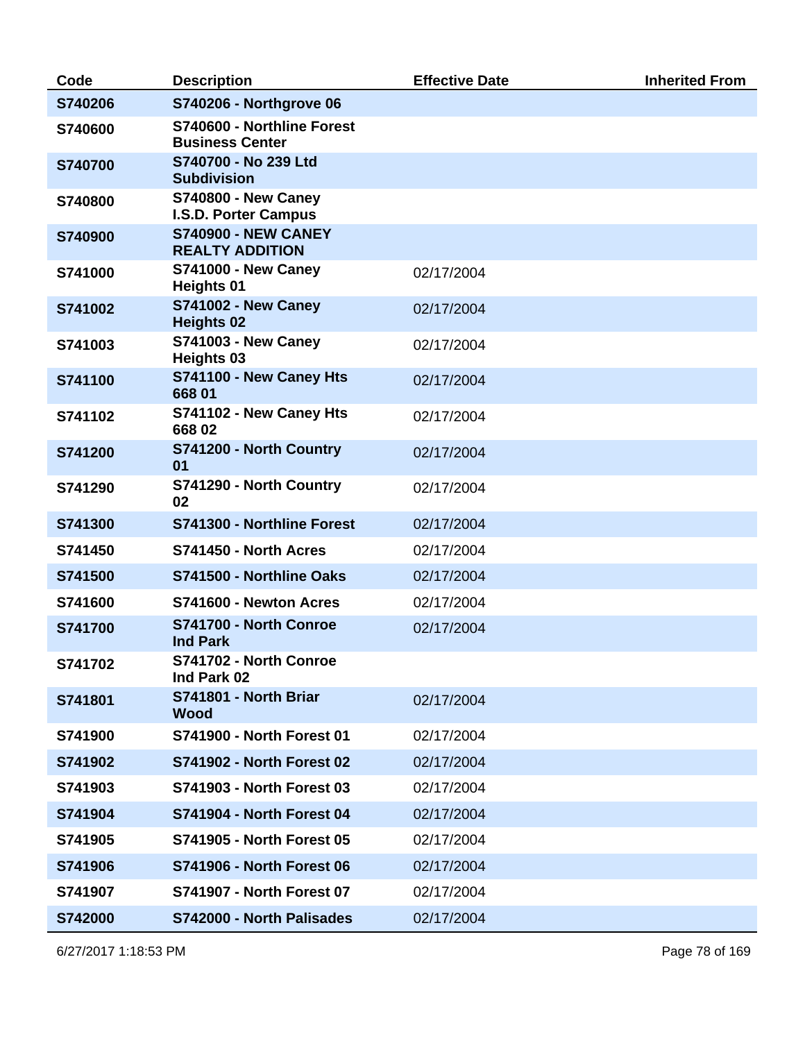| Code | Description | Effective Date | Inherited From |
|---|---|---|---|
| S740206 | S740206 - Northgrove 06 | | |
| S740600 | S740600 - Northline Forest Business Center | | |
| S740700 | S740700 - No 239 Ltd Subdivision | | |
| S740800 | S740800 - New Caney I.S.D. Porter Campus | | |
| S740900 | S740900 - NEW CANEY REALTY ADDITION | | |
| S741000 | S741000 - New Caney Heights 01 | 02/17/2004 | |
| S741002 | S741002 - New Caney Heights 02 | 02/17/2004 | |
| S741003 | S741003 - New Caney Heights 03 | 02/17/2004 | |
| S741100 | S741100 - New Caney Hts 668 01 | 02/17/2004 | |
| S741102 | S741102 - New Caney Hts 668 02 | 02/17/2004 | |
| S741200 | S741200 - North Country 01 | 02/17/2004 | |
| S741290 | S741290 - North Country 02 | 02/17/2004 | |
| S741300 | S741300 - Northline Forest | 02/17/2004 | |
| S741450 | S741450 - North Acres | 02/17/2004 | |
| S741500 | S741500 - Northline Oaks | 02/17/2004 | |
| S741600 | S741600 - Newton Acres | 02/17/2004 | |
| S741700 | S741700 - North Conroe Ind Park | 02/17/2004 | |
| S741702 | S741702 - North Conroe Ind Park 02 | | |
| S741801 | S741801 - North Briar Wood | 02/17/2004 | |
| S741900 | S741900 - North Forest 01 | 02/17/2004 | |
| S741902 | S741902 - North Forest 02 | 02/17/2004 | |
| S741903 | S741903 - North Forest 03 | 02/17/2004 | |
| S741904 | S741904 - North Forest 04 | 02/17/2004 | |
| S741905 | S741905 - North Forest 05 | 02/17/2004 | |
| S741906 | S741906 - North Forest 06 | 02/17/2004 | |
| S741907 | S741907 - North Forest 07 | 02/17/2004 | |
| S742000 | S742000 - North Palisades | 02/17/2004 | |

6/27/2017 1:18:53 PM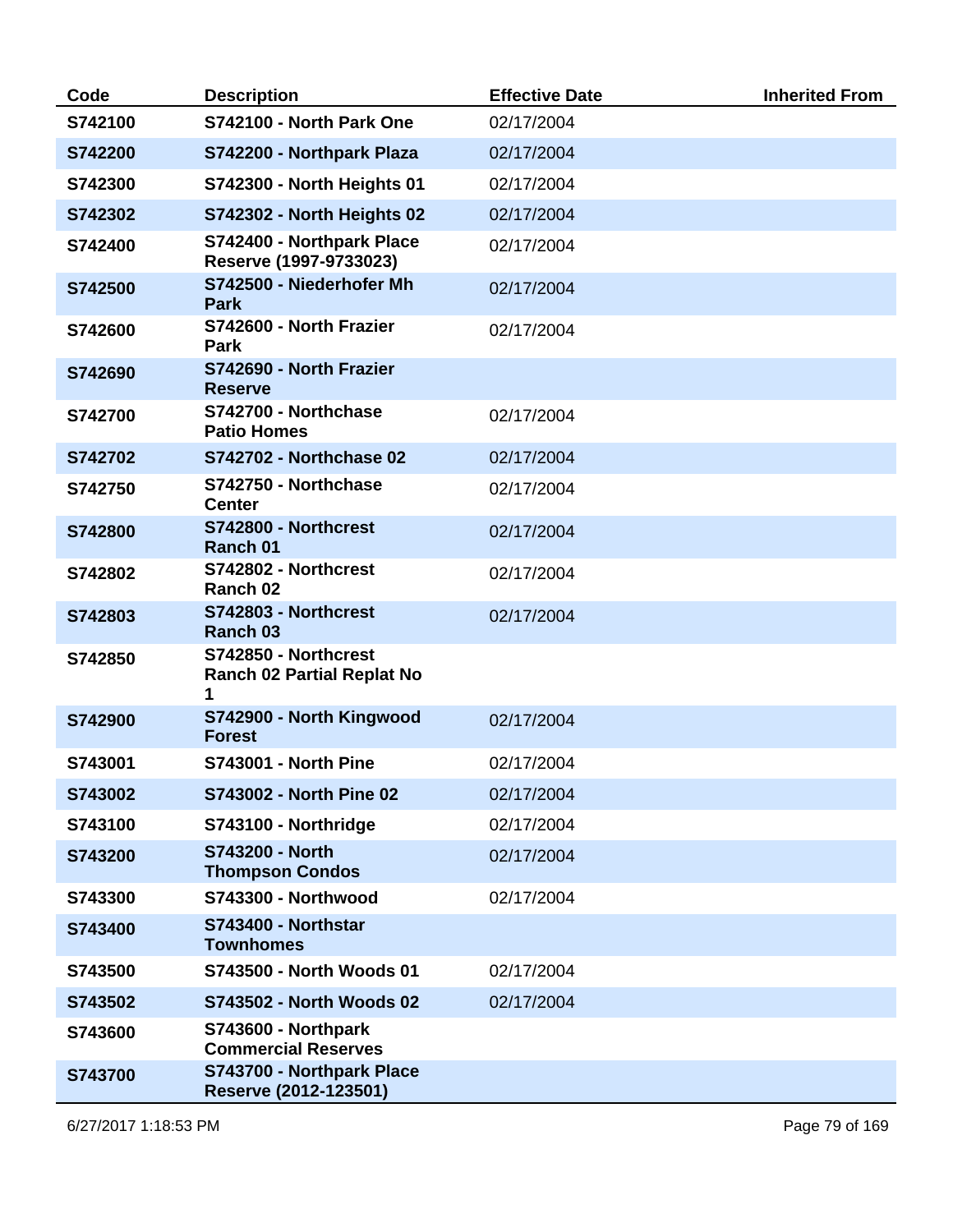| Code | Description | Effective Date | Inherited From |
|---|---|---|---|
| S742100 | S742100 - North Park One | 02/17/2004 | |
| S742200 | S742200 - Northpark Plaza | 02/17/2004 | |
| S742300 | S742300 - North Heights 01 | 02/17/2004 | |
| S742302 | S742302 - North Heights 02 | 02/17/2004 | |
| S742400 | S742400 - Northpark Place Reserve (1997-9733023) | 02/17/2004 | |
| S742500 | S742500 - Niederhofer Mh Park | 02/17/2004 | |
| S742600 | S742600 - North Frazier Park | 02/17/2004 | |
| S742690 | S742690 - North Frazier Reserve | | |
| S742700 | S742700 - Northchase Patio Homes | 02/17/2004 | |
| S742702 | S742702 - Northchase 02 | 02/17/2004 | |
| S742750 | S742750 - Northchase Center | 02/17/2004 | |
| S742800 | S742800 - Northcrest Ranch 01 | 02/17/2004 | |
| S742802 | S742802 - Northcrest Ranch 02 | 02/17/2004 | |
| S742803 | S742803 - Northcrest Ranch 03 | 02/17/2004 | |
| S742850 | S742850 - Northcrest Ranch 02 Partial Replat No 1 | | |
| S742900 | S742900 - North Kingwood Forest | 02/17/2004 | |
| S743001 | S743001 - North Pine | 02/17/2004 | |
| S743002 | S743002 - North Pine 02 | 02/17/2004 | |
| S743100 | S743100 - Northridge | 02/17/2004 | |
| S743200 | S743200 - North Thompson Condos | 02/17/2004 | |
| S743300 | S743300 - Northwood | 02/17/2004 | |
| S743400 | S743400 - Northstar Townhomes | | |
| S743500 | S743500 - North Woods 01 | 02/17/2004 | |
| S743502 | S743502 - North Woods 02 | 02/17/2004 | |
| S743600 | S743600 - Northpark Commercial Reserves | | |
| S743700 | S743700 - Northpark Place Reserve (2012-123501) | | |

6/27/2017 1:18:53 PM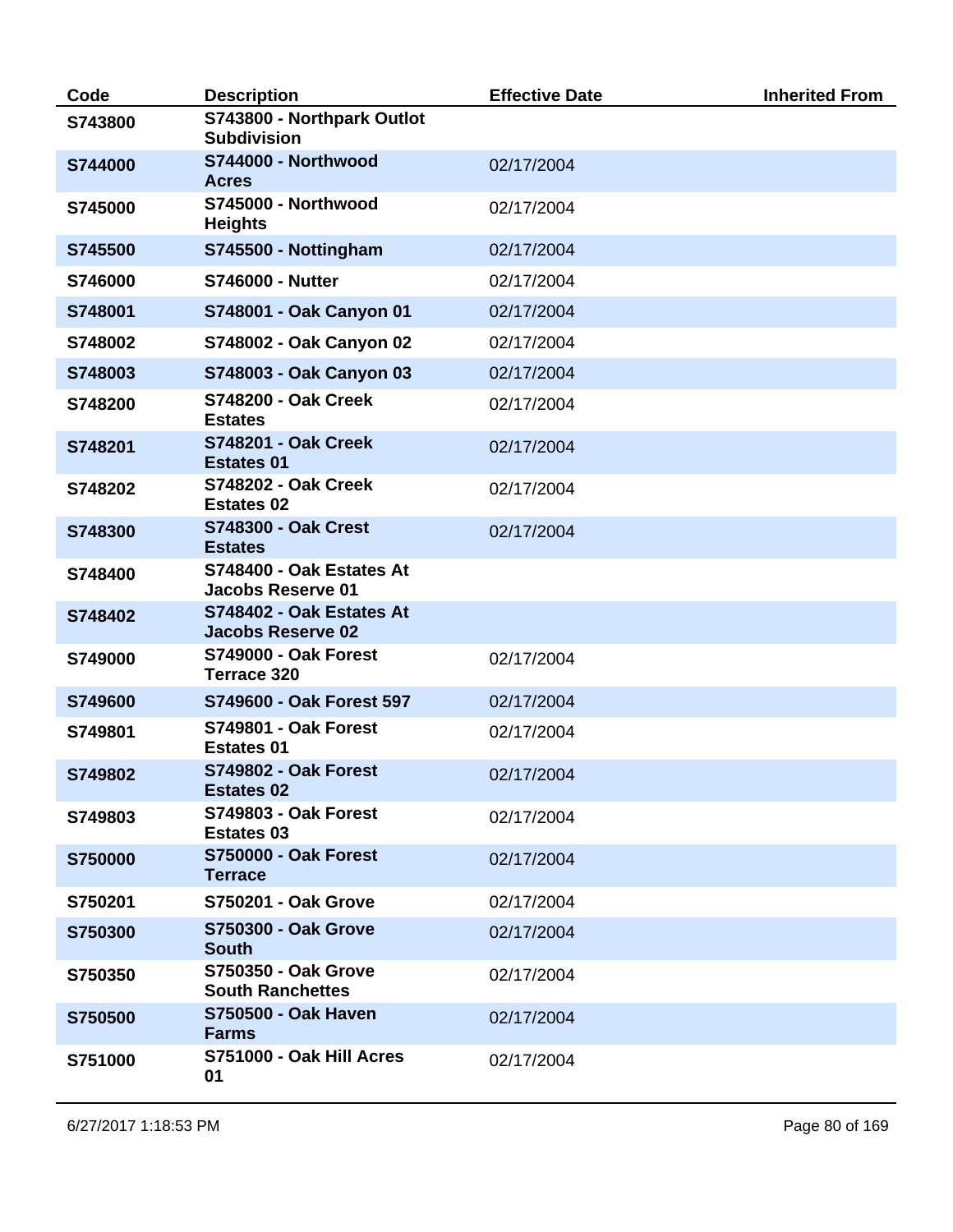| Code | Description | Effective Date | Inherited From |
| --- | --- | --- | --- |
| **S743800** | **S743800 - Northpark Outlot Subdivision** | | |
| **S744000** | **S744000 - Northwood Acres** | 02/17/2004 | |
| **S745000** | **S745000 - Northwood Heights** | 02/17/2004 | |
| **S745500** | **S745500 - Nottingham** | 02/17/2004 | |
| **S746000** | **S746000 - Nutter** | 02/17/2004 | |
| **S748001** | **S748001 - Oak Canyon 01** | 02/17/2004 | |
| **S748002** | **S748002 - Oak Canyon 02** | 02/17/2004 | |
| **S748003** | **S748003 - Oak Canyon 03** | 02/17/2004 | |
| **S748200** | **S748200 - Oak Creek Estates** | 02/17/2004 | |
| **S748201** | **S748201 - Oak Creek Estates 01** | 02/17/2004 | |
| **S748202** | **S748202 - Oak Creek Estates 02** | 02/17/2004 | |
| **S748300** | **S748300 - Oak Crest Estates** | 02/17/2004 | |
| **S748400** | **S748400 - Oak Estates At Jacobs Reserve 01** | | |
| **S748402** | **S748402 - Oak Estates At Jacobs Reserve 02** | | |
| **S749000** | **S749000 - Oak Forest Terrace 320** | 02/17/2004 | |
| **S749600** | **S749600 - Oak Forest 597** | 02/17/2004 | |
| **S749801** | **S749801 - Oak Forest Estates 01** | 02/17/2004 | |
| **S749802** | **S749802 - Oak Forest Estates 02** | 02/17/2004 | |
| **S749803** | **S749803 - Oak Forest Estates 03** | 02/17/2004 | |
| **S750000** | **S750000 - Oak Forest Terrace** | 02/17/2004 | |
| **S750201** | **S750201 - Oak Grove** | 02/17/2004 | |
| **S750300** | **S750300 - Oak Grove South** | 02/17/2004 | |
| **S750350** | **S750350 - Oak Grove South Ranchettes** | 02/17/2004 | |
| **S750500** | **S750500 - Oak Haven Farms** | 02/17/2004 | |
| **S751000** | **S751000 - Oak Hill Acres 01** | 02/17/2004 | |

6/27/2017 1:18:53 PM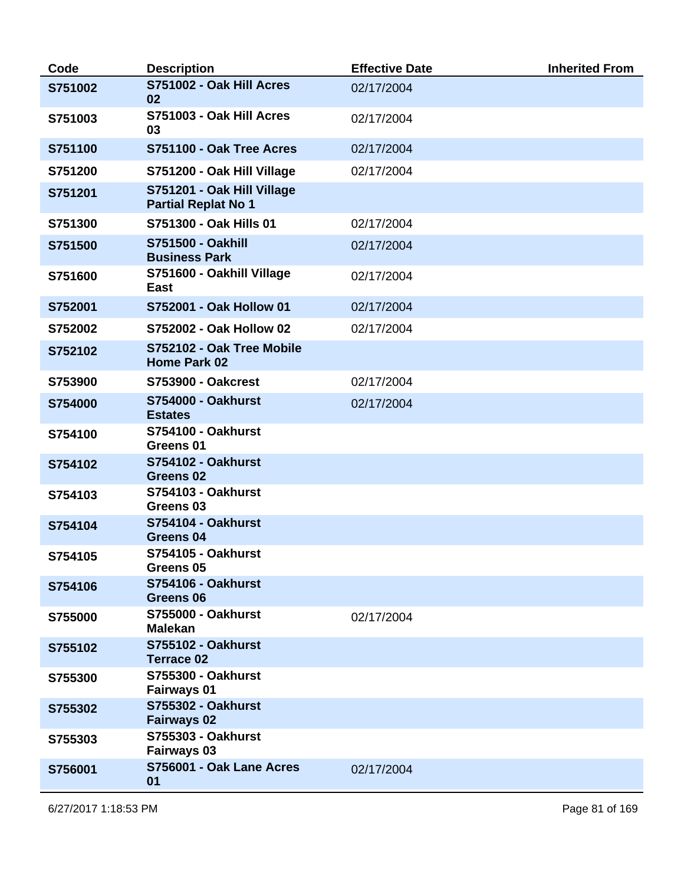| Code | Description | Effective Date | Inherited From |
|---|---|---|---|
| S751002 | S751002 - Oak Hill Acres 02 | 02/17/2004 | |
| S751003 | S751003 - Oak Hill Acres 03 | 02/17/2004 | |
| S751100 | S751100 - Oak Tree Acres | 02/17/2004 | |
| S751200 | S751200 - Oak Hill Village | 02/17/2004 | |
| S751201 | S751201 - Oak Hill Village Partial Replat No 1 | | |
| S751300 | S751300 - Oak Hills 01 | 02/17/2004 | |
| S751500 | S751500 - Oakhill Business Park | 02/17/2004 | |
| S751600 | S751600 - Oakhill Village East | 02/17/2004 | |
| S752001 | S752001 - Oak Hollow 01 | 02/17/2004 | |
| S752002 | S752002 - Oak Hollow 02 | 02/17/2004 | |
| S752102 | S752102 - Oak Tree Mobile Home Park 02 | | |
| S753900 | S753900 - Oakcrest | 02/17/2004 | |
| S754000 | S754000 - Oakhurst Estates | 02/17/2004 | |
| S754100 | S754100 - Oakhurst Greens 01 | | |
| S754102 | S754102 - Oakhurst Greens 02 | | |
| S754103 | S754103 - Oakhurst Greens 03 | | |
| S754104 | S754104 - Oakhurst Greens 04 | | |
| S754105 | S754105 - Oakhurst Greens 05 | | |
| S754106 | S754106 - Oakhurst Greens 06 | | |
| S755000 | S755000 - Oakhurst Malekan | 02/17/2004 | |
| S755102 | S755102 - Oakhurst Terrace 02 | | |
| S755300 | S755300 - Oakhurst Fairways 01 | | |
| S755302 | S755302 - Oakhurst Fairways 02 | | |
| S755303 | S755303 - Oakhurst Fairways 03 | | |
| S756001 | S756001 - Oak Lane Acres 01 | 02/17/2004 | |

6/27/2017 1:18:53 PM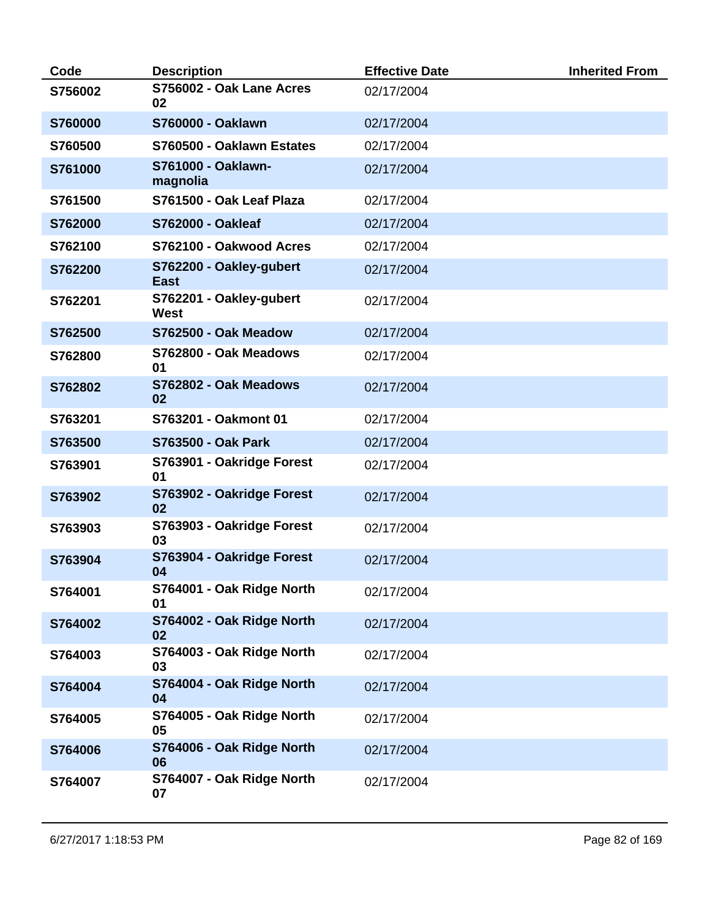| Code | Description | Effective Date | Inherited From |
|---|---|---|---|
| **S756002** | **S756002 - Oak Lane Acres 02** | 02/17/2004 | |
| **S760000** | **S760000 - Oaklawn** | 02/17/2004 | |
| **S760500** | **S760500 - Oaklawn Estates** | 02/17/2004 | |
| **S761000** | **S761000 - Oaklawn-magnolia** | 02/17/2004 | |
| **S761500** | **S761500 - Oak Leaf Plaza** | 02/17/2004 | |
| **S762000** | **S762000 - Oakleaf** | 02/17/2004 | |
| **S762100** | **S762100 - Oakwood Acres** | 02/17/2004 | |
| **S762200** | **S762200 - Oakley-gubert East** | 02/17/2004 | |
| **S762201** | **S762201 - Oakley-gubert West** | 02/17/2004 | |
| **S762500** | **S762500 - Oak Meadow** | 02/17/2004 | |
| **S762800** | **S762800 - Oak Meadows 01** | 02/17/2004 | |
| **S762802** | **S762802 - Oak Meadows 02** | 02/17/2004 | |
| **S763201** | **S763201 - Oakmont 01** | 02/17/2004 | |
| **S763500** | **S763500 - Oak Park** | 02/17/2004 | |
| **S763901** | **S763901 - Oakridge Forest 01** | 02/17/2004 | |
| **S763902** | **S763902 - Oakridge Forest 02** | 02/17/2004 | |
| **S763903** | **S763903 - Oakridge Forest 03** | 02/17/2004 | |
| **S763904** | **S763904 - Oakridge Forest 04** | 02/17/2004 | |
| **S764001** | **S764001 - Oak Ridge North 01** | 02/17/2004 | |
| **S764002** | **S764002 - Oak Ridge North 02** | 02/17/2004 | |
| **S764003** | **S764003 - Oak Ridge North 03** | 02/17/2004 | |
| **S764004** | **S764004 - Oak Ridge North 04** | 02/17/2004 | |
| **S764005** | **S764005 - Oak Ridge North 05** | 02/17/2004 | |
| **S764006** | **S764006 - Oak Ridge North 06** | 02/17/2004 | |
| **S764007** | **S764007 - Oak Ridge North 07** | 02/17/2004 | |

6/27/2017 1:18:53 PM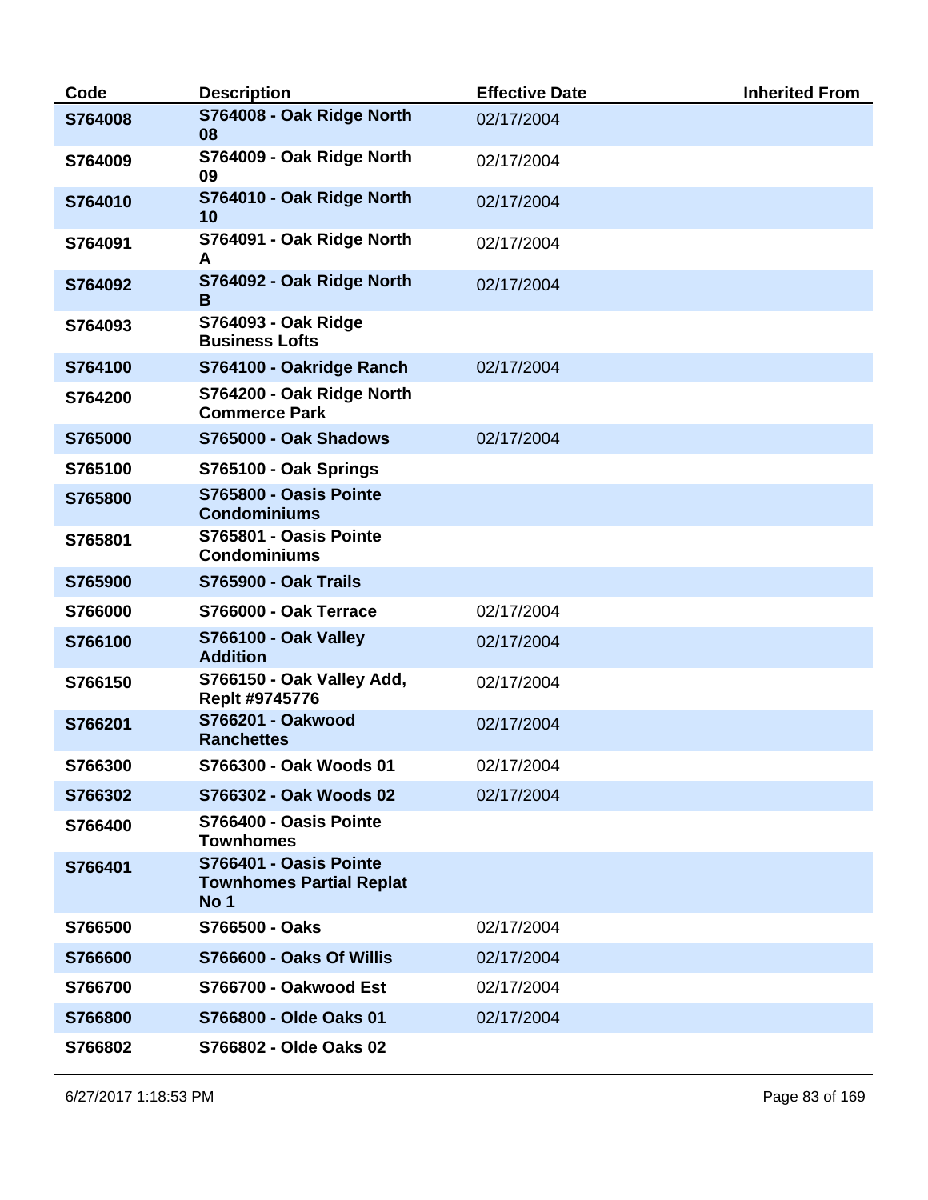| Code | Description | Effective Date | Inherited From |
| --- | --- | --- | --- |
| S764008 | S764008 - Oak Ridge North 08 | 02/17/2004 | |
| S764009 | S764009 - Oak Ridge North 09 | 02/17/2004 | |
| S764010 | S764010 - Oak Ridge North 10 | 02/17/2004 | |
| S764091 | S764091 - Oak Ridge North A | 02/17/2004 | |
| S764092 | S764092 - Oak Ridge North B | 02/17/2004 | |
| S764093 | S764093 - Oak Ridge Business Lofts | | |
| S764100 | S764100 - Oakridge Ranch | 02/17/2004 | |
| S764200 | S764200 - Oak Ridge North Commerce Park | | |
| S765000 | S765000 - Oak Shadows | 02/17/2004 | |
| S765100 | S765100 - Oak Springs | | |
| S765800 | S765800 - Oasis Pointe Condominiums | | |
| S765801 | S765801 - Oasis Pointe Condominiums | | |
| S765900 | S765900 - Oak Trails | | |
| S766000 | S766000 - Oak Terrace | 02/17/2004 | |
| S766100 | S766100 - Oak Valley Addition | 02/17/2004 | |
| S766150 | S766150 - Oak Valley Add, Replt #9745776 | 02/17/2004 | |
| S766201 | S766201 - Oakwood Ranchettes | 02/17/2004 | |
| S766300 | S766300 - Oak Woods 01 | 02/17/2004 | |
| S766302 | S766302 - Oak Woods 02 | 02/17/2004 | |
| S766400 | S766400 - Oasis Pointe Townhomes | | |
| S766401 | S766401 - Oasis Pointe Townhomes Partial Replat No 1 | | |
| S766500 | S766500 - Oaks | 02/17/2004 | |
| S766600 | S766600 - Oaks Of Willis | 02/17/2004 | |
| S766700 | S766700 - Oakwood Est | 02/17/2004 | |
| S766800 | S766800 - Olde Oaks 01 | 02/17/2004 | |
| S766802 | S766802 - Olde Oaks 02 | | |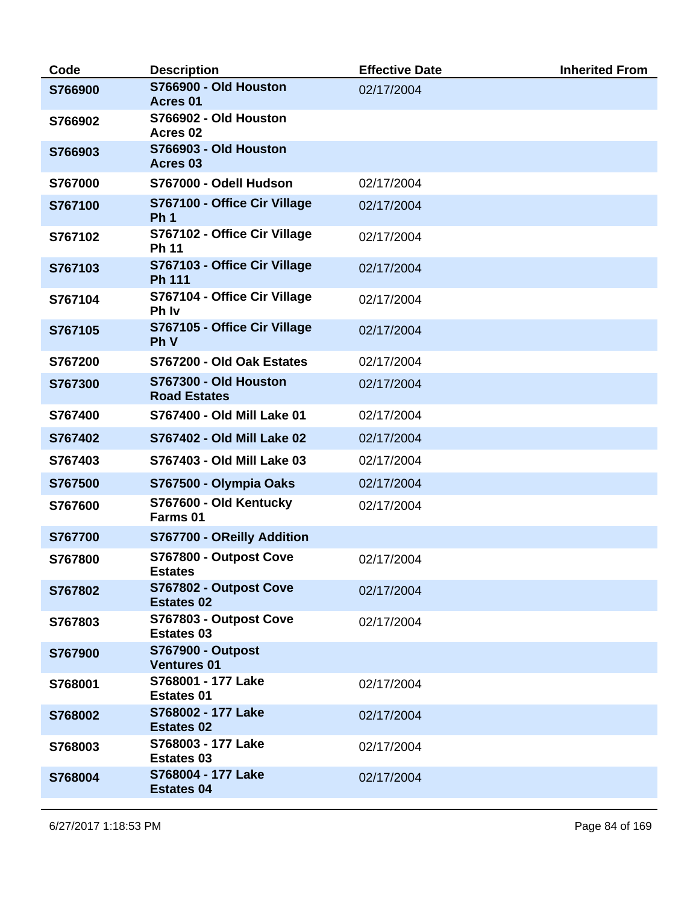| Code | Description | Effective Date | Inherited From |
|---|---|---|---|
| S766900 | S766900 - Old Houston Acres 01 | 02/17/2004 | |
| S766902 | S766902 - Old Houston Acres 02 | | |
| S766903 | S766903 - Old Houston Acres 03 | | |
| S767000 | S767000 - Odell Hudson | 02/17/2004 | |
| S767100 | S767100 - Office Cir Village Ph 1 | 02/17/2004 | |
| S767102 | S767102 - Office Cir Village Ph 11 | 02/17/2004 | |
| S767103 | S767103 - Office Cir Village Ph 111 | 02/17/2004 | |
| S767104 | S767104 - Office Cir Village Ph Iv | 02/17/2004 | |
| S767105 | S767105 - Office Cir Village Ph V | 02/17/2004 | |
| S767200 | S767200 - Old Oak Estates | 02/17/2004 | |
| S767300 | S767300 - Old Houston Road Estates | 02/17/2004 | |
| S767400 | S767400 - Old Mill Lake 01 | 02/17/2004 | |
| S767402 | S767402 - Old Mill Lake 02 | 02/17/2004 | |
| S767403 | S767403 - Old Mill Lake 03 | 02/17/2004 | |
| S767500 | S767500 - Olympia Oaks | 02/17/2004 | |
| S767600 | S767600 - Old Kentucky Farms 01 | 02/17/2004 | |
| S767700 | S767700 - OReilly Addition | | |
| S767800 | S767800 - Outpost Cove Estates | 02/17/2004 | |
| S767802 | S767802 - Outpost Cove Estates 02 | 02/17/2004 | |
| S767803 | S767803 - Outpost Cove Estates 03 | 02/17/2004 | |
| S767900 | S767900 - Outpost Ventures 01 | | |
| S768001 | S768001 - 177 Lake Estates 01 | 02/17/2004 | |
| S768002 | S768002 - 177 Lake Estates 02 | 02/17/2004 | |
| S768003 | S768003 - 177 Lake Estates 03 | 02/17/2004 | |
| S768004 | S768004 - 177 Lake Estates 04 | 02/17/2004 | |

6/27/2017 1:18:53 PM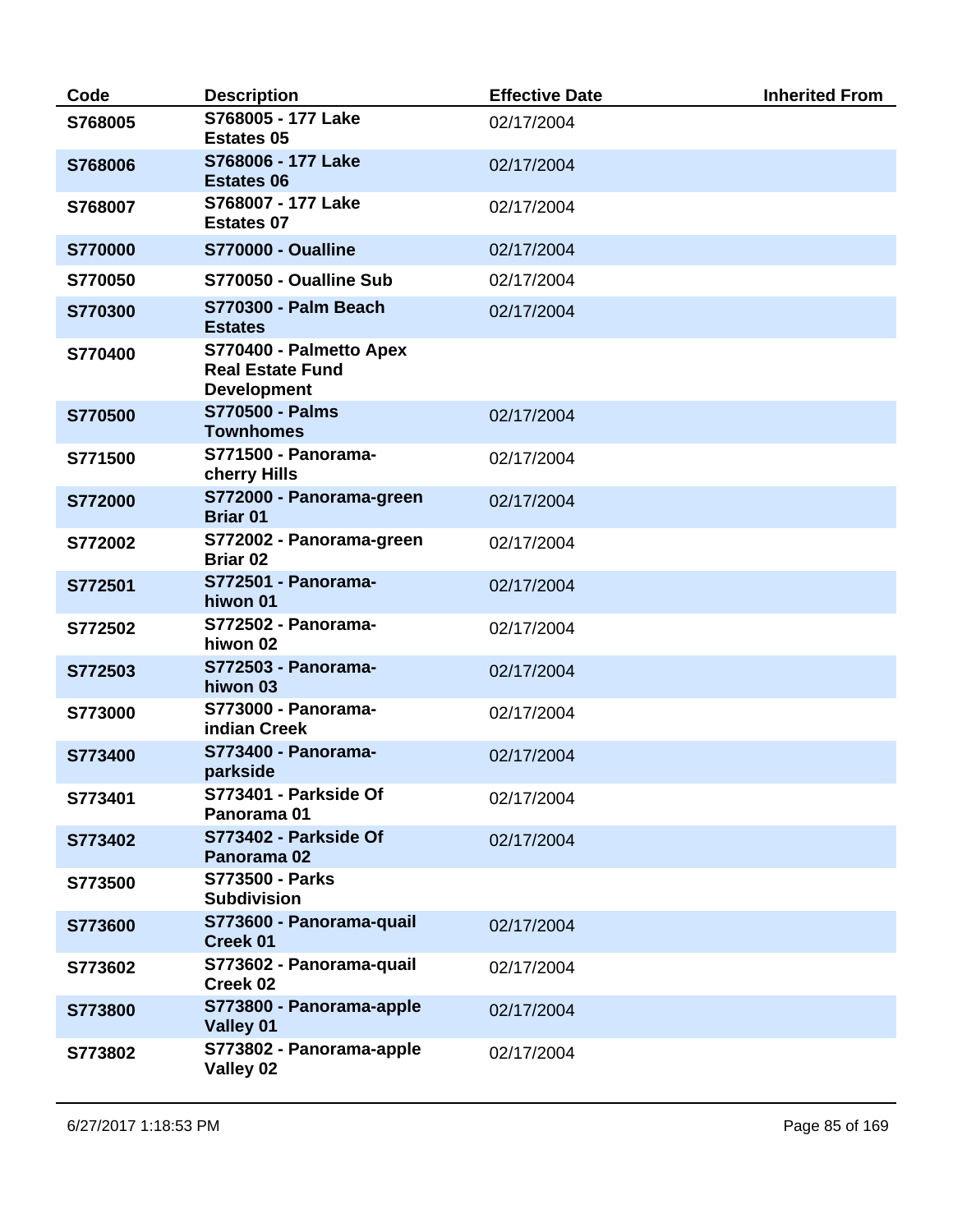| Code | Description | Effective Date | Inherited From |
| --- | --- | --- | --- |
| S768005 | S768005 - 177 Lake Estates 05 | 02/17/2004 | |
| S768006 | S768006 - 177 Lake Estates 06 | 02/17/2004 | |
| S768007 | S768007 - 177 Lake Estates 07 | 02/17/2004 | |
| S770000 | S770000 - Oualline | 02/17/2004 | |
| S770050 | S770050 - Oualline Sub | 02/17/2004 | |
| S770300 | S770300 - Palm Beach Estates | 02/17/2004 | |
| S770400 | S770400 - Palmetto Apex Real Estate Fund Development | | |
| S770500 | S770500 - Palms Townhomes | 02/17/2004 | |
| S771500 | S771500 - Panorama-cherry Hills | 02/17/2004 | |
| S772000 | S772000 - Panorama-green Briar 01 | 02/17/2004 | |
| S772002 | S772002 - Panorama-green Briar 02 | 02/17/2004 | |
| S772501 | S772501 - Panorama-hiwon 01 | 02/17/2004 | |
| S772502 | S772502 - Panorama-hiwon 02 | 02/17/2004 | |
| S772503 | S772503 - Panorama-hiwon 03 | 02/17/2004 | |
| S773000 | S773000 - Panorama-indian Creek | 02/17/2004 | |
| S773400 | S773400 - Panorama-parkside | 02/17/2004 | |
| S773401 | S773401 - Parkside Of Panorama 01 | 02/17/2004 | |
| S773402 | S773402 - Parkside Of Panorama 02 | 02/17/2004 | |
| S773500 | S773500 - Parks Subdivision | | |
| S773600 | S773600 - Panorama-quail Creek 01 | 02/17/2004 | |
| S773602 | S773602 - Panorama-quail Creek 02 | 02/17/2004 | |
| S773800 | S773800 - Panorama-apple Valley 01 | 02/17/2004 | |
| S773802 | S773802 - Panorama-apple Valley 02 | 02/17/2004 | |

6/27/2017 1:18:53 PM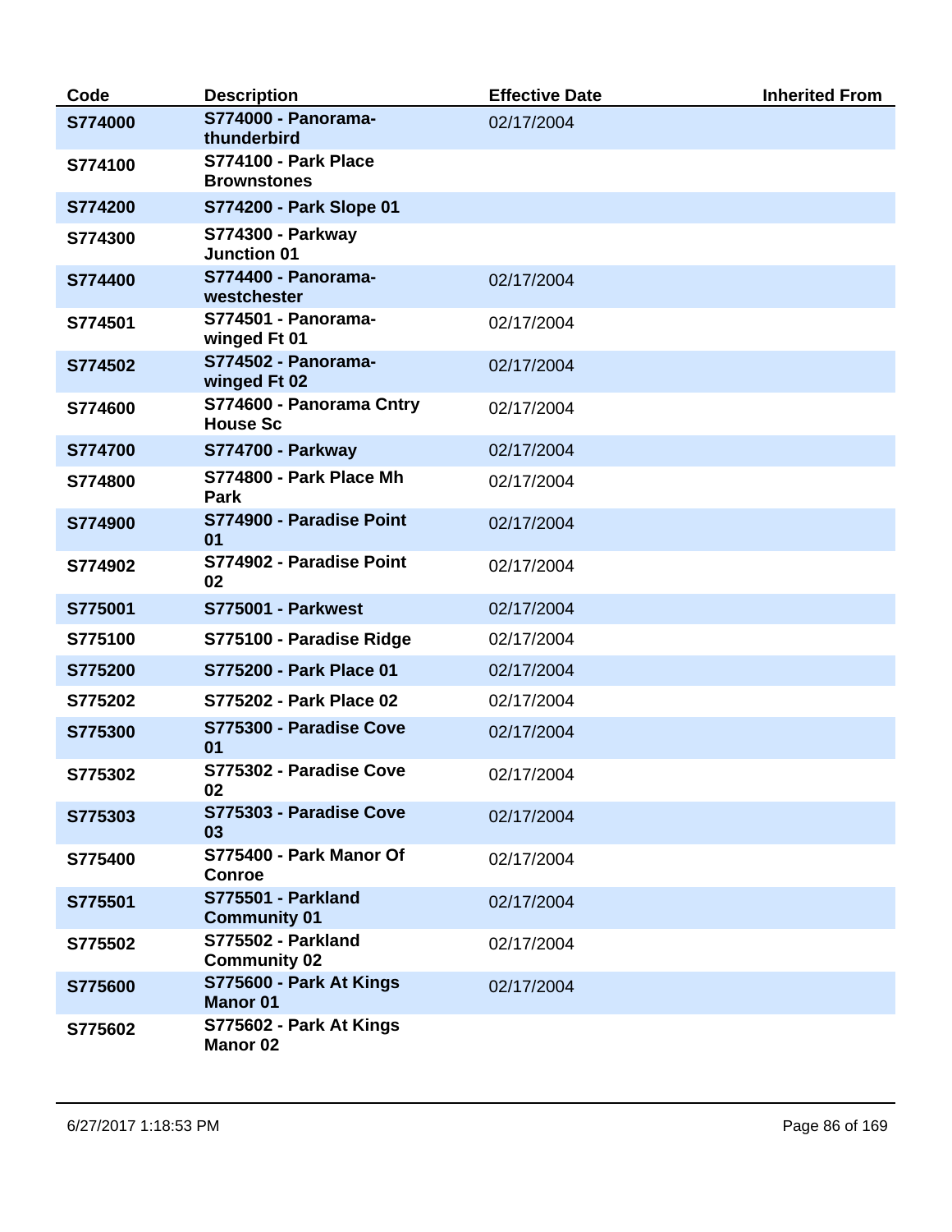| Code | Description | Effective Date | Inherited From |
| --- | --- | --- | --- |
| **S774000** | **S774000 - Panorama-thunderbird** | 02/17/2004 | |
| **S774100** | **S774100 - Park Place Brownstones** | | |
| **S774200** | **S774200 - Park Slope 01** | | |
| **S774300** | **S774300 - Parkway Junction 01** | | |
| **S774400** | **S774400 - Panorama-westchester** | 02/17/2004 | |
| **S774501** | **S774501 - Panorama-winged Ft 01** | 02/17/2004 | |
| **S774502** | **S774502 - Panorama-winged Ft 02** | 02/17/2004 | |
| **S774600** | **S774600 - Panorama Cntry House Sc** | 02/17/2004 | |
| **S774700** | **S774700 - Parkway** | 02/17/2004 | |
| **S774800** | **S774800 - Park Place Mh Park** | 02/17/2004 | |
| **S774900** | **S774900 - Paradise Point 01** | 02/17/2004 | |
| **S774902** | **S774902 - Paradise Point 02** | 02/17/2004 | |
| **S775001** | **S775001 - Parkwest** | 02/17/2004 | |
| **S775100** | **S775100 - Paradise Ridge** | 02/17/2004 | |
| **S775200** | **S775200 - Park Place 01** | 02/17/2004 | |
| **S775202** | **S775202 - Park Place 02** | 02/17/2004 | |
| **S775300** | **S775300 - Paradise Cove 01** | 02/17/2004 | |
| **S775302** | **S775302 - Paradise Cove 02** | 02/17/2004 | |
| **S775303** | **S775303 - Paradise Cove 03** | 02/17/2004 | |
| **S775400** | **S775400 - Park Manor Of Conroe** | 02/17/2004 | |
| **S775501** | **S775501 - Parkland Community 01** | 02/17/2004 | |
| **S775502** | **S775502 - Parkland Community 02** | 02/17/2004 | |
| **S775600** | **S775600 - Park At Kings Manor 01** | 02/17/2004 | |
| **S775602** | **S775602 - Park At Kings Manor 02** | | |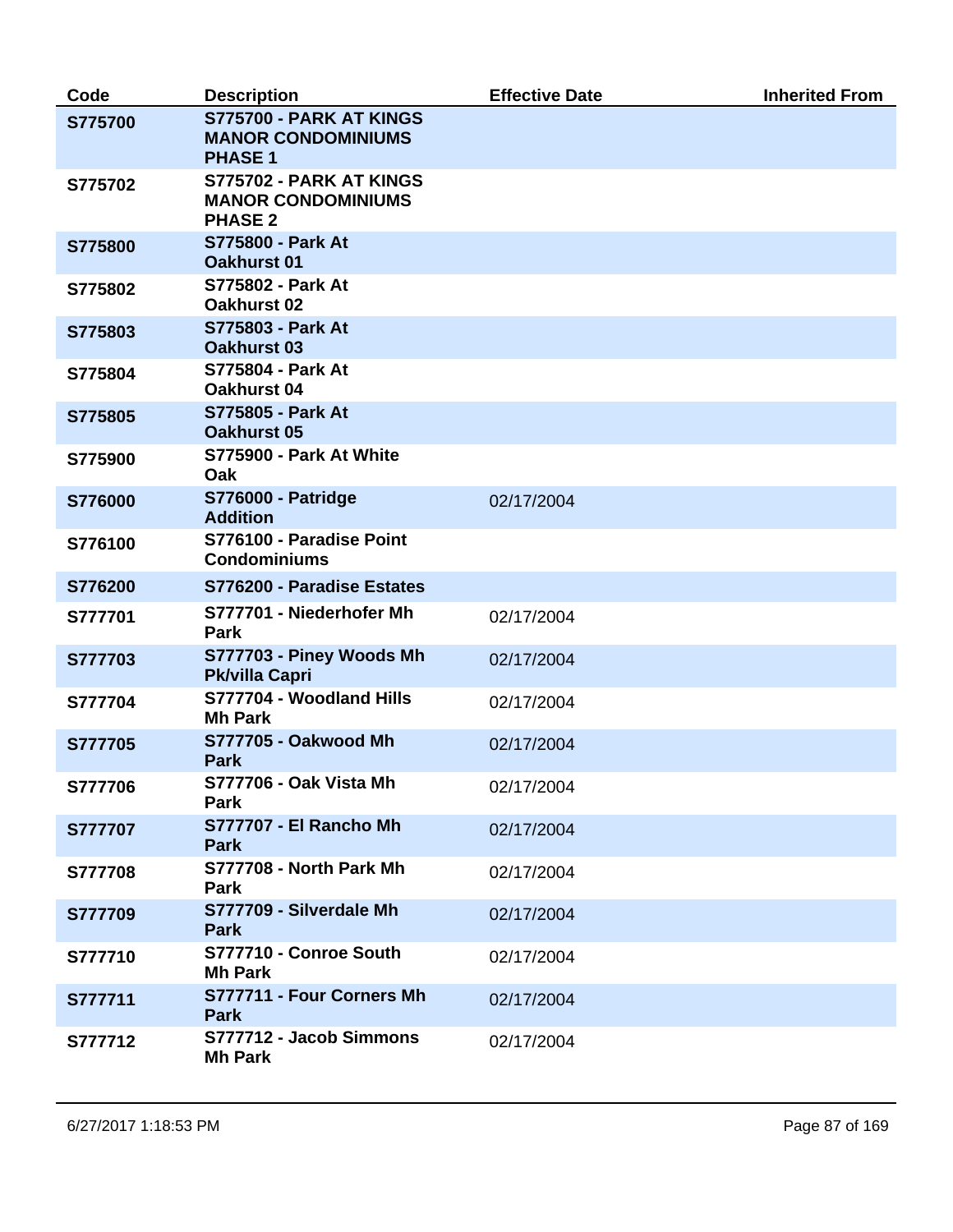| Code | Description | Effective Date | Inherited From |
|---|---|---|---|
| **S775700** | **S775700 - PARK AT KINGS MANOR CONDOMINIUMS PHASE 1** | | |
| **S775702** | **S775702 - PARK AT KINGS MANOR CONDOMINIUMS PHASE 2** | | |
| **S775800** | **S775800 - Park At Oakhurst 01** | | |
| **S775802** | **S775802 - Park At Oakhurst 02** | | |
| **S775803** | **S775803 - Park At Oakhurst 03** | | |
| **S775804** | **S775804 - Park At Oakhurst 04** | | |
| **S775805** | **S775805 - Park At Oakhurst 05** | | |
| **S775900** | **S775900 - Park At White Oak** | | |
| **S776000** | **S776000 - Patridge Addition** | 02/17/2004 | |
| **S776100** | **S776100 - Paradise Point Condominiums** | | |
| **S776200** | **S776200 - Paradise Estates** | | |
| **S777701** | **S777701 - Niederhofer Mh Park** | 02/17/2004 | |
| **S777703** | **S777703 - Piney Woods Mh Pk/villa Capri** | 02/17/2004 | |
| **S777704** | **S777704 - Woodland Hills Mh Park** | 02/17/2004 | |
| **S777705** | **S777705 - Oakwood Mh Park** | 02/17/2004 | |
| **S777706** | **S777706 - Oak Vista Mh Park** | 02/17/2004 | |
| **S777707** | **S777707 - El Rancho Mh Park** | 02/17/2004 | |
| **S777708** | **S777708 - North Park Mh Park** | 02/17/2004 | |
| **S777709** | **S777709 - Silverdale Mh Park** | 02/17/2004 | |
| **S777710** | **S777710 - Conroe South Mh Park** | 02/17/2004 | |
| **S777711** | **S777711 - Four Corners Mh Park** | 02/17/2004 | |
| **S777712** | **S777712 - Jacob Simmons Mh Park** | 02/17/2004 | |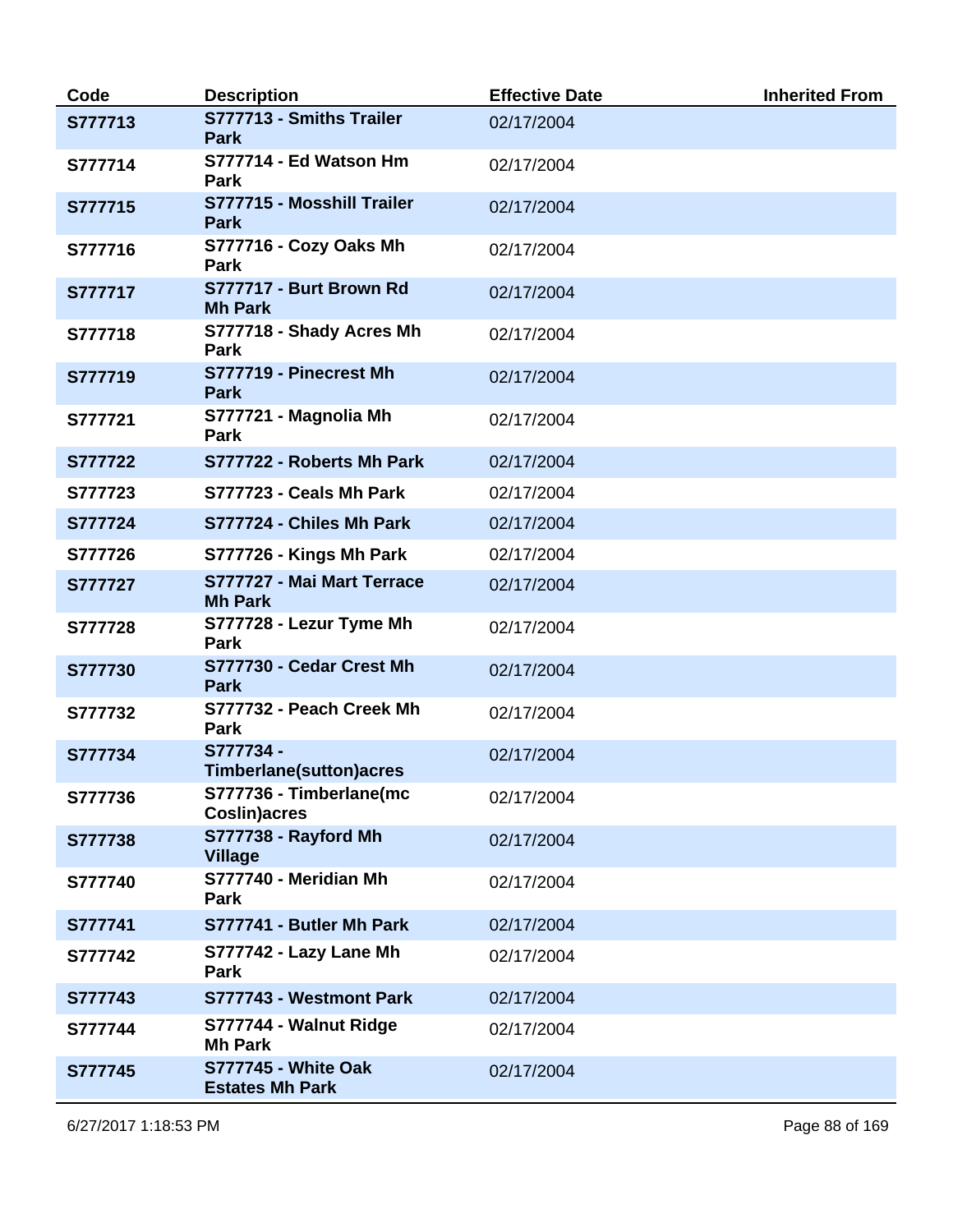| Code | Description | Effective Date | Inherited From |
|---|---|---|---|
| **S777713** | **S777713 - Smiths Trailer Park** | 02/17/2004 | |
| **S777714** | **S777714 - Ed Watson Hm Park** | 02/17/2004 | |
| **S777715** | **S777715 - Mosshill Trailer Park** | 02/17/2004 | |
| **S777716** | **S777716 - Cozy Oaks Mh Park** | 02/17/2004 | |
| **S777717** | **S777717 - Burt Brown Rd Mh Park** | 02/17/2004 | |
| **S777718** | **S777718 - Shady Acres Mh Park** | 02/17/2004 | |
| **S777719** | **S777719 - Pinecrest Mh Park** | 02/17/2004 | |
| **S777721** | **S777721 - Magnolia Mh Park** | 02/17/2004 | |
| **S777722** | **S777722 - Roberts Mh Park** | 02/17/2004 | |
| **S777723** | **S777723 - Ceals Mh Park** | 02/17/2004 | |
| **S777724** | **S777724 - Chiles Mh Park** | 02/17/2004 | |
| **S777726** | **S777726 - Kings Mh Park** | 02/17/2004 | |
| **S777727** | **S777727 - Mai Mart Terrace Mh Park** | 02/17/2004 | |
| **S777728** | **S777728 - Lezur Tyme Mh Park** | 02/17/2004 | |
| **S777730** | **S777730 - Cedar Crest Mh Park** | 02/17/2004 | |
| **S777732** | **S777732 - Peach Creek Mh Park** | 02/17/2004 | |
| **S777734** | **S777734 - Timberlane(sutton)acres** | 02/17/2004 | |
| **S777736** | **S777736 - Timberlane(mc Coslin)acres** | 02/17/2004 | |
| **S777738** | **S777738 - Rayford Mh Village** | 02/17/2004 | |
| **S777740** | **S777740 - Meridian Mh Park** | 02/17/2004 | |
| **S777741** | **S777741 - Butler Mh Park** | 02/17/2004 | |
| **S777742** | **S777742 - Lazy Lane Mh Park** | 02/17/2004 | |
| **S777743** | **S777743 - Westmont Park** | 02/17/2004 | |
| **S777744** | **S777744 - Walnut Ridge Mh Park** | 02/17/2004 | |
| **S777745** | **S777745 - White Oak Estates Mh Park** | 02/17/2004 | |

6/27/2017 1:18:53 PM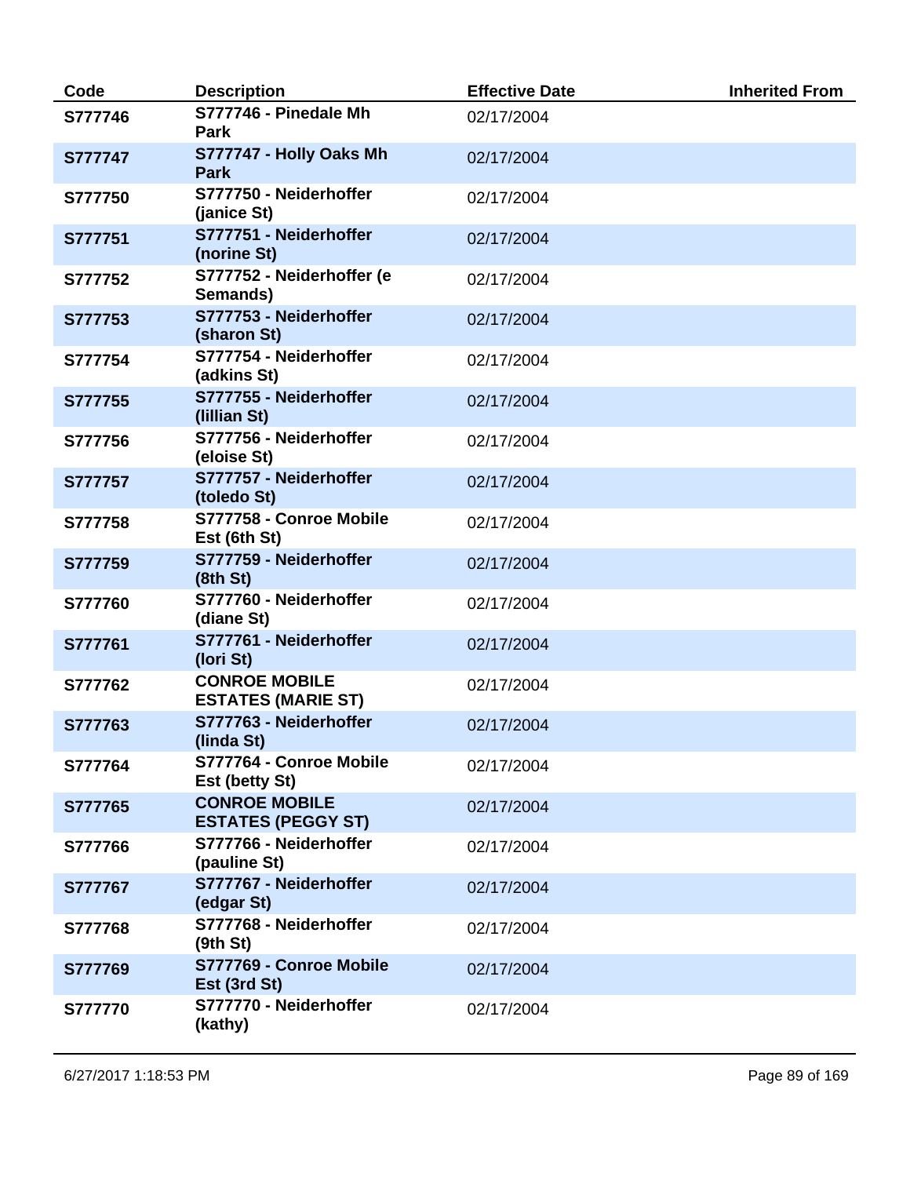| Code | Description | Effective Date | Inherited From |
|---|---|---|---|
| **S777746** | **S777746 - Pinedale Mh Park** | 02/17/2004 | |
| **S777747** | **S777747 - Holly Oaks Mh Park** | 02/17/2004 | |
| **S777750** | **S777750 - Neiderhoffer (janice St)** | 02/17/2004 | |
| **S777751** | **S777751 - Neiderhoffer (norine St)** | 02/17/2004 | |
| **S777752** | **S777752 - Neiderhoffer (e Semands)** | 02/17/2004 | |
| **S777753** | **S777753 - Neiderhoffer (sharon St)** | 02/17/2004 | |
| **S777754** | **S777754 - Neiderhoffer (adkins St)** | 02/17/2004 | |
| **S777755** | **S777755 - Neiderhoffer (lillian St)** | 02/17/2004 | |
| **S777756** | **S777756 - Neiderhoffer (eloise St)** | 02/17/2004 | |
| **S777757** | **S777757 - Neiderhoffer (toledo St)** | 02/17/2004 | |
| **S777758** | **S777758 - Conroe Mobile Est (6th St)** | 02/17/2004 | |
| **S777759** | **S777759 - Neiderhoffer (8th St)** | 02/17/2004 | |
| **S777760** | **S777760 - Neiderhoffer (diane St)** | 02/17/2004 | |
| **S777761** | **S777761 - Neiderhoffer (lori St)** | 02/17/2004 | |
| **S777762** | **CONROE MOBILE ESTATES (MARIE ST)** | 02/17/2004 | |
| **S777763** | **S777763 - Neiderhoffer (linda St)** | 02/17/2004 | |
| **S777764** | **S777764 - Conroe Mobile Est (betty St)** | 02/17/2004 | |
| **S777765** | **CONROE MOBILE ESTATES (PEGGY ST)** | 02/17/2004 | |
| **S777766** | **S777766 - Neiderhoffer (pauline St)** | 02/17/2004 | |
| **S777767** | **S777767 - Neiderhoffer (edgar St)** | 02/17/2004 | |
| **S777768** | **S777768 - Neiderhoffer (9th St)** | 02/17/2004 | |
| **S777769** | **S777769 - Conroe Mobile Est (3rd St)** | 02/17/2004 | |
| **S777770** | **S777770 - Neiderhoffer (kathy)** | 02/17/2004 | |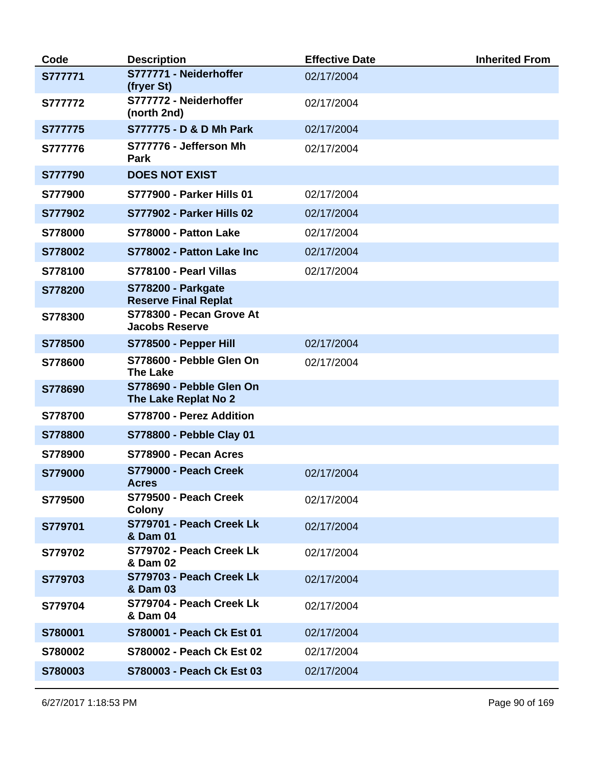| Code | Description | Effective Date | Inherited From |
|---|---|---|---|
| S777771 | S777771 - Neiderhoffer (fryer St) | 02/17/2004 | |
| S777772 | S777772 - Neiderhoffer (north 2nd) | 02/17/2004 | |
| S777775 | S777775 - D & D Mh Park | 02/17/2004 | |
| S777776 | S777776 - Jefferson Mh Park | 02/17/2004 | |
| S777790 | DOES NOT EXIST | | |
| S777900 | S777900 - Parker Hills 01 | 02/17/2004 | |
| S777902 | S777902 - Parker Hills 02 | 02/17/2004 | |
| S778000 | S778000 - Patton Lake | 02/17/2004 | |
| S778002 | S778002 - Patton Lake Inc | 02/17/2004 | |
| S778100 | S778100 - Pearl Villas | 02/17/2004 | |
| S778200 | S778200 - Parkgate Reserve Final Replat | | |
| S778300 | S778300 - Pecan Grove At Jacobs Reserve | | |
| S778500 | S778500 - Pepper Hill | 02/17/2004 | |
| S778600 | S778600 - Pebble Glen On The Lake | 02/17/2004 | |
| S778690 | S778690 - Pebble Glen On The Lake Replat No 2 | | |
| S778700 | S778700 - Perez Addition | | |
| S778800 | S778800 - Pebble Clay 01 | | |
| S778900 | S778900 - Pecan Acres | | |
| S779000 | S779000 - Peach Creek Acres | 02/17/2004 | |
| S779500 | S779500 - Peach Creek Colony | 02/17/2004 | |
| S779701 | S779701 - Peach Creek Lk & Dam 01 | 02/17/2004 | |
| S779702 | S779702 - Peach Creek Lk & Dam 02 | 02/17/2004 | |
| S779703 | S779703 - Peach Creek Lk & Dam 03 | 02/17/2004 | |
| S779704 | S779704 - Peach Creek Lk & Dam 04 | 02/17/2004 | |
| S780001 | S780001 - Peach Ck Est 01 | 02/17/2004 | |
| S780002 | S780002 - Peach Ck Est 02 | 02/17/2004 | |
| S780003 | S780003 - Peach Ck Est 03 | 02/17/2004 | |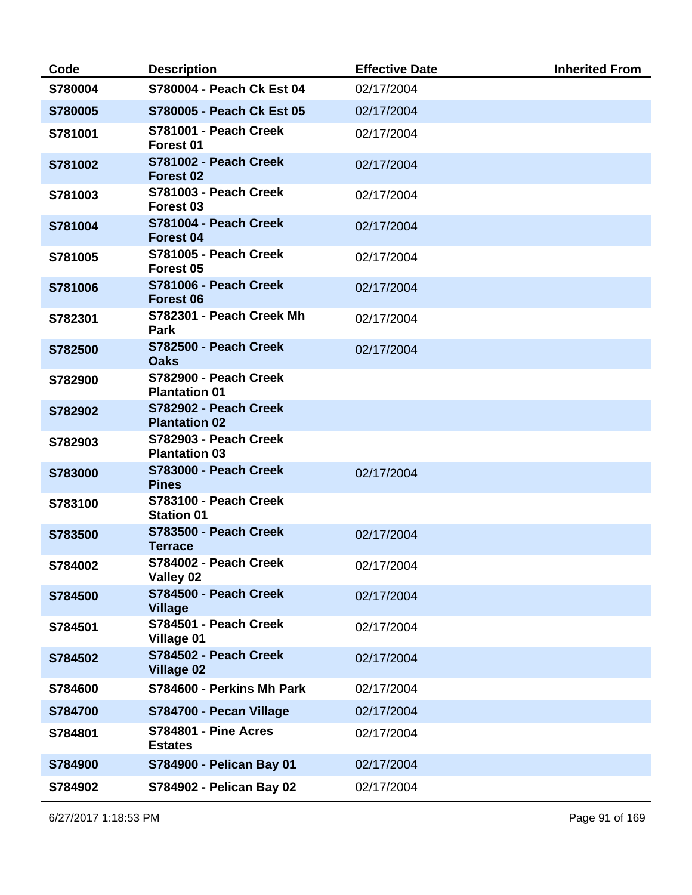| Code | Description | Effective Date | Inherited From |
|---|---|---|---|
| **S780004** | **S780004 - Peach Ck Est 04** | 02/17/2004 | |
| **S780005** | **S780005 - Peach Ck Est 05** | 02/17/2004 | |
| **S781001** | **S781001 - Peach Creek Forest 01** | 02/17/2004 | |
| **S781002** | **S781002 - Peach Creek Forest 02** | 02/17/2004 | |
| **S781003** | **S781003 - Peach Creek Forest 03** | 02/17/2004 | |
| **S781004** | **S781004 - Peach Creek Forest 04** | 02/17/2004 | |
| **S781005** | **S781005 - Peach Creek Forest 05** | 02/17/2004 | |
| **S781006** | **S781006 - Peach Creek Forest 06** | 02/17/2004 | |
| **S782301** | **S782301 - Peach Creek Mh Park** | 02/17/2004 | |
| **S782500** | **S782500 - Peach Creek Oaks** | 02/17/2004 | |
| **S782900** | **S782900 - Peach Creek Plantation 01** | | |
| **S782902** | **S782902 - Peach Creek Plantation 02** | | |
| **S782903** | **S782903 - Peach Creek Plantation 03** | | |
| **S783000** | **S783000 - Peach Creek Pines** | 02/17/2004 | |
| **S783100** | **S783100 - Peach Creek Station 01** | | |
| **S783500** | **S783500 - Peach Creek Terrace** | 02/17/2004 | |
| **S784002** | **S784002 - Peach Creek Valley 02** | 02/17/2004 | |
| **S784500** | **S784500 - Peach Creek Village** | 02/17/2004 | |
| **S784501** | **S784501 - Peach Creek Village 01** | 02/17/2004 | |
| **S784502** | **S784502 - Peach Creek Village 02** | 02/17/2004 | |
| **S784600** | **S784600 - Perkins Mh Park** | 02/17/2004 | |
| **S784700** | **S784700 - Pecan Village** | 02/17/2004 | |
| **S784801** | **S784801 - Pine Acres Estates** | 02/17/2004 | |
| **S784900** | **S784900 - Pelican Bay 01** | 02/17/2004 | |
| **S784902** | **S784902 - Pelican Bay 02** | 02/17/2004 | |

6/27/2017 1:18:53 PM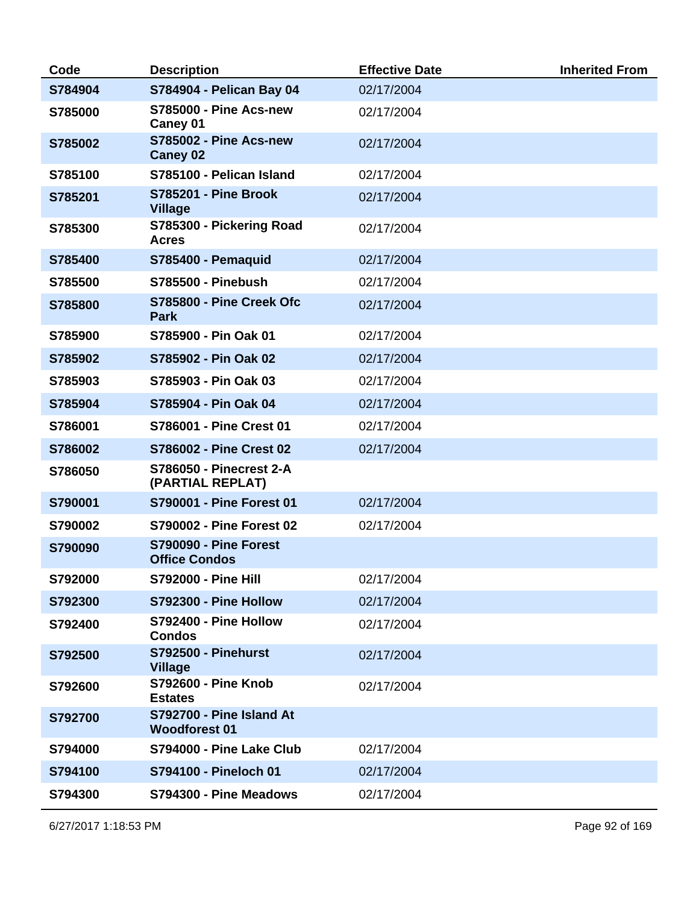| Code | Description | Effective Date | Inherited From |
|---|---|---|---|
| S784904 | S784904 - Pelican Bay 04 | 02/17/2004 | |
| S785000 | S785000 - Pine Acs-new Caney 01 | 02/17/2004 | |
| S785002 | S785002 - Pine Acs-new Caney 02 | 02/17/2004 | |
| S785100 | S785100 - Pelican Island | 02/17/2004 | |
| S785201 | S785201 - Pine Brook Village | 02/17/2004 | |
| S785300 | S785300 - Pickering Road Acres | 02/17/2004 | |
| S785400 | S785400 - Pemaquid | 02/17/2004 | |
| S785500 | S785500 - Pinebush | 02/17/2004 | |
| S785800 | S785800 - Pine Creek Ofc Park | 02/17/2004 | |
| S785900 | S785900 - Pin Oak 01 | 02/17/2004 | |
| S785902 | S785902 - Pin Oak 02 | 02/17/2004 | |
| S785903 | S785903 - Pin Oak 03 | 02/17/2004 | |
| S785904 | S785904 - Pin Oak 04 | 02/17/2004 | |
| S786001 | S786001 - Pine Crest 01 | 02/17/2004 | |
| S786002 | S786002 - Pine Crest 02 | 02/17/2004 | |
| S786050 | S786050 - Pinecrest 2-A (PARTIAL REPLAT) | | |
| S790001 | S790001 - Pine Forest 01 | 02/17/2004 | |
| S790002 | S790002 - Pine Forest 02 | 02/17/2004 | |
| S790090 | S790090 - Pine Forest Office Condos | | |
| S792000 | S792000 - Pine Hill | 02/17/2004 | |
| S792300 | S792300 - Pine Hollow | 02/17/2004 | |
| S792400 | S792400 - Pine Hollow Condos | 02/17/2004 | |
| S792500 | S792500 - Pinehurst Village | 02/17/2004 | |
| S792600 | S792600 - Pine Knob Estates | 02/17/2004 | |
| S792700 | S792700 - Pine Island At Woodforest 01 | | |
| S794000 | S794000 - Pine Lake Club | 02/17/2004 | |
| S794100 | S794100 - Pineloch 01 | 02/17/2004 | |
| S794300 | S794300 - Pine Meadows | 02/17/2004 | |

6/27/2017 1:18:53 PM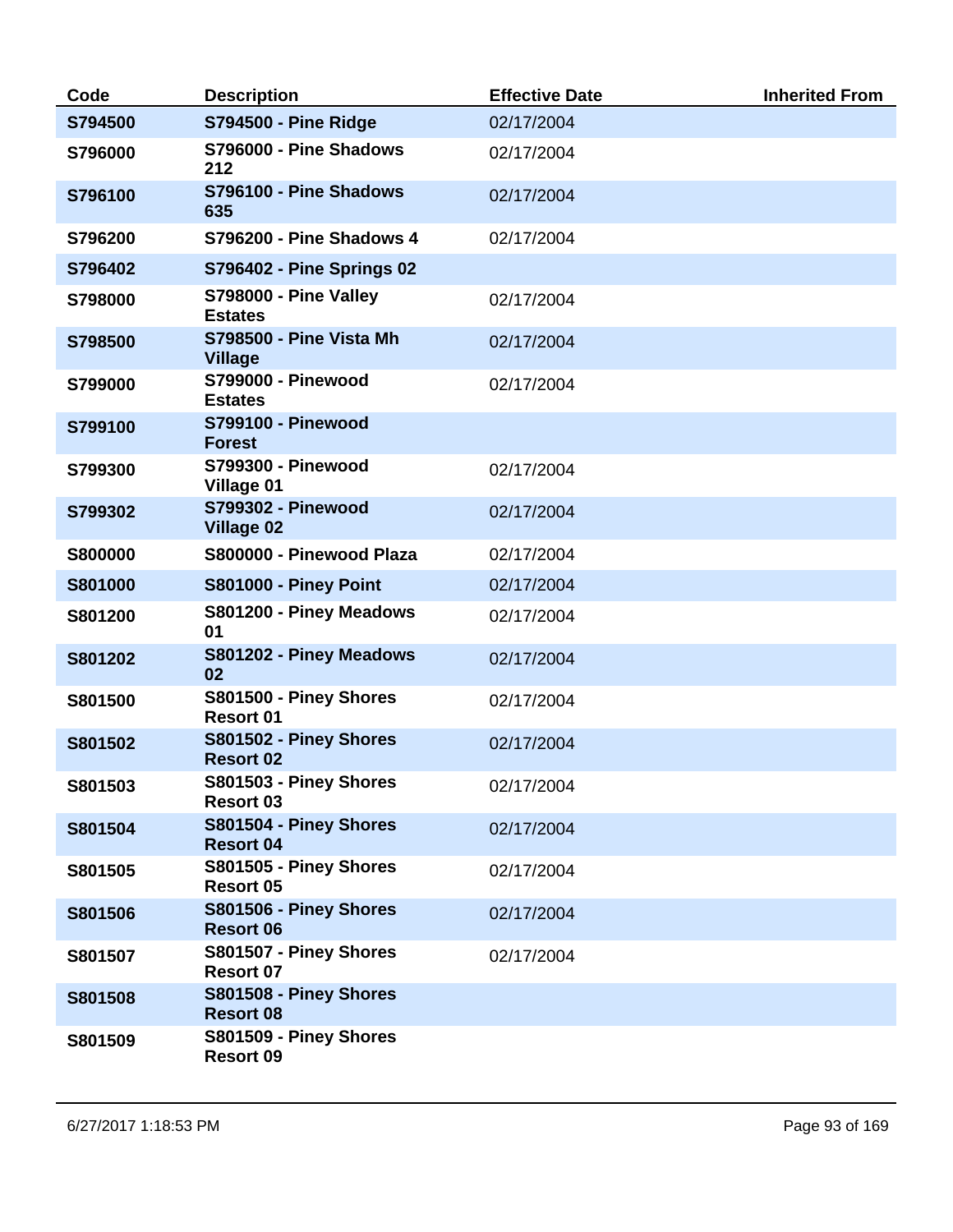| Code | Description | Effective Date | Inherited From |
|---|---|---|---|
| **S794500** | **S794500 - Pine Ridge** | 02/17/2004 | |
| **S796000** | **S796000 - Pine Shadows 212** | 02/17/2004 | |
| **S796100** | **S796100 - Pine Shadows 635** | 02/17/2004 | |
| **S796200** | **S796200 - Pine Shadows 4** | 02/17/2004 | |
| **S796402** | **S796402 - Pine Springs 02** | | |
| **S798000** | **S798000 - Pine Valley Estates** | 02/17/2004 | |
| **S798500** | **S798500 - Pine Vista Mh Village** | 02/17/2004 | |
| **S799000** | **S799000 - Pinewood Estates** | 02/17/2004 | |
| **S799100** | **S799100 - Pinewood Forest** | | |
| **S799300** | **S799300 - Pinewood Village 01** | 02/17/2004 | |
| **S799302** | **S799302 - Pinewood Village 02** | 02/17/2004 | |
| **S800000** | **S800000 - Pinewood Plaza** | 02/17/2004 | |
| **S801000** | **S801000 - Piney Point** | 02/17/2004 | |
| **S801200** | **S801200 - Piney Meadows 01** | 02/17/2004 | |
| **S801202** | **S801202 - Piney Meadows 02** | 02/17/2004 | |
| **S801500** | **S801500 - Piney Shores Resort 01** | 02/17/2004 | |
| **S801502** | **S801502 - Piney Shores Resort 02** | 02/17/2004 | |
| **S801503** | **S801503 - Piney Shores Resort 03** | 02/17/2004 | |
| **S801504** | **S801504 - Piney Shores Resort 04** | 02/17/2004 | |
| **S801505** | **S801505 - Piney Shores Resort 05** | 02/17/2004 | |
| **S801506** | **S801506 - Piney Shores Resort 06** | 02/17/2004 | |
| **S801507** | **S801507 - Piney Shores Resort 07** | 02/17/2004 | |
| **S801508** | **S801508 - Piney Shores Resort 08** | | |
| **S801509** | **S801509 - Piney Shores Resort 09** | | |

6/27/2017 1:18:53 PM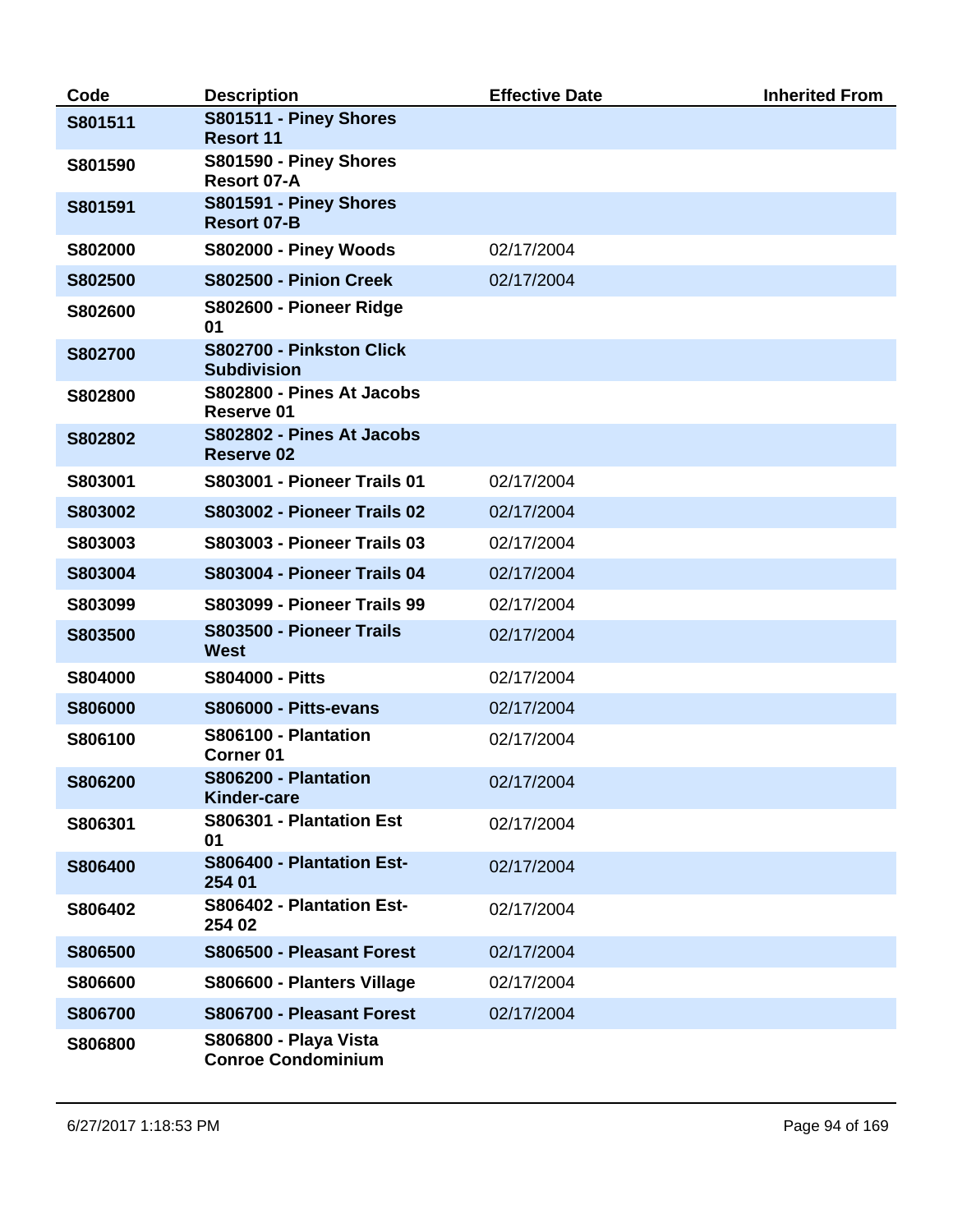| Code | Description | Effective Date | Inherited From |
|---|---|---|---|
| S801511 | S801511 - Piney Shores Resort 11 | | |
| S801590 | S801590 - Piney Shores Resort 07-A | | |
| S801591 | S801591 - Piney Shores Resort 07-B | | |
| S802000 | S802000 - Piney Woods | 02/17/2004 | |
| S802500 | S802500 - Pinion Creek | 02/17/2004 | |
| S802600 | S802600 - Pioneer Ridge 01 | | |
| S802700 | S802700 - Pinkston Click Subdivision | | |
| S802800 | S802800 - Pines At Jacobs Reserve 01 | | |
| S802802 | S802802 - Pines At Jacobs Reserve 02 | | |
| S803001 | S803001 - Pioneer Trails 01 | 02/17/2004 | |
| S803002 | S803002 - Pioneer Trails 02 | 02/17/2004 | |
| S803003 | S803003 - Pioneer Trails 03 | 02/17/2004 | |
| S803004 | S803004 - Pioneer Trails 04 | 02/17/2004 | |
| S803099 | S803099 - Pioneer Trails 99 | 02/17/2004 | |
| S803500 | S803500 - Pioneer Trails West | 02/17/2004 | |
| S804000 | S804000 - Pitts | 02/17/2004 | |
| S806000 | S806000 - Pitts-evans | 02/17/2004 | |
| S806100 | S806100 - Plantation Corner 01 | 02/17/2004 | |
| S806200 | S806200 - Plantation Kinder-care | 02/17/2004 | |
| S806301 | S806301 - Plantation Est 01 | 02/17/2004 | |
| S806400 | S806400 - Plantation Est-254 01 | 02/17/2004 | |
| S806402 | S806402 - Plantation Est-254 02 | 02/17/2004 | |
| S806500 | S806500 - Pleasant Forest | 02/17/2004 | |
| S806600 | S806600 - Planters Village | 02/17/2004 | |
| S806700 | S806700 - Pleasant Forest | 02/17/2004 | |
| S806800 | S806800 - Playa Vista Conroe Condominium | | |

6/27/2017 1:18:53 PM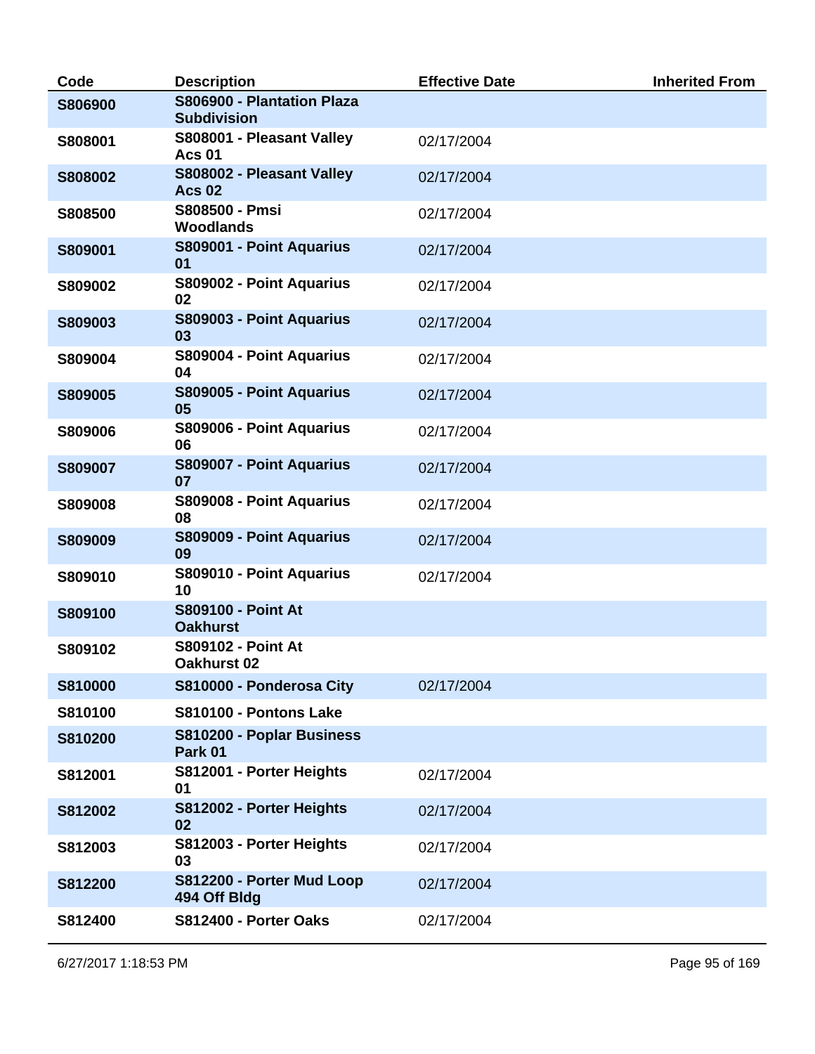| Code | Description | Effective Date | Inherited From |
|---|---|---|---|
| S806900 | S806900 - Plantation Plaza Subdivision | | |
| S808001 | S808001 - Pleasant Valley Acs 01 | 02/17/2004 | |
| S808002 | S808002 - Pleasant Valley Acs 02 | 02/17/2004 | |
| S808500 | S808500 - Pmsi Woodlands | 02/17/2004 | |
| S809001 | S809001 - Point Aquarius 01 | 02/17/2004 | |
| S809002 | S809002 - Point Aquarius 02 | 02/17/2004 | |
| S809003 | S809003 - Point Aquarius 03 | 02/17/2004 | |
| S809004 | S809004 - Point Aquarius 04 | 02/17/2004 | |
| S809005 | S809005 - Point Aquarius 05 | 02/17/2004 | |
| S809006 | S809006 - Point Aquarius 06 | 02/17/2004 | |
| S809007 | S809007 - Point Aquarius 07 | 02/17/2004 | |
| S809008 | S809008 - Point Aquarius 08 | 02/17/2004 | |
| S809009 | S809009 - Point Aquarius 09 | 02/17/2004 | |
| S809010 | S809010 - Point Aquarius 10 | 02/17/2004 | |
| S809100 | S809100 - Point At Oakhurst | | |
| S809102 | S809102 - Point At Oakhurst 02 | | |
| S810000 | S810000 - Ponderosa City | 02/17/2004 | |
| S810100 | S810100 - Pontons Lake | | |
| S810200 | S810200 - Poplar Business Park 01 | | |
| S812001 | S812001 - Porter Heights 01 | 02/17/2004 | |
| S812002 | S812002 - Porter Heights 02 | 02/17/2004 | |
| S812003 | S812003 - Porter Heights 03 | 02/17/2004 | |
| S812200 | S812200 - Porter Mud Loop 494 Off Bldg | 02/17/2004 | |
| S812400 | S812400 - Porter Oaks | 02/17/2004 | |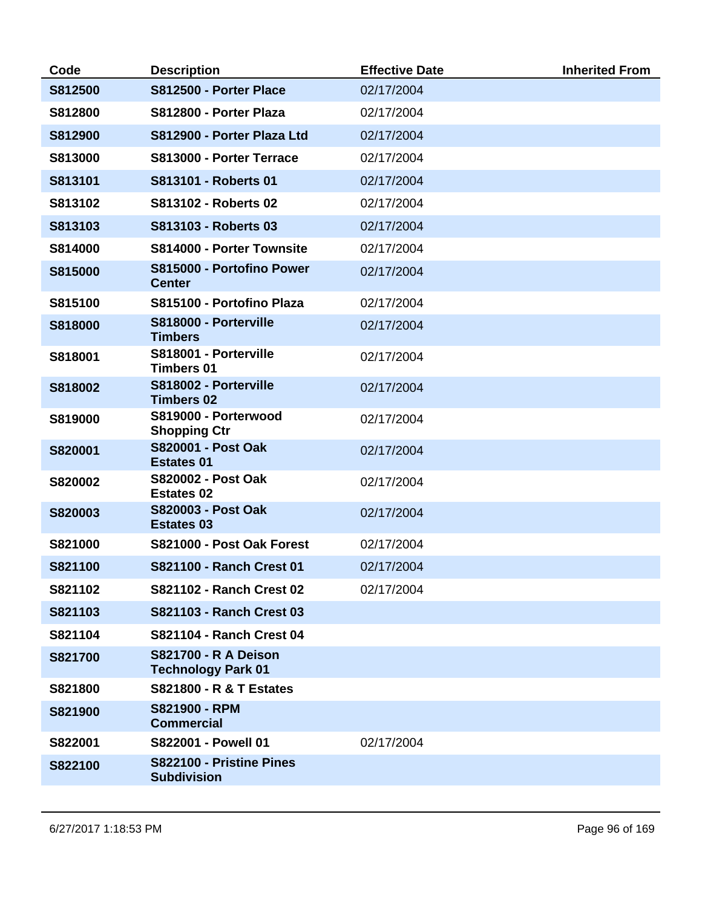| Code | Description | Effective Date | Inherited From |
|---|---|---|---|
| S812500 | S812500 - Porter Place | 02/17/2004 | |
| S812800 | S812800 - Porter Plaza | 02/17/2004 | |
| S812900 | S812900 - Porter Plaza Ltd | 02/17/2004 | |
| S813000 | S813000 - Porter Terrace | 02/17/2004 | |
| S813101 | S813101 - Roberts 01 | 02/17/2004 | |
| S813102 | S813102 - Roberts 02 | 02/17/2004 | |
| S813103 | S813103 - Roberts 03 | 02/17/2004 | |
| S814000 | S814000 - Porter Townsite | 02/17/2004 | |
| S815000 | S815000 - Portofino Power Center | 02/17/2004 | |
| S815100 | S815100 - Portofino Plaza | 02/17/2004 | |
| S818000 | S818000 - Porterville Timbers | 02/17/2004 | |
| S818001 | S818001 - Porterville Timbers 01 | 02/17/2004 | |
| S818002 | S818002 - Porterville Timbers 02 | 02/17/2004 | |
| S819000 | S819000 - Porterwood Shopping Ctr | 02/17/2004 | |
| S820001 | S820001 - Post Oak Estates 01 | 02/17/2004 | |
| S820002 | S820002 - Post Oak Estates 02 | 02/17/2004 | |
| S820003 | S820003 - Post Oak Estates 03 | 02/17/2004 | |
| S821000 | S821000 - Post Oak Forest | 02/17/2004 | |
| S821100 | S821100 - Ranch Crest 01 | 02/17/2004 | |
| S821102 | S821102 - Ranch Crest 02 | 02/17/2004 | |
| S821103 | S821103 - Ranch Crest 03 | | |
| S821104 | S821104 - Ranch Crest 04 | | |
| S821700 | S821700 - R A Deison Technology Park 01 | | |
| S821800 | S821800 - R & T Estates | | |
| S821900 | S821900 - RPM Commercial | | |
| S822001 | S822001 - Powell 01 | 02/17/2004 | |
| S822100 | S822100 - Pristine Pines Subdivision | | |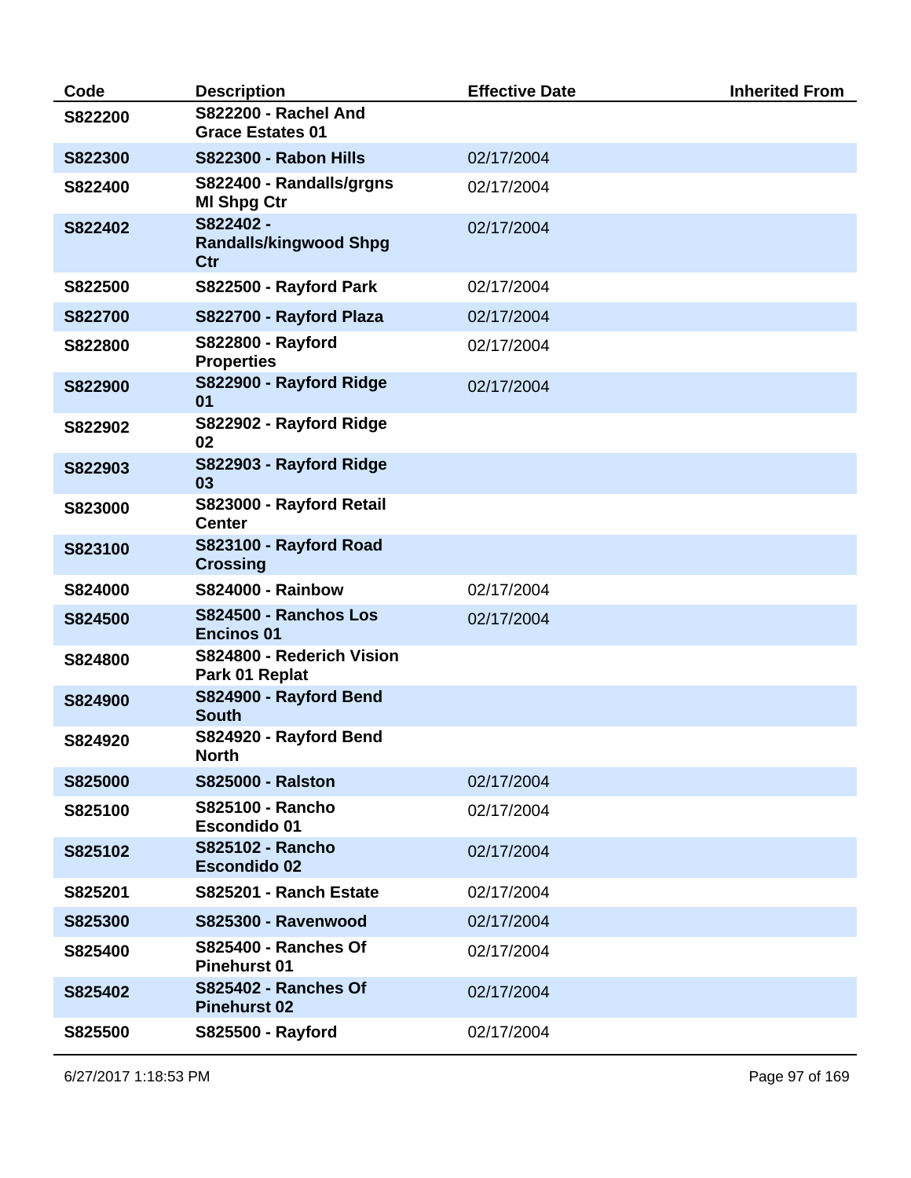| Code | Description | Effective Date | Inherited From |
|---|---|---|---|
| S822200 | S822200 - Rachel And Grace Estates 01 | | |
| S822300 | S822300 - Rabon Hills | 02/17/2004 | |
| S822400 | S822400 - Randalls/grgns Ml Shpg Ctr | 02/17/2004 | |
| S822402 | S822402 - Randalls/kingwood Shpg Ctr | 02/17/2004 | |
| S822500 | S822500 - Rayford Park | 02/17/2004 | |
| S822700 | S822700 - Rayford Plaza | 02/17/2004 | |
| S822800 | S822800 - Rayford Properties | 02/17/2004 | |
| S822900 | S822900 - Rayford Ridge 01 | 02/17/2004 | |
| S822902 | S822902 - Rayford Ridge 02 | | |
| S822903 | S822903 - Rayford Ridge 03 | | |
| S823000 | S823000 - Rayford Retail Center | | |
| S823100 | S823100 - Rayford Road Crossing | | |
| S824000 | S824000 - Rainbow | 02/17/2004 | |
| S824500 | S824500 - Ranchos Los Encinos 01 | 02/17/2004 | |
| S824800 | S824800 - Rederich Vision Park 01 Replat | | |
| S824900 | S824900 - Rayford Bend South | | |
| S824920 | S824920 - Rayford Bend North | | |
| S825000 | S825000 - Ralston | 02/17/2004 | |
| S825100 | S825100 - Rancho Escondido 01 | 02/17/2004 | |
| S825102 | S825102 - Rancho Escondido 02 | 02/17/2004 | |
| S825201 | S825201 - Ranch Estate | 02/17/2004 | |
| S825300 | S825300 - Ravenwood | 02/17/2004 | |
| S825400 | S825400 - Ranches Of Pinehurst 01 | 02/17/2004 | |
| S825402 | S825402 - Ranches Of Pinehurst 02 | 02/17/2004 | |
| S825500 | S825500 - Rayford | 02/17/2004 | |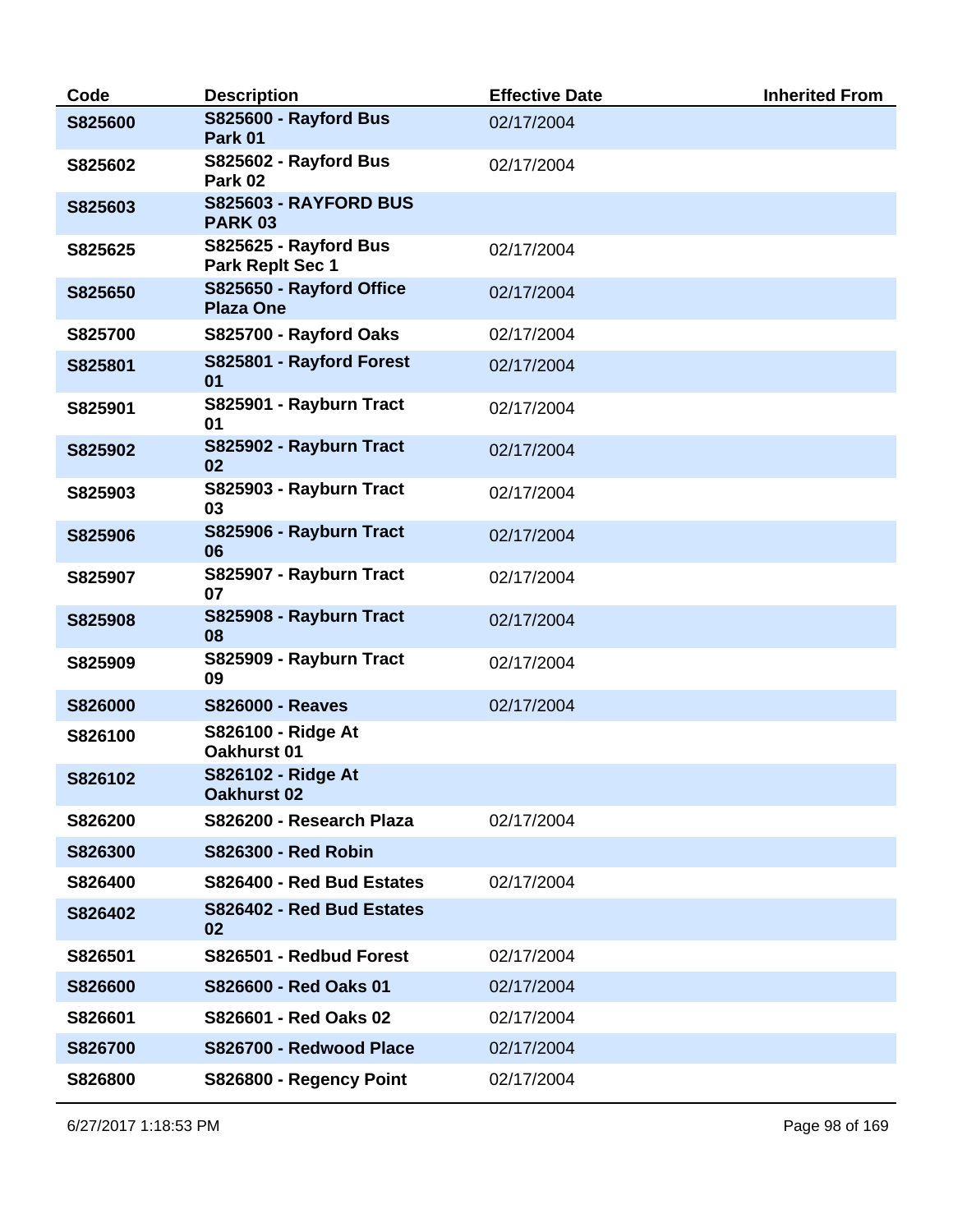| Code | Description | Effective Date | Inherited From |
|---|---|---|---|
| S825600 | S825600 - Rayford Bus Park 01 | 02/17/2004 | |
| S825602 | S825602 - Rayford Bus Park 02 | 02/17/2004 | |
| S825603 | S825603 - RAYFORD BUS PARK 03 | | |
| S825625 | S825625 - Rayford Bus Park Replt Sec 1 | 02/17/2004 | |
| S825650 | S825650 - Rayford Office Plaza One | 02/17/2004 | |
| S825700 | S825700 - Rayford Oaks | 02/17/2004 | |
| S825801 | S825801 - Rayford Forest 01 | 02/17/2004 | |
| S825901 | S825901 - Rayburn Tract 01 | 02/17/2004 | |
| S825902 | S825902 - Rayburn Tract 02 | 02/17/2004 | |
| S825903 | S825903 - Rayburn Tract 03 | 02/17/2004 | |
| S825906 | S825906 - Rayburn Tract 06 | 02/17/2004 | |
| S825907 | S825907 - Rayburn Tract 07 | 02/17/2004 | |
| S825908 | S825908 - Rayburn Tract 08 | 02/17/2004 | |
| S825909 | S825909 - Rayburn Tract 09 | 02/17/2004 | |
| S826000 | S826000 - Reaves | 02/17/2004 | |
| S826100 | S826100 - Ridge At Oakhurst 01 | | |
| S826102 | S826102 - Ridge At Oakhurst 02 | | |
| S826200 | S826200 - Research Plaza | 02/17/2004 | |
| S826300 | S826300 - Red Robin | | |
| S826400 | S826400 - Red Bud Estates | 02/17/2004 | |
| S826402 | S826402 - Red Bud Estates 02 | | |
| S826501 | S826501 - Redbud Forest | 02/17/2004 | |
| S826600 | S826600 - Red Oaks 01 | 02/17/2004 | |
| S826601 | S826601 - Red Oaks 02 | 02/17/2004 | |
| S826700 | S826700 - Redwood Place | 02/17/2004 | |
| S826800 | S826800 - Regency Point | 02/17/2004 | |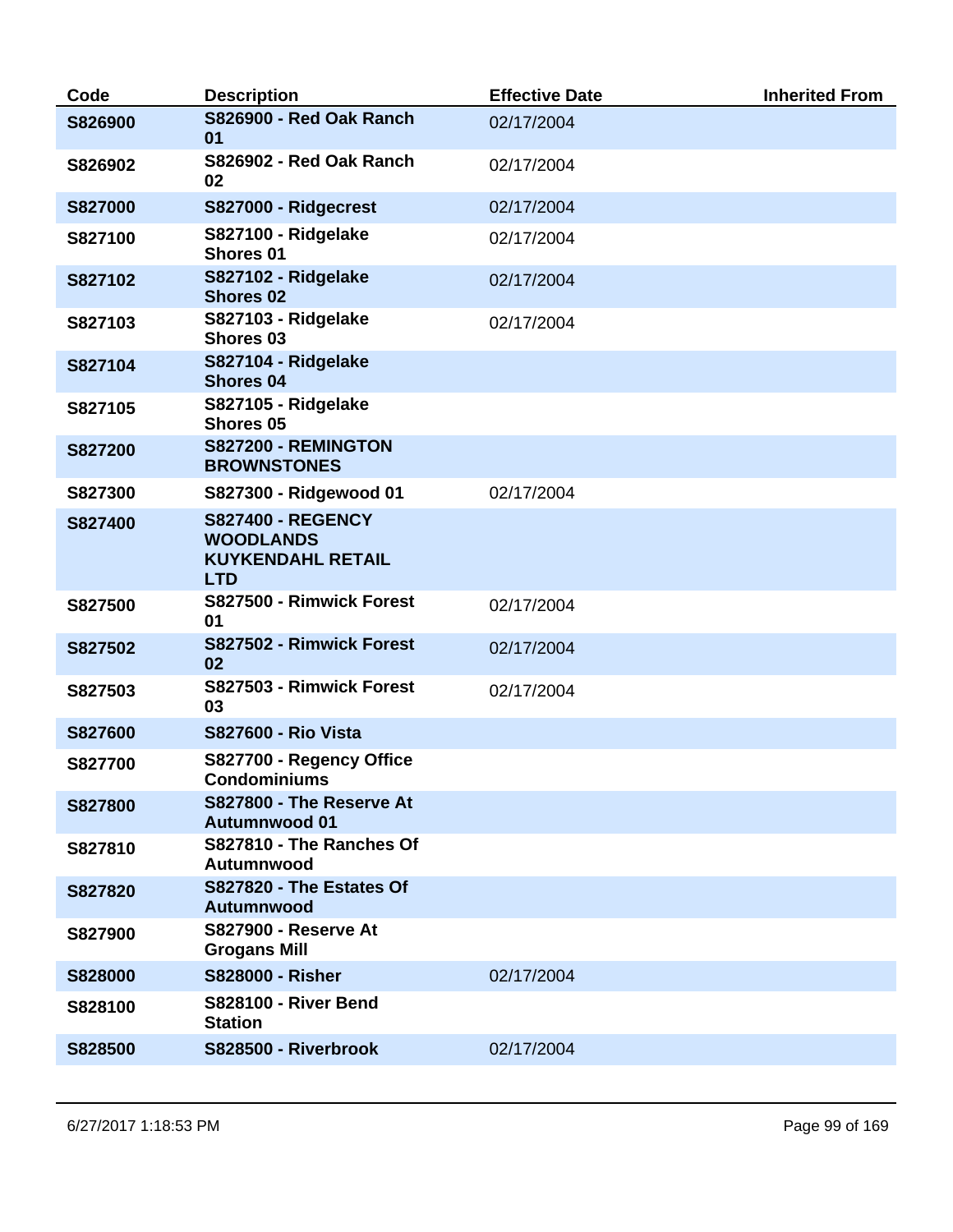| Code | Description | Effective Date | Inherited From |
| --- | --- | --- | --- |
| S826900 | S826900 - Red Oak Ranch 01 | 02/17/2004 | |
| S826902 | S826902 - Red Oak Ranch 02 | 02/17/2004 | |
| S827000 | S827000 - Ridgecrest | 02/17/2004 | |
| S827100 | S827100 - Ridgelake Shores 01 | 02/17/2004 | |
| S827102 | S827102 - Ridgelake Shores 02 | 02/17/2004 | |
| S827103 | S827103 - Ridgelake Shores 03 | 02/17/2004 | |
| S827104 | S827104 - Ridgelake Shores 04 | | |
| S827105 | S827105 - Ridgelake Shores 05 | | |
| S827200 | S827200 - REMINGTON BROWNSTONES | | |
| S827300 | S827300 - Ridgewood 01 | 02/17/2004 | |
| S827400 | S827400 - REGENCY WOODLANDS KUYKENDAHL RETAIL LTD | | |
| S827500 | S827500 - Rimwick Forest 01 | 02/17/2004 | |
| S827502 | S827502 - Rimwick Forest 02 | 02/17/2004 | |
| S827503 | S827503 - Rimwick Forest 03 | 02/17/2004 | |
| S827600 | S827600 - Rio Vista | | |
| S827700 | S827700 - Regency Office Condominiums | | |
| S827800 | S827800 - The Reserve At Autumnwood 01 | | |
| S827810 | S827810 - The Ranches Of Autumnwood | | |
| S827820 | S827820 - The Estates Of Autumnwood | | |
| S827900 | S827900 - Reserve At Grogans Mill | | |
| S828000 | S828000 - Risher | 02/17/2004 | |
| S828100 | S828100 - River Bend Station | | |
| S828500 | S828500 - Riverbrook | 02/17/2004 | |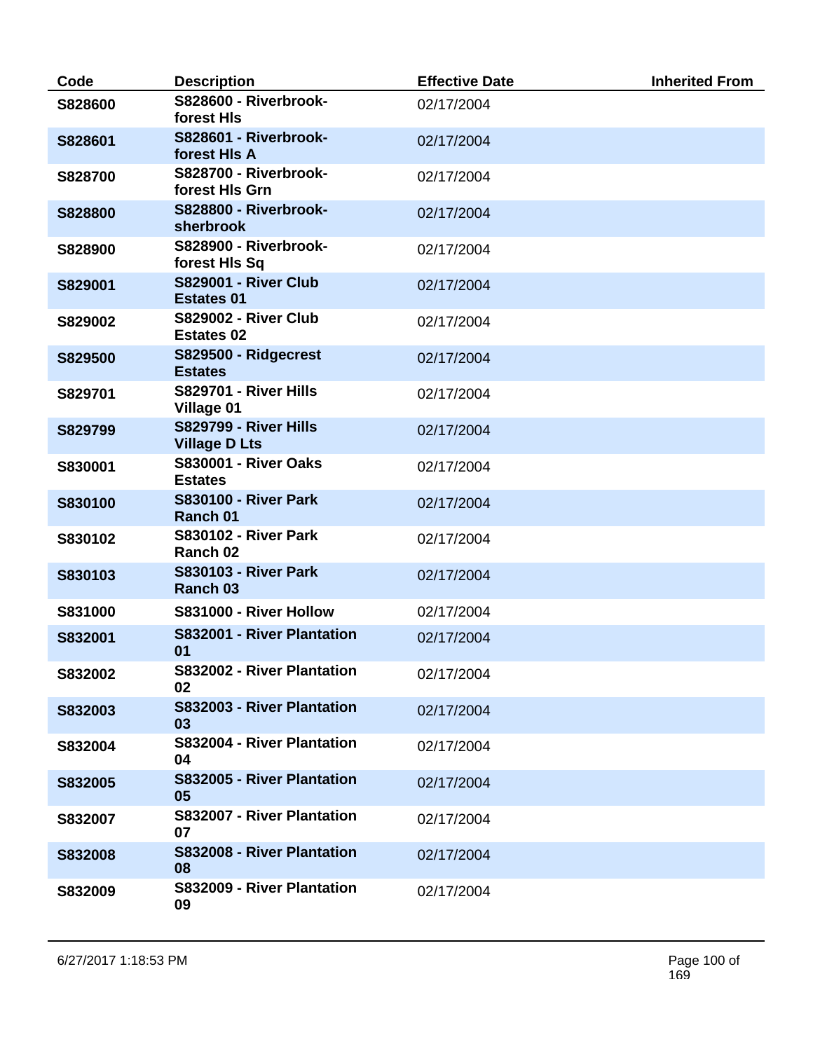| Code | Description | Effective Date | Inherited From |
|---|---|---|---|
| **S828600** | **S828600 - Riverbrook-forest Hls** | 02/17/2004 | |
| **S828601** | **S828601 - Riverbrook-forest Hls A** | 02/17/2004 | |
| **S828700** | **S828700 - Riverbrook-forest Hls Grn** | 02/17/2004 | |
| **S828800** | **S828800 - Riverbrook-sherbrook** | 02/17/2004 | |
| **S828900** | **S828900 - Riverbrook-forest Hls Sq** | 02/17/2004 | |
| **S829001** | **S829001 - River Club Estates 01** | 02/17/2004 | |
| **S829002** | **S829002 - River Club Estates 02** | 02/17/2004 | |
| **S829500** | **S829500 - Ridgecrest Estates** | 02/17/2004 | |
| **S829701** | **S829701 - River Hills Village 01** | 02/17/2004 | |
| **S829799** | **S829799 - River Hills Village D Lts** | 02/17/2004 | |
| **S830001** | **S830001 - River Oaks Estates** | 02/17/2004 | |
| **S830100** | **S830100 - River Park Ranch 01** | 02/17/2004 | |
| **S830102** | **S830102 - River Park Ranch 02** | 02/17/2004 | |
| **S830103** | **S830103 - River Park Ranch 03** | 02/17/2004 | |
| **S831000** | **S831000 - River Hollow** | 02/17/2004 | |
| **S832001** | **S832001 - River Plantation 01** | 02/17/2004 | |
| **S832002** | **S832002 - River Plantation 02** | 02/17/2004 | |
| **S832003** | **S832003 - River Plantation 03** | 02/17/2004 | |
| **S832004** | **S832004 - River Plantation 04** | 02/17/2004 | |
| **S832005** | **S832005 - River Plantation 05** | 02/17/2004 | |
| **S832007** | **S832007 - River Plantation 07** | 02/17/2004 | |
| **S832008** | **S832008 - River Plantation 08** | 02/17/2004 | |
| **S832009** | **S832009 - River Plantation 09** | 02/17/2004 | |

6/27/2017 1:18:53 PM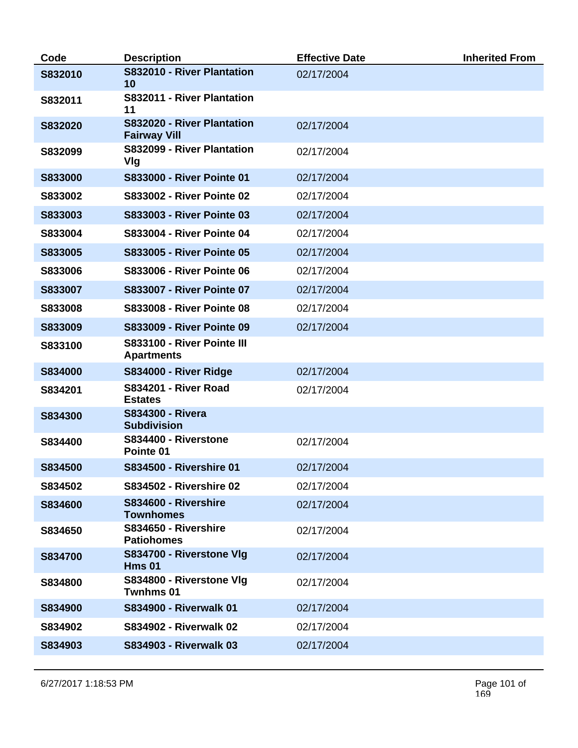| Code | Description | Effective Date | Inherited From |
|---|---|---|---|
| **S832010** | **S832010 - River Plantation 10** | 02/17/2004 | |
| **S832011** | **S832011 - River Plantation 11** | | |
| **S832020** | **S832020 - River Plantation Fairway Vill** | 02/17/2004 | |
| **S832099** | **S832099 - River Plantation Vlg** | 02/17/2004 | |
| **S833000** | **S833000 - River Pointe 01** | 02/17/2004 | |
| **S833002** | **S833002 - River Pointe 02** | 02/17/2004 | |
| **S833003** | **S833003 - River Pointe 03** | 02/17/2004 | |
| **S833004** | **S833004 - River Pointe 04** | 02/17/2004 | |
| **S833005** | **S833005 - River Pointe 05** | 02/17/2004 | |
| **S833006** | **S833006 - River Pointe 06** | 02/17/2004 | |
| **S833007** | **S833007 - River Pointe 07** | 02/17/2004 | |
| **S833008** | **S833008 - River Pointe 08** | 02/17/2004 | |
| **S833009** | **S833009 - River Pointe 09** | 02/17/2004 | |
| **S833100** | **S833100 - River Pointe III Apartments** | | |
| **S834000** | **S834000 - River Ridge** | 02/17/2004 | |
| **S834201** | **S834201 - River Road Estates** | 02/17/2004 | |
| **S834300** | **S834300 - Rivera Subdivision** | | |
| **S834400** | **S834400 - Riverstone Pointe 01** | 02/17/2004 | |
| **S834500** | **S834500 - Rivershire 01** | 02/17/2004 | |
| **S834502** | **S834502 - Rivershire 02** | 02/17/2004 | |
| **S834600** | **S834600 - Rivershire Townhomes** | 02/17/2004 | |
| **S834650** | **S834650 - Rivershire Patiohomes** | 02/17/2004 | |
| **S834700** | **S834700 - Riverstone Vlg Hms 01** | 02/17/2004 | |
| **S834800** | **S834800 - Riverstone Vlg Twnhms 01** | 02/17/2004 | |
| **S834900** | **S834900 - Riverwalk 01** | 02/17/2004 | |
| **S834902** | **S834902 - Riverwalk 02** | 02/17/2004 | |
| **S834903** | **S834903 - Riverwalk 03** | 02/17/2004 | |

6/27/2017 1:18:53 PM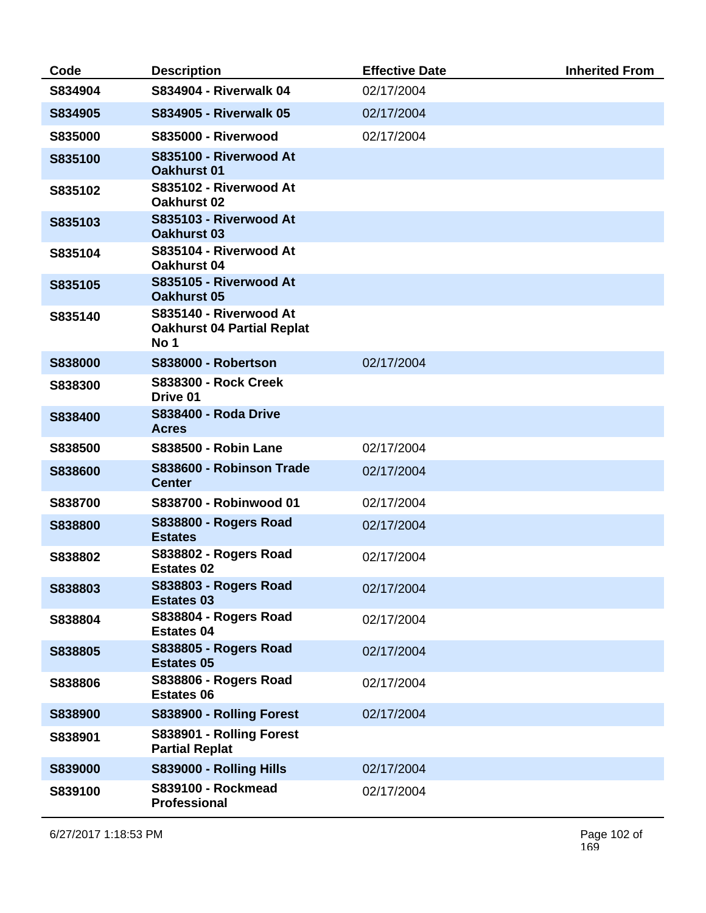| Code | Description | Effective Date | Inherited From |
|---|---|---|---|
| **S834904** | **S834904 - Riverwalk 04** | 02/17/2004 | |
| **S834905** | **S834905 - Riverwalk 05** | 02/17/2004 | |
| **S835000** | **S835000 - Riverwood** | 02/17/2004 | |
| **S835100** | **S835100 - Riverwood At Oakhurst 01** | | |
| **S835102** | **S835102 - Riverwood At Oakhurst 02** | | |
| **S835103** | **S835103 - Riverwood At Oakhurst 03** | | |
| **S835104** | **S835104 - Riverwood At Oakhurst 04** | | |
| **S835105** | **S835105 - Riverwood At Oakhurst 05** | | |
| **S835140** | **S835140 - Riverwood At Oakhurst 04 Partial Replat No 1** | | |
| **S838000** | **S838000 - Robertson** | 02/17/2004 | |
| **S838300** | **S838300 - Rock Creek Drive 01** | | |
| **S838400** | **S838400 - Roda Drive Acres** | | |
| **S838500** | **S838500 - Robin Lane** | 02/17/2004 | |
| **S838600** | **S838600 - Robinson Trade Center** | 02/17/2004 | |
| **S838700** | **S838700 - Robinwood 01** | 02/17/2004 | |
| **S838800** | **S838800 - Rogers Road Estates** | 02/17/2004 | |
| **S838802** | **S838802 - Rogers Road Estates 02** | 02/17/2004 | |
| **S838803** | **S838803 - Rogers Road Estates 03** | 02/17/2004 | |
| **S838804** | **S838804 - Rogers Road Estates 04** | 02/17/2004 | |
| **S838805** | **S838805 - Rogers Road Estates 05** | 02/17/2004 | |
| **S838806** | **S838806 - Rogers Road Estates 06** | 02/17/2004 | |
| **S838900** | **S838900 - Rolling Forest** | 02/17/2004 | |
| **S838901** | **S838901 - Rolling Forest Partial Replat** | | |
| **S839000** | **S839000 - Rolling Hills** | 02/17/2004 | |
| **S839100** | **S839100 - Rockmead Professional** | 02/17/2004 | |

6/27/2017 1:18:53 PM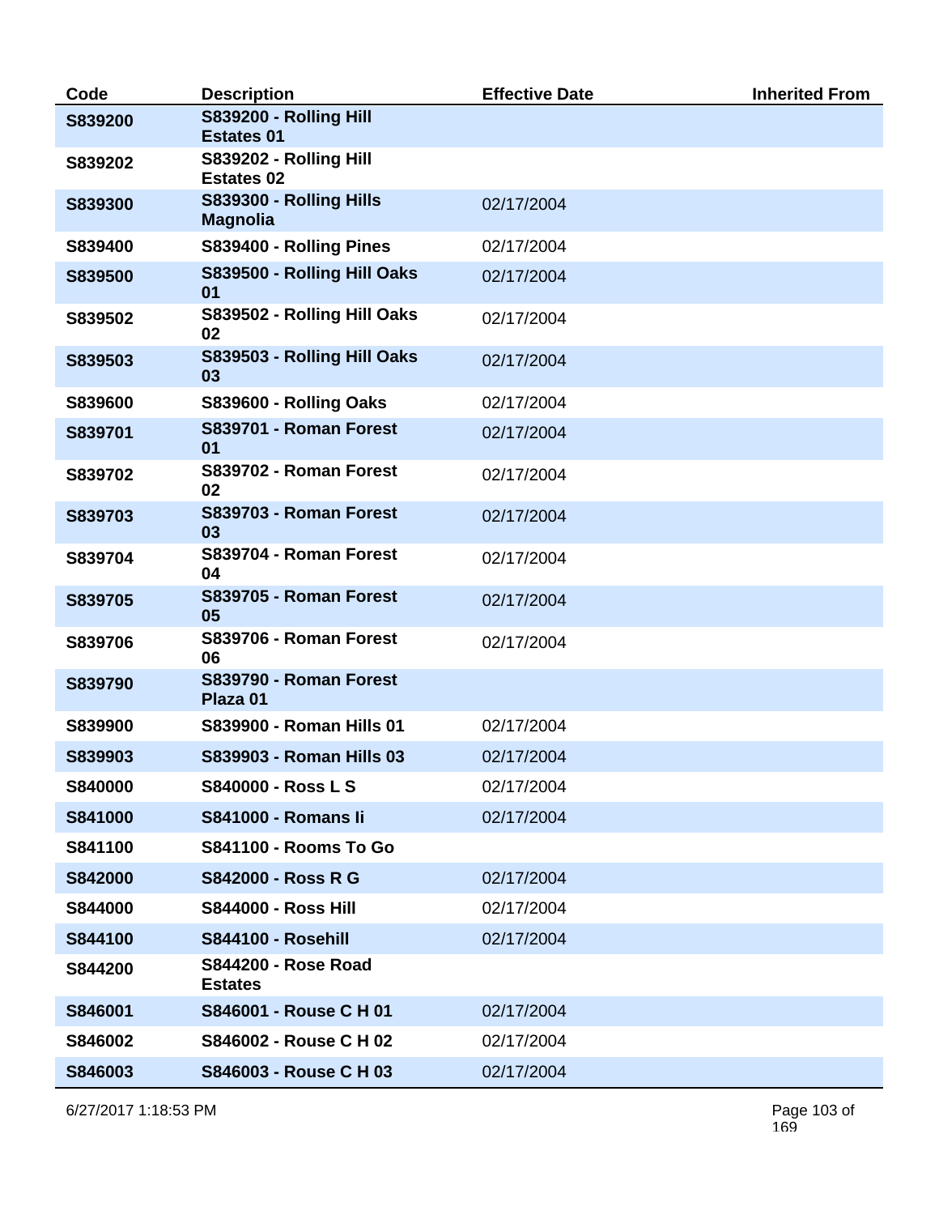| Code | Description | Effective Date | Inherited From |
|---|---|---|---|
| S839200 | S839200 - Rolling Hill Estates 01 | | |
| S839202 | S839202 - Rolling Hill Estates 02 | | |
| S839300 | S839300 - Rolling Hills Magnolia | 02/17/2004 | |
| S839400 | S839400 - Rolling Pines | 02/17/2004 | |
| S839500 | S839500 - Rolling Hill Oaks 01 | 02/17/2004 | |
| S839502 | S839502 - Rolling Hill Oaks 02 | 02/17/2004 | |
| S839503 | S839503 - Rolling Hill Oaks 03 | 02/17/2004 | |
| S839600 | S839600 - Rolling Oaks | 02/17/2004 | |
| S839701 | S839701 - Roman Forest 01 | 02/17/2004 | |
| S839702 | S839702 - Roman Forest 02 | 02/17/2004 | |
| S839703 | S839703 - Roman Forest 03 | 02/17/2004 | |
| S839704 | S839704 - Roman Forest 04 | 02/17/2004 | |
| S839705 | S839705 - Roman Forest 05 | 02/17/2004 | |
| S839706 | S839706 - Roman Forest 06 | 02/17/2004 | |
| S839790 | S839790 - Roman Forest Plaza 01 | | |
| S839900 | S839900 - Roman Hills 01 | 02/17/2004 | |
| S839903 | S839903 - Roman Hills 03 | 02/17/2004 | |
| S840000 | S840000 - Ross L S | 02/17/2004 | |
| S841000 | S841000 - Romans Ii | 02/17/2004 | |
| S841100 | S841100 - Rooms To Go | | |
| S842000 | S842000 - Ross R G | 02/17/2004 | |
| S844000 | S844000 - Ross Hill | 02/17/2004 | |
| S844100 | S844100 - Rosehill | 02/17/2004 | |
| S844200 | S844200 - Rose Road Estates | | |
| S846001 | S846001 - Rouse C H 01 | 02/17/2004 | |
| S846002 | S846002 - Rouse C H 02 | 02/17/2004 | |
| S846003 | S846003 - Rouse C H 03 | 02/17/2004 | |

6/27/2017 1:18:53 PM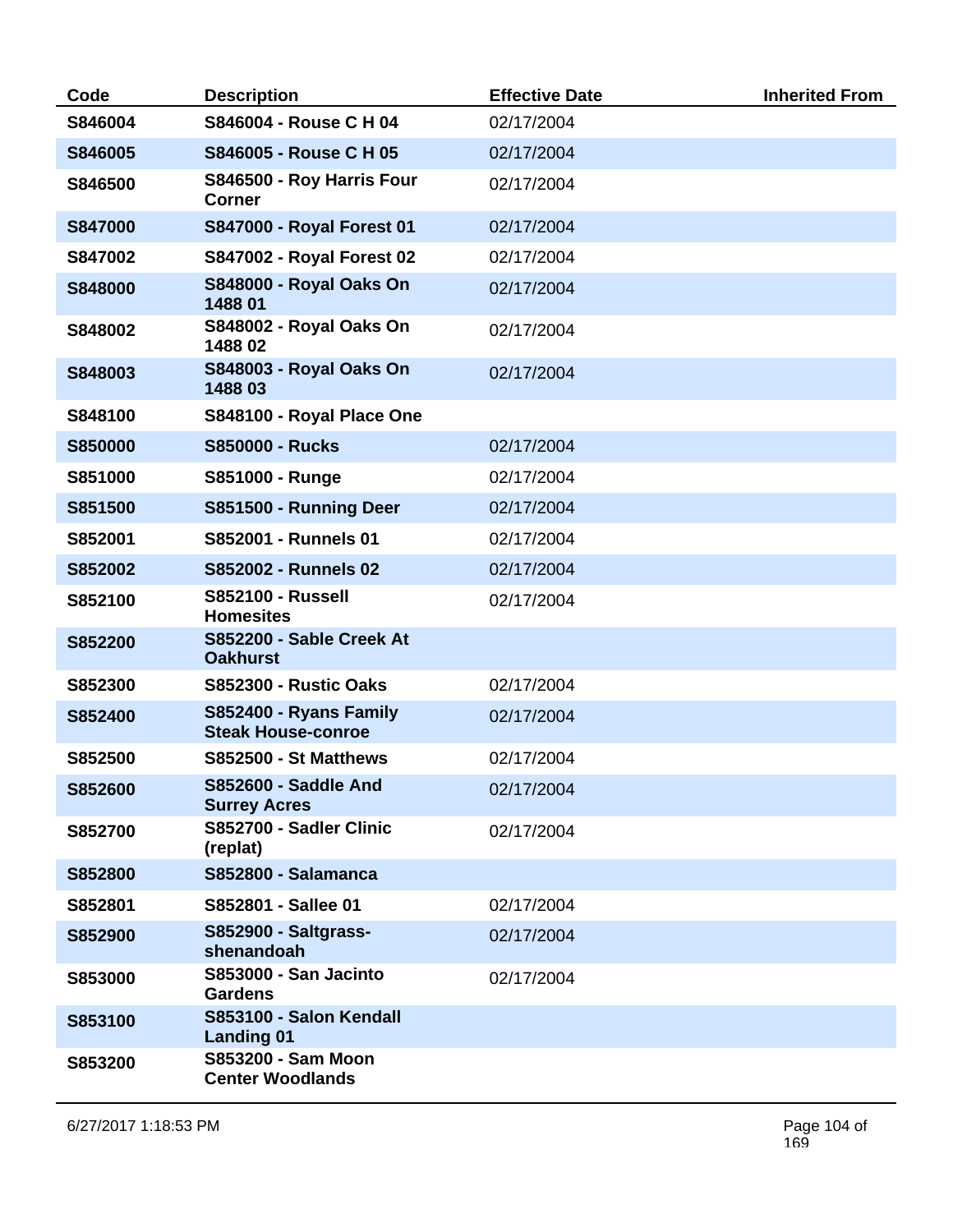| Code | Description | Effective Date | Inherited From |
|---|---|---|---|
| **S846004** | **S846004 - Rouse C H 04** | 02/17/2004 | |
| **S846005** | **S846005 - Rouse C H 05** | 02/17/2004 | |
| **S846500** | **S846500 - Roy Harris Four Corner** | 02/17/2004 | |
| **S847000** | **S847000 - Royal Forest 01** | 02/17/2004 | |
| **S847002** | **S847002 - Royal Forest 02** | 02/17/2004 | |
| **S848000** | **S848000 - Royal Oaks On 1488 01** | 02/17/2004 | |
| **S848002** | **S848002 - Royal Oaks On 1488 02** | 02/17/2004 | |
| **S848003** | **S848003 - Royal Oaks On 1488 03** | 02/17/2004 | |
| **S848100** | **S848100 - Royal Place One** | | |
| **S850000** | **S850000 - Rucks** | 02/17/2004 | |
| **S851000** | **S851000 - Runge** | 02/17/2004 | |
| **S851500** | **S851500 - Running Deer** | 02/17/2004 | |
| **S852001** | **S852001 - Runnels 01** | 02/17/2004 | |
| **S852002** | **S852002 - Runnels 02** | 02/17/2004 | |
| **S852100** | **S852100 - Russell Homesites** | 02/17/2004 | |
| **S852200** | **S852200 - Sable Creek At Oakhurst** | | |
| **S852300** | **S852300 - Rustic Oaks** | 02/17/2004 | |
| **S852400** | **S852400 - Ryans Family Steak House-conroe** | 02/17/2004 | |
| **S852500** | **S852500 - St Matthews** | 02/17/2004 | |
| **S852600** | **S852600 - Saddle And Surrey Acres** | 02/17/2004 | |
| **S852700** | **S852700 - Sadler Clinic (replat)** | 02/17/2004 | |
| **S852800** | **S852800 - Salamanca** | | |
| **S852801** | **S852801 - Sallee 01** | 02/17/2004 | |
| **S852900** | **S852900 - Saltgrass-shenandoah** | 02/17/2004 | |
| **S853000** | **S853000 - San Jacinto Gardens** | 02/17/2004 | |
| **S853100** | **S853100 - Salon Kendall Landing 01** | | |
| **S853200** | **S853200 - Sam Moon Center Woodlands** | | |

6/27/2017 1:18:53 PM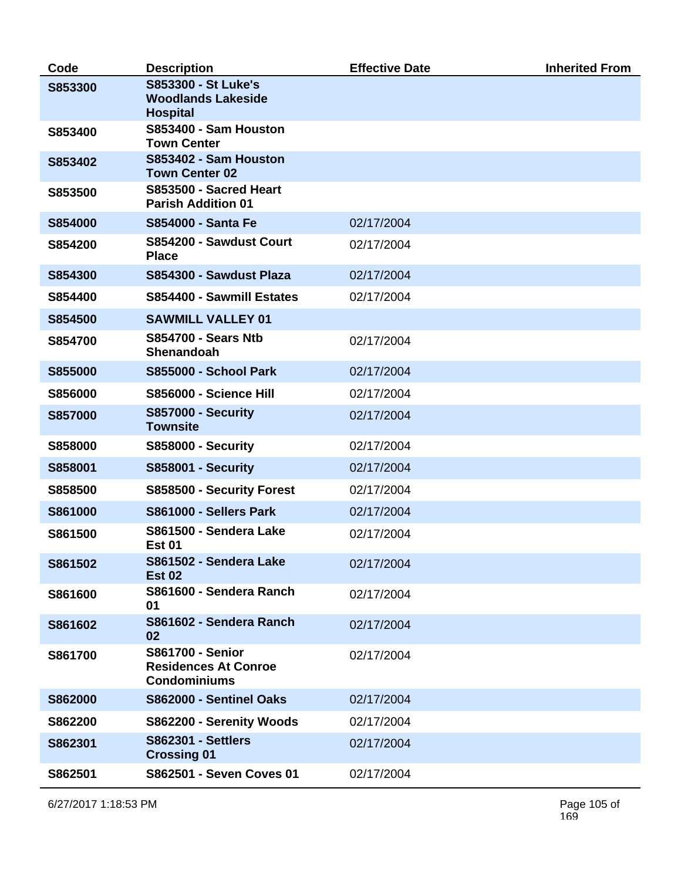| Code | Description | Effective Date | Inherited From |
|---|---|---|---|
| **S853300** | **S853300 - St Luke's Woodlands Lakeside Hospital** | | |
| **S853400** | **S853400 - Sam Houston Town Center** | | |
| **S853402** | **S853402 - Sam Houston Town Center 02** | | |
| **S853500** | **S853500 - Sacred Heart Parish Addition 01** | | |
| **S854000** | **S854000 - Santa Fe** | 02/17/2004 | |
| **S854200** | **S854200 - Sawdust Court Place** | 02/17/2004 | |
| **S854300** | **S854300 - Sawdust Plaza** | 02/17/2004 | |
| **S854400** | **S854400 - Sawmill Estates** | 02/17/2004 | |
| **S854500** | **SAWMILL VALLEY 01** | | |
| **S854700** | **S854700 - Sears Ntb Shenandoah** | 02/17/2004 | |
| **S855000** | **S855000 - School Park** | 02/17/2004 | |
| **S856000** | **S856000 - Science Hill** | 02/17/2004 | |
| **S857000** | **S857000 - Security Townsite** | 02/17/2004 | |
| **S858000** | **S858000 - Security** | 02/17/2004 | |
| **S858001** | **S858001 - Security** | 02/17/2004 | |
| **S858500** | **S858500 - Security Forest** | 02/17/2004 | |
| **S861000** | **S861000 - Sellers Park** | 02/17/2004 | |
| **S861500** | **S861500 - Sendera Lake Est 01** | 02/17/2004 | |
| **S861502** | **S861502 - Sendera Lake Est 02** | 02/17/2004 | |
| **S861600** | **S861600 - Sendera Ranch 01** | 02/17/2004 | |
| **S861602** | **S861602 - Sendera Ranch 02** | 02/17/2004 | |
| **S861700** | **S861700 - Senior Residences At Conroe Condominiums** | 02/17/2004 | |
| **S862000** | **S862000 - Sentinel Oaks** | 02/17/2004 | |
| **S862200** | **S862200 - Serenity Woods** | 02/17/2004 | |
| **S862301** | **S862301 - Settlers Crossing 01** | 02/17/2004 | |
| **S862501** | **S862501 - Seven Coves 01** | 02/17/2004 | |

6/27/2017 1:18:53 PM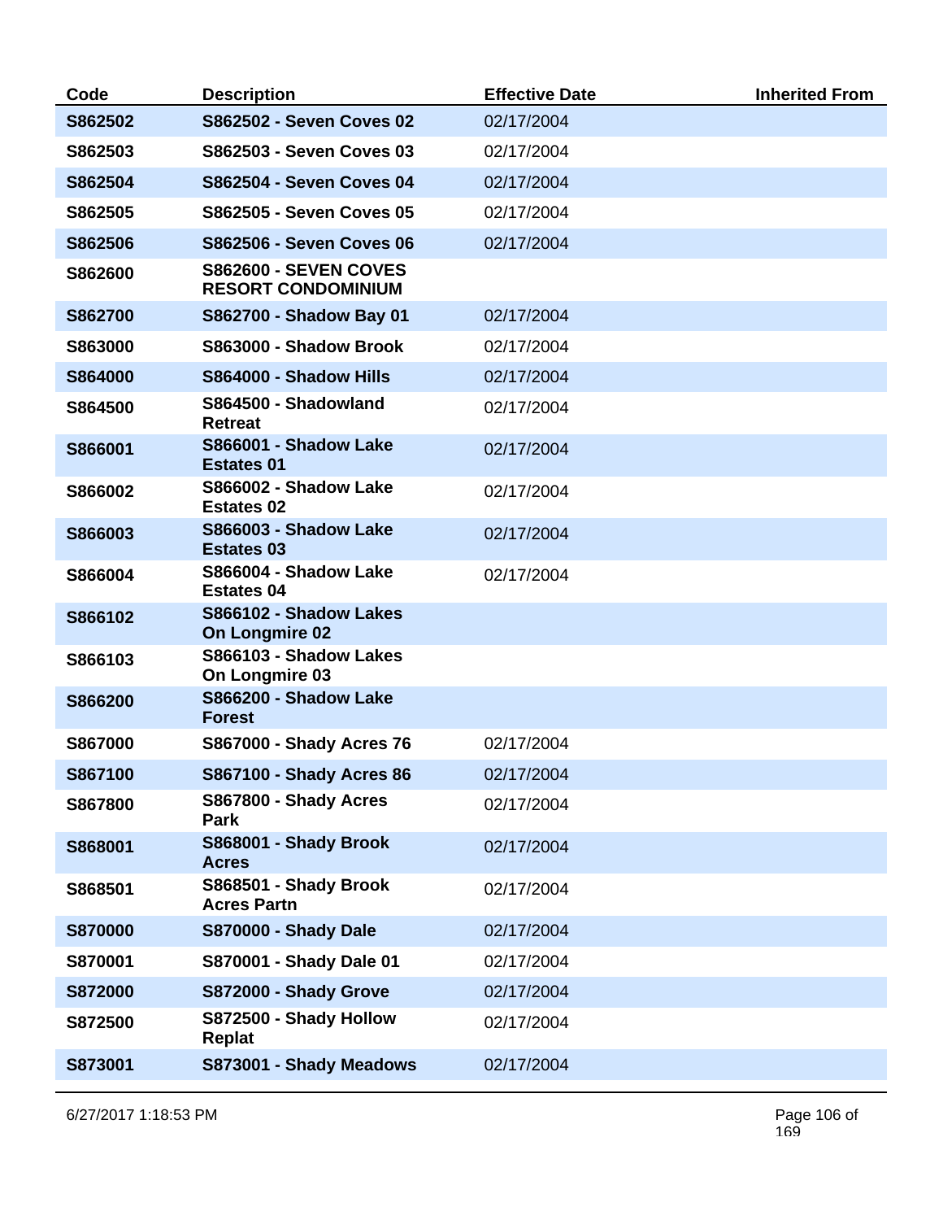| Code | Description | Effective Date | Inherited From |
| --- | --- | --- | --- |
| S862502 | S862502 - Seven Coves 02 | 02/17/2004 | |
| S862503 | S862503 - Seven Coves 03 | 02/17/2004 | |
| S862504 | S862504 - Seven Coves 04 | 02/17/2004 | |
| S862505 | S862505 - Seven Coves 05 | 02/17/2004 | |
| S862506 | S862506 - Seven Coves 06 | 02/17/2004 | |
| S862600 | S862600 - SEVEN COVES RESORT CONDOMINIUM | | |
| S862700 | S862700 - Shadow Bay 01 | 02/17/2004 | |
| S863000 | S863000 - Shadow Brook | 02/17/2004 | |
| S864000 | S864000 - Shadow Hills | 02/17/2004 | |
| S864500 | S864500 - Shadowland Retreat | 02/17/2004 | |
| S866001 | S866001 - Shadow Lake Estates 01 | 02/17/2004 | |
| S866002 | S866002 - Shadow Lake Estates 02 | 02/17/2004 | |
| S866003 | S866003 - Shadow Lake Estates 03 | 02/17/2004 | |
| S866004 | S866004 - Shadow Lake Estates 04 | 02/17/2004 | |
| S866102 | S866102 - Shadow Lakes On Longmire 02 | | |
| S866103 | S866103 - Shadow Lakes On Longmire 03 | | |
| S866200 | S866200 - Shadow Lake Forest | | |
| S867000 | S867000 - Shady Acres 76 | 02/17/2004 | |
| S867100 | S867100 - Shady Acres 86 | 02/17/2004 | |
| S867800 | S867800 - Shady Acres Park | 02/17/2004 | |
| S868001 | S868001 - Shady Brook Acres | 02/17/2004 | |
| S868501 | S868501 - Shady Brook Acres Partn | 02/17/2004 | |
| S870000 | S870000 - Shady Dale | 02/17/2004 | |
| S870001 | S870001 - Shady Dale 01 | 02/17/2004 | |
| S872000 | S872000 - Shady Grove | 02/17/2004 | |
| S872500 | S872500 - Shady Hollow Replat | 02/17/2004 | |
| S873001 | S873001 - Shady Meadows | 02/17/2004 | |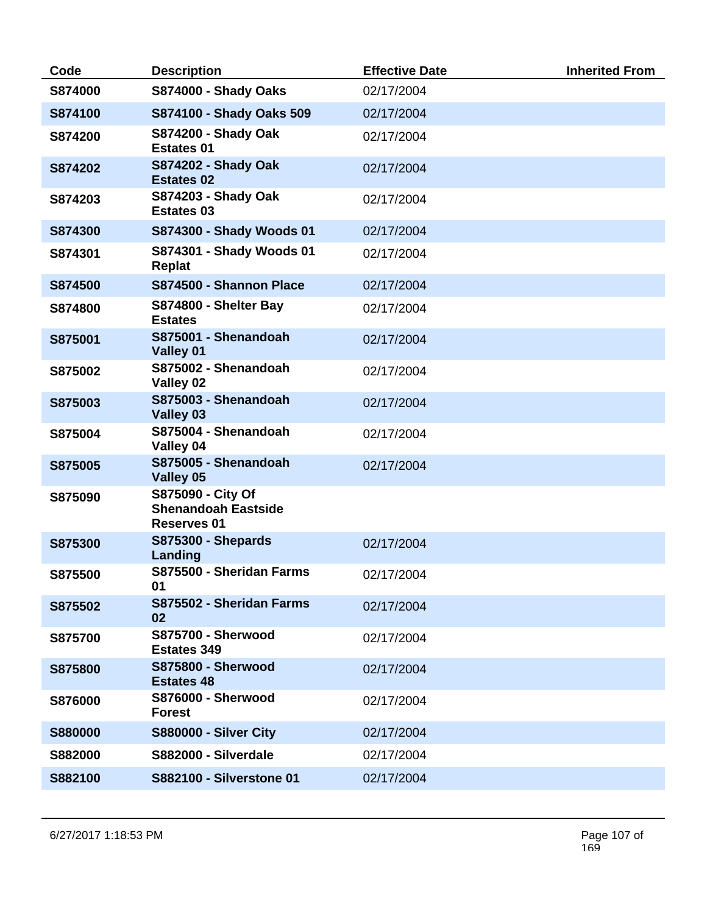| Code | Description | Effective Date | Inherited From |
| --- | --- | --- | --- |
| **S874000** | **S874000 - Shady Oaks** | 02/17/2004 | |
| **S874100** | **S874100 - Shady Oaks 509** | 02/17/2004 | |
| **S874200** | **S874200 - Shady Oak Estates 01** | 02/17/2004 | |
| **S874202** | **S874202 - Shady Oak Estates 02** | 02/17/2004 | |
| **S874203** | **S874203 - Shady Oak Estates 03** | 02/17/2004 | |
| **S874300** | **S874300 - Shady Woods 01** | 02/17/2004 | |
| **S874301** | **S874301 - Shady Woods 01 Replat** | 02/17/2004 | |
| **S874500** | **S874500 - Shannon Place** | 02/17/2004 | |
| **S874800** | **S874800 - Shelter Bay Estates** | 02/17/2004 | |
| **S875001** | **S875001 - Shenandoah Valley 01** | 02/17/2004 | |
| **S875002** | **S875002 - Shenandoah Valley 02** | 02/17/2004 | |
| **S875003** | **S875003 - Shenandoah Valley 03** | 02/17/2004 | |
| **S875004** | **S875004 - Shenandoah Valley 04** | 02/17/2004 | |
| **S875005** | **S875005 - Shenandoah Valley 05** | 02/17/2004 | |
| **S875090** | **S875090 - City Of Shenandoah Eastside Reserves 01** | | |
| **S875300** | **S875300 - Shepards Landing** | 02/17/2004 | |
| **S875500** | **S875500 - Sheridan Farms 01** | 02/17/2004 | |
| **S875502** | **S875502 - Sheridan Farms 02** | 02/17/2004 | |
| **S875700** | **S875700 - Sherwood Estates 349** | 02/17/2004 | |
| **S875800** | **S875800 - Sherwood Estates 48** | 02/17/2004 | |
| **S876000** | **S876000 - Sherwood Forest** | 02/17/2004 | |
| **S880000** | **S880000 - Silver City** | 02/17/2004 | |
| **S882000** | **S882000 - Silverdale** | 02/17/2004 | |
| **S882100** | **S882100 - Silverstone 01** | 02/17/2004 | |

6/27/2017 1:18:53 PM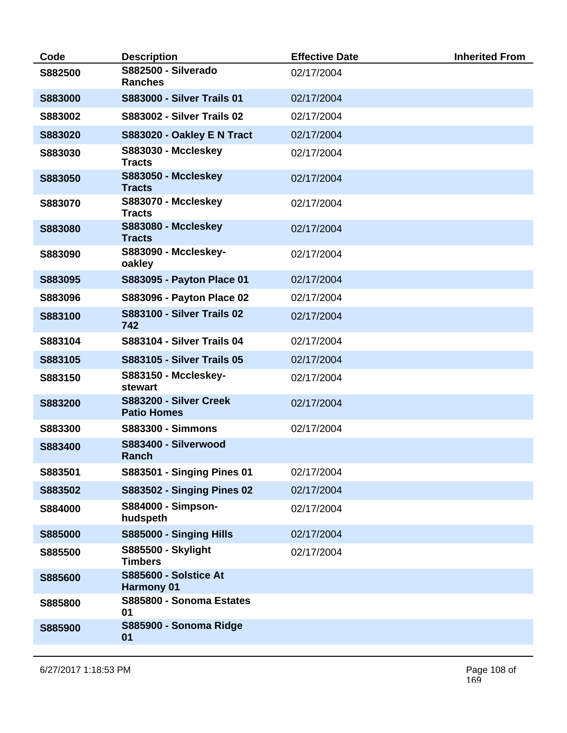| Code | Description | Effective Date | Inherited From |
| --- | --- | --- | --- |
| S882500 | S882500 - Silverado Ranches | 02/17/2004 | |
| S883000 | S883000 - Silver Trails 01 | 02/17/2004 | |
| S883002 | S883002 - Silver Trails 02 | 02/17/2004 | |
| S883020 | S883020 - Oakley E N Tract | 02/17/2004 | |
| S883030 | S883030 - Mccleskey Tracts | 02/17/2004 | |
| S883050 | S883050 - Mccleskey Tracts | 02/17/2004 | |
| S883070 | S883070 - Mccleskey Tracts | 02/17/2004 | |
| S883080 | S883080 - Mccleskey Tracts | 02/17/2004 | |
| S883090 | S883090 - Mccleskey-oakley | 02/17/2004 | |
| S883095 | S883095 - Payton Place 01 | 02/17/2004 | |
| S883096 | S883096 - Payton Place 02 | 02/17/2004 | |
| S883100 | S883100 - Silver Trails 02 742 | 02/17/2004 | |
| S883104 | S883104 - Silver Trails 04 | 02/17/2004 | |
| S883105 | S883105 - Silver Trails 05 | 02/17/2004 | |
| S883150 | S883150 - Mccleskey-stewart | 02/17/2004 | |
| S883200 | S883200 - Silver Creek Patio Homes | 02/17/2004 | |
| S883300 | S883300 - Simmons | 02/17/2004 | |
| S883400 | S883400 - Silverwood Ranch | | |
| S883501 | S883501 - Singing Pines 01 | 02/17/2004 | |
| S883502 | S883502 - Singing Pines 02 | 02/17/2004 | |
| S884000 | S884000 - Simpson-hudspeth | 02/17/2004 | |
| S885000 | S885000 - Singing Hills | 02/17/2004 | |
| S885500 | S885500 - Skylight Timbers | 02/17/2004 | |
| S885600 | S885600 - Solstice At Harmony 01 | | |
| S885800 | S885800 - Sonoma Estates 01 | | |
| S885900 | S885900 - Sonoma Ridge 01 | | |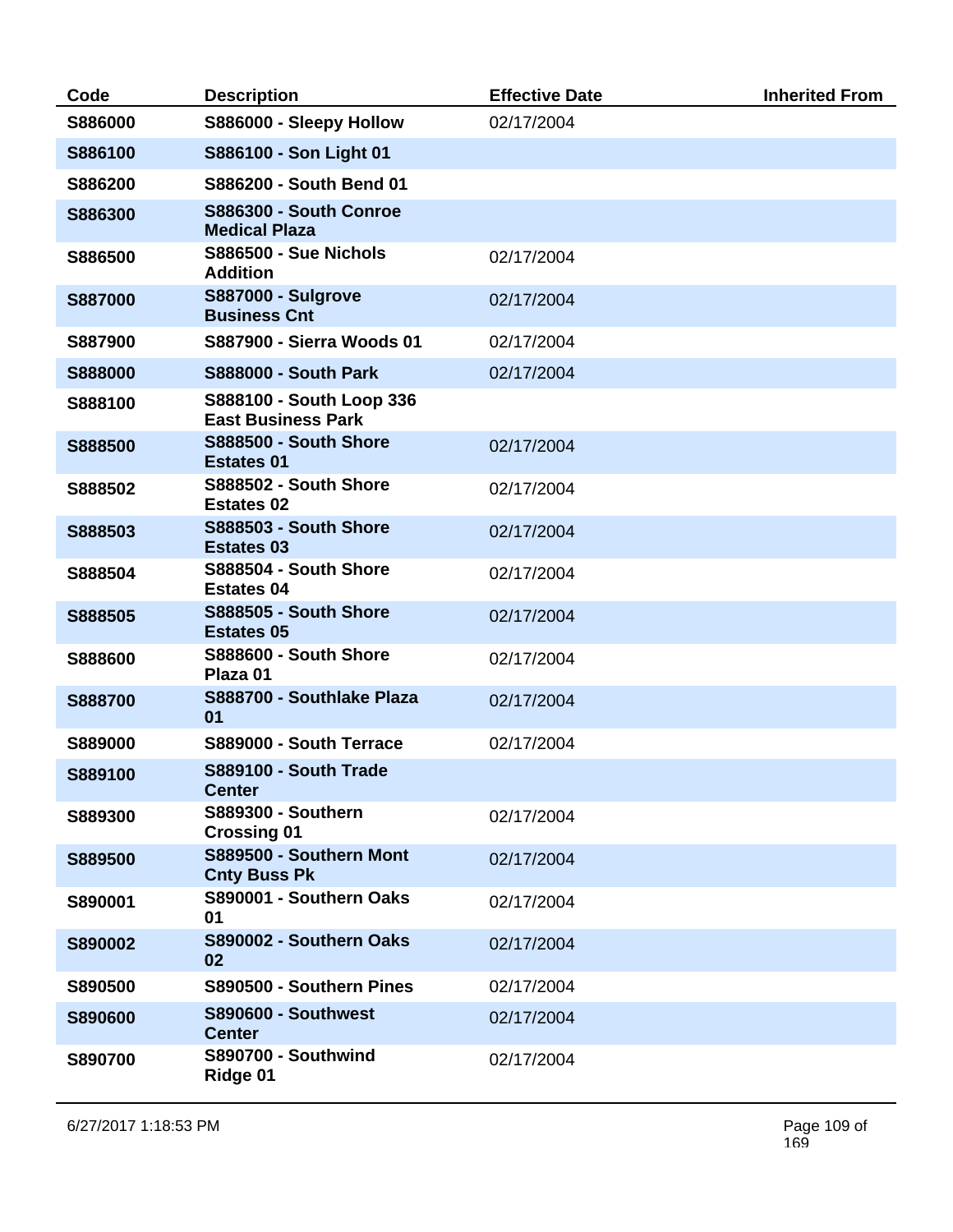| Code | Description | Effective Date | Inherited From |
|---|---|---|---|
| S886000 | S886000 - Sleepy Hollow | 02/17/2004 | |
| S886100 | S886100 - Son Light 01 | | |
| S886200 | S886200 - South Bend 01 | | |
| S886300 | S886300 - South Conroe Medical Plaza | | |
| S886500 | S886500 - Sue Nichols Addition | 02/17/2004 | |
| S887000 | S887000 - Sulgrove Business Cnt | 02/17/2004 | |
| S887900 | S887900 - Sierra Woods 01 | 02/17/2004 | |
| S888000 | S888000 - South Park | 02/17/2004 | |
| S888100 | S888100 - South Loop 336 East Business Park | | |
| S888500 | S888500 - South Shore Estates 01 | 02/17/2004 | |
| S888502 | S888502 - South Shore Estates 02 | 02/17/2004 | |
| S888503 | S888503 - South Shore Estates 03 | 02/17/2004 | |
| S888504 | S888504 - South Shore Estates 04 | 02/17/2004 | |
| S888505 | S888505 - South Shore Estates 05 | 02/17/2004 | |
| S888600 | S888600 - South Shore Plaza 01 | 02/17/2004 | |
| S888700 | S888700 - Southlake Plaza 01 | 02/17/2004 | |
| S889000 | S889000 - South Terrace | 02/17/2004 | |
| S889100 | S889100 - South Trade Center | | |
| S889300 | S889300 - Southern Crossing 01 | 02/17/2004 | |
| S889500 | S889500 - Southern Mont Cnty Buss Pk | 02/17/2004 | |
| S890001 | S890001 - Southern Oaks 01 | 02/17/2004 | |
| S890002 | S890002 - Southern Oaks 02 | 02/17/2004 | |
| S890500 | S890500 - Southern Pines | 02/17/2004 | |
| S890600 | S890600 - Southwest Center | 02/17/2004 | |
| S890700 | S890700 - Southwind Ridge 01 | 02/17/2004 | |

6/27/2017 1:18:53 PM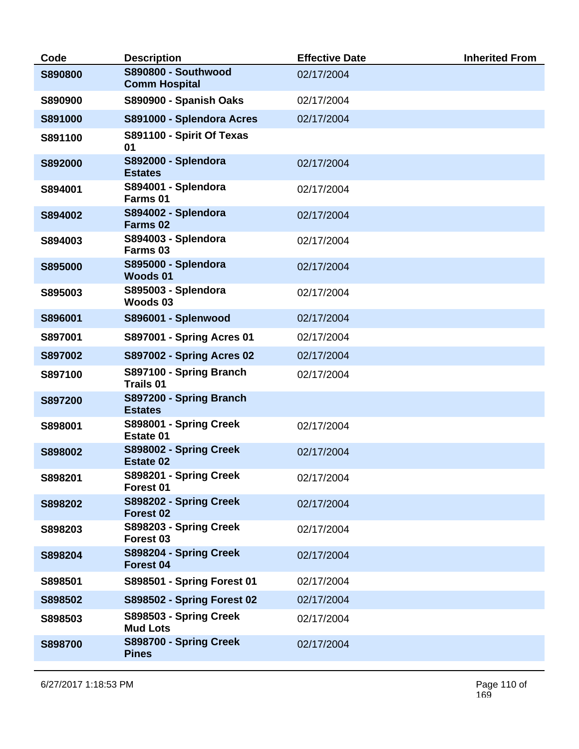| Code | Description | Effective Date | Inherited From |
|---|---|---|---|
| **S890800** | **S890800 - Southwood Comm Hospital** | 02/17/2004 | |
| **S890900** | **S890900 - Spanish Oaks** | 02/17/2004 | |
| **S891000** | **S891000 - Splendora Acres** | 02/17/2004 | |
| **S891100** | **S891100 - Spirit Of Texas 01** | | |
| **S892000** | **S892000 - Splendora Estates** | 02/17/2004 | |
| **S894001** | **S894001 - Splendora Farms 01** | 02/17/2004 | |
| **S894002** | **S894002 - Splendora Farms 02** | 02/17/2004 | |
| **S894003** | **S894003 - Splendora Farms 03** | 02/17/2004 | |
| **S895000** | **S895000 - Splendora Woods 01** | 02/17/2004 | |
| **S895003** | **S895003 - Splendora Woods 03** | 02/17/2004 | |
| **S896001** | **S896001 - Splenwood** | 02/17/2004 | |
| **S897001** | **S897001 - Spring Acres 01** | 02/17/2004 | |
| **S897002** | **S897002 - Spring Acres 02** | 02/17/2004 | |
| **S897100** | **S897100 - Spring Branch Trails 01** | 02/17/2004 | |
| **S897200** | **S897200 - Spring Branch Estates** | | |
| **S898001** | **S898001 - Spring Creek Estate 01** | 02/17/2004 | |
| **S898002** | **S898002 - Spring Creek Estate 02** | 02/17/2004 | |
| **S898201** | **S898201 - Spring Creek Forest 01** | 02/17/2004 | |
| **S898202** | **S898202 - Spring Creek Forest 02** | 02/17/2004 | |
| **S898203** | **S898203 - Spring Creek Forest 03** | 02/17/2004 | |
| **S898204** | **S898204 - Spring Creek Forest 04** | 02/17/2004 | |
| **S898501** | **S898501 - Spring Forest 01** | 02/17/2004 | |
| **S898502** | **S898502 - Spring Forest 02** | 02/17/2004 | |
| **S898503** | **S898503 - Spring Creek Mud Lots** | 02/17/2004 | |
| **S898700** | **S898700 - Spring Creek Pines** | 02/17/2004 | |

6/27/2017 1:18:53 PM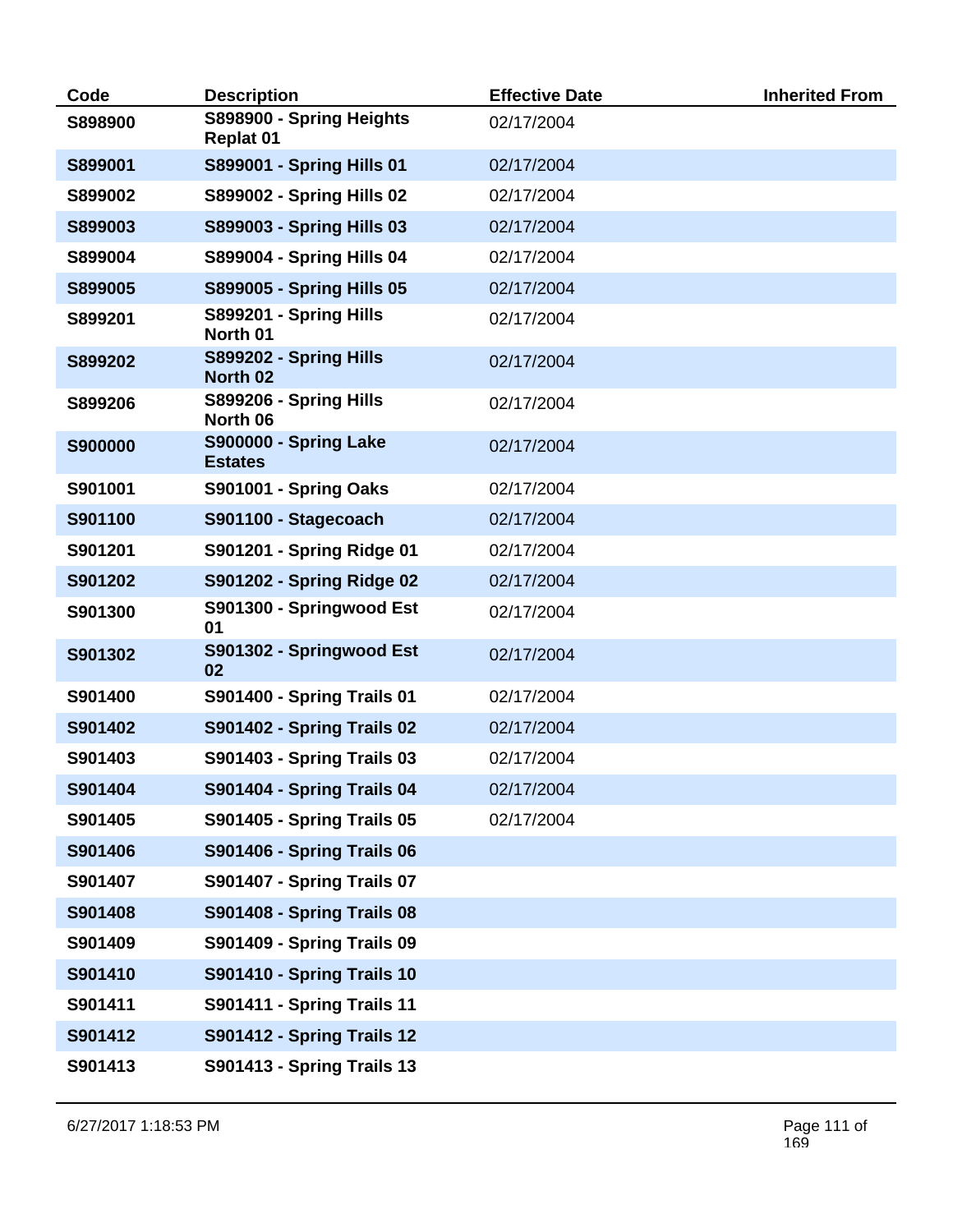| Code | Description | Effective Date | Inherited From |
|---|---|---|---|
| S898900 | S898900 - Spring Heights Replat 01 | 02/17/2004 | |
| S899001 | S899001 - Spring Hills 01 | 02/17/2004 | |
| S899002 | S899002 - Spring Hills 02 | 02/17/2004 | |
| S899003 | S899003 - Spring Hills 03 | 02/17/2004 | |
| S899004 | S899004 - Spring Hills 04 | 02/17/2004 | |
| S899005 | S899005 - Spring Hills 05 | 02/17/2004 | |
| S899201 | S899201 - Spring Hills North 01 | 02/17/2004 | |
| S899202 | S899202 - Spring Hills North 02 | 02/17/2004 | |
| S899206 | S899206 - Spring Hills North 06 | 02/17/2004 | |
| S900000 | S900000 - Spring Lake Estates | 02/17/2004 | |
| S901001 | S901001 - Spring Oaks | 02/17/2004 | |
| S901100 | S901100 - Stagecoach | 02/17/2004 | |
| S901201 | S901201 - Spring Ridge 01 | 02/17/2004 | |
| S901202 | S901202 - Spring Ridge 02 | 02/17/2004 | |
| S901300 | S901300 - Springwood Est 01 | 02/17/2004 | |
| S901302 | S901302 - Springwood Est 02 | 02/17/2004 | |
| S901400 | S901400 - Spring Trails 01 | 02/17/2004 | |
| S901402 | S901402 - Spring Trails 02 | 02/17/2004 | |
| S901403 | S901403 - Spring Trails 03 | 02/17/2004 | |
| S901404 | S901404 - Spring Trails 04 | 02/17/2004 | |
| S901405 | S901405 - Spring Trails 05 | 02/17/2004 | |
| S901406 | S901406 - Spring Trails 06 | | |
| S901407 | S901407 - Spring Trails 07 | | |
| S901408 | S901408 - Spring Trails 08 | | |
| S901409 | S901409 - Spring Trails 09 | | |
| S901410 | S901410 - Spring Trails 10 | | |
| S901411 | S901411 - Spring Trails 11 | | |
| S901412 | S901412 - Spring Trails 12 | | |
| S901413 | S901413 - Spring Trails 13 | | |

6/27/2017 1:18:53 PM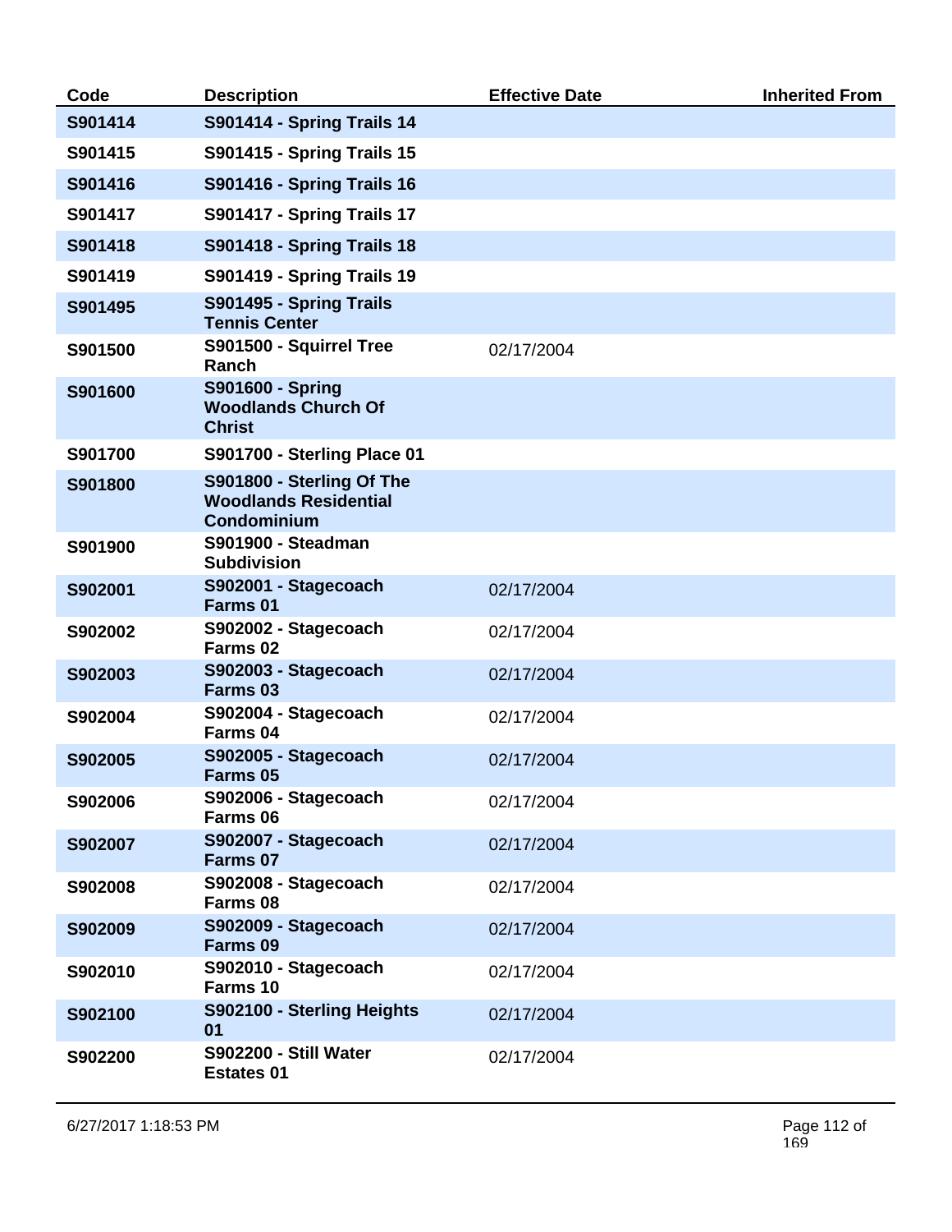| Code | Description | Effective Date | Inherited From |
| --- | --- | --- | --- |
| **S901414** | **S901414 - Spring Trails 14** | | |
| **S901415** | **S901415 - Spring Trails 15** | | |
| **S901416** | **S901416 - Spring Trails 16** | | |
| **S901417** | **S901417 - Spring Trails 17** | | |
| **S901418** | **S901418 - Spring Trails 18** | | |
| **S901419** | **S901419 - Spring Trails 19** | | |
| **S901495** | **S901495 - Spring Trails Tennis Center** | | |
| **S901500** | **S901500 - Squirrel Tree Ranch** | 02/17/2004 | |
| **S901600** | **S901600 - Spring Woodlands Church Of Christ** | | |
| **S901700** | **S901700 - Sterling Place 01** | | |
| **S901800** | **S901800 - Sterling Of The Woodlands Residential Condominium** | | |
| **S901900** | **S901900 - Steadman Subdivision** | | |
| **S902001** | **S902001 - Stagecoach Farms 01** | 02/17/2004 | |
| **S902002** | **S902002 - Stagecoach Farms 02** | 02/17/2004 | |
| **S902003** | **S902003 - Stagecoach Farms 03** | 02/17/2004 | |
| **S902004** | **S902004 - Stagecoach Farms 04** | 02/17/2004 | |
| **S902005** | **S902005 - Stagecoach Farms 05** | 02/17/2004 | |
| **S902006** | **S902006 - Stagecoach Farms 06** | 02/17/2004 | |
| **S902007** | **S902007 - Stagecoach Farms 07** | 02/17/2004 | |
| **S902008** | **S902008 - Stagecoach Farms 08** | 02/17/2004 | |
| **S902009** | **S902009 - Stagecoach Farms 09** | 02/17/2004 | |
| **S902010** | **S902010 - Stagecoach Farms 10** | 02/17/2004 | |
| **S902100** | **S902100 - Sterling Heights 01** | 02/17/2004 | |
| **S902200** | **S902200 - Still Water Estates 01** | 02/17/2004 | |

6/27/2017 1:18:53 PM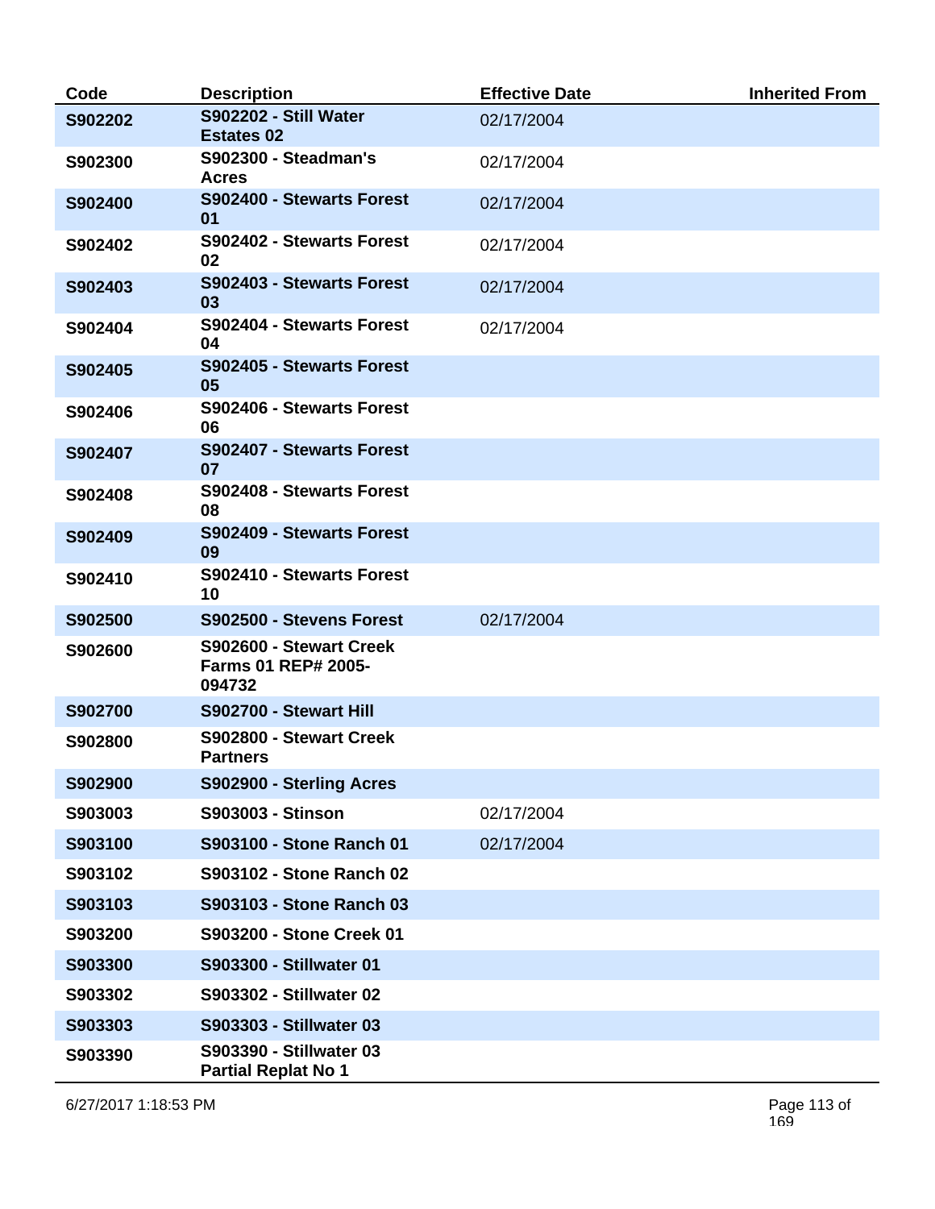| Code | Description | Effective Date | Inherited From |
|---|---|---|---|
| S902202 | S902202 - Still Water Estates 02 | 02/17/2004 | |
| S902300 | S902300 - Steadman's Acres | 02/17/2004 | |
| S902400 | S902400 - Stewarts Forest 01 | 02/17/2004 | |
| S902402 | S902402 - Stewarts Forest 02 | 02/17/2004 | |
| S902403 | S902403 - Stewarts Forest 03 | 02/17/2004 | |
| S902404 | S902404 - Stewarts Forest 04 | 02/17/2004 | |
| S902405 | S902405 - Stewarts Forest 05 | | |
| S902406 | S902406 - Stewarts Forest 06 | | |
| S902407 | S902407 - Stewarts Forest 07 | | |
| S902408 | S902408 - Stewarts Forest 08 | | |
| S902409 | S902409 - Stewarts Forest 09 | | |
| S902410 | S902410 - Stewarts Forest 10 | | |
| S902500 | S902500 - Stevens Forest | 02/17/2004 | |
| S902600 | S902600 - Stewart Creek Farms 01 REP# 2005-094732 | | |
| S902700 | S902700 - Stewart Hill | | |
| S902800 | S902800 - Stewart Creek Partners | | |
| S902900 | S902900 - Sterling Acres | | |
| S903003 | S903003 - Stinson | 02/17/2004 | |
| S903100 | S903100 - Stone Ranch 01 | 02/17/2004 | |
| S903102 | S903102 - Stone Ranch 02 | | |
| S903103 | S903103 - Stone Ranch 03 | | |
| S903200 | S903200 - Stone Creek 01 | | |
| S903300 | S903300 - Stillwater 01 | | |
| S903302 | S903302 - Stillwater 02 | | |
| S903303 | S903303 - Stillwater 03 | | |
| S903390 | S903390 - Stillwater 03 Partial Replat No 1 | | |

6/27/2017 1:18:53 PM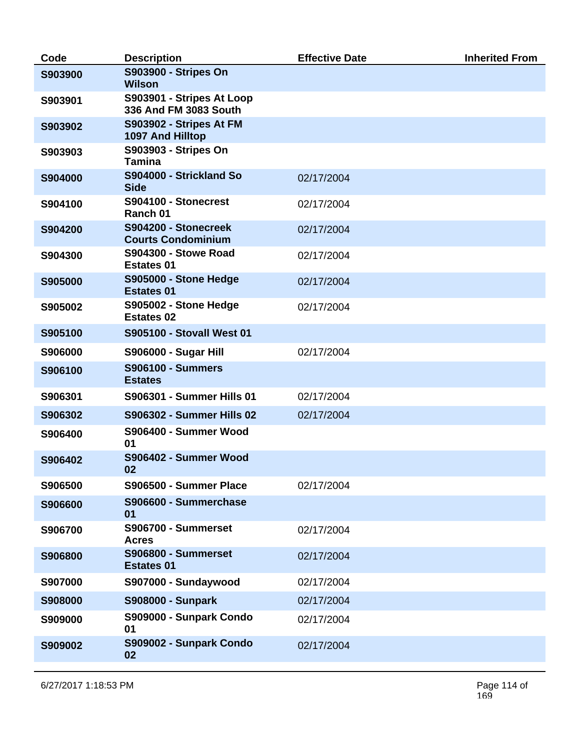| Code | Description | Effective Date | Inherited From |
|---|---|---|---|
| **S903900** | **S903900 - Stripes On Wilson** | | |
| **S903901** | **S903901 - Stripes At Loop 336 And FM 3083 South** | | |
| **S903902** | **S903902 - Stripes At FM 1097 And Hilltop** | | |
| **S903903** | **S903903 - Stripes On Tamina** | | |
| **S904000** | **S904000 - Strickland So Side** | 02/17/2004 | |
| **S904100** | **S904100 - Stonecrest Ranch 01** | 02/17/2004 | |
| **S904200** | **S904200 - Stonecreek Courts Condominium** | 02/17/2004 | |
| **S904300** | **S904300 - Stowe Road Estates 01** | 02/17/2004 | |
| **S905000** | **S905000 - Stone Hedge Estates 01** | 02/17/2004 | |
| **S905002** | **S905002 - Stone Hedge Estates 02** | 02/17/2004 | |
| **S905100** | **S905100 - Stovall West 01** | | |
| **S906000** | **S906000 - Sugar Hill** | 02/17/2004 | |
| **S906100** | **S906100 - Summers Estates** | | |
| **S906301** | **S906301 - Summer Hills 01** | 02/17/2004 | |
| **S906302** | **S906302 - Summer Hills 02** | 02/17/2004 | |
| **S906400** | **S906400 - Summer Wood 01** | | |
| **S906402** | **S906402 - Summer Wood 02** | | |
| **S906500** | **S906500 - Summer Place** | 02/17/2004 | |
| **S906600** | **S906600 - Summerchase 01** | | |
| **S906700** | **S906700 - Summerset Acres** | 02/17/2004 | |
| **S906800** | **S906800 - Summerset Estates 01** | 02/17/2004 | |
| **S907000** | **S907000 - Sundaywood** | 02/17/2004 | |
| **S908000** | **S908000 - Sunpark** | 02/17/2004 | |
| **S909000** | **S909000 - Sunpark Condo 01** | 02/17/2004 | |
| **S909002** | **S909002 - Sunpark Condo 02** | 02/17/2004 | |

6/27/2017 1:18:53 PM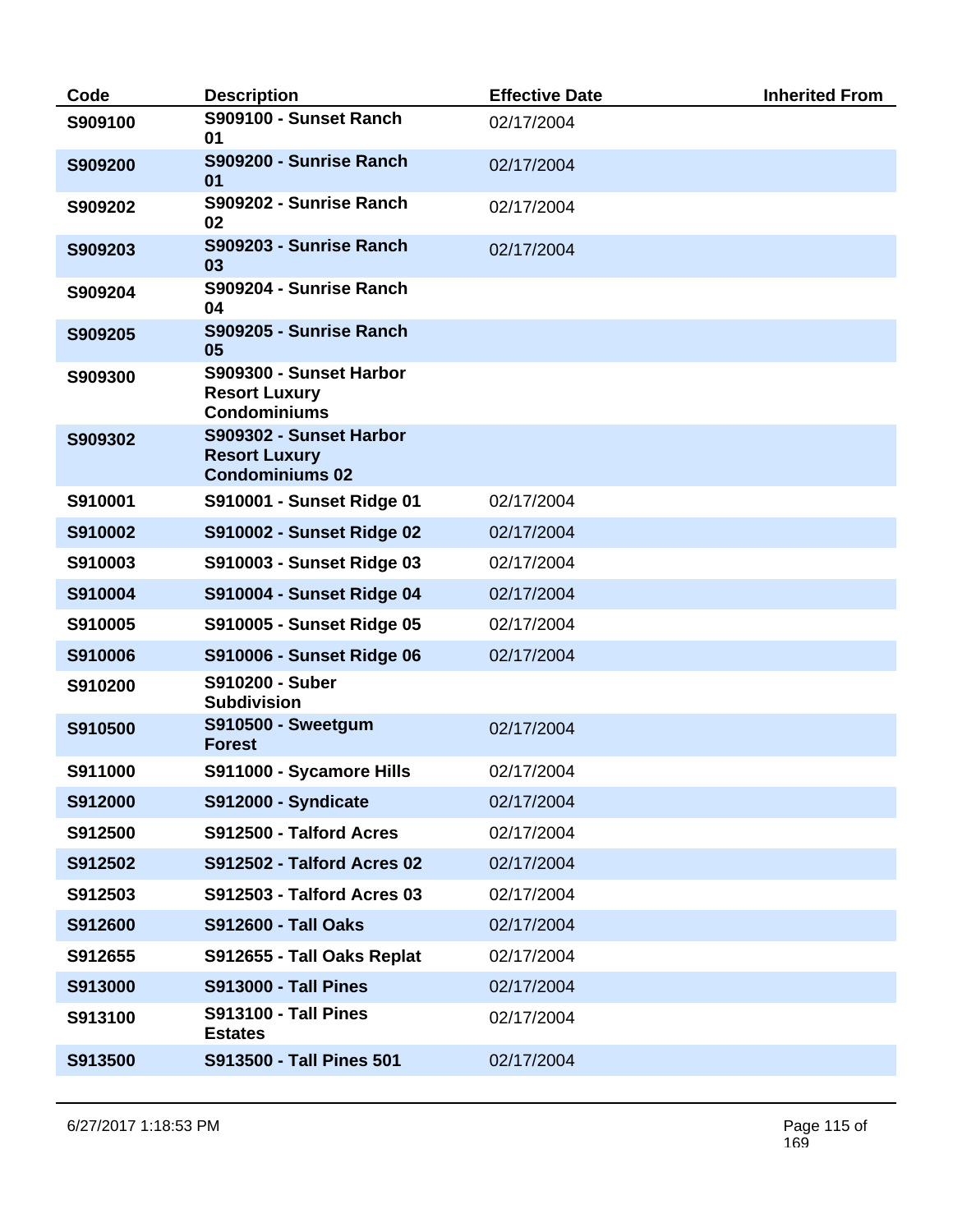| Code | Description | Effective Date | Inherited From |
| --- | --- | --- | --- |
| **S909100** | **S909100 - Sunset Ranch 01** | 02/17/2004 | |
| **S909200** | **S909200 - Sunrise Ranch 01** | 02/17/2004 | |
| **S909202** | **S909202 - Sunrise Ranch 02** | 02/17/2004 | |
| **S909203** | **S909203 - Sunrise Ranch 03** | 02/17/2004 | |
| **S909204** | **S909204 - Sunrise Ranch 04** | | |
| **S909205** | **S909205 - Sunrise Ranch 05** | | |
| **S909300** | **S909300 - Sunset Harbor Resort Luxury Condominiums** | | |
| **S909302** | **S909302 - Sunset Harbor Resort Luxury Condominiums 02** | | |
| **S910001** | **S910001 - Sunset Ridge 01** | 02/17/2004 | |
| **S910002** | **S910002 - Sunset Ridge 02** | 02/17/2004 | |
| **S910003** | **S910003 - Sunset Ridge 03** | 02/17/2004 | |
| **S910004** | **S910004 - Sunset Ridge 04** | 02/17/2004 | |
| **S910005** | **S910005 - Sunset Ridge 05** | 02/17/2004 | |
| **S910006** | **S910006 - Sunset Ridge 06** | 02/17/2004 | |
| **S910200** | **S910200 - Suber Subdivision** | | |
| **S910500** | **S910500 - Sweetgum Forest** | 02/17/2004 | |
| **S911000** | **S911000 - Sycamore Hills** | 02/17/2004 | |
| **S912000** | **S912000 - Syndicate** | 02/17/2004 | |
| **S912500** | **S912500 - Talford Acres** | 02/17/2004 | |
| **S912502** | **S912502 - Talford Acres 02** | 02/17/2004 | |
| **S912503** | **S912503 - Talford Acres 03** | 02/17/2004 | |
| **S912600** | **S912600 - Tall Oaks** | 02/17/2004 | |
| **S912655** | **S912655 - Tall Oaks Replat** | 02/17/2004 | |
| **S913000** | **S913000 - Tall Pines** | 02/17/2004 | |
| **S913100** | **S913100 - Tall Pines Estates** | 02/17/2004 | |
| **S913500** | **S913500 - Tall Pines 501** | 02/17/2004 | |

6/27/2017 1:18:53 PM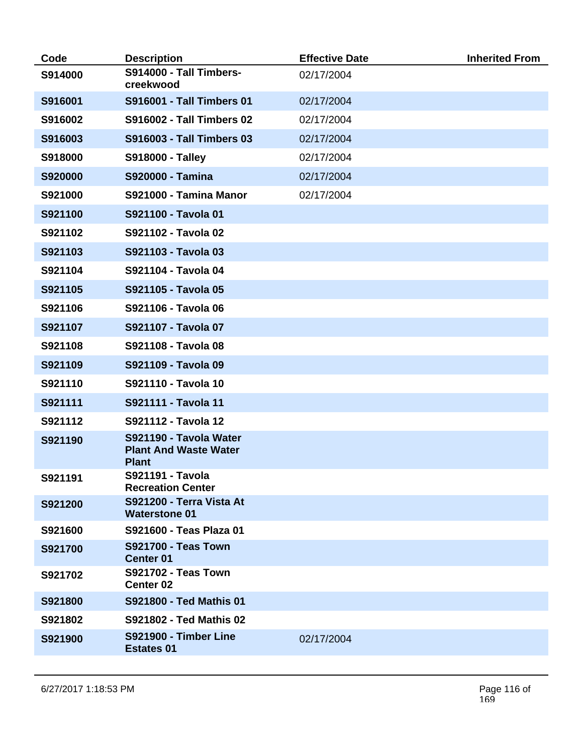| Code | Description | Effective Date | Inherited From |
| --- | --- | --- | --- |
| **S914000** | **S914000 - Tall Timbers-creekwood** | 02/17/2004 | |
| **S916001** | **S916001 - Tall Timbers 01** | 02/17/2004 | |
| **S916002** | **S916002 - Tall Timbers 02** | 02/17/2004 | |
| **S916003** | **S916003 - Tall Timbers 03** | 02/17/2004 | |
| **S918000** | **S918000 - Talley** | 02/17/2004 | |
| **S920000** | **S920000 - Tamina** | 02/17/2004 | |
| **S921000** | **S921000 - Tamina Manor** | 02/17/2004 | |
| **S921100** | **S921100 - Tavola 01** | | |
| **S921102** | **S921102 - Tavola 02** | | |
| **S921103** | **S921103 - Tavola 03** | | |
| **S921104** | **S921104 - Tavola 04** | | |
| **S921105** | **S921105 - Tavola 05** | | |
| **S921106** | **S921106 - Tavola 06** | | |
| **S921107** | **S921107 - Tavola 07** | | |
| **S921108** | **S921108 - Tavola 08** | | |
| **S921109** | **S921109 - Tavola 09** | | |
| **S921110** | **S921110 - Tavola 10** | | |
| **S921111** | **S921111 - Tavola 11** | | |
| **S921112** | **S921112 - Tavola 12** | | |
| **S921190** | **S921190 - Tavola Water Plant And Waste Water Plant** | | |
| **S921191** | **S921191 - Tavola Recreation Center** | | |
| **S921200** | **S921200 - Terra Vista At Waterstone 01** | | |
| **S921600** | **S921600 - Teas Plaza 01** | | |
| **S921700** | **S921700 - Teas Town Center 01** | | |
| **S921702** | **S921702 - Teas Town Center 02** | | |
| **S921800** | **S921800 - Ted Mathis 01** | | |
| **S921802** | **S921802 - Ted Mathis 02** | | |
| **S921900** | **S921900 - Timber Line Estates 01** | 02/17/2004 | |

6/27/2017 1:18:53 PM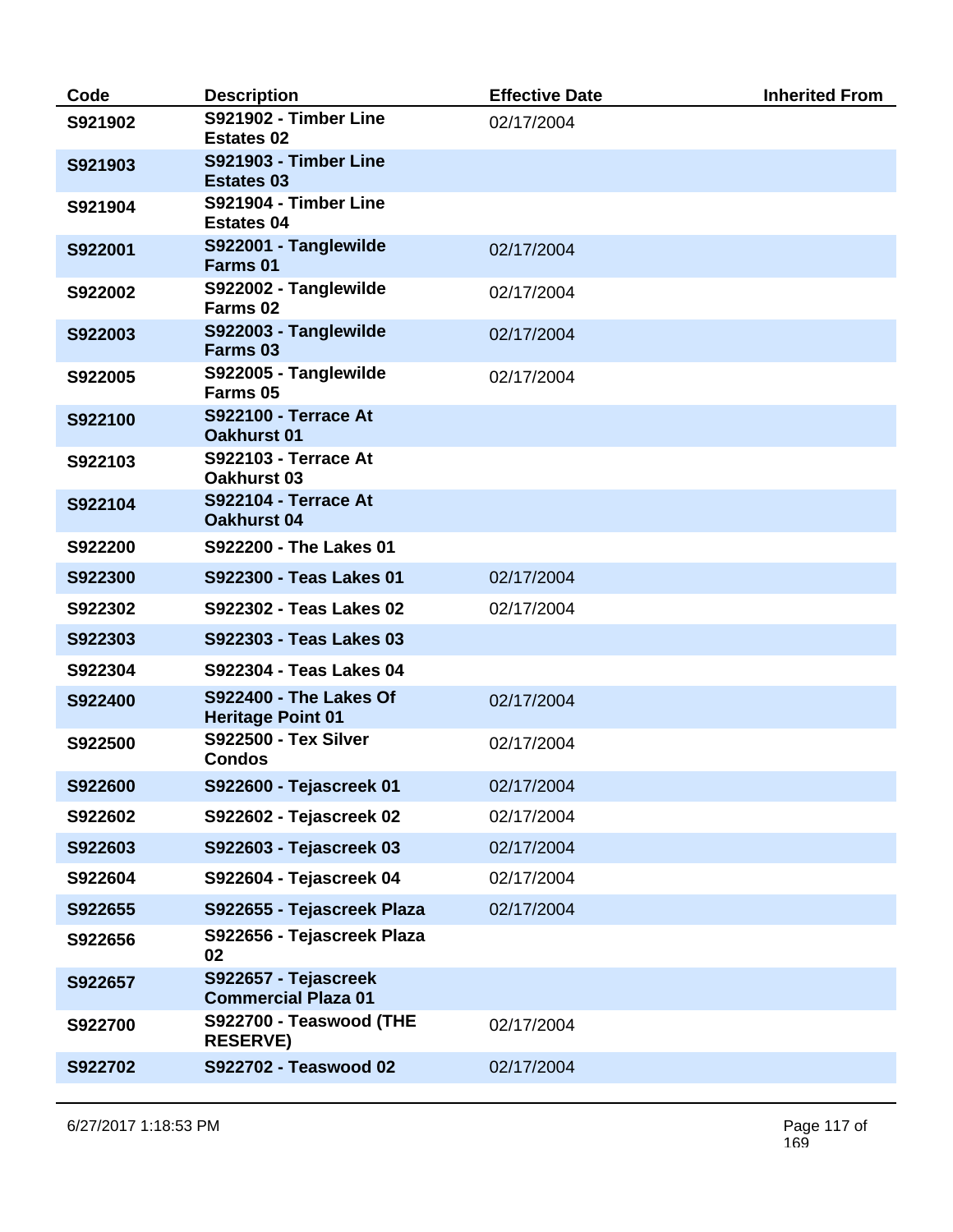| Code | Description | Effective Date | Inherited From |
|---|---|---|---|
| S921902 | S921902 - Timber Line Estates 02 | 02/17/2004 | |
| S921903 | S921903 - Timber Line Estates 03 | | |
| S921904 | S921904 - Timber Line Estates 04 | | |
| S922001 | S922001 - Tanglewilde Farms 01 | 02/17/2004 | |
| S922002 | S922002 - Tanglewilde Farms 02 | 02/17/2004 | |
| S922003 | S922003 - Tanglewilde Farms 03 | 02/17/2004 | |
| S922005 | S922005 - Tanglewilde Farms 05 | 02/17/2004 | |
| S922100 | S922100 - Terrace At Oakhurst 01 | | |
| S922103 | S922103 - Terrace At Oakhurst 03 | | |
| S922104 | S922104 - Terrace At Oakhurst 04 | | |
| S922200 | S922200 - The Lakes 01 | | |
| S922300 | S922300 - Teas Lakes 01 | 02/17/2004 | |
| S922302 | S922302 - Teas Lakes 02 | 02/17/2004 | |
| S922303 | S922303 - Teas Lakes 03 | | |
| S922304 | S922304 - Teas Lakes 04 | | |
| S922400 | S922400 - The Lakes Of Heritage Point 01 | 02/17/2004 | |
| S922500 | S922500 - Tex Silver Condos | 02/17/2004 | |
| S922600 | S922600 - Tejascreek 01 | 02/17/2004 | |
| S922602 | S922602 - Tejascreek 02 | 02/17/2004 | |
| S922603 | S922603 - Tejascreek 03 | 02/17/2004 | |
| S922604 | S922604 - Tejascreek 04 | 02/17/2004 | |
| S922655 | S922655 - Tejascreek Plaza | 02/17/2004 | |
| S922656 | S922656 - Tejascreek Plaza 02 | | |
| S922657 | S922657 - Tejascreek Commercial Plaza 01 | | |
| S922700 | S922700 - Teaswood (THE RESERVE) | 02/17/2004 | |
| S922702 | S922702 - Teaswood 02 | 02/17/2004 | |

6/27/2017 1:18:53 PM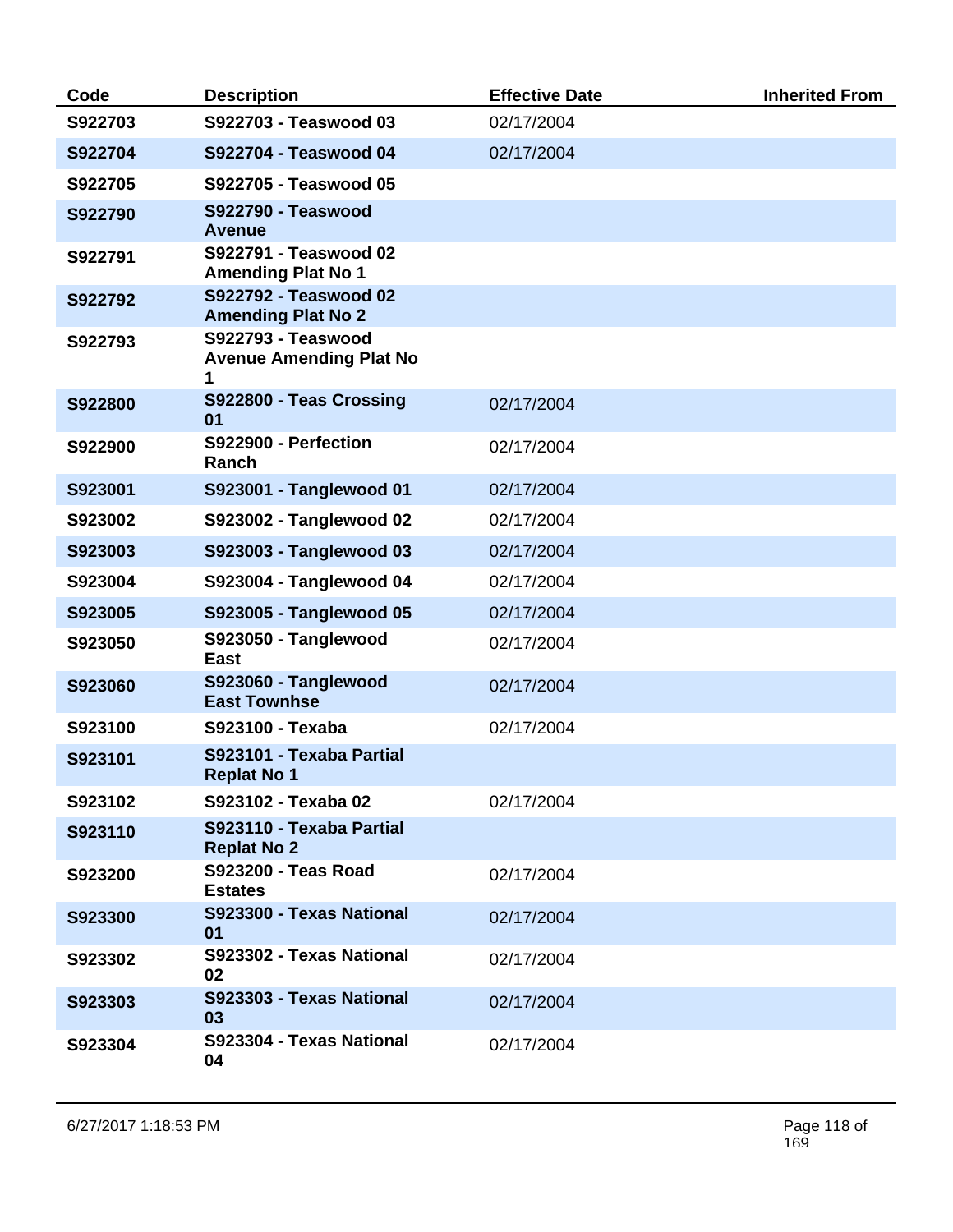| Code | Description | Effective Date | Inherited From |
|---|---|---|---|
| **S922703** | **S922703 - Teaswood 03** | 02/17/2004 | |
| **S922704** | **S922704 - Teaswood 04** | 02/17/2004 | |
| **S922705** | **S922705 - Teaswood 05** | | |
| **S922790** | **S922790 - Teaswood Avenue** | | |
| **S922791** | **S922791 - Teaswood 02 Amending Plat No 1** | | |
| **S922792** | **S922792 - Teaswood 02 Amending Plat No 2** | | |
| **S922793** | **S922793 - Teaswood Avenue Amending Plat No 1** | | |
| **S922800** | **S922800 - Teas Crossing 01** | 02/17/2004 | |
| **S922900** | **S922900 - Perfection Ranch** | 02/17/2004 | |
| **S923001** | **S923001 - Tanglewood 01** | 02/17/2004 | |
| **S923002** | **S923002 - Tanglewood 02** | 02/17/2004 | |
| **S923003** | **S923003 - Tanglewood 03** | 02/17/2004 | |
| **S923004** | **S923004 - Tanglewood 04** | 02/17/2004 | |
| **S923005** | **S923005 - Tanglewood 05** | 02/17/2004 | |
| **S923050** | **S923050 - Tanglewood East** | 02/17/2004 | |
| **S923060** | **S923060 - Tanglewood East Townhse** | 02/17/2004 | |
| **S923100** | **S923100 - Texaba** | 02/17/2004 | |
| **S923101** | **S923101 - Texaba Partial Replat No 1** | | |
| **S923102** | **S923102 - Texaba 02** | 02/17/2004 | |
| **S923110** | **S923110 - Texaba Partial Replat No 2** | | |
| **S923200** | **S923200 - Teas Road Estates** | 02/17/2004 | |
| **S923300** | **S923300 - Texas National 01** | 02/17/2004 | |
| **S923302** | **S923302 - Texas National 02** | 02/17/2004 | |
| **S923303** | **S923303 - Texas National 03** | 02/17/2004 | |
| **S923304** | **S923304 - Texas National 04** | 02/17/2004 | |

6/27/2017 1:18:53 PM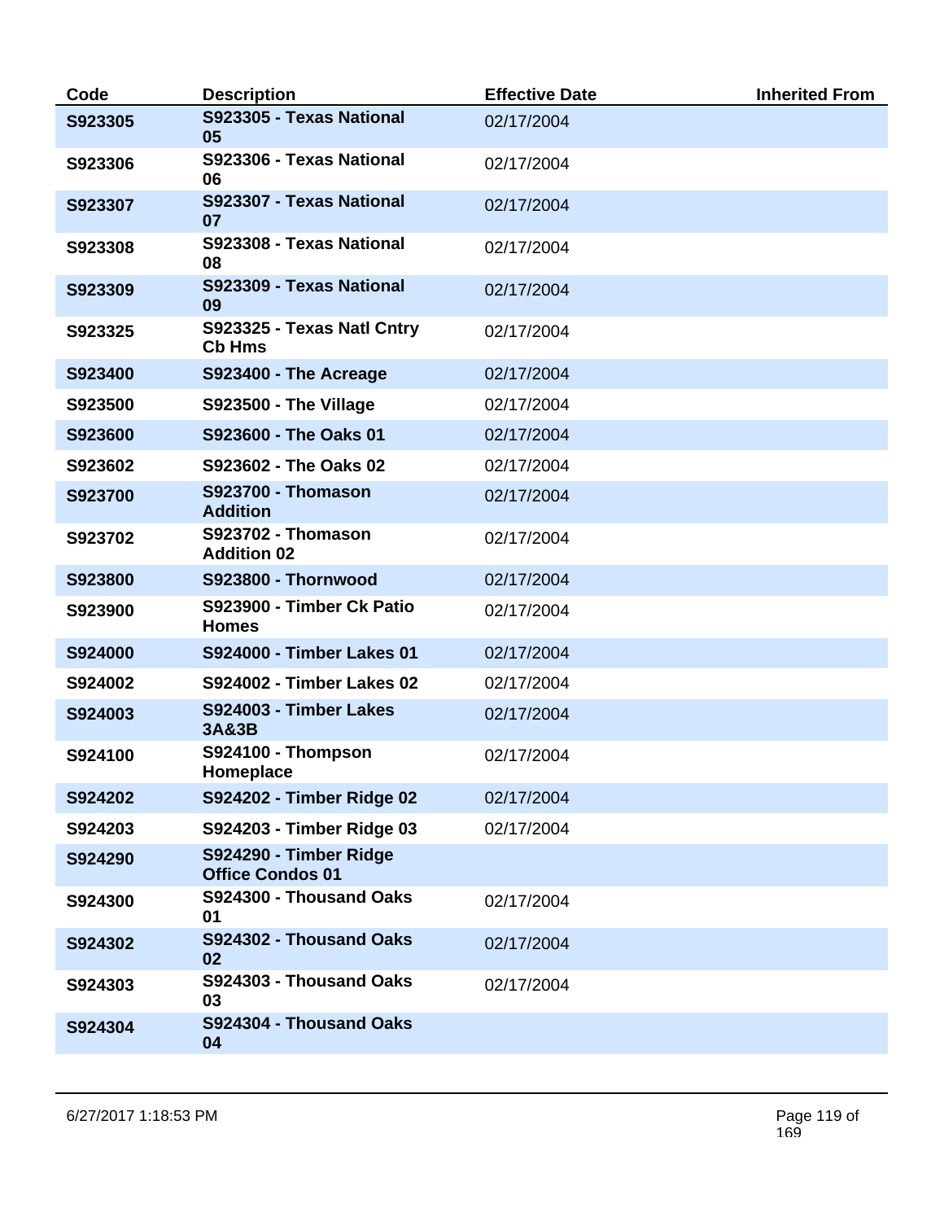| Code | Description | Effective Date | Inherited From |
|---|---|---|---|
| S923305 | S923305 - Texas National 05 | 02/17/2004 | |
| S923306 | S923306 - Texas National 06 | 02/17/2004 | |
| S923307 | S923307 - Texas National 07 | 02/17/2004 | |
| S923308 | S923308 - Texas National 08 | 02/17/2004 | |
| S923309 | S923309 - Texas National 09 | 02/17/2004 | |
| S923325 | S923325 - Texas Natl Cntry Cb Hms | 02/17/2004 | |
| S923400 | S923400 - The Acreage | 02/17/2004 | |
| S923500 | S923500 - The Village | 02/17/2004 | |
| S923600 | S923600 - The Oaks 01 | 02/17/2004 | |
| S923602 | S923602 - The Oaks 02 | 02/17/2004 | |
| S923700 | S923700 - Thomason Addition | 02/17/2004 | |
| S923702 | S923702 - Thomason Addition 02 | 02/17/2004 | |
| S923800 | S923800 - Thornwood | 02/17/2004 | |
| S923900 | S923900 - Timber Ck Patio Homes | 02/17/2004 | |
| S924000 | S924000 - Timber Lakes 01 | 02/17/2004 | |
| S924002 | S924002 - Timber Lakes 02 | 02/17/2004 | |
| S924003 | S924003 - Timber Lakes 3A&3B | 02/17/2004 | |
| S924100 | S924100 - Thompson Homeplace | 02/17/2004 | |
| S924202 | S924202 - Timber Ridge 02 | 02/17/2004 | |
| S924203 | S924203 - Timber Ridge 03 | 02/17/2004 | |
| S924290 | S924290 - Timber Ridge Office Condos 01 | | |
| S924300 | S924300 - Thousand Oaks 01 | 02/17/2004 | |
| S924302 | S924302 - Thousand Oaks 02 | 02/17/2004 | |
| S924303 | S924303 - Thousand Oaks 03 | 02/17/2004 | |
| S924304 | S924304 - Thousand Oaks 04 | | |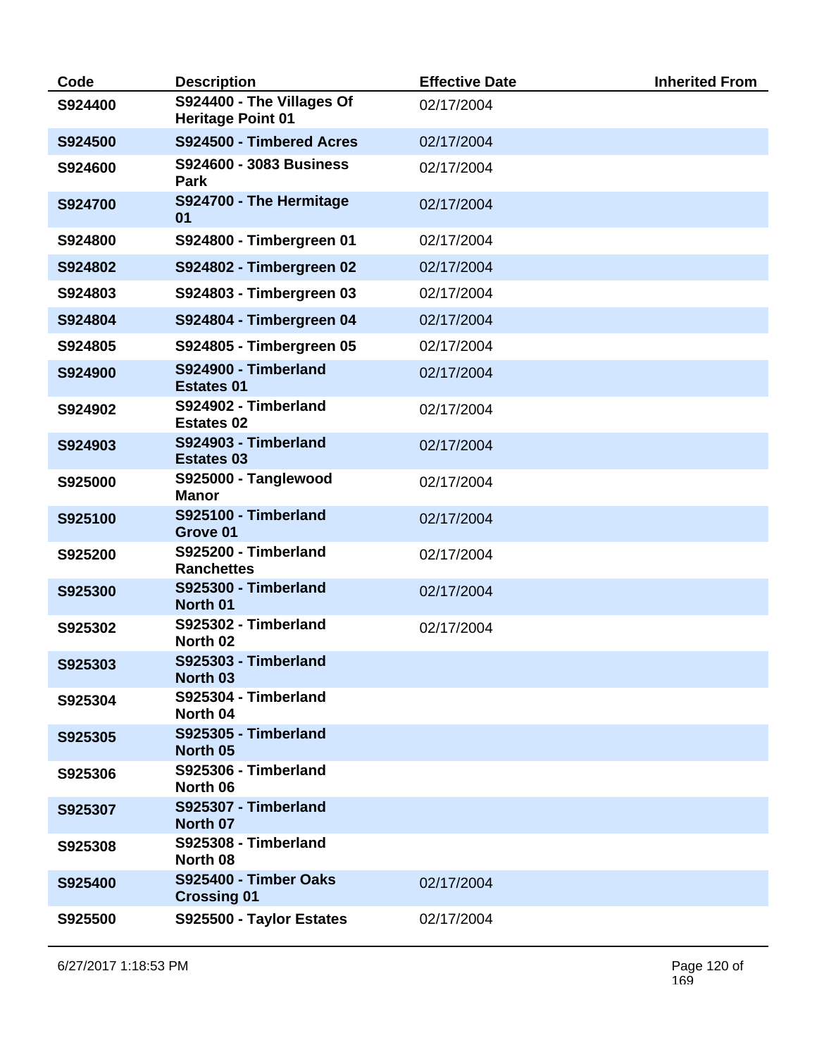| Code | Description | Effective Date | Inherited From |
|---|---|---|---|
| **S924400** | **S924400 - The Villages Of Heritage Point 01** | 02/17/2004 | |
| **S924500** | **S924500 - Timbered Acres** | 02/17/2004 | |
| **S924600** | **S924600 - 3083 Business Park** | 02/17/2004 | |
| **S924700** | **S924700 - The Hermitage 01** | 02/17/2004 | |
| **S924800** | **S924800 - Timbergreen 01** | 02/17/2004 | |
| **S924802** | **S924802 - Timbergreen 02** | 02/17/2004 | |
| **S924803** | **S924803 - Timbergreen 03** | 02/17/2004 | |
| **S924804** | **S924804 - Timbergreen 04** | 02/17/2004 | |
| **S924805** | **S924805 - Timbergreen 05** | 02/17/2004 | |
| **S924900** | **S924900 - Timberland Estates 01** | 02/17/2004 | |
| **S924902** | **S924902 - Timberland Estates 02** | 02/17/2004 | |
| **S924903** | **S924903 - Timberland Estates 03** | 02/17/2004 | |
| **S925000** | **S925000 - Tanglewood Manor** | 02/17/2004 | |
| **S925100** | **S925100 - Timberland Grove 01** | 02/17/2004 | |
| **S925200** | **S925200 - Timberland Ranchettes** | 02/17/2004 | |
| **S925300** | **S925300 - Timberland North 01** | 02/17/2004 | |
| **S925302** | **S925302 - Timberland North 02** | 02/17/2004 | |
| **S925303** | **S925303 - Timberland North 03** | | |
| **S925304** | **S925304 - Timberland North 04** | | |
| **S925305** | **S925305 - Timberland North 05** | | |
| **S925306** | **S925306 - Timberland North 06** | | |
| **S925307** | **S925307 - Timberland North 07** | | |
| **S925308** | **S925308 - Timberland North 08** | | |
| **S925400** | **S925400 - Timber Oaks Crossing 01** | 02/17/2004 | |
| **S925500** | **S925500 - Taylor Estates** | 02/17/2004 | |

6/27/2017 1:18:53 PM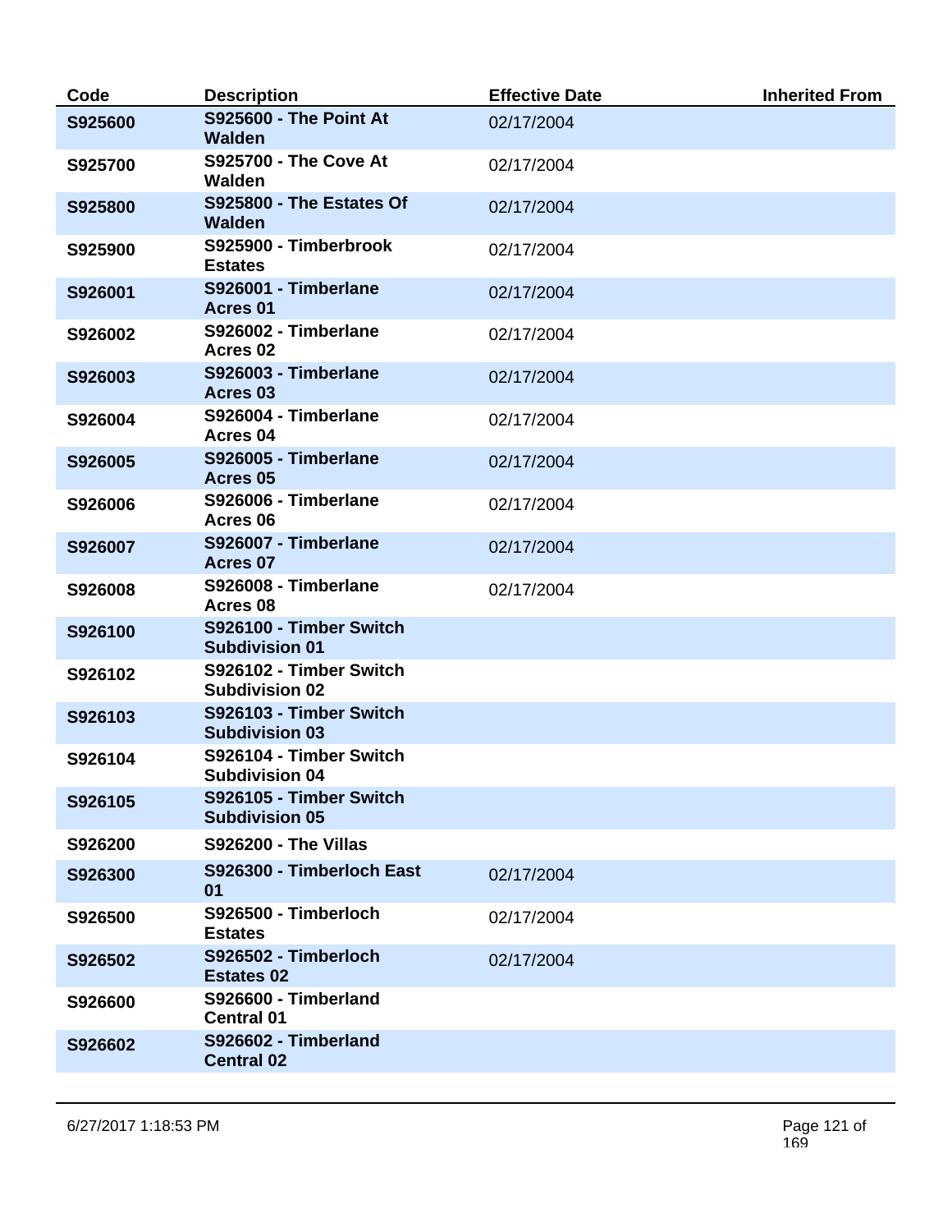| Code | Description | Effective Date | Inherited From |
| --- | --- | --- | --- |
| **S925600** | **S925600 - The Point At Walden** | 02/17/2004 | |
| **S925700** | **S925700 - The Cove At Walden** | 02/17/2004 | |
| **S925800** | **S925800 - The Estates Of Walden** | 02/17/2004 | |
| **S925900** | **S925900 - Timberbrook Estates** | 02/17/2004 | |
| **S926001** | **S926001 - Timberlane Acres 01** | 02/17/2004 | |
| **S926002** | **S926002 - Timberlane Acres 02** | 02/17/2004 | |
| **S926003** | **S926003 - Timberlane Acres 03** | 02/17/2004 | |
| **S926004** | **S926004 - Timberlane Acres 04** | 02/17/2004 | |
| **S926005** | **S926005 - Timberlane Acres 05** | 02/17/2004 | |
| **S926006** | **S926006 - Timberlane Acres 06** | 02/17/2004 | |
| **S926007** | **S926007 - Timberlane Acres 07** | 02/17/2004 | |
| **S926008** | **S926008 - Timberlane Acres 08** | 02/17/2004 | |
| **S926100** | **S926100 - Timber Switch Subdivision 01** | | |
| **S926102** | **S926102 - Timber Switch Subdivision 02** | | |
| **S926103** | **S926103 - Timber Switch Subdivision 03** | | |
| **S926104** | **S926104 - Timber Switch Subdivision 04** | | |
| **S926105** | **S926105 - Timber Switch Subdivision 05** | | |
| **S926200** | **S926200 - The Villas** | | |
| **S926300** | **S926300 - Timberloch East 01** | 02/17/2004 | |
| **S926500** | **S926500 - Timberloch Estates** | 02/17/2004 | |
| **S926502** | **S926502 - Timberloch Estates 02** | 02/17/2004 | |
| **S926600** | **S926600 - Timberland Central 01** | | |
| **S926602** | **S926602 - Timberland Central 02** | | |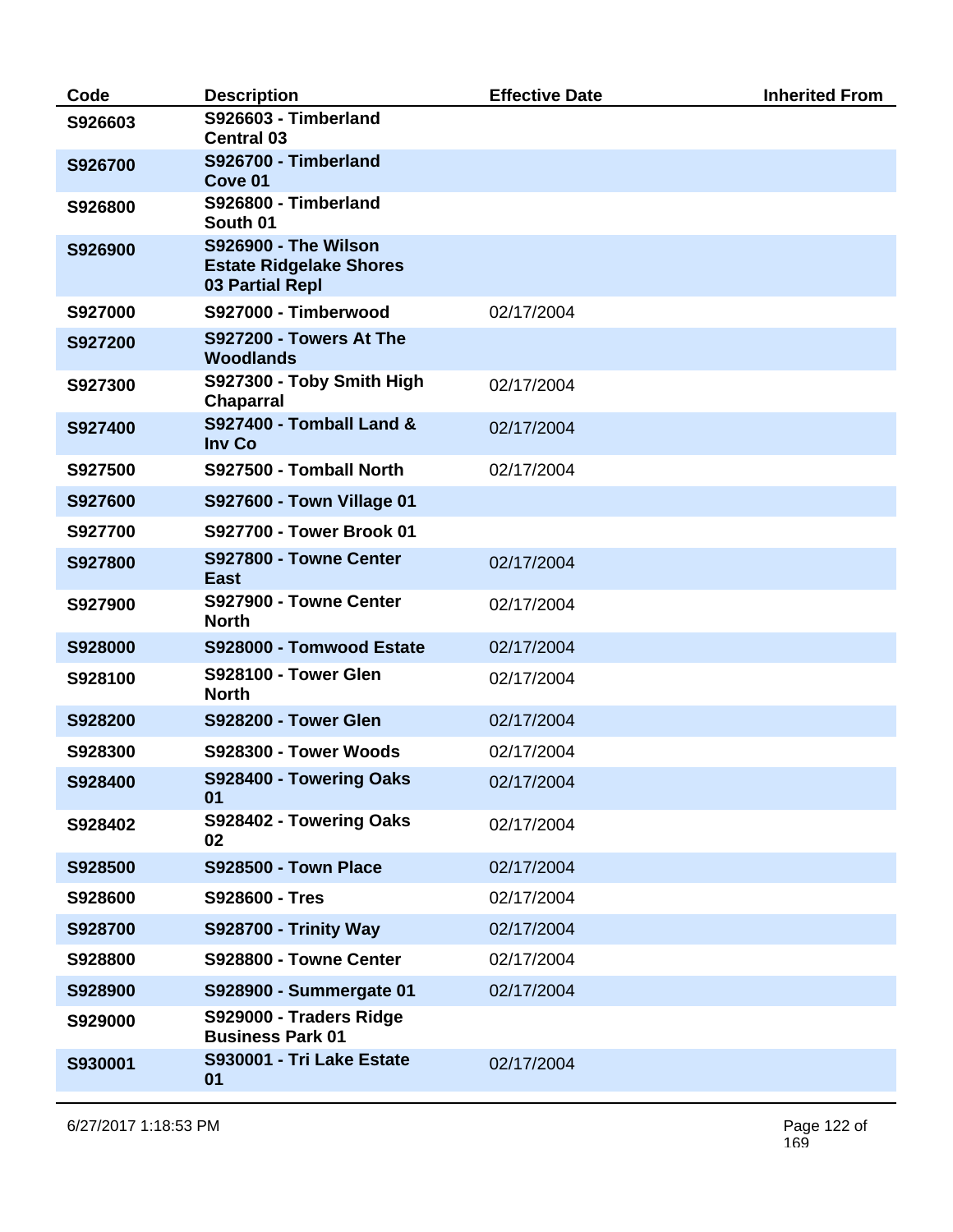| Code | Description | Effective Date | Inherited From |
|---|---|---|---|
| **S926603** | **S926603 - Timberland Central 03** | | |
| **S926700** | **S926700 - Timberland Cove 01** | | |
| **S926800** | **S926800 - Timberland South 01** | | |
| **S926900** | **S926900 - The Wilson Estate Ridgelake Shores 03 Partial Repl** | | |
| **S927000** | **S927000 - Timberwood** | 02/17/2004 | |
| **S927200** | **S927200 - Towers At The Woodlands** | | |
| **S927300** | **S927300 - Toby Smith High Chaparral** | 02/17/2004 | |
| **S927400** | **S927400 - Tomball Land & Inv Co** | 02/17/2004 | |
| **S927500** | **S927500 - Tomball North** | 02/17/2004 | |
| **S927600** | **S927600 - Town Village 01** | | |
| **S927700** | **S927700 - Tower Brook 01** | | |
| **S927800** | **S927800 - Towne Center East** | 02/17/2004 | |
| **S927900** | **S927900 - Towne Center North** | 02/17/2004 | |
| **S928000** | **S928000 - Tomwood Estate** | 02/17/2004 | |
| **S928100** | **S928100 - Tower Glen North** | 02/17/2004 | |
| **S928200** | **S928200 - Tower Glen** | 02/17/2004 | |
| **S928300** | **S928300 - Tower Woods** | 02/17/2004 | |
| **S928400** | **S928400 - Towering Oaks 01** | 02/17/2004 | |
| **S928402** | **S928402 - Towering Oaks 02** | 02/17/2004 | |
| **S928500** | **S928500 - Town Place** | 02/17/2004 | |
| **S928600** | **S928600 - Tres** | 02/17/2004 | |
| **S928700** | **S928700 - Trinity Way** | 02/17/2004 | |
| **S928800** | **S928800 - Towne Center** | 02/17/2004 | |
| **S928900** | **S928900 - Summergate 01** | 02/17/2004 | |
| **S929000** | **S929000 - Traders Ridge Business Park 01** | | |
| **S930001** | **S930001 - Tri Lake Estate 01** | 02/17/2004 | |

6/27/2017 1:18:53 PM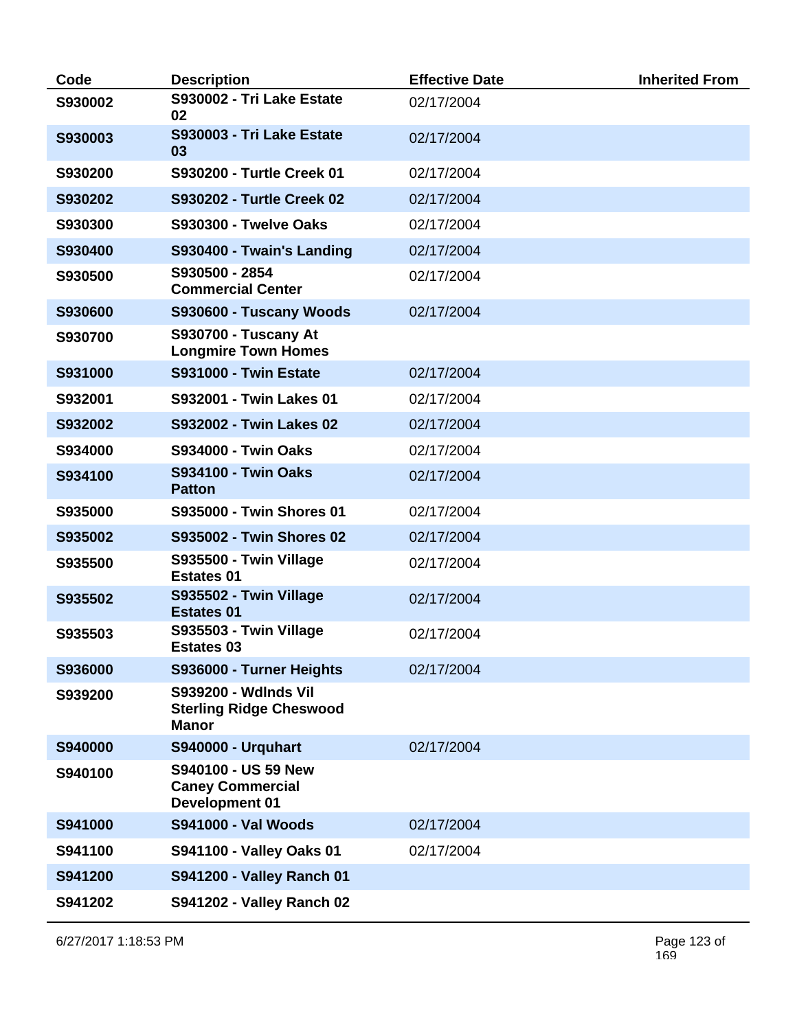| Code | Description | Effective Date | Inherited From |
| --- | --- | --- | --- |
| S930002 | S930002 - Tri Lake Estate 02 | 02/17/2004 | |
| S930003 | S930003 - Tri Lake Estate 03 | 02/17/2004 | |
| S930200 | S930200 - Turtle Creek 01 | 02/17/2004 | |
| S930202 | S930202 - Turtle Creek 02 | 02/17/2004 | |
| S930300 | S930300 - Twelve Oaks | 02/17/2004 | |
| S930400 | S930400 - Twain's Landing | 02/17/2004 | |
| S930500 | S930500 - 2854 Commercial Center | 02/17/2004 | |
| S930600 | S930600 - Tuscany Woods | 02/17/2004 | |
| S930700 | S930700 - Tuscany At Longmire Town Homes | | |
| S931000 | S931000 - Twin Estate | 02/17/2004 | |
| S932001 | S932001 - Twin Lakes 01 | 02/17/2004 | |
| S932002 | S932002 - Twin Lakes 02 | 02/17/2004 | |
| S934000 | S934000 - Twin Oaks | 02/17/2004 | |
| S934100 | S934100 - Twin Oaks Patton | 02/17/2004 | |
| S935000 | S935000 - Twin Shores 01 | 02/17/2004 | |
| S935002 | S935002 - Twin Shores 02 | 02/17/2004 | |
| S935500 | S935500 - Twin Village Estates 01 | 02/17/2004 | |
| S935502 | S935502 - Twin Village Estates 01 | 02/17/2004 | |
| S935503 | S935503 - Twin Village Estates 03 | 02/17/2004 | |
| S936000 | S936000 - Turner Heights | 02/17/2004 | |
| S939200 | S939200 - Wdlnds Vil Sterling Ridge Cheswood Manor | | |
| S940000 | S940000 - Urquhart | 02/17/2004 | |
| S940100 | S940100 - US 59 New Caney Commercial Development 01 | | |
| S941000 | S941000 - Val Woods | 02/17/2004 | |
| S941100 | S941100 - Valley Oaks 01 | 02/17/2004 | |
| S941200 | S941200 - Valley Ranch 01 | | |
| S941202 | S941202 - Valley Ranch 02 | | |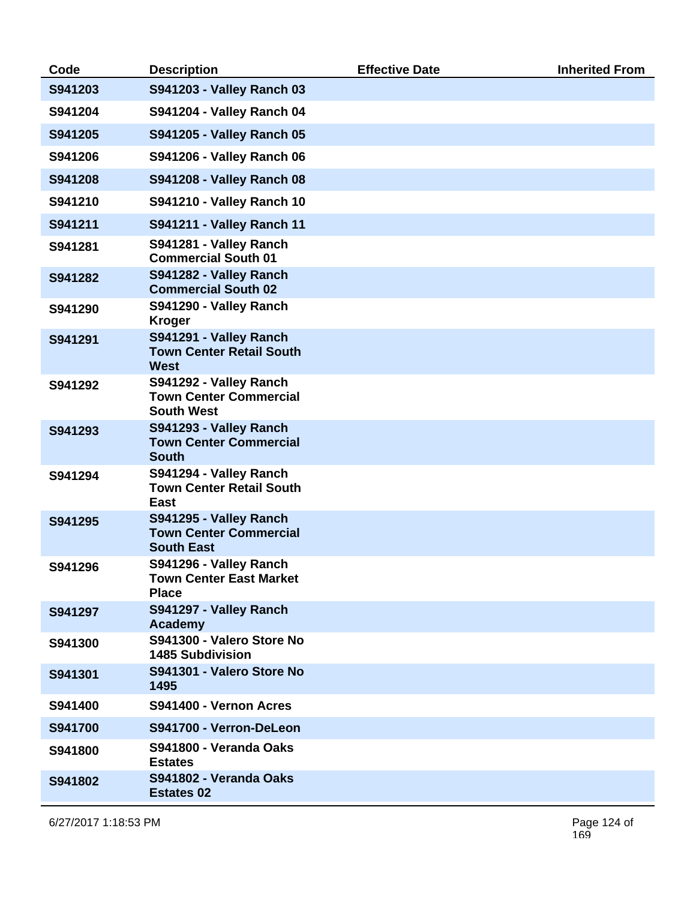| Code | Description | Effective Date | Inherited From |
| --- | --- | --- | --- |
| S941203 | S941203 - Valley Ranch 03 | | |
| S941204 | S941204 - Valley Ranch 04 | | |
| S941205 | S941205 - Valley Ranch 05 | | |
| S941206 | S941206 - Valley Ranch 06 | | |
| S941208 | S941208 - Valley Ranch 08 | | |
| S941210 | S941210 - Valley Ranch 10 | | |
| S941211 | S941211 - Valley Ranch 11 | | |
| S941281 | S941281 - Valley Ranch Commercial South 01 | | |
| S941282 | S941282 - Valley Ranch Commercial South 02 | | |
| S941290 | S941290 - Valley Ranch Kroger | | |
| S941291 | S941291 - Valley Ranch Town Center Retail South West | | |
| S941292 | S941292 - Valley Ranch Town Center Commercial South West | | |
| S941293 | S941293 - Valley Ranch Town Center Commercial South | | |
| S941294 | S941294 - Valley Ranch Town Center Retail South East | | |
| S941295 | S941295 - Valley Ranch Town Center Commercial South East | | |
| S941296 | S941296 - Valley Ranch Town Center East Market Place | | |
| S941297 | S941297 - Valley Ranch Academy | | |
| S941300 | S941300 - Valero Store No 1485 Subdivision | | |
| S941301 | S941301 - Valero Store No 1495 | | |
| S941400 | S941400 - Vernon Acres | | |
| S941700 | S941700 - Verron-DeLeon | | |
| S941800 | S941800 - Veranda Oaks Estates | | |
| S941802 | S941802 - Veranda Oaks Estates 02 | | |

6/27/2017 1:18:53 PM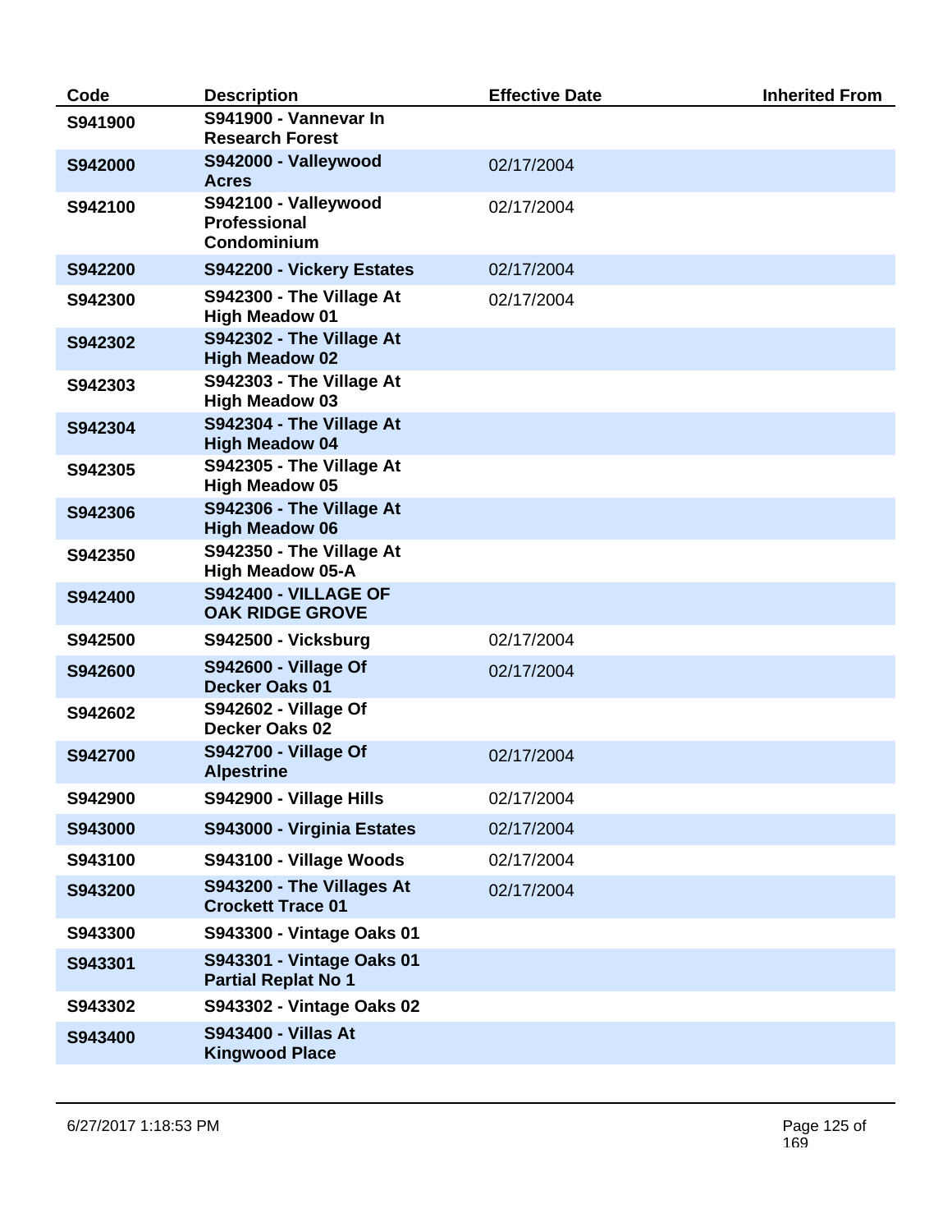| Code | Description | Effective Date | Inherited From |
|---|---|---|---|
| **S941900** | **S941900 - Vannevar In Research Forest** | | |
| **S942000** | **S942000 - Valleywood Acres** | 02/17/2004 | |
| **S942100** | **S942100 - Valleywood Professional Condominium** | 02/17/2004 | |
| **S942200** | **S942200 - Vickery Estates** | 02/17/2004 | |
| **S942300** | **S942300 - The Village At High Meadow 01** | 02/17/2004 | |
| **S942302** | **S942302 - The Village At High Meadow 02** | | |
| **S942303** | **S942303 - The Village At High Meadow 03** | | |
| **S942304** | **S942304 - The Village At High Meadow 04** | | |
| **S942305** | **S942305 - The Village At High Meadow 05** | | |
| **S942306** | **S942306 - The Village At High Meadow 06** | | |
| **S942350** | **S942350 - The Village At High Meadow 05-A** | | |
| **S942400** | **S942400 - VILLAGE OF OAK RIDGE GROVE** | | |
| **S942500** | **S942500 - Vicksburg** | 02/17/2004 | |
| **S942600** | **S942600 - Village Of Decker Oaks 01** | 02/17/2004 | |
| **S942602** | **S942602 - Village Of Decker Oaks 02** | | |
| **S942700** | **S942700 - Village Of Alpestrine** | 02/17/2004 | |
| **S942900** | **S942900 - Village Hills** | 02/17/2004 | |
| **S943000** | **S943000 - Virginia Estates** | 02/17/2004 | |
| **S943100** | **S943100 - Village Woods** | 02/17/2004 | |
| **S943200** | **S943200 - The Villages At Crockett Trace 01** | 02/17/2004 | |
| **S943300** | **S943300 - Vintage Oaks 01** | | |
| **S943301** | **S943301 - Vintage Oaks 01 Partial Replat No 1** | | |
| **S943302** | **S943302 - Vintage Oaks 02** | | |
| **S943400** | **S943400 - Villas At Kingwood Place** | | |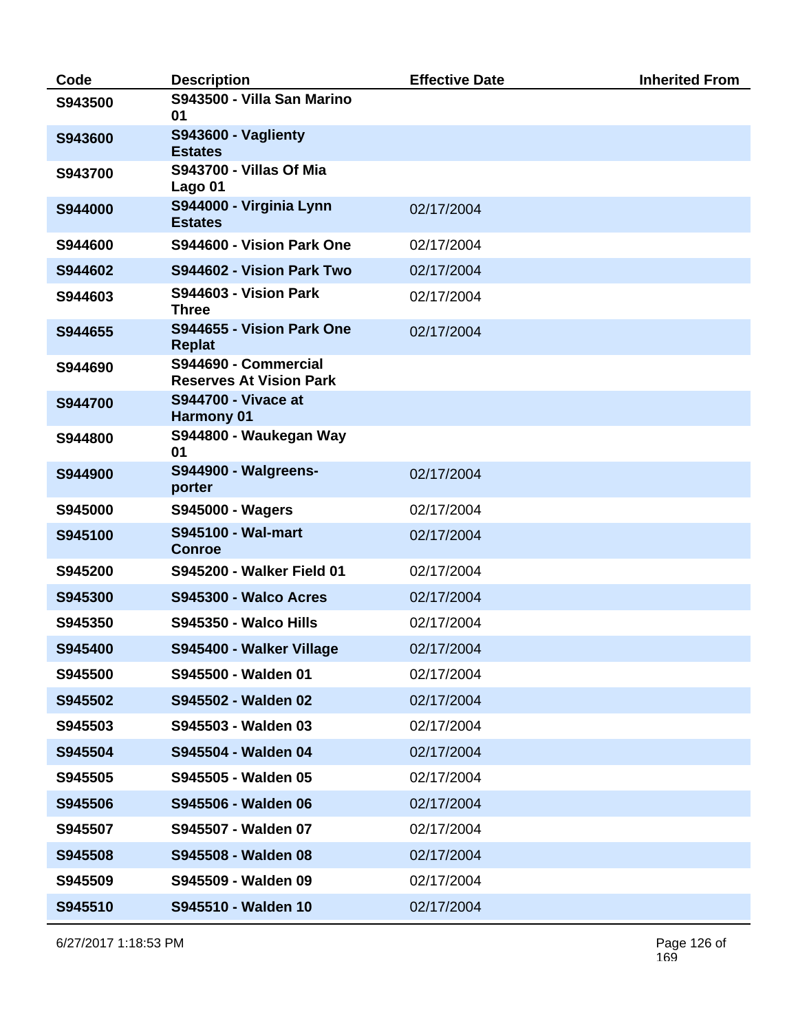| Code | Description | Effective Date | Inherited From |
| --- | --- | --- | --- |
| **S943500** | **S943500 - Villa San Marino 01** | | |
| **S943600** | **S943600 - Vaglienty Estates** | | |
| **S943700** | **S943700 - Villas Of Mia Lago 01** | | |
| **S944000** | **S944000 - Virginia Lynn Estates** | 02/17/2004 | |
| **S944600** | **S944600 - Vision Park One** | 02/17/2004 | |
| **S944602** | **S944602 - Vision Park Two** | 02/17/2004 | |
| **S944603** | **S944603 - Vision Park Three** | 02/17/2004 | |
| **S944655** | **S944655 - Vision Park One Replat** | 02/17/2004 | |
| **S944690** | **S944690 - Commercial Reserves At Vision Park** | | |
| **S944700** | **S944700 - Vivace at Harmony 01** | | |
| **S944800** | **S944800 - Waukegan Way 01** | | |
| **S944900** | **S944900 - Walgreens-porter** | 02/17/2004 | |
| **S945000** | **S945000 - Wagers** | 02/17/2004 | |
| **S945100** | **S945100 - Wal-mart Conroe** | 02/17/2004 | |
| **S945200** | **S945200 - Walker Field 01** | 02/17/2004 | |
| **S945300** | **S945300 - Walco Acres** | 02/17/2004 | |
| **S945350** | **S945350 - Walco Hills** | 02/17/2004 | |
| **S945400** | **S945400 - Walker Village** | 02/17/2004 | |
| **S945500** | **S945500 - Walden 01** | 02/17/2004 | |
| **S945502** | **S945502 - Walden 02** | 02/17/2004 | |
| **S945503** | **S945503 - Walden 03** | 02/17/2004 | |
| **S945504** | **S945504 - Walden 04** | 02/17/2004 | |
| **S945505** | **S945505 - Walden 05** | 02/17/2004 | |
| **S945506** | **S945506 - Walden 06** | 02/17/2004 | |
| **S945507** | **S945507 - Walden 07** | 02/17/2004 | |
| **S945508** | **S945508 - Walden 08** | 02/17/2004 | |
| **S945509** | **S945509 - Walden 09** | 02/17/2004 | |
| **S945510** | **S945510 - Walden 10** | 02/17/2004 | |

6/27/2017 1:18:53 PM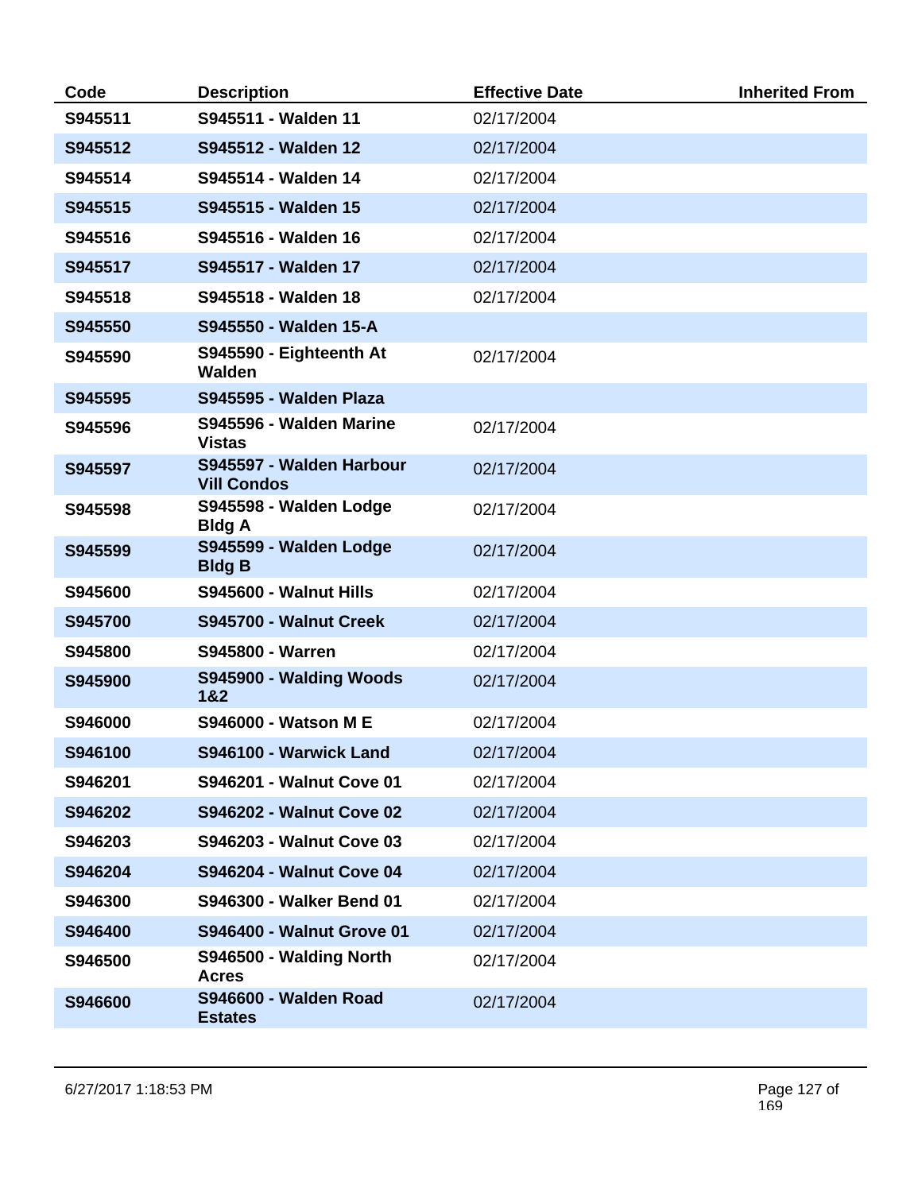| Code | Description | Effective Date | Inherited From |
|---|---|---|---|
| **S945511** | **S945511 - Walden 11** | 02/17/2004 | |
| **S945512** | **S945512 - Walden 12** | 02/17/2004 | |
| **S945514** | **S945514 - Walden 14** | 02/17/2004 | |
| **S945515** | **S945515 - Walden 15** | 02/17/2004 | |
| **S945516** | **S945516 - Walden 16** | 02/17/2004 | |
| **S945517** | **S945517 - Walden 17** | 02/17/2004 | |
| **S945518** | **S945518 - Walden 18** | 02/17/2004 | |
| **S945550** | **S945550 - Walden 15-A** | | |
| **S945590** | **S945590 - Eighteenth At Walden** | 02/17/2004 | |
| **S945595** | **S945595 - Walden Plaza** | | |
| **S945596** | **S945596 - Walden Marine Vistas** | 02/17/2004 | |
| **S945597** | **S945597 - Walden Harbour Vill Condos** | 02/17/2004 | |
| **S945598** | **S945598 - Walden Lodge Bldg A** | 02/17/2004 | |
| **S945599** | **S945599 - Walden Lodge Bldg B** | 02/17/2004 | |
| **S945600** | **S945600 - Walnut Hills** | 02/17/2004 | |
| **S945700** | **S945700 - Walnut Creek** | 02/17/2004 | |
| **S945800** | **S945800 - Warren** | 02/17/2004 | |
| **S945900** | **S945900 - Walding Woods 1&2** | 02/17/2004 | |
| **S946000** | **S946000 - Watson M E** | 02/17/2004 | |
| **S946100** | **S946100 - Warwick Land** | 02/17/2004 | |
| **S946201** | **S946201 - Walnut Cove 01** | 02/17/2004 | |
| **S946202** | **S946202 - Walnut Cove 02** | 02/17/2004 | |
| **S946203** | **S946203 - Walnut Cove 03** | 02/17/2004 | |
| **S946204** | **S946204 - Walnut Cove 04** | 02/17/2004 | |
| **S946300** | **S946300 - Walker Bend 01** | 02/17/2004 | |
| **S946400** | **S946400 - Walnut Grove 01** | 02/17/2004 | |
| **S946500** | **S946500 - Walding North Acres** | 02/17/2004 | |
| **S946600** | **S946600 - Walden Road Estates** | 02/17/2004 | |

6/27/2017 1:18:53 PM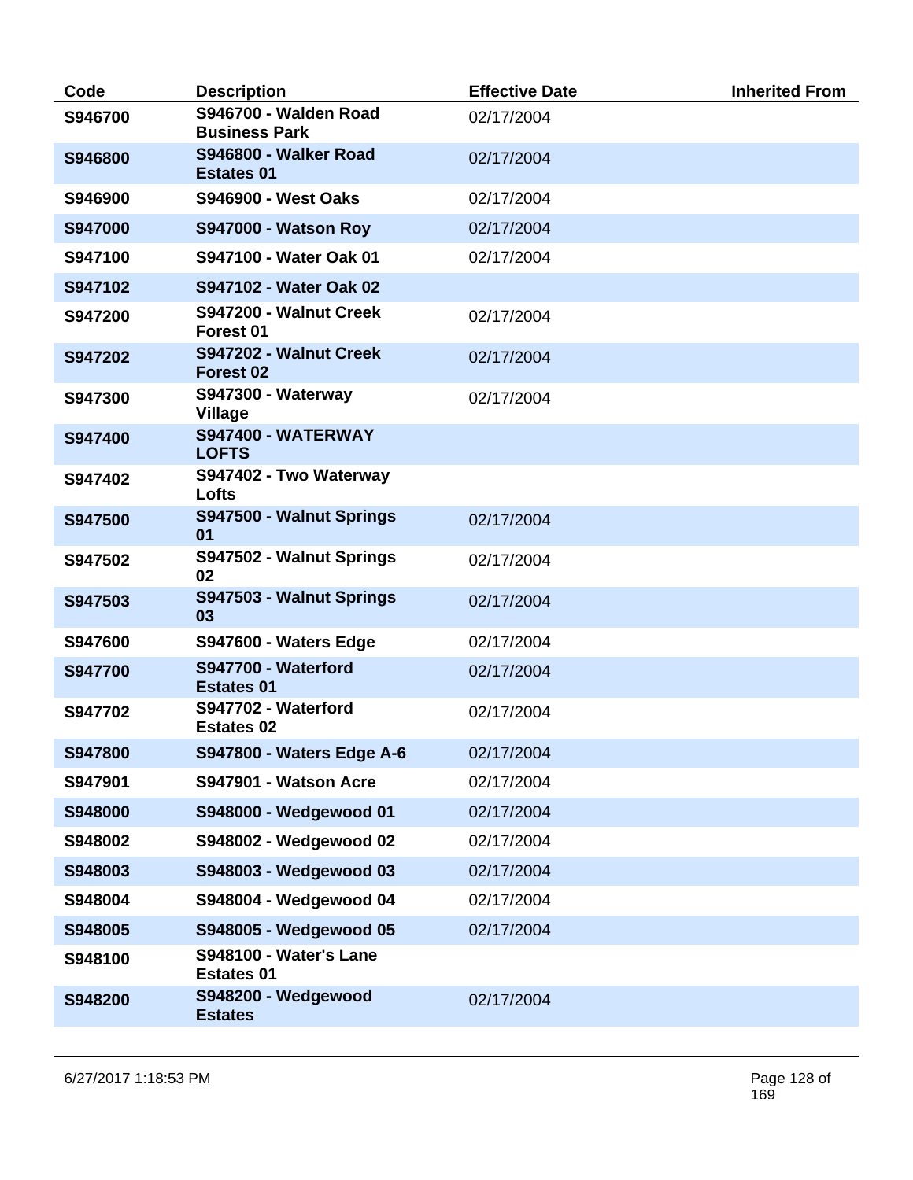| Code | Description | Effective Date | Inherited From |
|---|---|---|---|
| **S946700** | **S946700 - Walden Road Business Park** | 02/17/2004 | |
| **S946800** | **S946800 - Walker Road Estates 01** | 02/17/2004 | |
| **S946900** | **S946900 - West Oaks** | 02/17/2004 | |
| **S947000** | **S947000 - Watson Roy** | 02/17/2004 | |
| **S947100** | **S947100 - Water Oak 01** | 02/17/2004 | |
| **S947102** | **S947102 - Water Oak 02** | | |
| **S947200** | **S947200 - Walnut Creek Forest 01** | 02/17/2004 | |
| **S947202** | **S947202 - Walnut Creek Forest 02** | 02/17/2004 | |
| **S947300** | **S947300 - Waterway Village** | 02/17/2004 | |
| **S947400** | **S947400 - WATERWAY LOFTS** | | |
| **S947402** | **S947402 - Two Waterway Lofts** | | |
| **S947500** | **S947500 - Walnut Springs 01** | 02/17/2004 | |
| **S947502** | **S947502 - Walnut Springs 02** | 02/17/2004 | |
| **S947503** | **S947503 - Walnut Springs 03** | 02/17/2004 | |
| **S947600** | **S947600 - Waters Edge** | 02/17/2004 | |
| **S947700** | **S947700 - Waterford Estates 01** | 02/17/2004 | |
| **S947702** | **S947702 - Waterford Estates 02** | 02/17/2004 | |
| **S947800** | **S947800 - Waters Edge A-6** | 02/17/2004 | |
| **S947901** | **S947901 - Watson Acre** | 02/17/2004 | |
| **S948000** | **S948000 - Wedgewood 01** | 02/17/2004 | |
| **S948002** | **S948002 - Wedgewood 02** | 02/17/2004 | |
| **S948003** | **S948003 - Wedgewood 03** | 02/17/2004 | |
| **S948004** | **S948004 - Wedgewood 04** | 02/17/2004 | |
| **S948005** | **S948005 - Wedgewood 05** | 02/17/2004 | |
| **S948100** | **S948100 - Water's Lane Estates 01** | | |
| **S948200** | **S948200 - Wedgewood Estates** | 02/17/2004 | |

6/27/2017 1:18:53 PM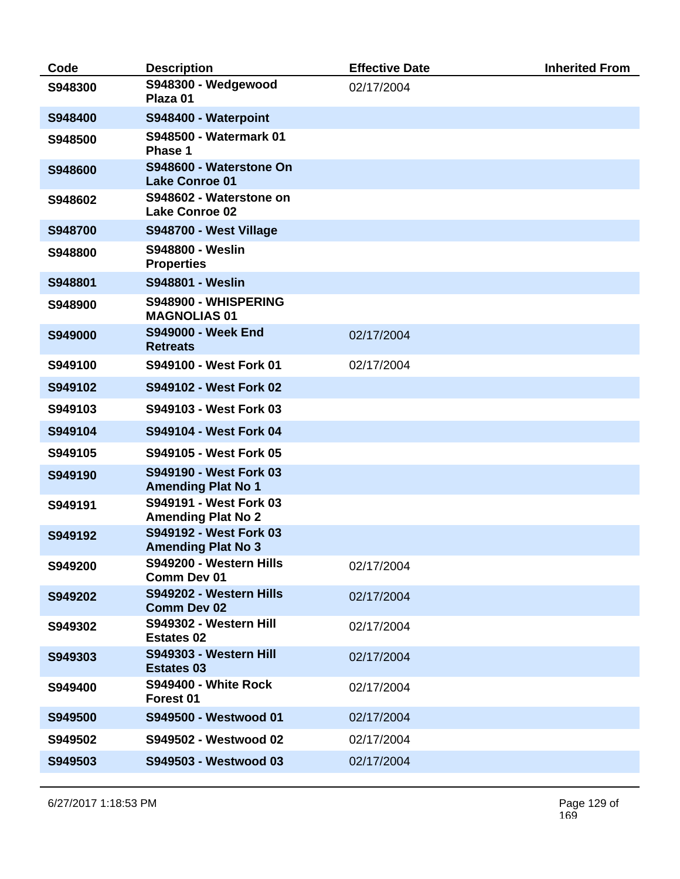| Code | Description | Effective Date | Inherited From |
|---|---|---|---|
| S948300 | S948300 - Wedgewood Plaza 01 | 02/17/2004 | |
| S948400 | S948400 - Waterpoint | | |
| S948500 | S948500 - Watermark 01 Phase 1 | | |
| S948600 | S948600 - Waterstone On Lake Conroe 01 | | |
| S948602 | S948602 - Waterstone on Lake Conroe 02 | | |
| S948700 | S948700 - West Village | | |
| S948800 | S948800 - Weslin Properties | | |
| S948801 | S948801 - Weslin | | |
| S948900 | S948900 - WHISPERING MAGNOLIAS 01 | | |
| S949000 | S949000 - Week End Retreats | 02/17/2004 | |
| S949100 | S949100 - West Fork 01 | 02/17/2004 | |
| S949102 | S949102 - West Fork 02 | | |
| S949103 | S949103 - West Fork 03 | | |
| S949104 | S949104 - West Fork 04 | | |
| S949105 | S949105 - West Fork 05 | | |
| S949190 | S949190 - West Fork 03 Amending Plat No 1 | | |
| S949191 | S949191 - West Fork 03 Amending Plat No 2 | | |
| S949192 | S949192 - West Fork 03 Amending Plat No 3 | | |
| S949200 | S949200 - Western Hills Comm Dev 01 | 02/17/2004 | |
| S949202 | S949202 - Western Hills Comm Dev 02 | 02/17/2004 | |
| S949302 | S949302 - Western Hill Estates 02 | 02/17/2004 | |
| S949303 | S949303 - Western Hill Estates 03 | 02/17/2004 | |
| S949400 | S949400 - White Rock Forest 01 | 02/17/2004 | |
| S949500 | S949500 - Westwood 01 | 02/17/2004 | |
| S949502 | S949502 - Westwood 02 | 02/17/2004 | |
| S949503 | S949503 - Westwood 03 | 02/17/2004 | |

6/27/2017 1:18:53 PM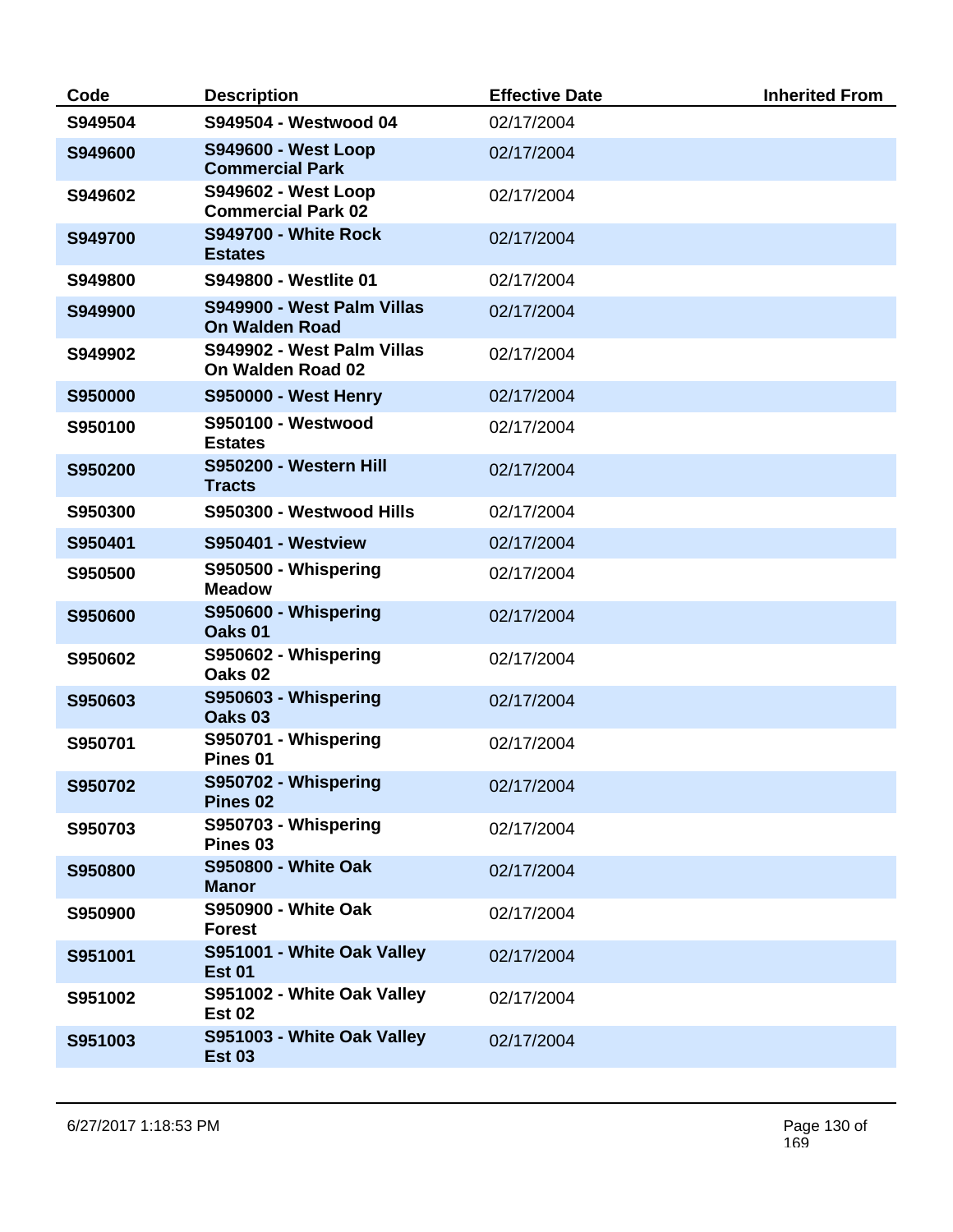| Code | Description | Effective Date | Inherited From |
|---|---|---|---|
| **S949504** | **S949504 - Westwood 04** | 02/17/2004 | |
| **S949600** | **S949600 - West Loop Commercial Park** | 02/17/2004 | |
| **S949602** | **S949602 - West Loop Commercial Park 02** | 02/17/2004 | |
| **S949700** | **S949700 - White Rock Estates** | 02/17/2004 | |
| **S949800** | **S949800 - Westlite 01** | 02/17/2004 | |
| **S949900** | **S949900 - West Palm Villas On Walden Road** | 02/17/2004 | |
| **S949902** | **S949902 - West Palm Villas On Walden Road 02** | 02/17/2004 | |
| **S950000** | **S950000 - West Henry** | 02/17/2004 | |
| **S950100** | **S950100 - Westwood Estates** | 02/17/2004 | |
| **S950200** | **S950200 - Western Hill Tracts** | 02/17/2004 | |
| **S950300** | **S950300 - Westwood Hills** | 02/17/2004 | |
| **S950401** | **S950401 - Westview** | 02/17/2004 | |
| **S950500** | **S950500 - Whispering Meadow** | 02/17/2004 | |
| **S950600** | **S950600 - Whispering Oaks 01** | 02/17/2004 | |
| **S950602** | **S950602 - Whispering Oaks 02** | 02/17/2004 | |
| **S950603** | **S950603 - Whispering Oaks 03** | 02/17/2004 | |
| **S950701** | **S950701 - Whispering Pines 01** | 02/17/2004 | |
| **S950702** | **S950702 - Whispering Pines 02** | 02/17/2004 | |
| **S950703** | **S950703 - Whispering Pines 03** | 02/17/2004 | |
| **S950800** | **S950800 - White Oak Manor** | 02/17/2004 | |
| **S950900** | **S950900 - White Oak Forest** | 02/17/2004 | |
| **S951001** | **S951001 - White Oak Valley Est 01** | 02/17/2004 | |
| **S951002** | **S951002 - White Oak Valley Est 02** | 02/17/2004 | |
| **S951003** | **S951003 - White Oak Valley Est 03** | 02/17/2004 | |

6/27/2017 1:18:53 PM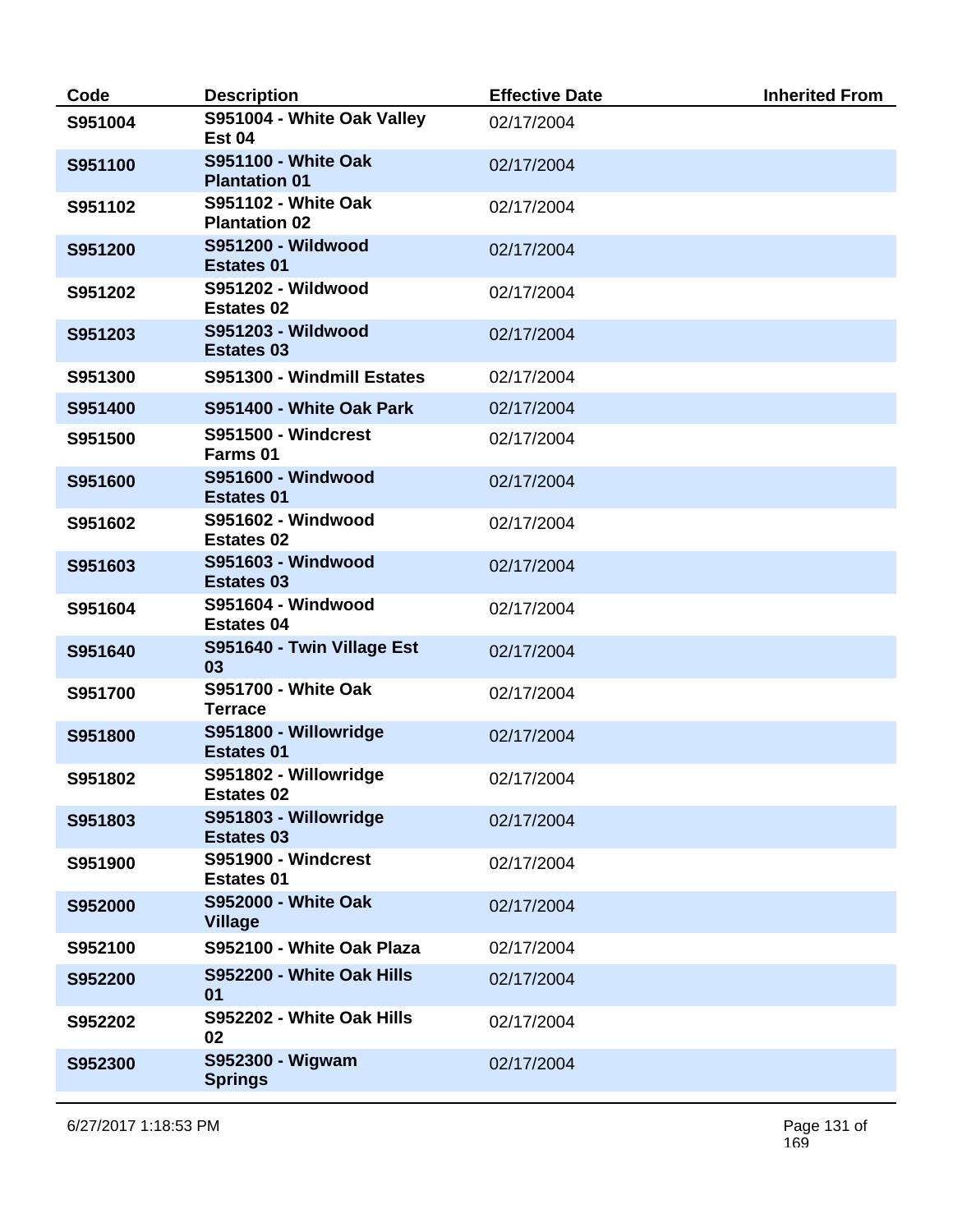| Code | Description | Effective Date | Inherited From |
| --- | --- | --- | --- |
| **S951004** | **S951004 - White Oak Valley Est 04** | 02/17/2004 | |
| **S951100** | **S951100 - White Oak Plantation 01** | 02/17/2004 | |
| **S951102** | **S951102 - White Oak Plantation 02** | 02/17/2004 | |
| **S951200** | **S951200 - Wildwood Estates 01** | 02/17/2004 | |
| **S951202** | **S951202 - Wildwood Estates 02** | 02/17/2004 | |
| **S951203** | **S951203 - Wildwood Estates 03** | 02/17/2004 | |
| **S951300** | **S951300 - Windmill Estates** | 02/17/2004 | |
| **S951400** | **S951400 - White Oak Park** | 02/17/2004 | |
| **S951500** | **S951500 - Windcrest Farms 01** | 02/17/2004 | |
| **S951600** | **S951600 - Windwood Estates 01** | 02/17/2004 | |
| **S951602** | **S951602 - Windwood Estates 02** | 02/17/2004 | |
| **S951603** | **S951603 - Windwood Estates 03** | 02/17/2004 | |
| **S951604** | **S951604 - Windwood Estates 04** | 02/17/2004 | |
| **S951640** | **S951640 - Twin Village Est 03** | 02/17/2004 | |
| **S951700** | **S951700 - White Oak Terrace** | 02/17/2004 | |
| **S951800** | **S951800 - Willowridge Estates 01** | 02/17/2004 | |
| **S951802** | **S951802 - Willowridge Estates 02** | 02/17/2004 | |
| **S951803** | **S951803 - Willowridge Estates 03** | 02/17/2004 | |
| **S951900** | **S951900 - Windcrest Estates 01** | 02/17/2004 | |
| **S952000** | **S952000 - White Oak Village** | 02/17/2004 | |
| **S952100** | **S952100 - White Oak Plaza** | 02/17/2004 | |
| **S952200** | **S952200 - White Oak Hills 01** | 02/17/2004 | |
| **S952202** | **S952202 - White Oak Hills 02** | 02/17/2004 | |
| **S952300** | **S952300 - Wigwam Springs** | 02/17/2004 | |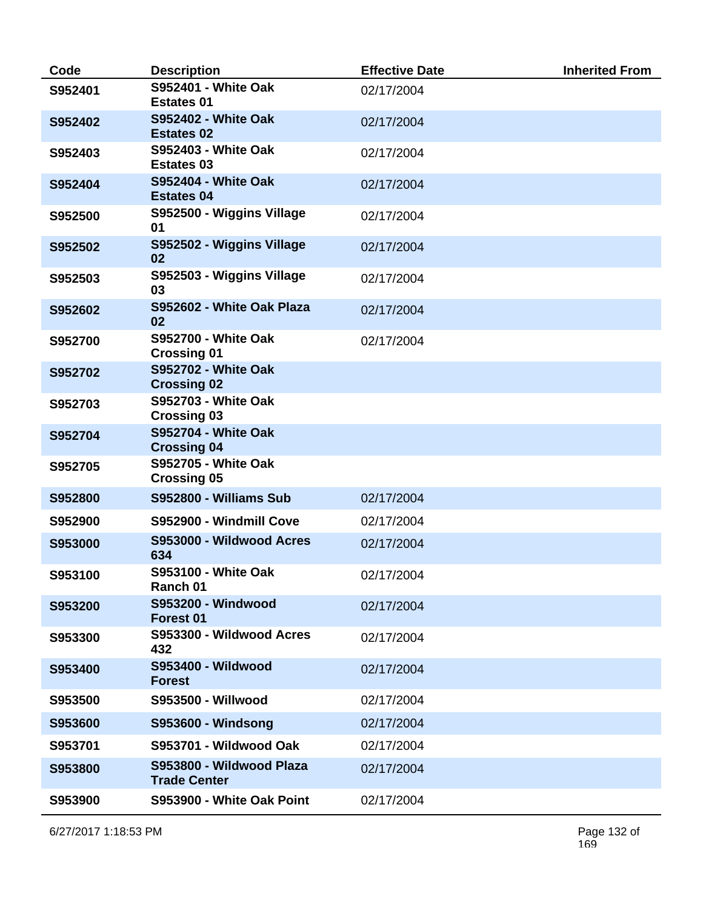| Code | Description | Effective Date | Inherited From |
|---|---|---|---|
| S952401 | S952401 - White Oak Estates 01 | 02/17/2004 | |
| S952402 | S952402 - White Oak Estates 02 | 02/17/2004 | |
| S952403 | S952403 - White Oak Estates 03 | 02/17/2004 | |
| S952404 | S952404 - White Oak Estates 04 | 02/17/2004 | |
| S952500 | S952500 - Wiggins Village 01 | 02/17/2004 | |
| S952502 | S952502 - Wiggins Village 02 | 02/17/2004 | |
| S952503 | S952503 - Wiggins Village 03 | 02/17/2004 | |
| S952602 | S952602 - White Oak Plaza 02 | 02/17/2004 | |
| S952700 | S952700 - White Oak Crossing 01 | 02/17/2004 | |
| S952702 | S952702 - White Oak Crossing 02 | | |
| S952703 | S952703 - White Oak Crossing 03 | | |
| S952704 | S952704 - White Oak Crossing 04 | | |
| S952705 | S952705 - White Oak Crossing 05 | | |
| S952800 | S952800 - Williams Sub | 02/17/2004 | |
| S952900 | S952900 - Windmill Cove | 02/17/2004 | |
| S953000 | S953000 - Wildwood Acres 634 | 02/17/2004 | |
| S953100 | S953100 - White Oak Ranch 01 | 02/17/2004 | |
| S953200 | S953200 - Windwood Forest 01 | 02/17/2004 | |
| S953300 | S953300 - Wildwood Acres 432 | 02/17/2004 | |
| S953400 | S953400 - Wildwood Forest | 02/17/2004 | |
| S953500 | S953500 - Willwood | 02/17/2004 | |
| S953600 | S953600 - Windsong | 02/17/2004 | |
| S953701 | S953701 - Wildwood Oak | 02/17/2004 | |
| S953800 | S953800 - Wildwood Plaza Trade Center | 02/17/2004 | |
| S953900 | S953900 - White Oak Point | 02/17/2004 | |

6/27/2017 1:18:53 PM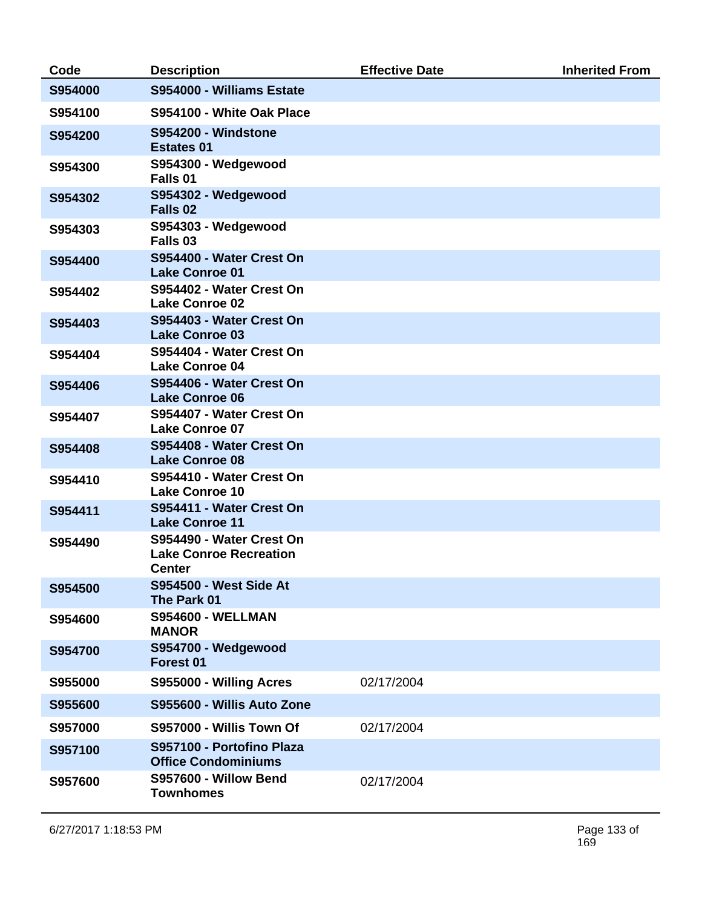| Code | Description | Effective Date | Inherited From |
|---|---|---|---|
| S954000 | S954000 - Williams Estate | | |
| S954100 | S954100 - White Oak Place | | |
| S954200 | S954200 - Windstone Estates 01 | | |
| S954300 | S954300 - Wedgewood Falls 01 | | |
| S954302 | S954302 - Wedgewood Falls 02 | | |
| S954303 | S954303 - Wedgewood Falls 03 | | |
| S954400 | S954400 - Water Crest On Lake Conroe 01 | | |
| S954402 | S954402 - Water Crest On Lake Conroe 02 | | |
| S954403 | S954403 - Water Crest On Lake Conroe 03 | | |
| S954404 | S954404 - Water Crest On Lake Conroe 04 | | |
| S954406 | S954406 - Water Crest On Lake Conroe 06 | | |
| S954407 | S954407 - Water Crest On Lake Conroe 07 | | |
| S954408 | S954408 - Water Crest On Lake Conroe 08 | | |
| S954410 | S954410 - Water Crest On Lake Conroe 10 | | |
| S954411 | S954411 - Water Crest On Lake Conroe 11 | | |
| S954490 | S954490 - Water Crest On Lake Conroe Recreation Center | | |
| S954500 | S954500 - West Side At The Park 01 | | |
| S954600 | S954600 - WELLMAN MANOR | | |
| S954700 | S954700 - Wedgewood Forest 01 | | |
| S955000 | S955000 - Willing Acres | 02/17/2004 | |
| S955600 | S955600 - Willis Auto Zone | | |
| S957000 | S957000 - Willis Town Of | 02/17/2004 | |
| S957100 | S957100 - Portofino Plaza Office Condominiums | | |
| S957600 | S957600 - Willow Bend Townhomes | 02/17/2004 | |

6/27/2017 1:18:53 PM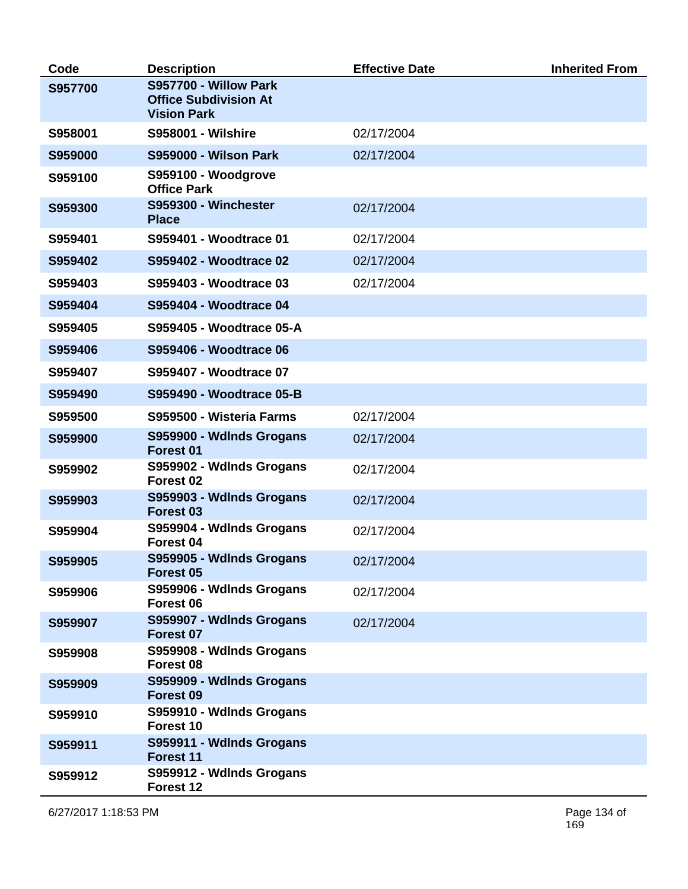| Code | Description | Effective Date | Inherited From |
|---|---|---|---|
| S957700 | S957700 - Willow Park Office Subdivision At Vision Park | | |
| S958001 | S958001 - Wilshire | 02/17/2004 | |
| S959000 | S959000 - Wilson Park | 02/17/2004 | |
| S959100 | S959100 - Woodgrove Office Park | | |
| S959300 | S959300 - Winchester Place | 02/17/2004 | |
| S959401 | S959401 - Woodtrace 01 | 02/17/2004 | |
| S959402 | S959402 - Woodtrace 02 | 02/17/2004 | |
| S959403 | S959403 - Woodtrace 03 | 02/17/2004 | |
| S959404 | S959404 - Woodtrace 04 | | |
| S959405 | S959405 - Woodtrace 05-A | | |
| S959406 | S959406 - Woodtrace 06 | | |
| S959407 | S959407 - Woodtrace 07 | | |
| S959490 | S959490 - Woodtrace 05-B | | |
| S959500 | S959500 - Wisteria Farms | 02/17/2004 | |
| S959900 | S959900 - Wdlnds Grogans Forest 01 | 02/17/2004 | |
| S959902 | S959902 - Wdlnds Grogans Forest 02 | 02/17/2004 | |
| S959903 | S959903 - Wdlnds Grogans Forest 03 | 02/17/2004 | |
| S959904 | S959904 - Wdlnds Grogans Forest 04 | 02/17/2004 | |
| S959905 | S959905 - Wdlnds Grogans Forest 05 | 02/17/2004 | |
| S959906 | S959906 - Wdlnds Grogans Forest 06 | 02/17/2004 | |
| S959907 | S959907 - Wdlnds Grogans Forest 07 | 02/17/2004 | |
| S959908 | S959908 - Wdlnds Grogans Forest 08 | | |
| S959909 | S959909 - Wdlnds Grogans Forest 09 | | |
| S959910 | S959910 - Wdlnds Grogans Forest 10 | | |
| S959911 | S959911 - Wdlnds Grogans Forest 11 | | |
| S959912 | S959912 - Wdlnds Grogans Forest 12 | | |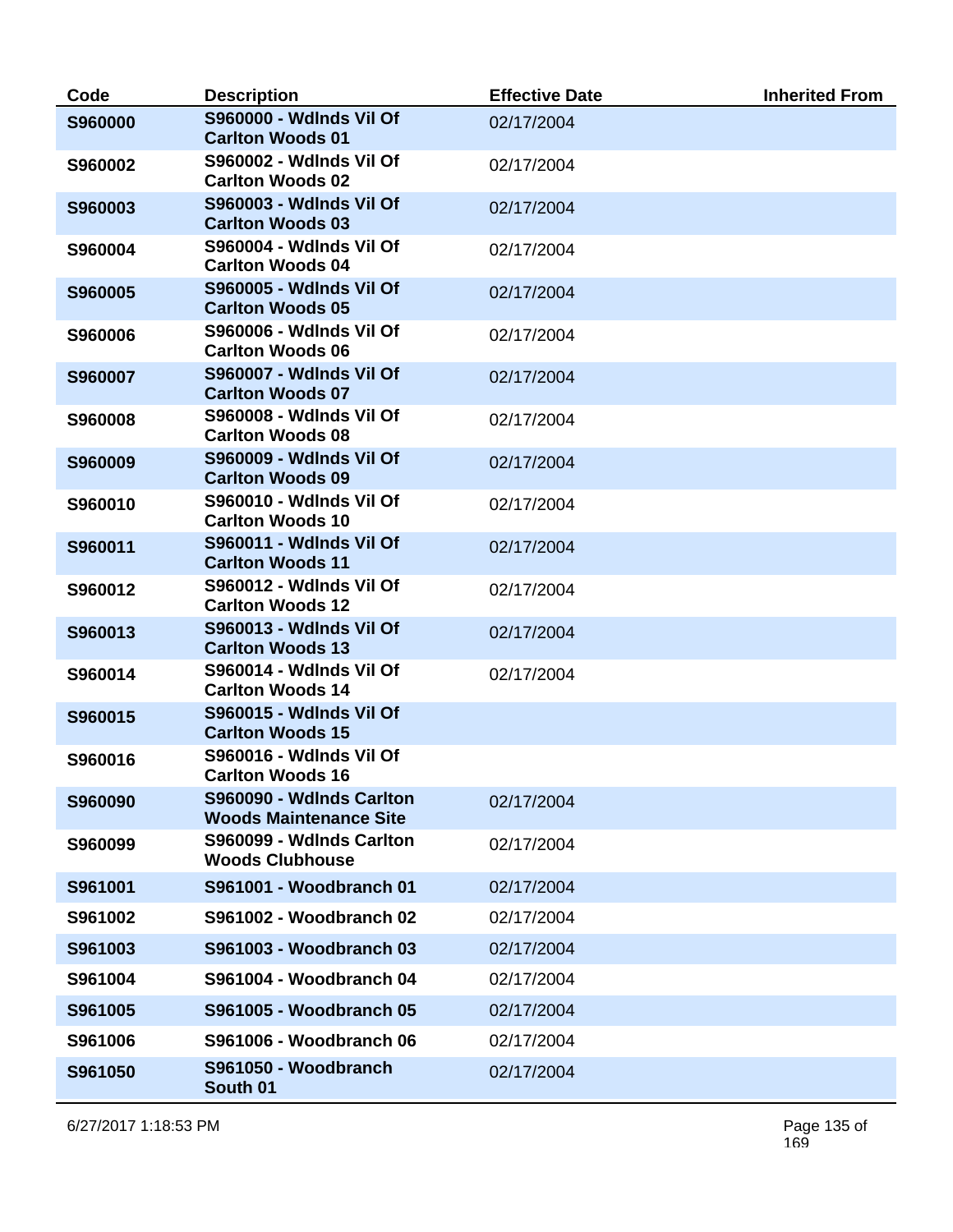| Code | Description | Effective Date | Inherited From |
| --- | --- | --- | --- |
| S960000 | S960000 - Wdlnds Vil Of Carlton Woods 01 | 02/17/2004 | |
| S960002 | S960002 - Wdlnds Vil Of Carlton Woods 02 | 02/17/2004 | |
| S960003 | S960003 - Wdlnds Vil Of Carlton Woods 03 | 02/17/2004 | |
| S960004 | S960004 - Wdlnds Vil Of Carlton Woods 04 | 02/17/2004 | |
| S960005 | S960005 - Wdlnds Vil Of Carlton Woods 05 | 02/17/2004 | |
| S960006 | S960006 - Wdlnds Vil Of Carlton Woods 06 | 02/17/2004 | |
| S960007 | S960007 - Wdlnds Vil Of Carlton Woods 07 | 02/17/2004 | |
| S960008 | S960008 - Wdlnds Vil Of Carlton Woods 08 | 02/17/2004 | |
| S960009 | S960009 - Wdlnds Vil Of Carlton Woods 09 | 02/17/2004 | |
| S960010 | S960010 - Wdlnds Vil Of Carlton Woods 10 | 02/17/2004 | |
| S960011 | S960011 - Wdlnds Vil Of Carlton Woods 11 | 02/17/2004 | |
| S960012 | S960012 - Wdlnds Vil Of Carlton Woods 12 | 02/17/2004 | |
| S960013 | S960013 - Wdlnds Vil Of Carlton Woods 13 | 02/17/2004 | |
| S960014 | S960014 - Wdlnds Vil Of Carlton Woods 14 | 02/17/2004 | |
| S960015 | S960015 - Wdlnds Vil Of Carlton Woods 15 | | |
| S960016 | S960016 - Wdlnds Vil Of Carlton Woods 16 | | |
| S960090 | S960090 - Wdlnds Carlton Woods Maintenance Site | 02/17/2004 | |
| S960099 | S960099 - Wdlnds Carlton Woods Clubhouse | 02/17/2004 | |
| S961001 | S961001 - Woodbranch 01 | 02/17/2004 | |
| S961002 | S961002 - Woodbranch 02 | 02/17/2004 | |
| S961003 | S961003 - Woodbranch 03 | 02/17/2004 | |
| S961004 | S961004 - Woodbranch 04 | 02/17/2004 | |
| S961005 | S961005 - Woodbranch 05 | 02/17/2004 | |
| S961006 | S961006 - Woodbranch 06 | 02/17/2004 | |
| S961050 | S961050 - Woodbranch South 01 | 02/17/2004 | |

6/27/2017 1:18:53 PM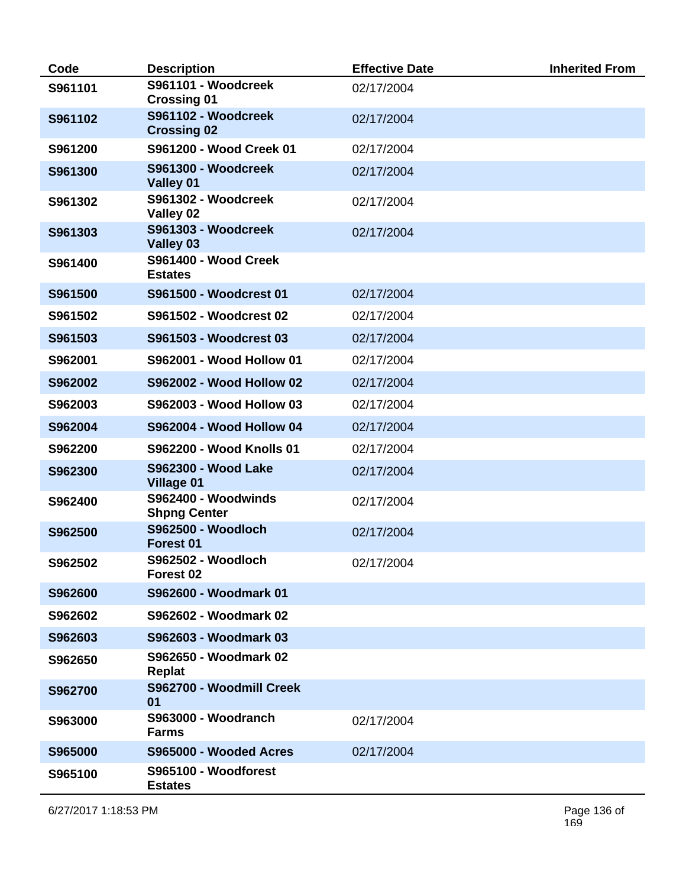| Code | Description | Effective Date | Inherited From |
|---|---|---|---|
| S961101 | S961101 - Woodcreek Crossing 01 | 02/17/2004 | |
| S961102 | S961102 - Woodcreek Crossing 02 | 02/17/2004 | |
| S961200 | S961200 - Wood Creek 01 | 02/17/2004 | |
| S961300 | S961300 - Woodcreek Valley 01 | 02/17/2004 | |
| S961302 | S961302 - Woodcreek Valley 02 | 02/17/2004 | |
| S961303 | S961303 - Woodcreek Valley 03 | 02/17/2004 | |
| S961400 | S961400 - Wood Creek Estates | | |
| S961500 | S961500 - Woodcrest 01 | 02/17/2004 | |
| S961502 | S961502 - Woodcrest 02 | 02/17/2004 | |
| S961503 | S961503 - Woodcrest 03 | 02/17/2004 | |
| S962001 | S962001 - Wood Hollow 01 | 02/17/2004 | |
| S962002 | S962002 - Wood Hollow 02 | 02/17/2004 | |
| S962003 | S962003 - Wood Hollow 03 | 02/17/2004 | |
| S962004 | S962004 - Wood Hollow 04 | 02/17/2004 | |
| S962200 | S962200 - Wood Knolls 01 | 02/17/2004 | |
| S962300 | S962300 - Wood Lake Village 01 | 02/17/2004 | |
| S962400 | S962400 - Woodwinds Shpng Center | 02/17/2004 | |
| S962500 | S962500 - Woodloch Forest 01 | 02/17/2004 | |
| S962502 | S962502 - Woodloch Forest 02 | 02/17/2004 | |
| S962600 | S962600 - Woodmark 01 | | |
| S962602 | S962602 - Woodmark 02 | | |
| S962603 | S962603 - Woodmark 03 | | |
| S962650 | S962650 - Woodmark 02 Replat | | |
| S962700 | S962700 - Woodmill Creek 01 | | |
| S963000 | S963000 - Woodranch Farms | 02/17/2004 | |
| S965000 | S965000 - Wooded Acres | 02/17/2004 | |
| S965100 | S965100 - Woodforest Estates | | |

6/27/2017 1:18:53 PM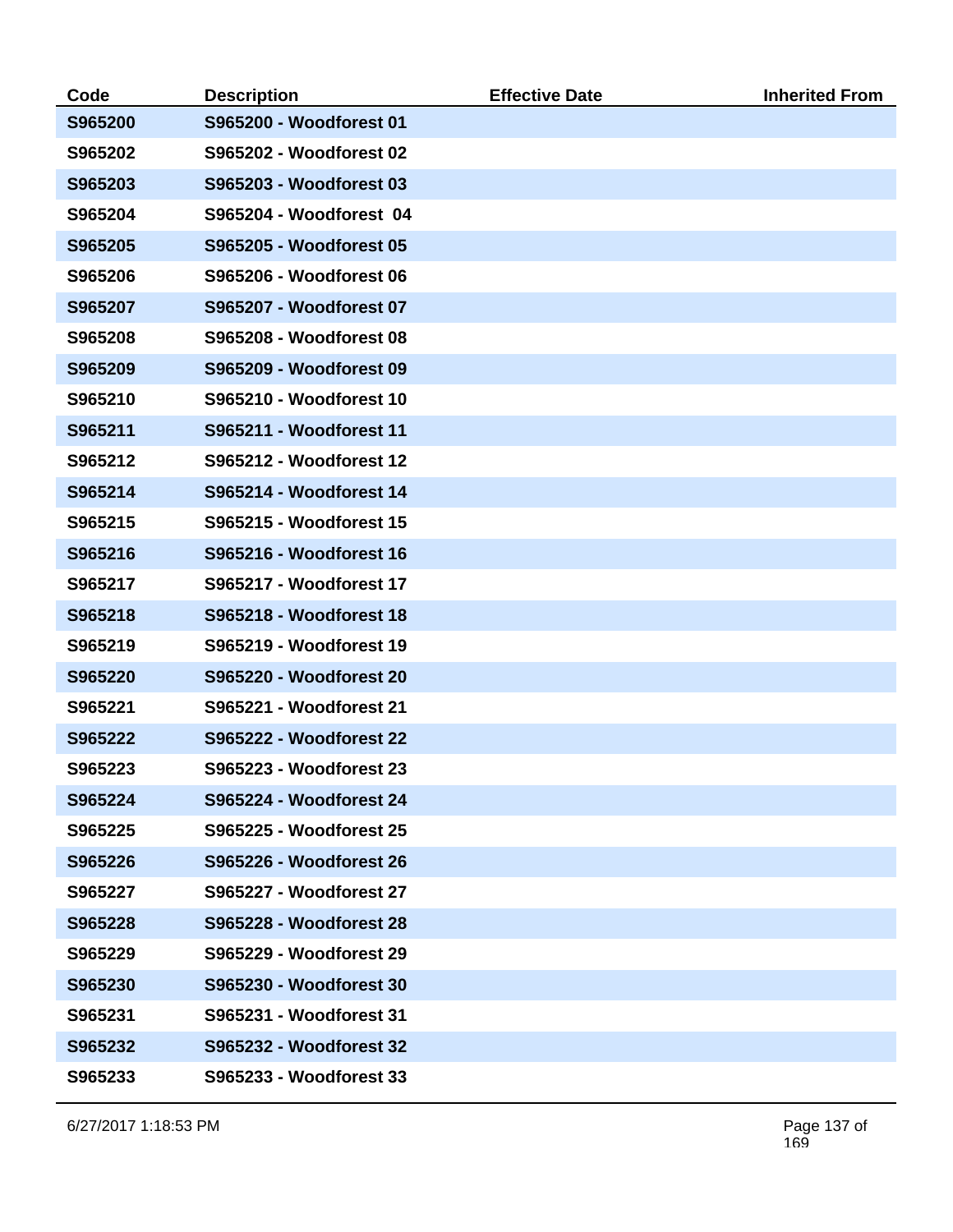| Code | Description | Effective Date | Inherited From |
|---|---|---|---|
| S965200 | S965200 - Woodforest 01 | | |
| S965202 | S965202 - Woodforest 02 | | |
| S965203 | S965203 - Woodforest 03 | | |
| S965204 | S965204 - Woodforest  04 | | |
| S965205 | S965205 - Woodforest 05 | | |
| S965206 | S965206 - Woodforest 06 | | |
| S965207 | S965207 - Woodforest 07 | | |
| S965208 | S965208 - Woodforest 08 | | |
| S965209 | S965209 - Woodforest 09 | | |
| S965210 | S965210 - Woodforest 10 | | |
| S965211 | S965211 - Woodforest 11 | | |
| S965212 | S965212 - Woodforest 12 | | |
| S965214 | S965214 - Woodforest 14 | | |
| S965215 | S965215 - Woodforest 15 | | |
| S965216 | S965216 - Woodforest 16 | | |
| S965217 | S965217 - Woodforest 17 | | |
| S965218 | S965218 - Woodforest 18 | | |
| S965219 | S965219 - Woodforest 19 | | |
| S965220 | S965220 - Woodforest 20 | | |
| S965221 | S965221 - Woodforest 21 | | |
| S965222 | S965222 - Woodforest 22 | | |
| S965223 | S965223 - Woodforest 23 | | |
| S965224 | S965224 - Woodforest 24 | | |
| S965225 | S965225 - Woodforest 25 | | |
| S965226 | S965226 - Woodforest 26 | | |
| S965227 | S965227 - Woodforest 27 | | |
| S965228 | S965228 - Woodforest 28 | | |
| S965229 | S965229 - Woodforest 29 | | |
| S965230 | S965230 - Woodforest 30 | | |
| S965231 | S965231 - Woodforest 31 | | |
| S965232 | S965232 - Woodforest 32 | | |
| S965233 | S965233 - Woodforest 33 | | |

6/27/2017 1:18:53 PM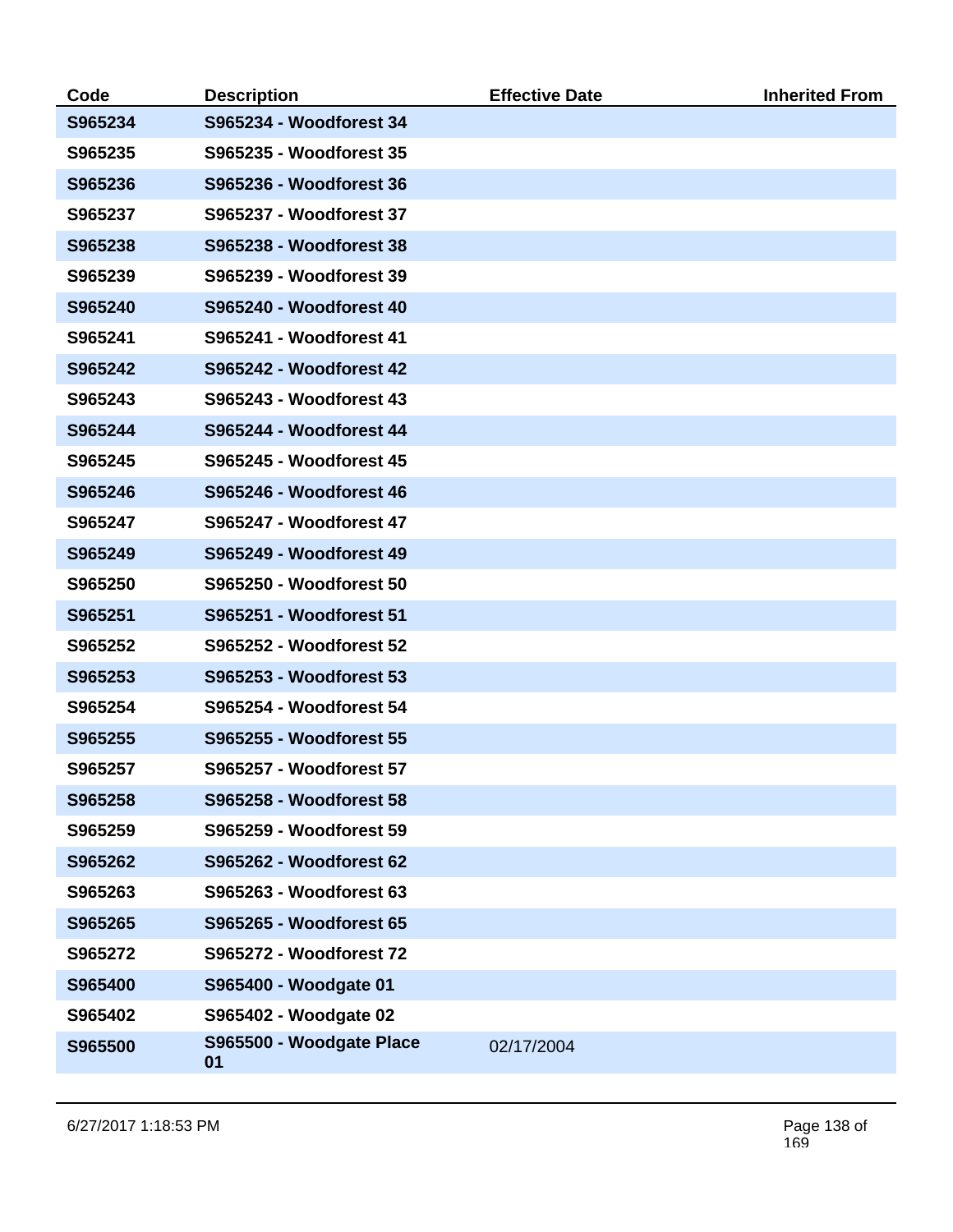| Code | Description | Effective Date | Inherited From |
| --- | --- | --- | --- |
| S965234 | S965234 - Woodforest 34 | | |
| S965235 | S965235 - Woodforest 35 | | |
| S965236 | S965236 - Woodforest 36 | | |
| S965237 | S965237 - Woodforest 37 | | |
| S965238 | S965238 - Woodforest 38 | | |
| S965239 | S965239 - Woodforest 39 | | |
| S965240 | S965240 - Woodforest 40 | | |
| S965241 | S965241 - Woodforest 41 | | |
| S965242 | S965242 - Woodforest 42 | | |
| S965243 | S965243 - Woodforest 43 | | |
| S965244 | S965244 - Woodforest 44 | | |
| S965245 | S965245 - Woodforest 45 | | |
| S965246 | S965246 - Woodforest 46 | | |
| S965247 | S965247 - Woodforest 47 | | |
| S965249 | S965249 - Woodforest 49 | | |
| S965250 | S965250 - Woodforest 50 | | |
| S965251 | S965251 - Woodforest 51 | | |
| S965252 | S965252 - Woodforest 52 | | |
| S965253 | S965253 - Woodforest 53 | | |
| S965254 | S965254 - Woodforest 54 | | |
| S965255 | S965255 - Woodforest 55 | | |
| S965257 | S965257 - Woodforest 57 | | |
| S965258 | S965258 - Woodforest 58 | | |
| S965259 | S965259 - Woodforest 59 | | |
| S965262 | S965262 - Woodforest 62 | | |
| S965263 | S965263 - Woodforest 63 | | |
| S965265 | S965265 - Woodforest 65 | | |
| S965272 | S965272 - Woodforest 72 | | |
| S965400 | S965400 - Woodgate 01 | | |
| S965402 | S965402 - Woodgate 02 | | |
| S965500 | S965500 - Woodgate Place 01 | 02/17/2004 | |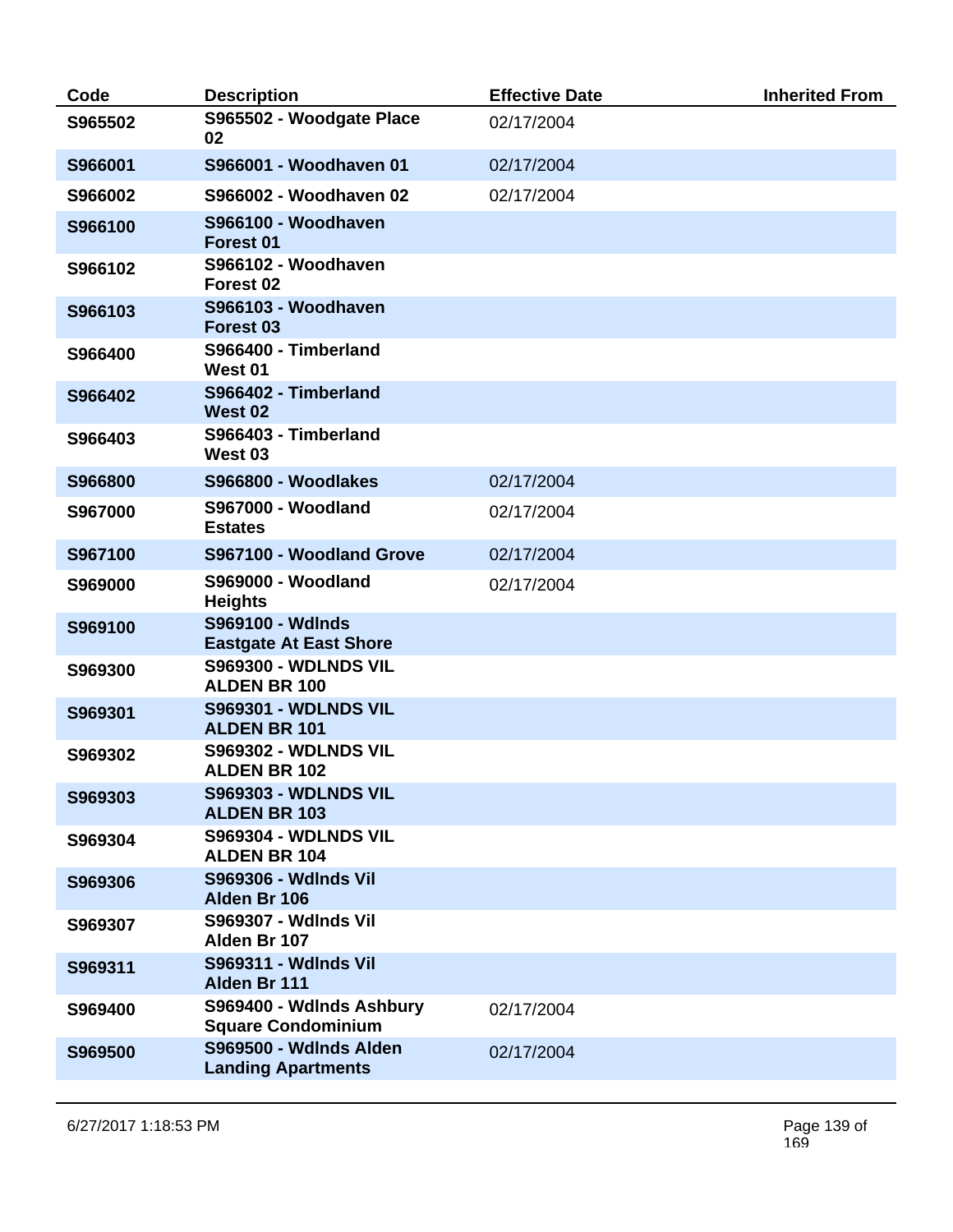| Code | Description | Effective Date | Inherited From |
|---|---|---|---|
| **S965502** | **S965502 - Woodgate Place 02** | 02/17/2004 | |
| **S966001** | **S966001 - Woodhaven 01** | 02/17/2004 | |
| **S966002** | **S966002 - Woodhaven 02** | 02/17/2004 | |
| **S966100** | **S966100 - Woodhaven Forest 01** | | |
| **S966102** | **S966102 - Woodhaven Forest 02** | | |
| **S966103** | **S966103 - Woodhaven Forest 03** | | |
| **S966400** | **S966400 - Timberland West 01** | | |
| **S966402** | **S966402 - Timberland West 02** | | |
| **S966403** | **S966403 - Timberland West 03** | | |
| **S966800** | **S966800 - Woodlakes** | 02/17/2004 | |
| **S967000** | **S967000 - Woodland Estates** | 02/17/2004 | |
| **S967100** | **S967100 - Woodland Grove** | 02/17/2004 | |
| **S969000** | **S969000 - Woodland Heights** | 02/17/2004 | |
| **S969100** | **S969100 - Wdlnds Eastgate At East Shore** | | |
| **S969300** | **S969300 - WDLNDS VIL ALDEN BR 100** | | |
| **S969301** | **S969301 - WDLNDS VIL ALDEN BR 101** | | |
| **S969302** | **S969302 - WDLNDS VIL ALDEN BR 102** | | |
| **S969303** | **S969303 - WDLNDS VIL ALDEN BR 103** | | |
| **S969304** | **S969304 - WDLNDS VIL ALDEN BR 104** | | |
| **S969306** | **S969306 - Wdlnds Vil Alden Br 106** | | |
| **S969307** | **S969307 - Wdlnds Vil Alden Br 107** | | |
| **S969311** | **S969311 - Wdlnds Vil Alden Br 111** | | |
| **S969400** | **S969400 - Wdlnds Ashbury Square Condominium** | 02/17/2004 | |
| **S969500** | **S969500 - Wdlnds Alden Landing Apartments** | 02/17/2004 | |

6/27/2017 1:18:53 PM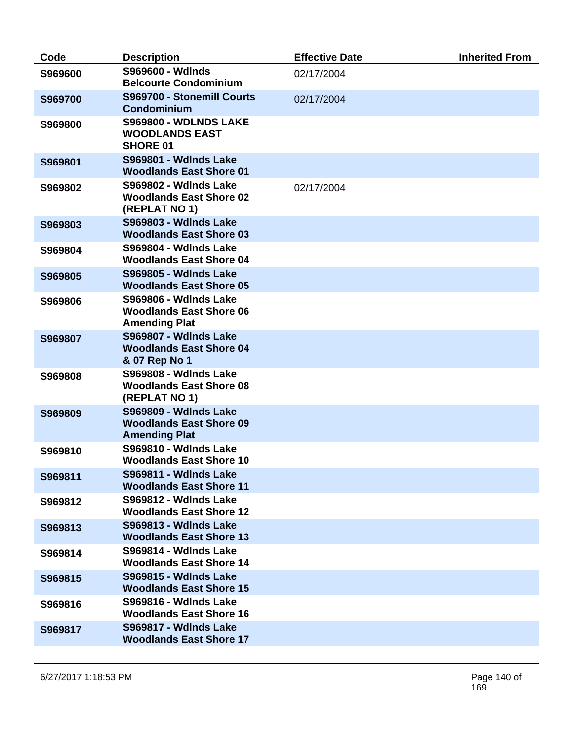| Code | Description | Effective Date | Inherited From |
|---|---|---|---|
| S969600 | S969600 - Wdlnds Belcourte Condominium | 02/17/2004 | |
| S969700 | S969700 - Stonemill Courts Condominium | 02/17/2004 | |
| S969800 | S969800 - WDLNDS LAKE WOODLANDS EAST SHORE 01 | | |
| S969801 | S969801 - Wdlnds Lake Woodlands East Shore 01 | | |
| S969802 | S969802 - Wdlnds Lake Woodlands East Shore 02 (REPLAT NO 1) | 02/17/2004 | |
| S969803 | S969803 - Wdlnds Lake Woodlands East Shore 03 | | |
| S969804 | S969804 - Wdlnds Lake Woodlands East Shore 04 | | |
| S969805 | S969805 - Wdlnds Lake Woodlands East Shore 05 | | |
| S969806 | S969806 - Wdlnds Lake Woodlands East Shore 06 Amending Plat | | |
| S969807 | S969807 - Wdlnds Lake Woodlands East Shore 04 & 07 Rep No 1 | | |
| S969808 | S969808 - Wdlnds Lake Woodlands East Shore 08 (REPLAT NO 1) | | |
| S969809 | S969809 - Wdlnds Lake Woodlands East Shore 09 Amending Plat | | |
| S969810 | S969810 - Wdlnds Lake Woodlands East Shore 10 | | |
| S969811 | S969811 - Wdlnds Lake Woodlands East Shore 11 | | |
| S969812 | S969812 - Wdlnds Lake Woodlands East Shore 12 | | |
| S969813 | S969813 - Wdlnds Lake Woodlands East Shore 13 | | |
| S969814 | S969814 - Wdlnds Lake Woodlands East Shore 14 | | |
| S969815 | S969815 - Wdlnds Lake Woodlands East Shore 15 | | |
| S969816 | S969816 - Wdlnds Lake Woodlands East Shore 16 | | |
| S969817 | S969817 - Wdlnds Lake Woodlands East Shore 17 | | |

6/27/2017 1:18:53 PM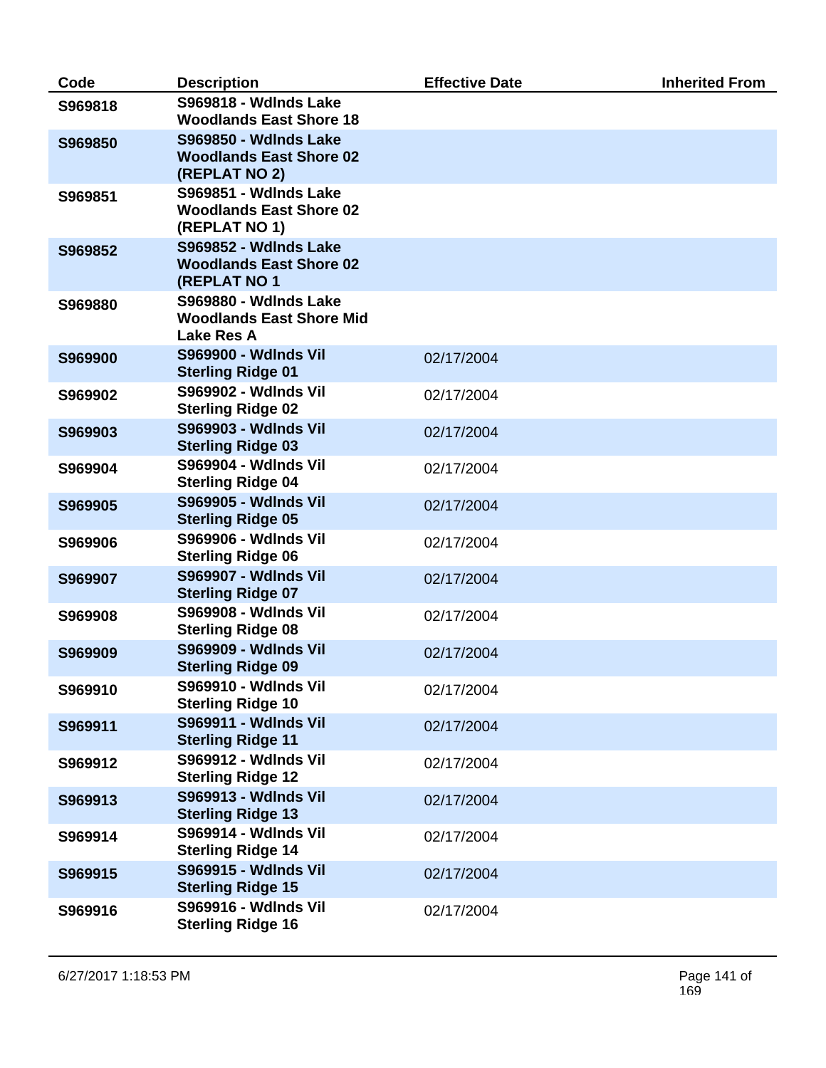| Code | Description | Effective Date | Inherited From |
|---|---|---|---|
| S969818 | S969818 - Wdlnds Lake Woodlands East Shore 18 | | |
| S969850 | S969850 - Wdlnds Lake Woodlands East Shore 02 (REPLAT NO 2) | | |
| S969851 | S969851 - Wdlnds Lake Woodlands East Shore 02 (REPLAT NO 1) | | |
| S969852 | S969852 - Wdlnds Lake Woodlands East Shore 02 (REPLAT NO 1 | | |
| S969880 | S969880 - Wdlnds Lake Woodlands East Shore Mid Lake Res A | | |
| S969900 | S969900 - Wdlnds Vil Sterling Ridge 01 | 02/17/2004 | |
| S969902 | S969902 - Wdlnds Vil Sterling Ridge 02 | 02/17/2004 | |
| S969903 | S969903 - Wdlnds Vil Sterling Ridge 03 | 02/17/2004 | |
| S969904 | S969904 - Wdlnds Vil Sterling Ridge 04 | 02/17/2004 | |
| S969905 | S969905 - Wdlnds Vil Sterling Ridge 05 | 02/17/2004 | |
| S969906 | S969906 - Wdlnds Vil Sterling Ridge 06 | 02/17/2004 | |
| S969907 | S969907 - Wdlnds Vil Sterling Ridge 07 | 02/17/2004 | |
| S969908 | S969908 - Wdlnds Vil Sterling Ridge 08 | 02/17/2004 | |
| S969909 | S969909 - Wdlnds Vil Sterling Ridge 09 | 02/17/2004 | |
| S969910 | S969910 - Wdlnds Vil Sterling Ridge 10 | 02/17/2004 | |
| S969911 | S969911 - Wdlnds Vil Sterling Ridge 11 | 02/17/2004 | |
| S969912 | S969912 - Wdlnds Vil Sterling Ridge 12 | 02/17/2004 | |
| S969913 | S969913 - Wdlnds Vil Sterling Ridge 13 | 02/17/2004 | |
| S969914 | S969914 - Wdlnds Vil Sterling Ridge 14 | 02/17/2004 | |
| S969915 | S969915 - Wdlnds Vil Sterling Ridge 15 | 02/17/2004 | |
| S969916 | S969916 - Wdlnds Vil Sterling Ridge 16 | 02/17/2004 | |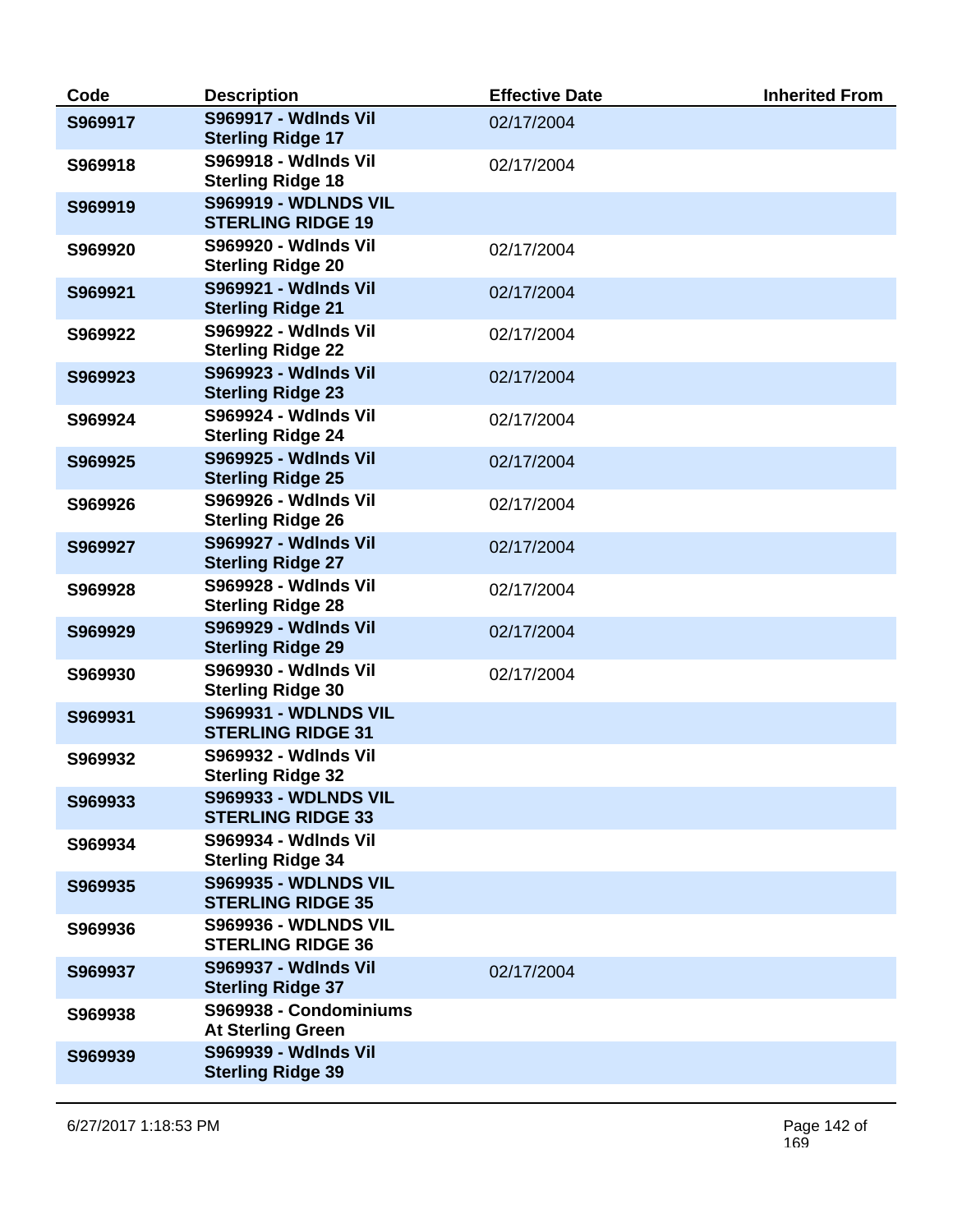| Code | Description | Effective Date | Inherited From |
|---|---|---|---|
| **S969917** | **S969917 - Wdlnds Vil Sterling Ridge 17** | 02/17/2004 | |
| **S969918** | **S969918 - Wdlnds Vil Sterling Ridge 18** | 02/17/2004 | |
| **S969919** | **S969919 - WDLNDS VIL STERLING RIDGE 19** | | |
| **S969920** | **S969920 - Wdlnds Vil Sterling Ridge 20** | 02/17/2004 | |
| **S969921** | **S969921 - Wdlnds Vil Sterling Ridge 21** | 02/17/2004 | |
| **S969922** | **S969922 - Wdlnds Vil Sterling Ridge 22** | 02/17/2004 | |
| **S969923** | **S969923 - Wdlnds Vil Sterling Ridge 23** | 02/17/2004 | |
| **S969924** | **S969924 - Wdlnds Vil Sterling Ridge 24** | 02/17/2004 | |
| **S969925** | **S969925 - Wdlnds Vil Sterling Ridge 25** | 02/17/2004 | |
| **S969926** | **S969926 - Wdlnds Vil Sterling Ridge 26** | 02/17/2004 | |
| **S969927** | **S969927 - Wdlnds Vil Sterling Ridge 27** | 02/17/2004 | |
| **S969928** | **S969928 - Wdlnds Vil Sterling Ridge 28** | 02/17/2004 | |
| **S969929** | **S969929 - Wdlnds Vil Sterling Ridge 29** | 02/17/2004 | |
| **S969930** | **S969930 - Wdlnds Vil Sterling Ridge 30** | 02/17/2004 | |
| **S969931** | **S969931 - WDLNDS VIL STERLING RIDGE 31** | | |
| **S969932** | **S969932 - Wdlnds Vil Sterling Ridge 32** | | |
| **S969933** | **S969933 - WDLNDS VIL STERLING RIDGE 33** | | |
| **S969934** | **S969934 - Wdlnds Vil Sterling Ridge 34** | | |
| **S969935** | **S969935 - WDLNDS VIL STERLING RIDGE 35** | | |
| **S969936** | **S969936 - WDLNDS VIL STERLING RIDGE 36** | | |
| **S969937** | **S969937 - Wdlnds Vil Sterling Ridge 37** | 02/17/2004 | |
| **S969938** | **S969938 - Condominiums At Sterling Green** | | |
| **S969939** | **S969939 - Wdlnds Vil Sterling Ridge 39** | | |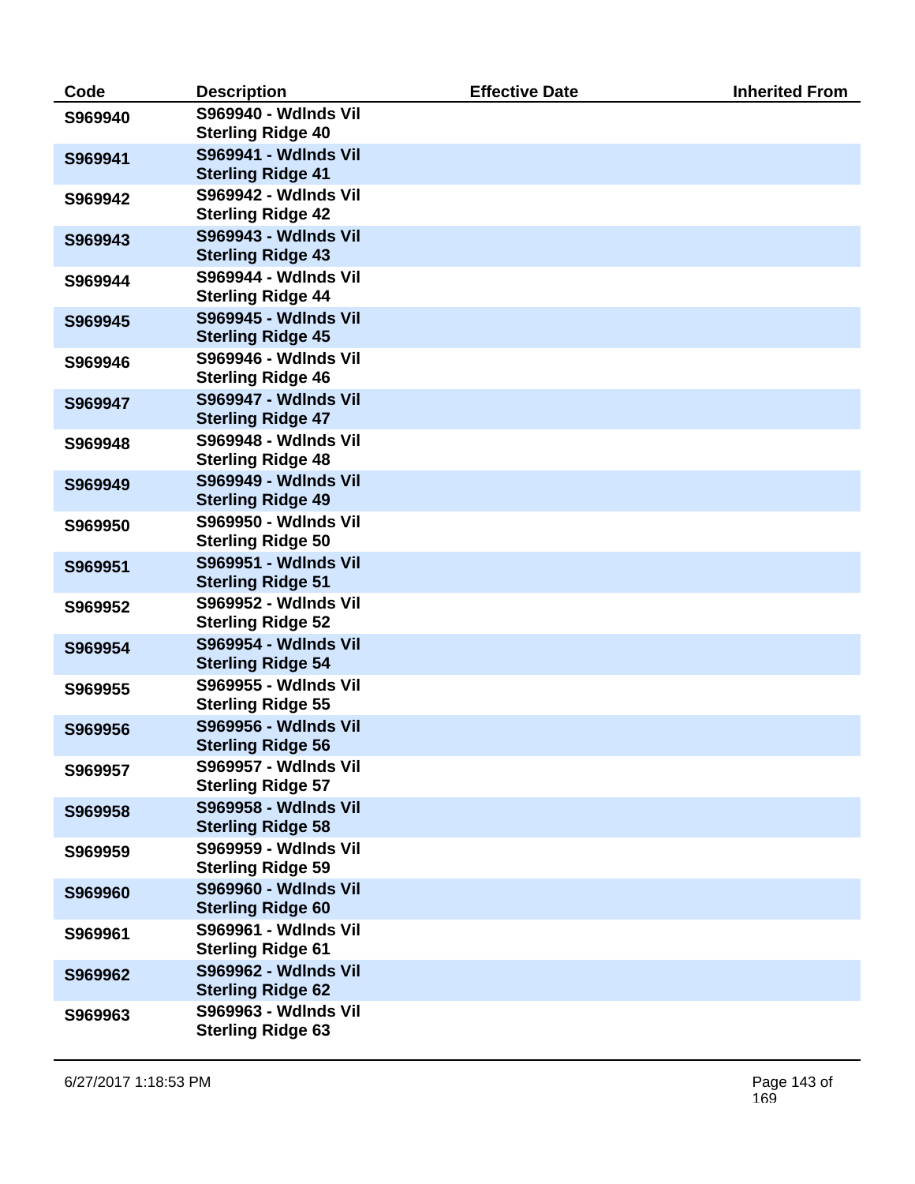| Code | Description | Effective Date | Inherited From |
| --- | --- | --- | --- |
| S969940 | S969940 - Wdlnds Vil Sterling Ridge 40 | | |
| S969941 | S969941 - Wdlnds Vil Sterling Ridge 41 | | |
| S969942 | S969942 - Wdlnds Vil Sterling Ridge 42 | | |
| S969943 | S969943 - Wdlnds Vil Sterling Ridge 43 | | |
| S969944 | S969944 - Wdlnds Vil Sterling Ridge 44 | | |
| S969945 | S969945 - Wdlnds Vil Sterling Ridge 45 | | |
| S969946 | S969946 - Wdlnds Vil Sterling Ridge 46 | | |
| S969947 | S969947 - Wdlnds Vil Sterling Ridge 47 | | |
| S969948 | S969948 - Wdlnds Vil Sterling Ridge 48 | | |
| S969949 | S969949 - Wdlnds Vil Sterling Ridge 49 | | |
| S969950 | S969950 - Wdlnds Vil Sterling Ridge 50 | | |
| S969951 | S969951 - Wdlnds Vil Sterling Ridge 51 | | |
| S969952 | S969952 - Wdlnds Vil Sterling Ridge 52 | | |
| S969954 | S969954 - Wdlnds Vil Sterling Ridge 54 | | |
| S969955 | S969955 - Wdlnds Vil Sterling Ridge 55 | | |
| S969956 | S969956 - Wdlnds Vil Sterling Ridge 56 | | |
| S969957 | S969957 - Wdlnds Vil Sterling Ridge 57 | | |
| S969958 | S969958 - Wdlnds Vil Sterling Ridge 58 | | |
| S969959 | S969959 - Wdlnds Vil Sterling Ridge 59 | | |
| S969960 | S969960 - Wdlnds Vil Sterling Ridge 60 | | |
| S969961 | S969961 - Wdlnds Vil Sterling Ridge 61 | | |
| S969962 | S969962 - Wdlnds Vil Sterling Ridge 62 | | |
| S969963 | S969963 - Wdlnds Vil Sterling Ridge 63 | | |

6/27/2017 1:18:53 PM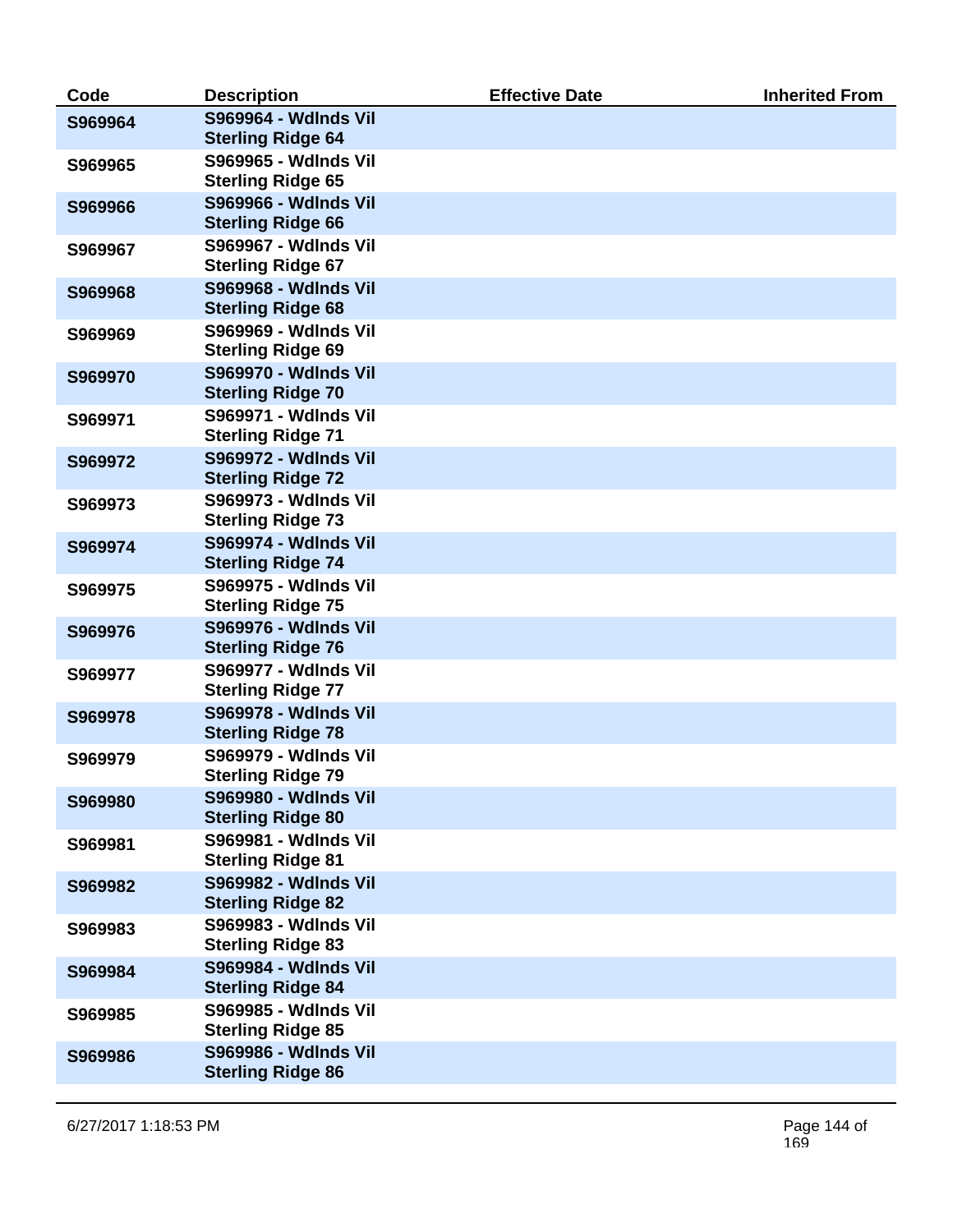| Code | Description | Effective Date | Inherited From |
|---|---|---|---|
| S969964 | S969964 - Wdlnds Vil Sterling Ridge 64 | | |
| S969965 | S969965 - Wdlnds Vil Sterling Ridge 65 | | |
| S969966 | S969966 - Wdlnds Vil Sterling Ridge 66 | | |
| S969967 | S969967 - Wdlnds Vil Sterling Ridge 67 | | |
| S969968 | S969968 - Wdlnds Vil Sterling Ridge 68 | | |
| S969969 | S969969 - Wdlnds Vil Sterling Ridge 69 | | |
| S969970 | S969970 - Wdlnds Vil Sterling Ridge 70 | | |
| S969971 | S969971 - Wdlnds Vil Sterling Ridge 71 | | |
| S969972 | S969972 - Wdlnds Vil Sterling Ridge 72 | | |
| S969973 | S969973 - Wdlnds Vil Sterling Ridge 73 | | |
| S969974 | S969974 - Wdlnds Vil Sterling Ridge 74 | | |
| S969975 | S969975 - Wdlnds Vil Sterling Ridge 75 | | |
| S969976 | S969976 - Wdlnds Vil Sterling Ridge 76 | | |
| S969977 | S969977 - Wdlnds Vil Sterling Ridge 77 | | |
| S969978 | S969978 - Wdlnds Vil Sterling Ridge 78 | | |
| S969979 | S969979 - Wdlnds Vil Sterling Ridge 79 | | |
| S969980 | S969980 - Wdlnds Vil Sterling Ridge 80 | | |
| S969981 | S969981 - Wdlnds Vil Sterling Ridge 81 | | |
| S969982 | S969982 - Wdlnds Vil Sterling Ridge 82 | | |
| S969983 | S969983 - Wdlnds Vil Sterling Ridge 83 | | |
| S969984 | S969984 - Wdlnds Vil Sterling Ridge 84 | | |
| S969985 | S969985 - Wdlnds Vil Sterling Ridge 85 | | |
| S969986 | S969986 - Wdlnds Vil Sterling Ridge 86 | | |

6/27/2017 1:18:53 PM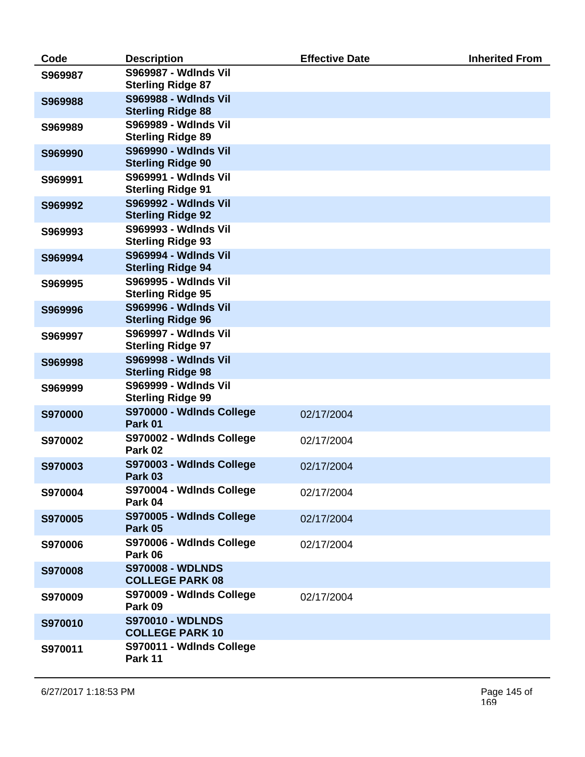| Code | Description | Effective Date | Inherited From |
|---|---|---|---|
| S969987 | S969987 - Wdlnds Vil Sterling Ridge 87 | | |
| S969988 | S969988 - Wdlnds Vil Sterling Ridge 88 | | |
| S969989 | S969989 - Wdlnds Vil Sterling Ridge 89 | | |
| S969990 | S969990 - Wdlnds Vil Sterling Ridge 90 | | |
| S969991 | S969991 - Wdlnds Vil Sterling Ridge 91 | | |
| S969992 | S969992 - Wdlnds Vil Sterling Ridge 92 | | |
| S969993 | S969993 - Wdlnds Vil Sterling Ridge 93 | | |
| S969994 | S969994 - Wdlnds Vil Sterling Ridge 94 | | |
| S969995 | S969995 - Wdlnds Vil Sterling Ridge 95 | | |
| S969996 | S969996 - Wdlnds Vil Sterling Ridge 96 | | |
| S969997 | S969997 - Wdlnds Vil Sterling Ridge 97 | | |
| S969998 | S969998 - Wdlnds Vil Sterling Ridge 98 | | |
| S969999 | S969999 - Wdlnds Vil Sterling Ridge 99 | | |
| S970000 | S970000 - Wdlnds College Park 01 | 02/17/2004 | |
| S970002 | S970002 - Wdlnds College Park 02 | 02/17/2004 | |
| S970003 | S970003 - Wdlnds College Park 03 | 02/17/2004 | |
| S970004 | S970004 - Wdlnds College Park 04 | 02/17/2004 | |
| S970005 | S970005 - Wdlnds College Park 05 | 02/17/2004 | |
| S970006 | S970006 - Wdlnds College Park 06 | 02/17/2004 | |
| S970008 | S970008 - WDLNDS COLLEGE PARK 08 | | |
| S970009 | S970009 - Wdlnds College Park 09 | 02/17/2004 | |
| S970010 | S970010 - WDLNDS COLLEGE PARK 10 | | |
| S970011 | S970011 - Wdlnds College Park 11 | | |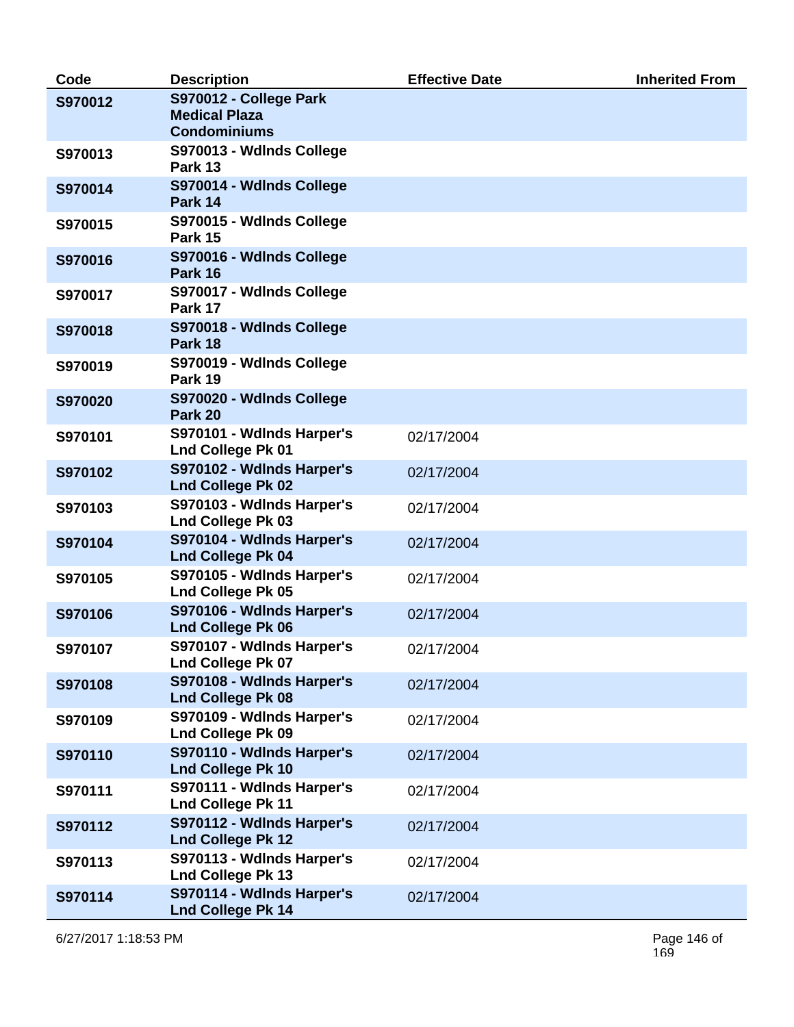| Code | Description | Effective Date | Inherited From |
|---|---|---|---|
| S970012 | S970012 - College Park Medical Plaza Condominiums | | |
| S970013 | S970013 - Wdlnds College Park 13 | | |
| S970014 | S970014 - Wdlnds College Park 14 | | |
| S970015 | S970015 - Wdlnds College Park 15 | | |
| S970016 | S970016 - Wdlnds College Park 16 | | |
| S970017 | S970017 - Wdlnds College Park 17 | | |
| S970018 | S970018 - Wdlnds College Park 18 | | |
| S970019 | S970019 - Wdlnds College Park 19 | | |
| S970020 | S970020 - Wdlnds College Park 20 | | |
| S970101 | S970101 - Wdlnds Harper's Lnd College Pk 01 | 02/17/2004 | |
| S970102 | S970102 - Wdlnds Harper's Lnd College Pk 02 | 02/17/2004 | |
| S970103 | S970103 - Wdlnds Harper's Lnd College Pk 03 | 02/17/2004 | |
| S970104 | S970104 - Wdlnds Harper's Lnd College Pk 04 | 02/17/2004 | |
| S970105 | S970105 - Wdlnds Harper's Lnd College Pk 05 | 02/17/2004 | |
| S970106 | S970106 - Wdlnds Harper's Lnd College Pk 06 | 02/17/2004 | |
| S970107 | S970107 - Wdlnds Harper's Lnd College Pk 07 | 02/17/2004 | |
| S970108 | S970108 - Wdlnds Harper's Lnd College Pk 08 | 02/17/2004 | |
| S970109 | S970109 - Wdlnds Harper's Lnd College Pk 09 | 02/17/2004 | |
| S970110 | S970110 - Wdlnds Harper's Lnd College Pk 10 | 02/17/2004 | |
| S970111 | S970111 - Wdlnds Harper's Lnd College Pk 11 | 02/17/2004 | |
| S970112 | S970112 - Wdlnds Harper's Lnd College Pk 12 | 02/17/2004 | |
| S970113 | S970113 - Wdlnds Harper's Lnd College Pk 13 | 02/17/2004 | |
| S970114 | S970114 - Wdlnds Harper's Lnd College Pk 14 | 02/17/2004 | |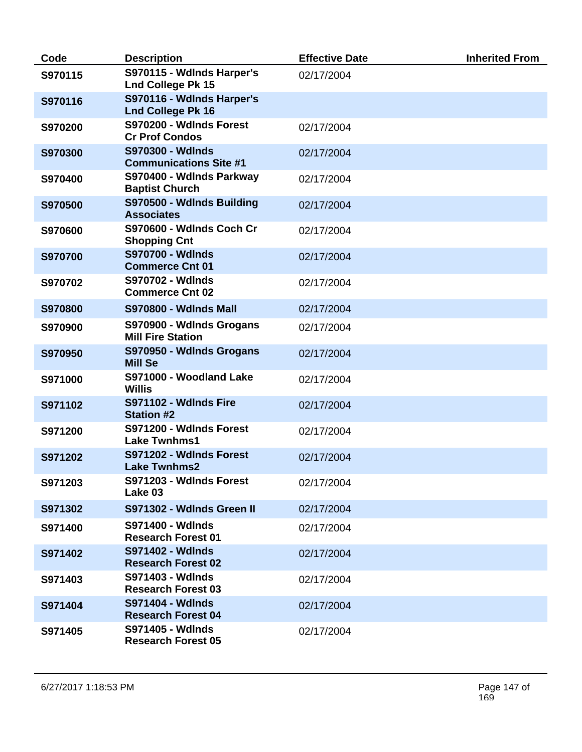| Code | Description | Effective Date | Inherited From |
|---|---|---|---|
| **S970115** | **S970115 - Wdlnds Harper's Lnd College Pk 15** | 02/17/2004 | |
| **S970116** | **S970116 - Wdlnds Harper's Lnd College Pk 16** | | |
| **S970200** | **S970200 - Wdlnds Forest Cr Prof Condos** | 02/17/2004 | |
| **S970300** | **S970300 - Wdlnds Communications Site #1** | 02/17/2004 | |
| **S970400** | **S970400 - Wdlnds Parkway Baptist Church** | 02/17/2004 | |
| **S970500** | **S970500 - Wdlnds Building Associates** | 02/17/2004 | |
| **S970600** | **S970600 - Wdlnds Coch Cr Shopping Cnt** | 02/17/2004 | |
| **S970700** | **S970700 - Wdlnds Commerce Cnt 01** | 02/17/2004 | |
| **S970702** | **S970702 - Wdlnds Commerce Cnt 02** | 02/17/2004 | |
| **S970800** | **S970800 - Wdlnds Mall** | 02/17/2004 | |
| **S970900** | **S970900 - Wdlnds Grogans Mill Fire Station** | 02/17/2004 | |
| **S970950** | **S970950 - Wdlnds Grogans Mill Se** | 02/17/2004 | |
| **S971000** | **S971000 - Woodland Lake Willis** | 02/17/2004 | |
| **S971102** | **S971102 - Wdlnds Fire Station #2** | 02/17/2004 | |
| **S971200** | **S971200 - Wdlnds Forest Lake Twnhms1** | 02/17/2004 | |
| **S971202** | **S971202 - Wdlnds Forest Lake Twnhms2** | 02/17/2004 | |
| **S971203** | **S971203 - Wdlnds Forest Lake 03** | 02/17/2004 | |
| **S971302** | **S971302 - Wdlnds Green II** | 02/17/2004 | |
| **S971400** | **S971400 - Wdlnds Research Forest 01** | 02/17/2004 | |
| **S971402** | **S971402 - Wdlnds Research Forest 02** | 02/17/2004 | |
| **S971403** | **S971403 - Wdlnds Research Forest 03** | 02/17/2004 | |
| **S971404** | **S971404 - Wdlnds Research Forest 04** | 02/17/2004 | |
| **S971405** | **S971405 - Wdlnds Research Forest 05** | 02/17/2004 | |

6/27/2017 1:18:53 PM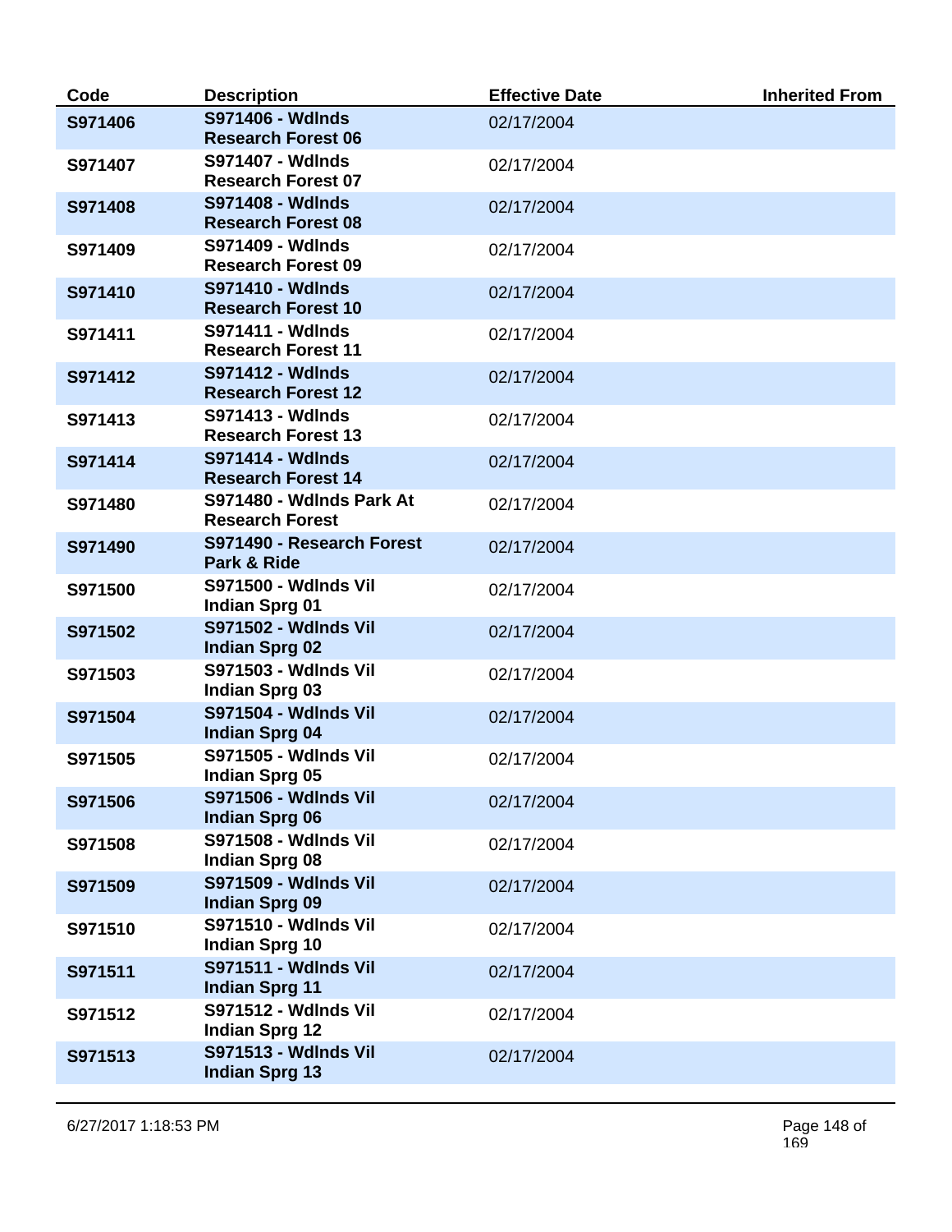| Code | Description | Effective Date | Inherited From |
|---|---|---|---|
| S971406 | S971406 - Wdlnds Research Forest 06 | 02/17/2004 | |
| S971407 | S971407 - Wdlnds Research Forest 07 | 02/17/2004 | |
| S971408 | S971408 - Wdlnds Research Forest 08 | 02/17/2004 | |
| S971409 | S971409 - Wdlnds Research Forest 09 | 02/17/2004 | |
| S971410 | S971410 - Wdlnds Research Forest 10 | 02/17/2004 | |
| S971411 | S971411 - Wdlnds Research Forest 11 | 02/17/2004 | |
| S971412 | S971412 - Wdlnds Research Forest 12 | 02/17/2004 | |
| S971413 | S971413 - Wdlnds Research Forest 13 | 02/17/2004 | |
| S971414 | S971414 - Wdlnds Research Forest 14 | 02/17/2004 | |
| S971480 | S971480 - Wdlnds Park At Research Forest | 02/17/2004 | |
| S971490 | S971490 - Research Forest Park & Ride | 02/17/2004 | |
| S971500 | S971500 - Wdlnds Vil Indian Sprg 01 | 02/17/2004 | |
| S971502 | S971502 - Wdlnds Vil Indian Sprg 02 | 02/17/2004 | |
| S971503 | S971503 - Wdlnds Vil Indian Sprg 03 | 02/17/2004 | |
| S971504 | S971504 - Wdlnds Vil Indian Sprg 04 | 02/17/2004 | |
| S971505 | S971505 - Wdlnds Vil Indian Sprg 05 | 02/17/2004 | |
| S971506 | S971506 - Wdlnds Vil Indian Sprg 06 | 02/17/2004 | |
| S971508 | S971508 - Wdlnds Vil Indian Sprg 08 | 02/17/2004 | |
| S971509 | S971509 - Wdlnds Vil Indian Sprg 09 | 02/17/2004 | |
| S971510 | S971510 - Wdlnds Vil Indian Sprg 10 | 02/17/2004 | |
| S971511 | S971511 - Wdlnds Vil Indian Sprg 11 | 02/17/2004 | |
| S971512 | S971512 - Wdlnds Vil Indian Sprg 12 | 02/17/2004 | |
| S971513 | S971513 - Wdlnds Vil Indian Sprg 13 | 02/17/2004 | |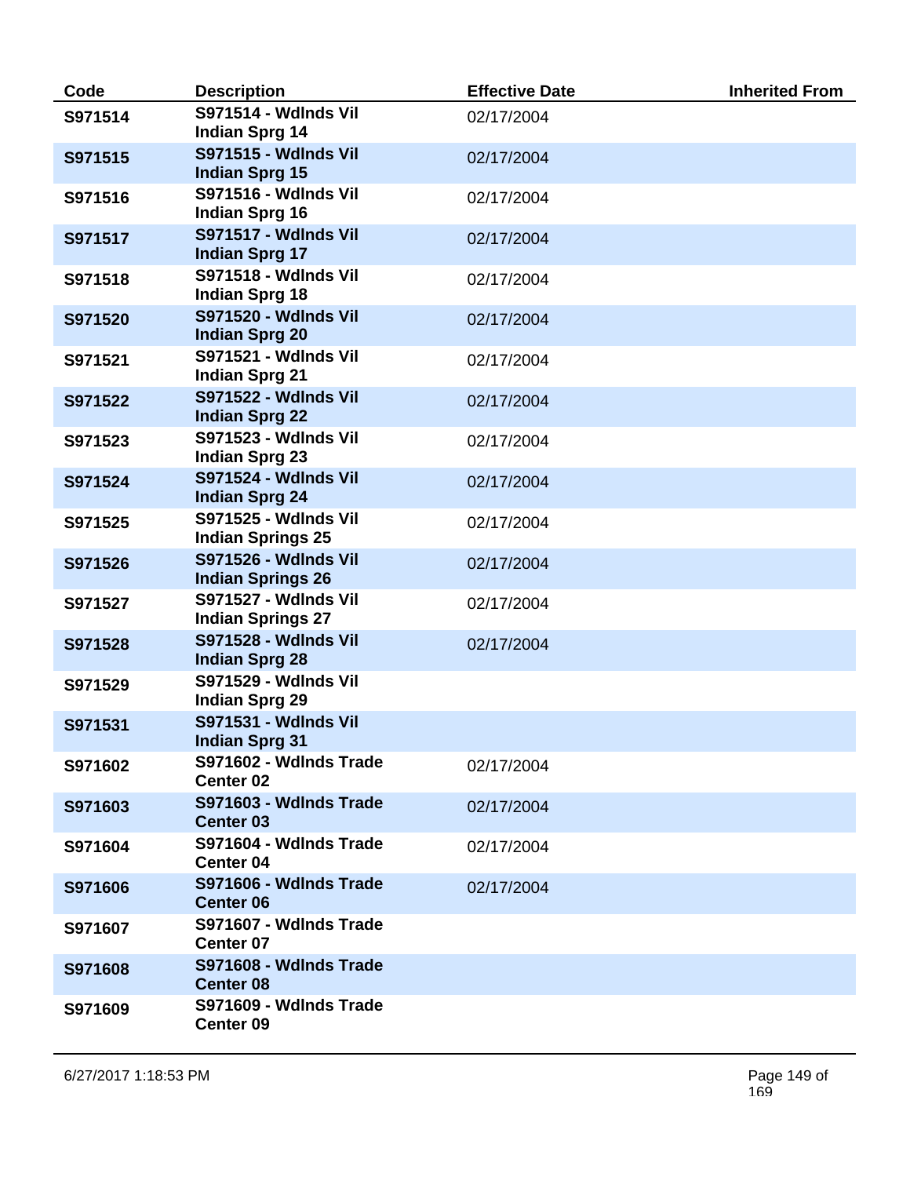| Code | Description | Effective Date | Inherited From |
|---|---|---|---|
| S971514 | S971514 - Wdlnds Vil Indian Sprg 14 | 02/17/2004 | |
| S971515 | S971515 - Wdlnds Vil Indian Sprg 15 | 02/17/2004 | |
| S971516 | S971516 - Wdlnds Vil Indian Sprg 16 | 02/17/2004 | |
| S971517 | S971517 - Wdlnds Vil Indian Sprg 17 | 02/17/2004 | |
| S971518 | S971518 - Wdlnds Vil Indian Sprg 18 | 02/17/2004 | |
| S971520 | S971520 - Wdlnds Vil Indian Sprg 20 | 02/17/2004 | |
| S971521 | S971521 - Wdlnds Vil Indian Sprg 21 | 02/17/2004 | |
| S971522 | S971522 - Wdlnds Vil Indian Sprg 22 | 02/17/2004 | |
| S971523 | S971523 - Wdlnds Vil Indian Sprg 23 | 02/17/2004 | |
| S971524 | S971524 - Wdlnds Vil Indian Sprg 24 | 02/17/2004 | |
| S971525 | S971525 - Wdlnds Vil Indian Springs 25 | 02/17/2004 | |
| S971526 | S971526 - Wdlnds Vil Indian Springs 26 | 02/17/2004 | |
| S971527 | S971527 - Wdlnds Vil Indian Springs 27 | 02/17/2004 | |
| S971528 | S971528 - Wdlnds Vil Indian Sprg 28 | 02/17/2004 | |
| S971529 | S971529 - Wdlnds Vil Indian Sprg 29 | | |
| S971531 | S971531 - Wdlnds Vil Indian Sprg 31 | | |
| S971602 | S971602 - Wdlnds Trade Center 02 | 02/17/2004 | |
| S971603 | S971603 - Wdlnds Trade Center 03 | 02/17/2004 | |
| S971604 | S971604 - Wdlnds Trade Center 04 | 02/17/2004 | |
| S971606 | S971606 - Wdlnds Trade Center 06 | 02/17/2004 | |
| S971607 | S971607 - Wdlnds Trade Center 07 | | |
| S971608 | S971608 - Wdlnds Trade Center 08 | | |
| S971609 | S971609 - Wdlnds Trade Center 09 | | |

6/27/2017 1:18:53 PM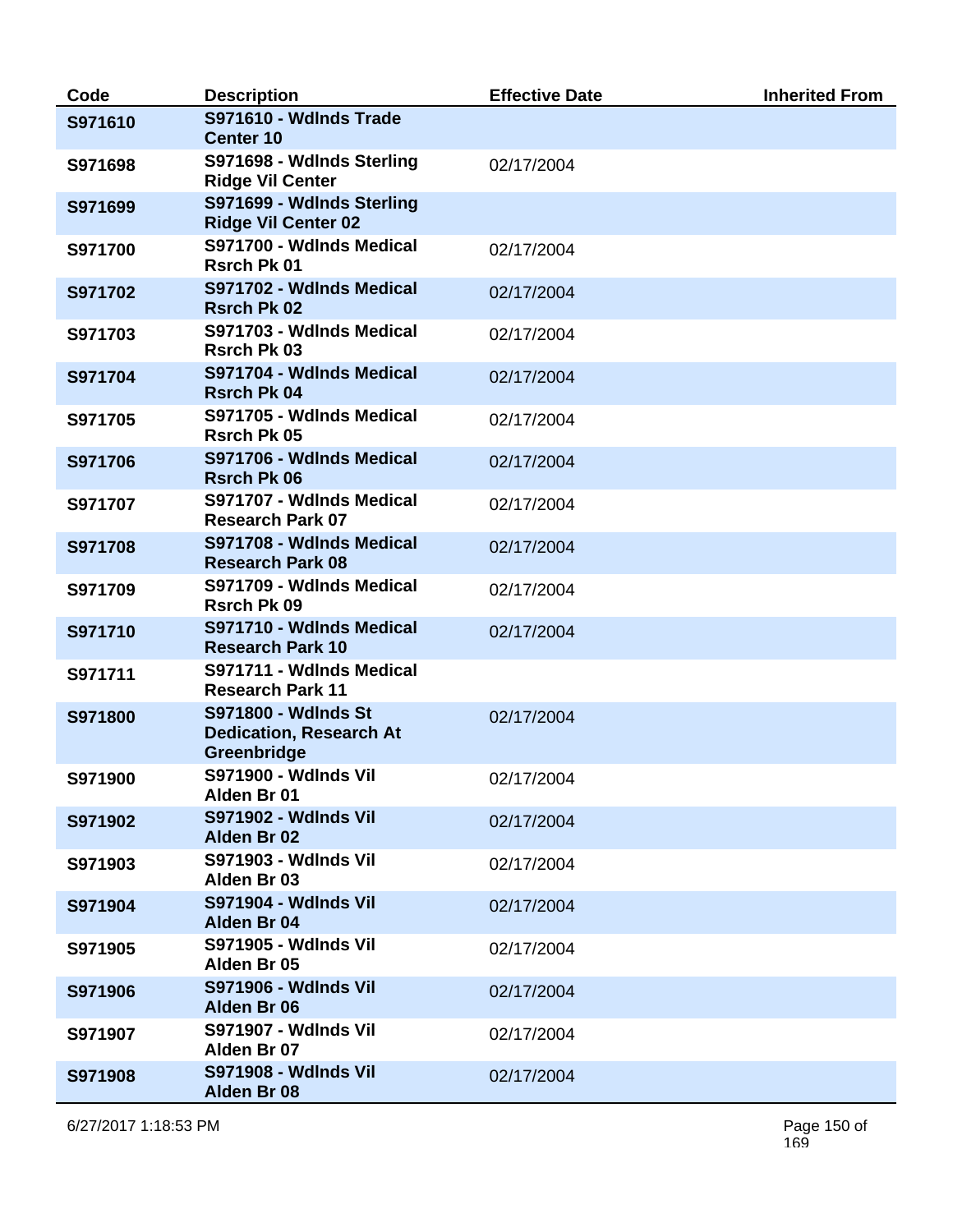| Code | Description | Effective Date | Inherited From |
|---|---|---|---|
| S971610 | S971610 - Wdlnds Trade Center 10 | | |
| S971698 | S971698 - Wdlnds Sterling Ridge Vil Center | 02/17/2004 | |
| S971699 | S971699 - Wdlnds Sterling Ridge Vil Center 02 | | |
| S971700 | S971700 - Wdlnds Medical Rsrch Pk 01 | 02/17/2004 | |
| S971702 | S971702 - Wdlnds Medical Rsrch Pk 02 | 02/17/2004 | |
| S971703 | S971703 - Wdlnds Medical Rsrch Pk 03 | 02/17/2004 | |
| S971704 | S971704 - Wdlnds Medical Rsrch Pk 04 | 02/17/2004 | |
| S971705 | S971705 - Wdlnds Medical Rsrch Pk 05 | 02/17/2004 | |
| S971706 | S971706 - Wdlnds Medical Rsrch Pk 06 | 02/17/2004 | |
| S971707 | S971707 - Wdlnds Medical Research Park 07 | 02/17/2004 | |
| S971708 | S971708 - Wdlnds Medical Research Park 08 | 02/17/2004 | |
| S971709 | S971709 - Wdlnds Medical Rsrch Pk 09 | 02/17/2004 | |
| S971710 | S971710 - Wdlnds Medical Research Park 10 | 02/17/2004 | |
| S971711 | S971711 - Wdlnds Medical Research Park 11 | | |
| S971800 | S971800 - Wdlnds St Dedication, Research At Greenbridge | 02/17/2004 | |
| S971900 | S971900 - Wdlnds Vil Alden Br 01 | 02/17/2004 | |
| S971902 | S971902 - Wdlnds Vil Alden Br 02 | 02/17/2004 | |
| S971903 | S971903 - Wdlnds Vil Alden Br 03 | 02/17/2004 | |
| S971904 | S971904 - Wdlnds Vil Alden Br 04 | 02/17/2004 | |
| S971905 | S971905 - Wdlnds Vil Alden Br 05 | 02/17/2004 | |
| S971906 | S971906 - Wdlnds Vil Alden Br 06 | 02/17/2004 | |
| S971907 | S971907 - Wdlnds Vil Alden Br 07 | 02/17/2004 | |
| S971908 | S971908 - Wdlnds Vil Alden Br 08 | 02/17/2004 | |

6/27/2017 1:18:53 PM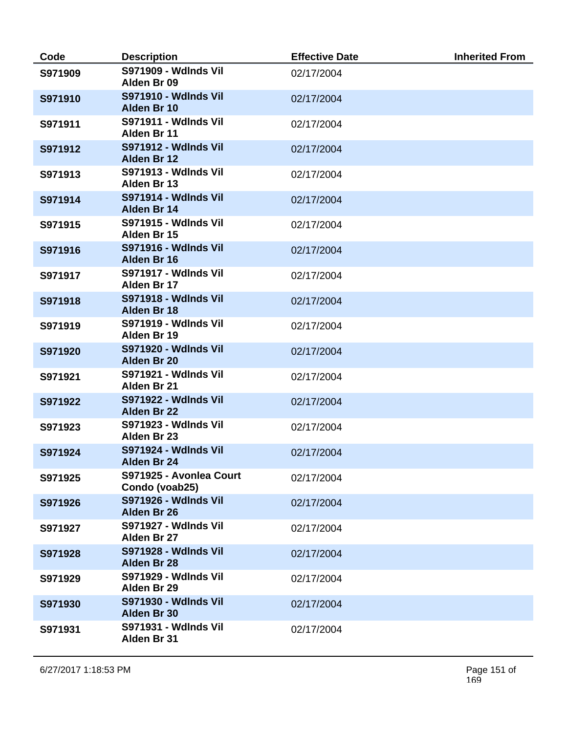| Code | Description | Effective Date | Inherited From |
|---|---|---|---|
| S971909 | S971909 - Wdlnds Vil Alden Br 09 | 02/17/2004 | |
| S971910 | S971910 - Wdlnds Vil Alden Br 10 | 02/17/2004 | |
| S971911 | S971911 - Wdlnds Vil Alden Br 11 | 02/17/2004 | |
| S971912 | S971912 - Wdlnds Vil Alden Br 12 | 02/17/2004 | |
| S971913 | S971913 - Wdlnds Vil Alden Br 13 | 02/17/2004 | |
| S971914 | S971914 - Wdlnds Vil Alden Br 14 | 02/17/2004 | |
| S971915 | S971915 - Wdlnds Vil Alden Br 15 | 02/17/2004 | |
| S971916 | S971916 - Wdlnds Vil Alden Br 16 | 02/17/2004 | |
| S971917 | S971917 - Wdlnds Vil Alden Br 17 | 02/17/2004 | |
| S971918 | S971918 - Wdlnds Vil Alden Br 18 | 02/17/2004 | |
| S971919 | S971919 - Wdlnds Vil Alden Br 19 | 02/17/2004 | |
| S971920 | S971920 - Wdlnds Vil Alden Br 20 | 02/17/2004 | |
| S971921 | S971921 - Wdlnds Vil Alden Br 21 | 02/17/2004 | |
| S971922 | S971922 - Wdlnds Vil Alden Br 22 | 02/17/2004 | |
| S971923 | S971923 - Wdlnds Vil Alden Br 23 | 02/17/2004 | |
| S971924 | S971924 - Wdlnds Vil Alden Br 24 | 02/17/2004 | |
| S971925 | S971925 - Avonlea Court Condo (voab25) | 02/17/2004 | |
| S971926 | S971926 - Wdlnds Vil Alden Br 26 | 02/17/2004 | |
| S971927 | S971927 - Wdlnds Vil Alden Br 27 | 02/17/2004 | |
| S971928 | S971928 - Wdlnds Vil Alden Br 28 | 02/17/2004 | |
| S971929 | S971929 - Wdlnds Vil Alden Br 29 | 02/17/2004 | |
| S971930 | S971930 - Wdlnds Vil Alden Br 30 | 02/17/2004 | |
| S971931 | S971931 - Wdlnds Vil Alden Br 31 | 02/17/2004 | |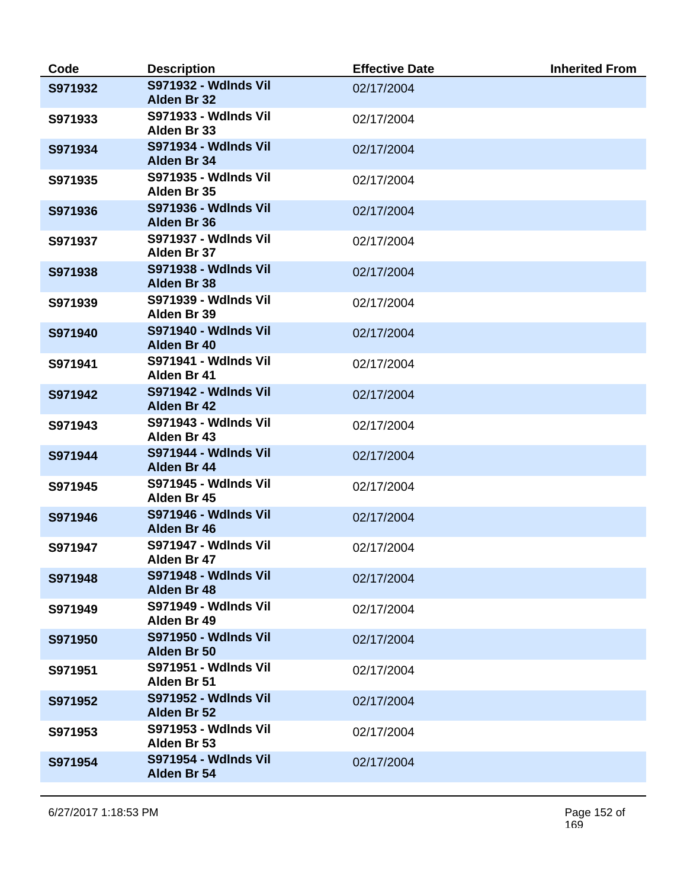| Code | Description | Effective Date | Inherited From |
| --- | --- | --- | --- |
| S971932 | S971932 - Wdlnds Vil Alden Br 32 | 02/17/2004 | |
| S971933 | S971933 - Wdlnds Vil Alden Br 33 | 02/17/2004 | |
| S971934 | S971934 - Wdlnds Vil Alden Br 34 | 02/17/2004 | |
| S971935 | S971935 - Wdlnds Vil Alden Br 35 | 02/17/2004 | |
| S971936 | S971936 - Wdlnds Vil Alden Br 36 | 02/17/2004 | |
| S971937 | S971937 - Wdlnds Vil Alden Br 37 | 02/17/2004 | |
| S971938 | S971938 - Wdlnds Vil Alden Br 38 | 02/17/2004 | |
| S971939 | S971939 - Wdlnds Vil Alden Br 39 | 02/17/2004 | |
| S971940 | S971940 - Wdlnds Vil Alden Br 40 | 02/17/2004 | |
| S971941 | S971941 - Wdlnds Vil Alden Br 41 | 02/17/2004 | |
| S971942 | S971942 - Wdlnds Vil Alden Br 42 | 02/17/2004 | |
| S971943 | S971943 - Wdlnds Vil Alden Br 43 | 02/17/2004 | |
| S971944 | S971944 - Wdlnds Vil Alden Br 44 | 02/17/2004 | |
| S971945 | S971945 - Wdlnds Vil Alden Br 45 | 02/17/2004 | |
| S971946 | S971946 - Wdlnds Vil Alden Br 46 | 02/17/2004 | |
| S971947 | S971947 - Wdlnds Vil Alden Br 47 | 02/17/2004 | |
| S971948 | S971948 - Wdlnds Vil Alden Br 48 | 02/17/2004 | |
| S971949 | S971949 - Wdlnds Vil Alden Br 49 | 02/17/2004 | |
| S971950 | S971950 - Wdlnds Vil Alden Br 50 | 02/17/2004 | |
| S971951 | S971951 - Wdlnds Vil Alden Br 51 | 02/17/2004 | |
| S971952 | S971952 - Wdlnds Vil Alden Br 52 | 02/17/2004 | |
| S971953 | S971953 - Wdlnds Vil Alden Br 53 | 02/17/2004 | |
| S971954 | S971954 - Wdlnds Vil Alden Br 54 | 02/17/2004 | |

6/27/2017 1:18:53 PM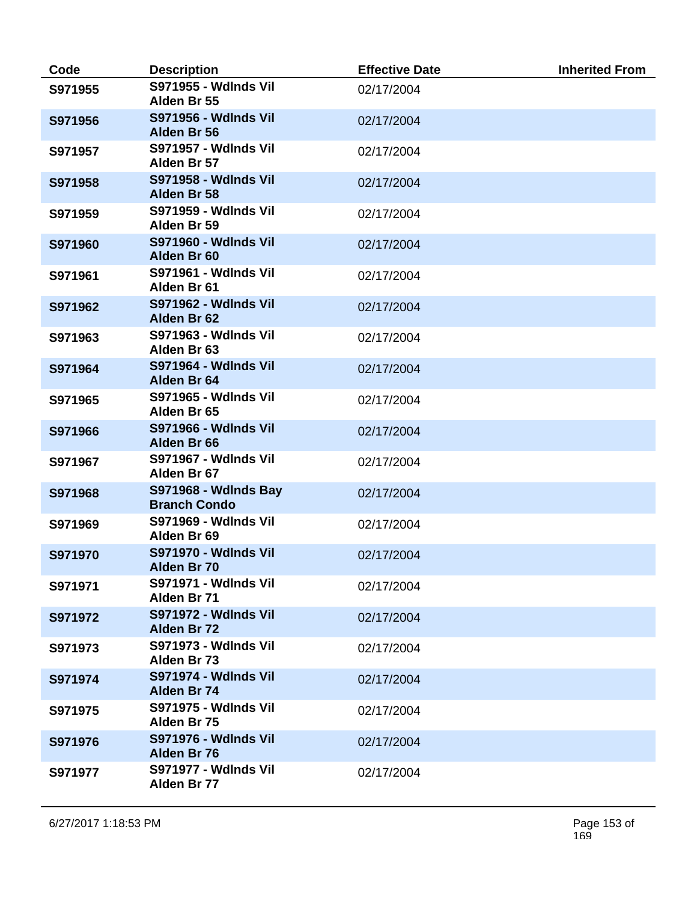| Code | Description | Effective Date | Inherited From |
|---|---|---|---|
| **S971955** | **S971955 - Wdlnds Vil Alden Br 55** | 02/17/2004 | |
| **S971956** | **S971956 - Wdlnds Vil Alden Br 56** | 02/17/2004 | |
| **S971957** | **S971957 - Wdlnds Vil Alden Br 57** | 02/17/2004 | |
| **S971958** | **S971958 - Wdlnds Vil Alden Br 58** | 02/17/2004 | |
| **S971959** | **S971959 - Wdlnds Vil Alden Br 59** | 02/17/2004 | |
| **S971960** | **S971960 - Wdlnds Vil Alden Br 60** | 02/17/2004 | |
| **S971961** | **S971961 - Wdlnds Vil Alden Br 61** | 02/17/2004 | |
| **S971962** | **S971962 - Wdlnds Vil Alden Br 62** | 02/17/2004 | |
| **S971963** | **S971963 - Wdlnds Vil Alden Br 63** | 02/17/2004 | |
| **S971964** | **S971964 - Wdlnds Vil Alden Br 64** | 02/17/2004 | |
| **S971965** | **S971965 - Wdlnds Vil Alden Br 65** | 02/17/2004 | |
| **S971966** | **S971966 - Wdlnds Vil Alden Br 66** | 02/17/2004 | |
| **S971967** | **S971967 - Wdlnds Vil Alden Br 67** | 02/17/2004 | |
| **S971968** | **S971968 - Wdlnds Bay Branch Condo** | 02/17/2004 | |
| **S971969** | **S971969 - Wdlnds Vil Alden Br 69** | 02/17/2004 | |
| **S971970** | **S971970 - Wdlnds Vil Alden Br 70** | 02/17/2004 | |
| **S971971** | **S971971 - Wdlnds Vil Alden Br 71** | 02/17/2004 | |
| **S971972** | **S971972 - Wdlnds Vil Alden Br 72** | 02/17/2004 | |
| **S971973** | **S971973 - Wdlnds Vil Alden Br 73** | 02/17/2004 | |
| **S971974** | **S971974 - Wdlnds Vil Alden Br 74** | 02/17/2004 | |
| **S971975** | **S971975 - Wdlnds Vil Alden Br 75** | 02/17/2004 | |
| **S971976** | **S971976 - Wdlnds Vil Alden Br 76** | 02/17/2004 | |
| **S971977** | **S971977 - Wdlnds Vil Alden Br 77** | 02/17/2004 | |

6/27/2017 1:18:53 PM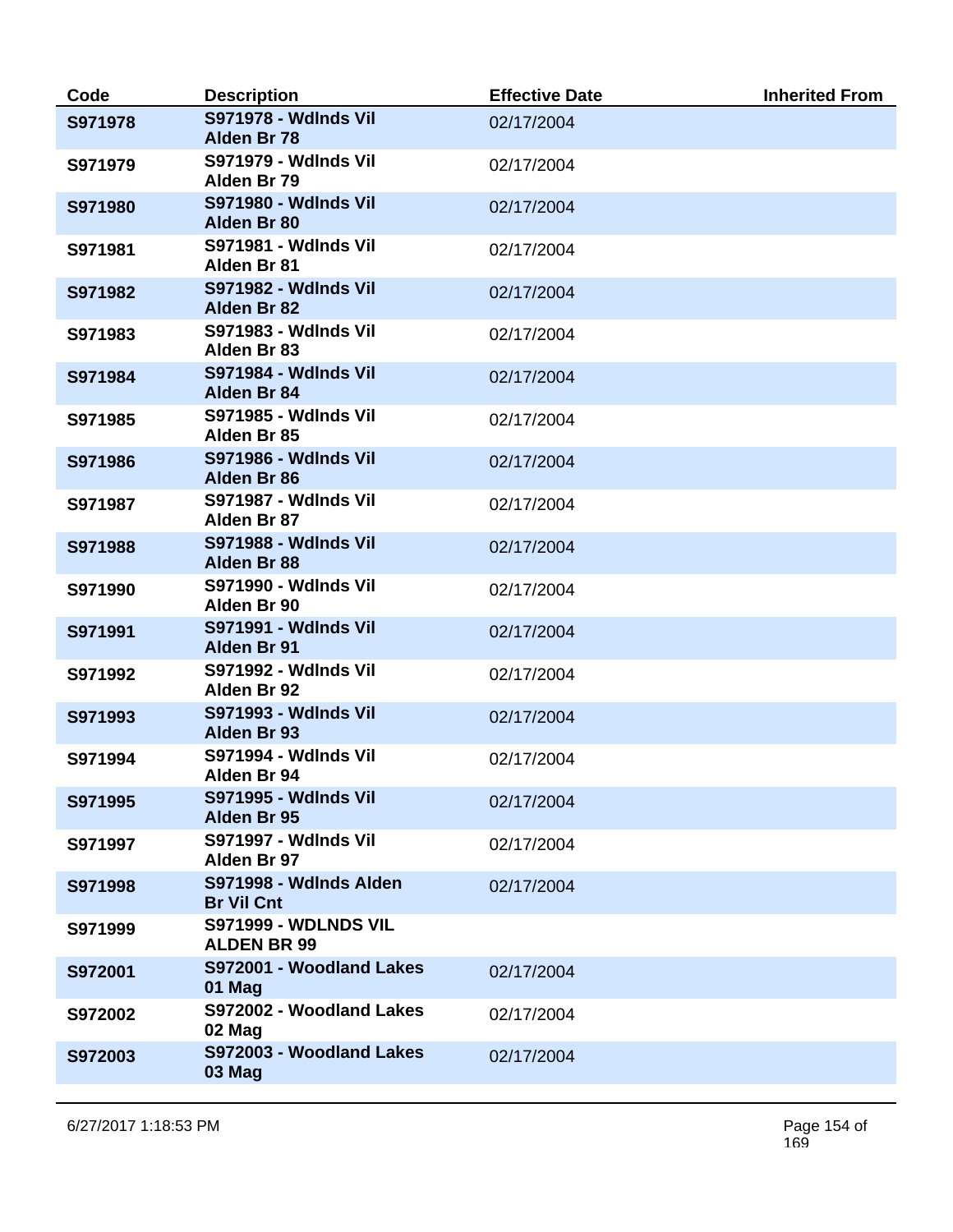| Code | Description | Effective Date | Inherited From |
|---|---|---|---|
| S971978 | S971978 - Wdlnds Vil Alden Br 78 | 02/17/2004 | |
| S971979 | S971979 - Wdlnds Vil Alden Br 79 | 02/17/2004 | |
| S971980 | S971980 - Wdlnds Vil Alden Br 80 | 02/17/2004 | |
| S971981 | S971981 - Wdlnds Vil Alden Br 81 | 02/17/2004 | |
| S971982 | S971982 - Wdlnds Vil Alden Br 82 | 02/17/2004 | |
| S971983 | S971983 - Wdlnds Vil Alden Br 83 | 02/17/2004 | |
| S971984 | S971984 - Wdlnds Vil Alden Br 84 | 02/17/2004 | |
| S971985 | S971985 - Wdlnds Vil Alden Br 85 | 02/17/2004 | |
| S971986 | S971986 - Wdlnds Vil Alden Br 86 | 02/17/2004 | |
| S971987 | S971987 - Wdlnds Vil Alden Br 87 | 02/17/2004 | |
| S971988 | S971988 - Wdlnds Vil Alden Br 88 | 02/17/2004 | |
| S971990 | S971990 - Wdlnds Vil Alden Br 90 | 02/17/2004 | |
| S971991 | S971991 - Wdlnds Vil Alden Br 91 | 02/17/2004 | |
| S971992 | S971992 - Wdlnds Vil Alden Br 92 | 02/17/2004 | |
| S971993 | S971993 - Wdlnds Vil Alden Br 93 | 02/17/2004 | |
| S971994 | S971994 - Wdlnds Vil Alden Br 94 | 02/17/2004 | |
| S971995 | S971995 - Wdlnds Vil Alden Br 95 | 02/17/2004 | |
| S971997 | S971997 - Wdlnds Vil Alden Br 97 | 02/17/2004 | |
| S971998 | S971998 - Wdlnds Alden Br Vil Cnt | 02/17/2004 | |
| S971999 | S971999 - WDLNDS VIL ALDEN BR 99 | | |
| S972001 | S972001 - Woodland Lakes 01 Mag | 02/17/2004 | |
| S972002 | S972002 - Woodland Lakes 02 Mag | 02/17/2004 | |
| S972003 | S972003 - Woodland Lakes 03 Mag | 02/17/2004 | |

6/27/2017 1:18:53 PM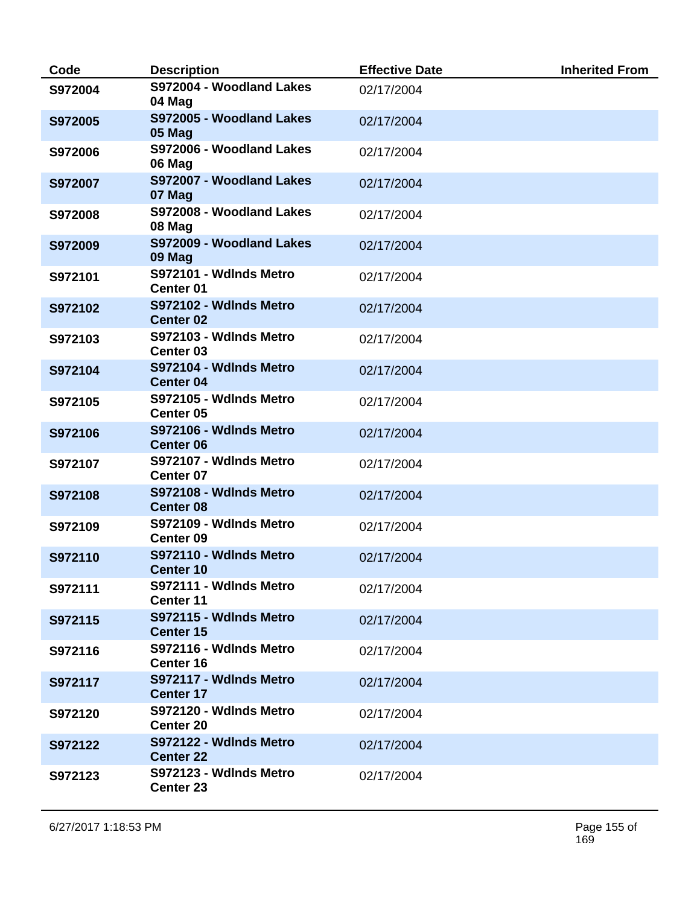| Code | Description | Effective Date | Inherited From |
| --- | --- | --- | --- |
| S972004 | S972004 - Woodland Lakes 04 Mag | 02/17/2004 | |
| S972005 | S972005 - Woodland Lakes 05 Mag | 02/17/2004 | |
| S972006 | S972006 - Woodland Lakes 06 Mag | 02/17/2004 | |
| S972007 | S972007 - Woodland Lakes 07 Mag | 02/17/2004 | |
| S972008 | S972008 - Woodland Lakes 08 Mag | 02/17/2004 | |
| S972009 | S972009 - Woodland Lakes 09 Mag | 02/17/2004 | |
| S972101 | S972101 - Wdlnds Metro Center 01 | 02/17/2004 | |
| S972102 | S972102 - Wdlnds Metro Center 02 | 02/17/2004 | |
| S972103 | S972103 - Wdlnds Metro Center 03 | 02/17/2004 | |
| S972104 | S972104 - Wdlnds Metro Center 04 | 02/17/2004 | |
| S972105 | S972105 - Wdlnds Metro Center 05 | 02/17/2004 | |
| S972106 | S972106 - Wdlnds Metro Center 06 | 02/17/2004 | |
| S972107 | S972107 - Wdlnds Metro Center 07 | 02/17/2004 | |
| S972108 | S972108 - Wdlnds Metro Center 08 | 02/17/2004 | |
| S972109 | S972109 - Wdlnds Metro Center 09 | 02/17/2004 | |
| S972110 | S972110 - Wdlnds Metro Center 10 | 02/17/2004 | |
| S972111 | S972111 - Wdlnds Metro Center 11 | 02/17/2004 | |
| S972115 | S972115 - Wdlnds Metro Center 15 | 02/17/2004 | |
| S972116 | S972116 - Wdlnds Metro Center 16 | 02/17/2004 | |
| S972117 | S972117 - Wdlnds Metro Center 17 | 02/17/2004 | |
| S972120 | S972120 - Wdlnds Metro Center 20 | 02/17/2004 | |
| S972122 | S972122 - Wdlnds Metro Center 22 | 02/17/2004 | |
| S972123 | S972123 - Wdlnds Metro Center 23 | 02/17/2004 | |

6/27/2017 1:18:53 PM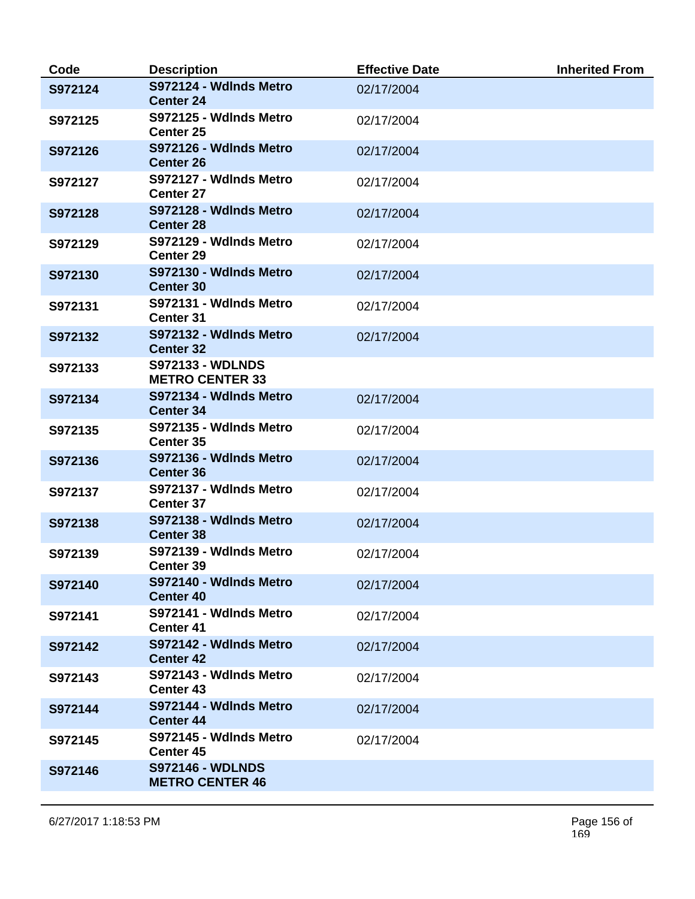| Code | Description | Effective Date | Inherited From |
|---|---|---|---|
| S972124 | S972124 - Wdlnds Metro Center 24 | 02/17/2004 | |
| S972125 | S972125 - Wdlnds Metro Center 25 | 02/17/2004 | |
| S972126 | S972126 - Wdlnds Metro Center 26 | 02/17/2004 | |
| S972127 | S972127 - Wdlnds Metro Center 27 | 02/17/2004 | |
| S972128 | S972128 - Wdlnds Metro Center 28 | 02/17/2004 | |
| S972129 | S972129 - Wdlnds Metro Center 29 | 02/17/2004 | |
| S972130 | S972130 - Wdlnds Metro Center 30 | 02/17/2004 | |
| S972131 | S972131 - Wdlnds Metro Center 31 | 02/17/2004 | |
| S972132 | S972132 - Wdlnds Metro Center 32 | 02/17/2004 | |
| S972133 | S972133 - WDLNDS METRO CENTER 33 | | |
| S972134 | S972134 - Wdlnds Metro Center 34 | 02/17/2004 | |
| S972135 | S972135 - Wdlnds Metro Center 35 | 02/17/2004 | |
| S972136 | S972136 - Wdlnds Metro Center 36 | 02/17/2004 | |
| S972137 | S972137 - Wdlnds Metro Center 37 | 02/17/2004 | |
| S972138 | S972138 - Wdlnds Metro Center 38 | 02/17/2004 | |
| S972139 | S972139 - Wdlnds Metro Center 39 | 02/17/2004 | |
| S972140 | S972140 - Wdlnds Metro Center 40 | 02/17/2004 | |
| S972141 | S972141 - Wdlnds Metro Center 41 | 02/17/2004 | |
| S972142 | S972142 - Wdlnds Metro Center 42 | 02/17/2004 | |
| S972143 | S972143 - Wdlnds Metro Center 43 | 02/17/2004 | |
| S972144 | S972144 - Wdlnds Metro Center 44 | 02/17/2004 | |
| S972145 | S972145 - Wdlnds Metro Center 45 | 02/17/2004 | |
| S972146 | S972146 - WDLNDS METRO CENTER 46 | | |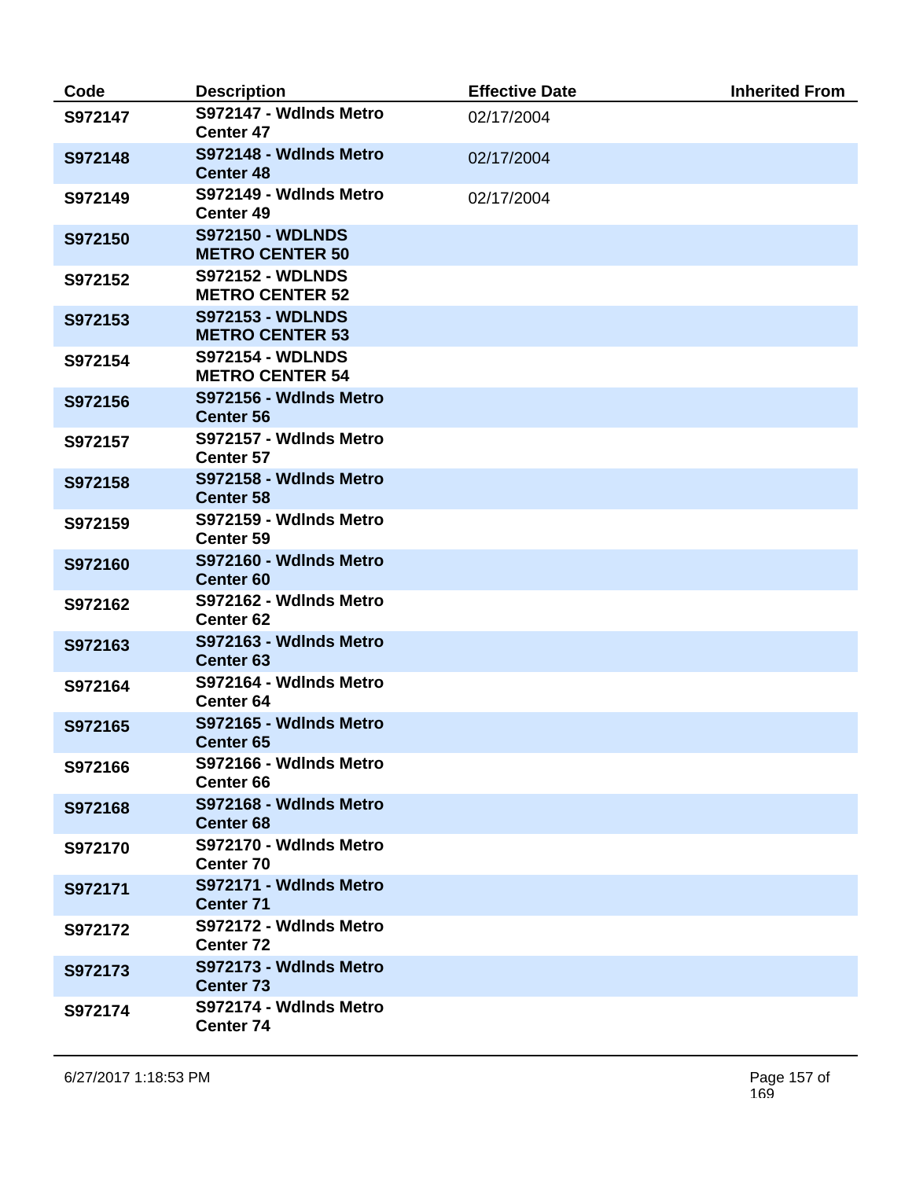| Code | Description | Effective Date | Inherited From |
|---|---|---|---|
| **S972147** | **S972147 - Wdlnds Metro Center 47** | 02/17/2004 | |
| **S972148** | **S972148 - Wdlnds Metro Center 48** | 02/17/2004 | |
| **S972149** | **S972149 - Wdlnds Metro Center 49** | 02/17/2004 | |
| **S972150** | **S972150 - WDLNDS METRO CENTER 50** | | |
| **S972152** | **S972152 - WDLNDS METRO CENTER 52** | | |
| **S972153** | **S972153 - WDLNDS METRO CENTER 53** | | |
| **S972154** | **S972154 - WDLNDS METRO CENTER 54** | | |
| **S972156** | **S972156 - Wdlnds Metro Center 56** | | |
| **S972157** | **S972157 - Wdlnds Metro Center 57** | | |
| **S972158** | **S972158 - Wdlnds Metro Center 58** | | |
| **S972159** | **S972159 - Wdlnds Metro Center 59** | | |
| **S972160** | **S972160 - Wdlnds Metro Center 60** | | |
| **S972162** | **S972162 - Wdlnds Metro Center 62** | | |
| **S972163** | **S972163 - Wdlnds Metro Center 63** | | |
| **S972164** | **S972164 - Wdlnds Metro Center 64** | | |
| **S972165** | **S972165 - Wdlnds Metro Center 65** | | |
| **S972166** | **S972166 - Wdlnds Metro Center 66** | | |
| **S972168** | **S972168 - Wdlnds Metro Center 68** | | |
| **S972170** | **S972170 - Wdlnds Metro Center 70** | | |
| **S972171** | **S972171 - Wdlnds Metro Center 71** | | |
| **S972172** | **S972172 - Wdlnds Metro Center 72** | | |
| **S972173** | **S972173 - Wdlnds Metro Center 73** | | |
| **S972174** | **S972174 - Wdlnds Metro Center 74** | | |

6/27/2017 1:18:53 PM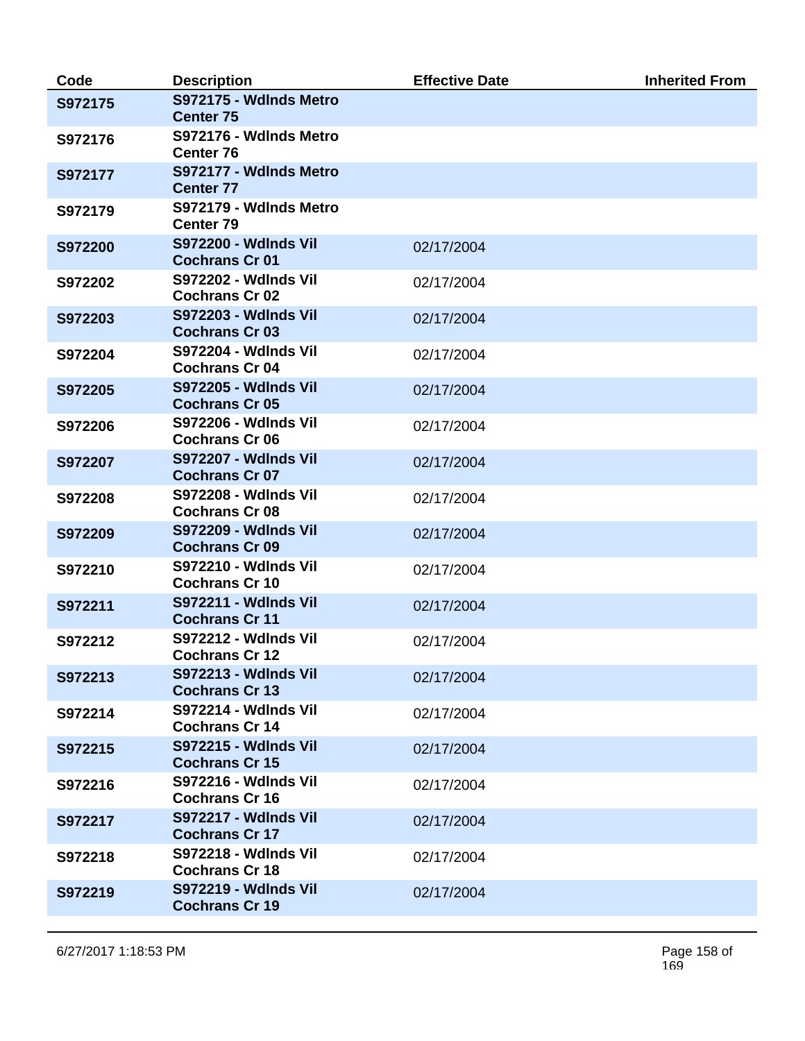| Code | Description | Effective Date | Inherited From |
|---|---|---|---|
| **S972175** | **S972175 - Wdlnds Metro Center 75** | | |
| **S972176** | **S972176 - Wdlnds Metro Center 76** | | |
| **S972177** | **S972177 - Wdlnds Metro Center 77** | | |
| **S972179** | **S972179 - Wdlnds Metro Center 79** | | |
| **S972200** | **S972200 - Wdlnds Vil Cochrans Cr 01** | 02/17/2004 | |
| **S972202** | **S972202 - Wdlnds Vil Cochrans Cr 02** | 02/17/2004 | |
| **S972203** | **S972203 - Wdlnds Vil Cochrans Cr 03** | 02/17/2004 | |
| **S972204** | **S972204 - Wdlnds Vil Cochrans Cr 04** | 02/17/2004 | |
| **S972205** | **S972205 - Wdlnds Vil Cochrans Cr 05** | 02/17/2004 | |
| **S972206** | **S972206 - Wdlnds Vil Cochrans Cr 06** | 02/17/2004 | |
| **S972207** | **S972207 - Wdlnds Vil Cochrans Cr 07** | 02/17/2004 | |
| **S972208** | **S972208 - Wdlnds Vil Cochrans Cr 08** | 02/17/2004 | |
| **S972209** | **S972209 - Wdlnds Vil Cochrans Cr 09** | 02/17/2004 | |
| **S972210** | **S972210 - Wdlnds Vil Cochrans Cr 10** | 02/17/2004 | |
| **S972211** | **S972211 - Wdlnds Vil Cochrans Cr 11** | 02/17/2004 | |
| **S972212** | **S972212 - Wdlnds Vil Cochrans Cr 12** | 02/17/2004 | |
| **S972213** | **S972213 - Wdlnds Vil Cochrans Cr 13** | 02/17/2004 | |
| **S972214** | **S972214 - Wdlnds Vil Cochrans Cr 14** | 02/17/2004 | |
| **S972215** | **S972215 - Wdlnds Vil Cochrans Cr 15** | 02/17/2004 | |
| **S972216** | **S972216 - Wdlnds Vil Cochrans Cr 16** | 02/17/2004 | |
| **S972217** | **S972217 - Wdlnds Vil Cochrans Cr 17** | 02/17/2004 | |
| **S972218** | **S972218 - Wdlnds Vil Cochrans Cr 18** | 02/17/2004 | |
| **S972219** | **S972219 - Wdlnds Vil Cochrans Cr 19** | 02/17/2004 | |

6/27/2017 1:18:53 PM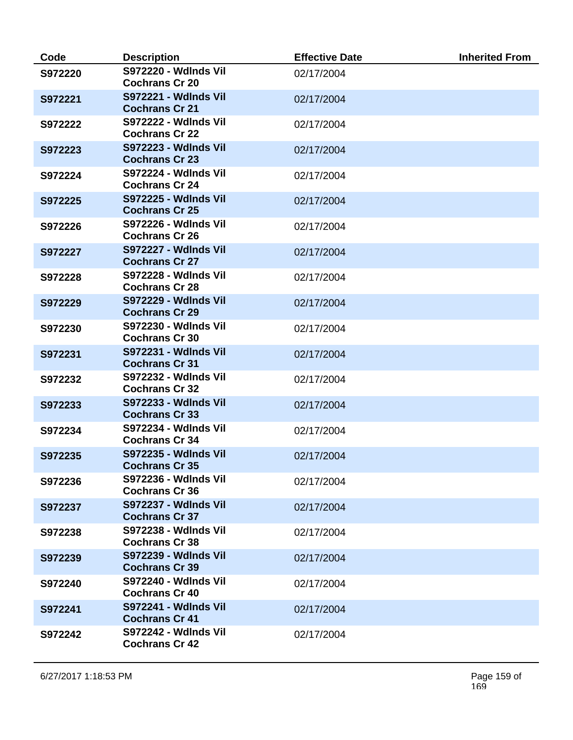| Code | Description | Effective Date | Inherited From |
| --- | --- | --- | --- |
| S972220 | S972220 - Wdlnds Vil Cochrans Cr 20 | 02/17/2004 | |
| S972221 | S972221 - Wdlnds Vil Cochrans Cr 21 | 02/17/2004 | |
| S972222 | S972222 - Wdlnds Vil Cochrans Cr 22 | 02/17/2004 | |
| S972223 | S972223 - Wdlnds Vil Cochrans Cr 23 | 02/17/2004 | |
| S972224 | S972224 - Wdlnds Vil Cochrans Cr 24 | 02/17/2004 | |
| S972225 | S972225 - Wdlnds Vil Cochrans Cr 25 | 02/17/2004 | |
| S972226 | S972226 - Wdlnds Vil Cochrans Cr 26 | 02/17/2004 | |
| S972227 | S972227 - Wdlnds Vil Cochrans Cr 27 | 02/17/2004 | |
| S972228 | S972228 - Wdlnds Vil Cochrans Cr 28 | 02/17/2004 | |
| S972229 | S972229 - Wdlnds Vil Cochrans Cr 29 | 02/17/2004 | |
| S972230 | S972230 - Wdlnds Vil Cochrans Cr 30 | 02/17/2004 | |
| S972231 | S972231 - Wdlnds Vil Cochrans Cr 31 | 02/17/2004 | |
| S972232 | S972232 - Wdlnds Vil Cochrans Cr 32 | 02/17/2004 | |
| S972233 | S972233 - Wdlnds Vil Cochrans Cr 33 | 02/17/2004 | |
| S972234 | S972234 - Wdlnds Vil Cochrans Cr 34 | 02/17/2004 | |
| S972235 | S972235 - Wdlnds Vil Cochrans Cr 35 | 02/17/2004 | |
| S972236 | S972236 - Wdlnds Vil Cochrans Cr 36 | 02/17/2004 | |
| S972237 | S972237 - Wdlnds Vil Cochrans Cr 37 | 02/17/2004 | |
| S972238 | S972238 - Wdlnds Vil Cochrans Cr 38 | 02/17/2004 | |
| S972239 | S972239 - Wdlnds Vil Cochrans Cr 39 | 02/17/2004 | |
| S972240 | S972240 - Wdlnds Vil Cochrans Cr 40 | 02/17/2004 | |
| S972241 | S972241 - Wdlnds Vil Cochrans Cr 41 | 02/17/2004 | |
| S972242 | S972242 - Wdlnds Vil Cochrans Cr 42 | 02/17/2004 | |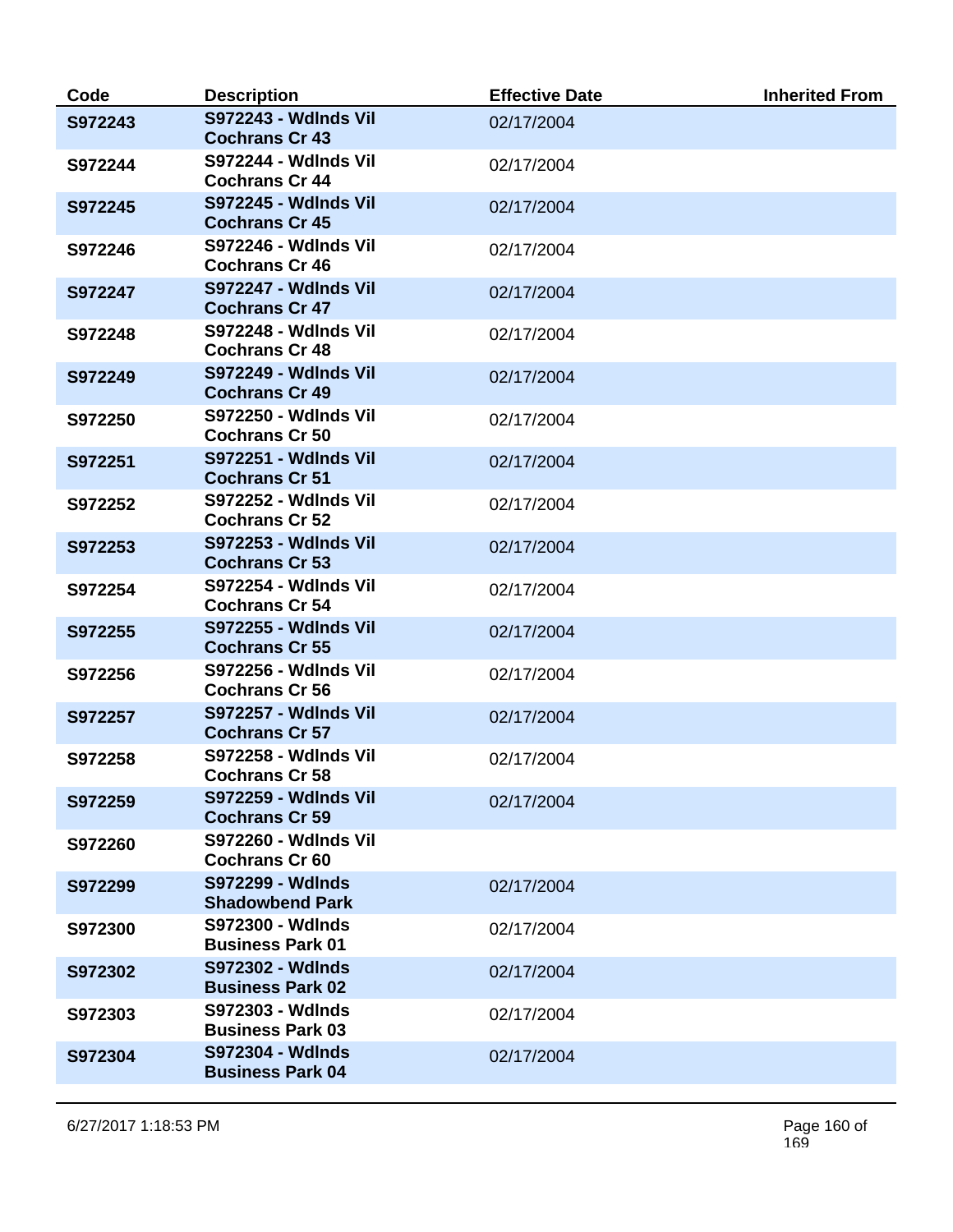| Code | Description | Effective Date | Inherited From |
| --- | --- | --- | --- |
| S972243 | S972243 - Wdlnds Vil Cochrans Cr 43 | 02/17/2004 | |
| S972244 | S972244 - Wdlnds Vil Cochrans Cr 44 | 02/17/2004 | |
| S972245 | S972245 - Wdlnds Vil Cochrans Cr 45 | 02/17/2004 | |
| S972246 | S972246 - Wdlnds Vil Cochrans Cr 46 | 02/17/2004 | |
| S972247 | S972247 - Wdlnds Vil Cochrans Cr 47 | 02/17/2004 | |
| S972248 | S972248 - Wdlnds Vil Cochrans Cr 48 | 02/17/2004 | |
| S972249 | S972249 - Wdlnds Vil Cochrans Cr 49 | 02/17/2004 | |
| S972250 | S972250 - Wdlnds Vil Cochrans Cr 50 | 02/17/2004 | |
| S972251 | S972251 - Wdlnds Vil Cochrans Cr 51 | 02/17/2004 | |
| S972252 | S972252 - Wdlnds Vil Cochrans Cr 52 | 02/17/2004 | |
| S972253 | S972253 - Wdlnds Vil Cochrans Cr 53 | 02/17/2004 | |
| S972254 | S972254 - Wdlnds Vil Cochrans Cr 54 | 02/17/2004 | |
| S972255 | S972255 - Wdlnds Vil Cochrans Cr 55 | 02/17/2004 | |
| S972256 | S972256 - Wdlnds Vil Cochrans Cr 56 | 02/17/2004 | |
| S972257 | S972257 - Wdlnds Vil Cochrans Cr 57 | 02/17/2004 | |
| S972258 | S972258 - Wdlnds Vil Cochrans Cr 58 | 02/17/2004 | |
| S972259 | S972259 - Wdlnds Vil Cochrans Cr 59 | 02/17/2004 | |
| S972260 | S972260 - Wdlnds Vil Cochrans Cr 60 | | |
| S972299 | S972299 - Wdlnds Shadowbend Park | 02/17/2004 | |
| S972300 | S972300 - Wdlnds Business Park 01 | 02/17/2004 | |
| S972302 | S972302 - Wdlnds Business Park 02 | 02/17/2004 | |
| S972303 | S972303 - Wdlnds Business Park 03 | 02/17/2004 | |
| S972304 | S972304 - Wdlnds Business Park 04 | 02/17/2004 | |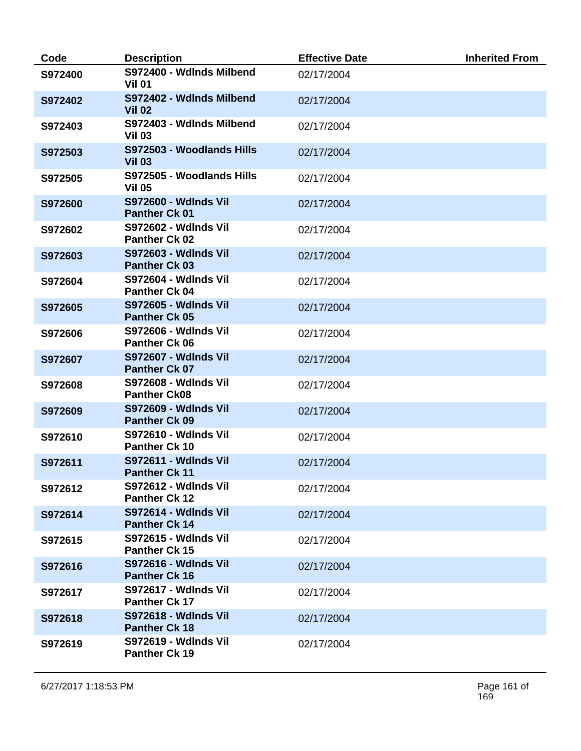| Code | Description | Effective Date | Inherited From |
|---|---|---|---|
| S972400 | S972400 - Wdlnds Milbend Vil 01 | 02/17/2004 | |
| S972402 | S972402 - Wdlnds Milbend Vil 02 | 02/17/2004 | |
| S972403 | S972403 - Wdlnds Milbend Vil 03 | 02/17/2004 | |
| S972503 | S972503 - Woodlands Hills Vil 03 | 02/17/2004 | |
| S972505 | S972505 - Woodlands Hills Vil 05 | 02/17/2004 | |
| S972600 | S972600 - Wdlnds Vil Panther Ck 01 | 02/17/2004 | |
| S972602 | S972602 - Wdlnds Vil Panther Ck 02 | 02/17/2004 | |
| S972603 | S972603 - Wdlnds Vil Panther Ck 03 | 02/17/2004 | |
| S972604 | S972604 - Wdlnds Vil Panther Ck 04 | 02/17/2004 | |
| S972605 | S972605 - Wdlnds Vil Panther Ck 05 | 02/17/2004 | |
| S972606 | S972606 - Wdlnds Vil Panther Ck 06 | 02/17/2004 | |
| S972607 | S972607 - Wdlnds Vil Panther Ck 07 | 02/17/2004 | |
| S972608 | S972608 - Wdlnds Vil Panther Ck08 | 02/17/2004 | |
| S972609 | S972609 - Wdlnds Vil Panther Ck 09 | 02/17/2004 | |
| S972610 | S972610 - Wdlnds Vil Panther Ck 10 | 02/17/2004 | |
| S972611 | S972611 - Wdlnds Vil Panther Ck 11 | 02/17/2004 | |
| S972612 | S972612 - Wdlnds Vil Panther Ck 12 | 02/17/2004 | |
| S972614 | S972614 - Wdlnds Vil Panther Ck 14 | 02/17/2004 | |
| S972615 | S972615 - Wdlnds Vil Panther Ck 15 | 02/17/2004 | |
| S972616 | S972616 - Wdlnds Vil Panther Ck 16 | 02/17/2004 | |
| S972617 | S972617 - Wdlnds Vil Panther Ck 17 | 02/17/2004 | |
| S972618 | S972618 - Wdlnds Vil Panther Ck 18 | 02/17/2004 | |
| S972619 | S972619 - Wdlnds Vil Panther Ck 19 | 02/17/2004 | |

6/27/2017 1:18:53 PM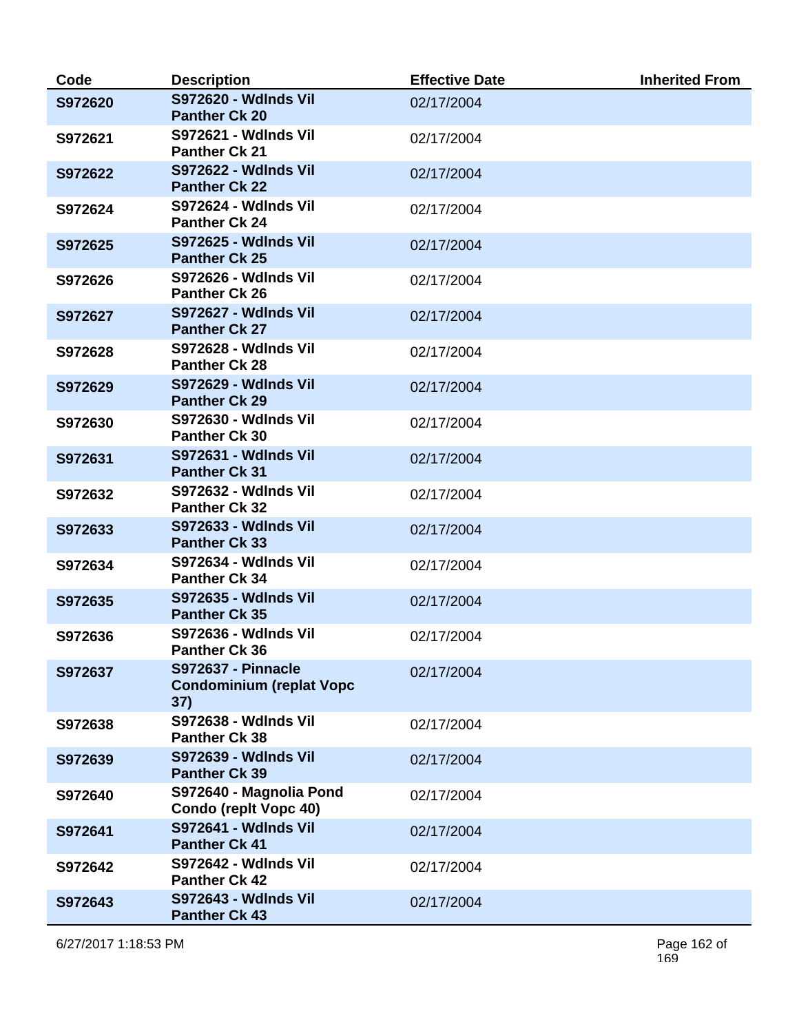| Code | Description | Effective Date | Inherited From |
|---|---|---|---|
| **S972620** | **S972620 - Wdlnds Vil Panther Ck 20** | 02/17/2004 | |
| **S972621** | **S972621 - Wdlnds Vil Panther Ck 21** | 02/17/2004 | |
| **S972622** | **S972622 - Wdlnds Vil Panther Ck 22** | 02/17/2004 | |
| **S972624** | **S972624 - Wdlnds Vil Panther Ck 24** | 02/17/2004 | |
| **S972625** | **S972625 - Wdlnds Vil Panther Ck 25** | 02/17/2004 | |
| **S972626** | **S972626 - Wdlnds Vil Panther Ck 26** | 02/17/2004 | |
| **S972627** | **S972627 - Wdlnds Vil Panther Ck 27** | 02/17/2004 | |
| **S972628** | **S972628 - Wdlnds Vil Panther Ck 28** | 02/17/2004 | |
| **S972629** | **S972629 - Wdlnds Vil Panther Ck 29** | 02/17/2004 | |
| **S972630** | **S972630 - Wdlnds Vil Panther Ck 30** | 02/17/2004 | |
| **S972631** | **S972631 - Wdlnds Vil Panther Ck 31** | 02/17/2004 | |
| **S972632** | **S972632 - Wdlnds Vil Panther Ck 32** | 02/17/2004 | |
| **S972633** | **S972633 - Wdlnds Vil Panther Ck 33** | 02/17/2004 | |
| **S972634** | **S972634 - Wdlnds Vil Panther Ck 34** | 02/17/2004 | |
| **S972635** | **S972635 - Wdlnds Vil Panther Ck 35** | 02/17/2004 | |
| **S972636** | **S972636 - Wdlnds Vil Panther Ck 36** | 02/17/2004 | |
| **S972637** | **S972637 - Pinnacle Condominium (replat Vopc 37)** | 02/17/2004 | |
| **S972638** | **S972638 - Wdlnds Vil Panther Ck 38** | 02/17/2004 | |
| **S972639** | **S972639 - Wdlnds Vil Panther Ck 39** | 02/17/2004 | |
| **S972640** | **S972640 - Magnolia Pond Condo (replt Vopc 40)** | 02/17/2004 | |
| **S972641** | **S972641 - Wdlnds Vil Panther Ck 41** | 02/17/2004 | |
| **S972642** | **S972642 - Wdlnds Vil Panther Ck 42** | 02/17/2004 | |
| **S972643** | **S972643 - Wdlnds Vil Panther Ck 43** | 02/17/2004 | |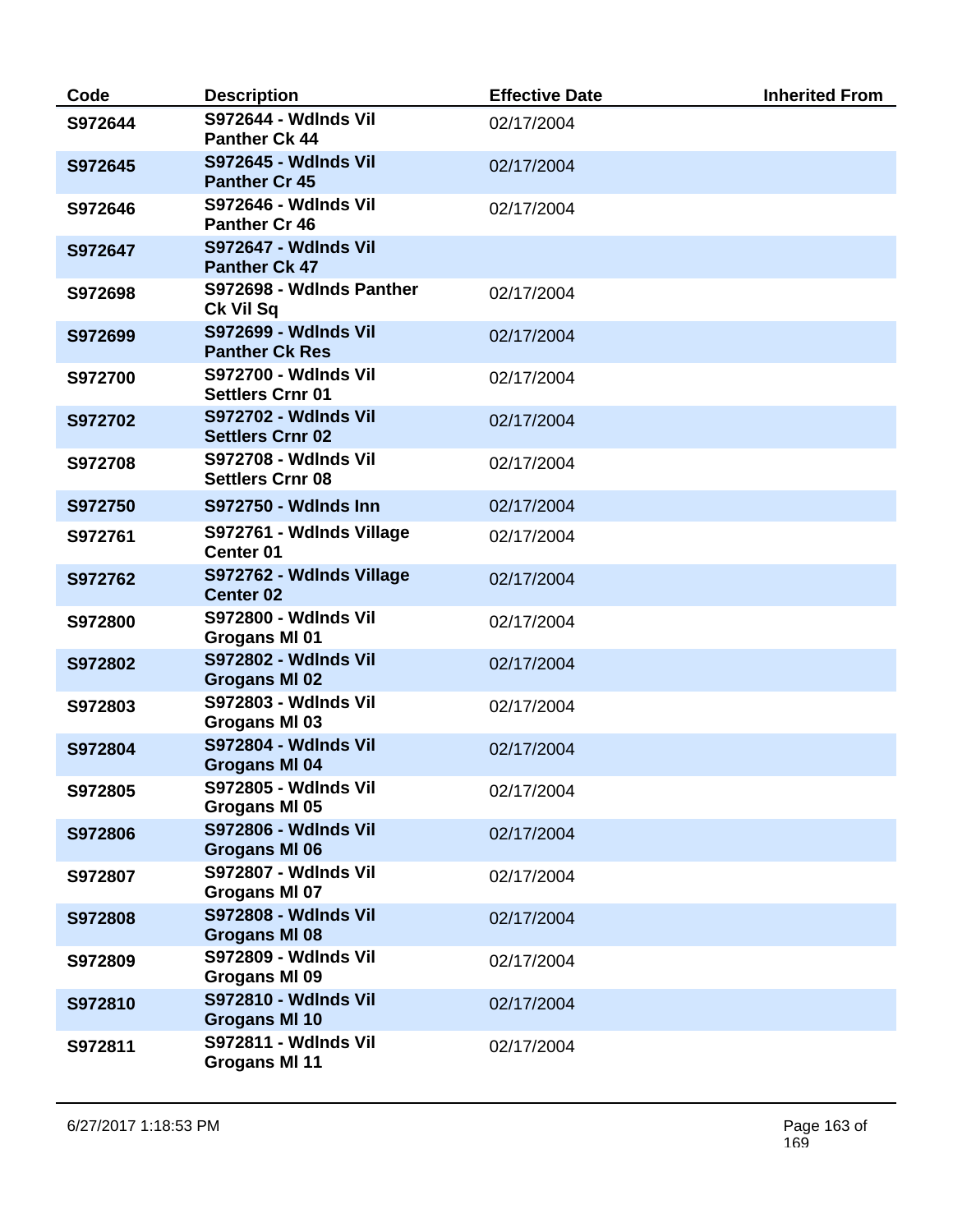| Code | Description | Effective Date | Inherited From |
|---|---|---|---|
| S972644 | S972644 - Wdlnds Vil Panther Ck 44 | 02/17/2004 | |
| S972645 | S972645 - Wdlnds Vil Panther Cr 45 | 02/17/2004 | |
| S972646 | S972646 - Wdlnds Vil Panther Cr 46 | 02/17/2004 | |
| S972647 | S972647 - Wdlnds Vil Panther Ck 47 | | |
| S972698 | S972698 - Wdlnds Panther Ck Vil Sq | 02/17/2004 | |
| S972699 | S972699 - Wdlnds Vil Panther Ck Res | 02/17/2004 | |
| S972700 | S972700 - Wdlnds Vil Settlers Crnr 01 | 02/17/2004 | |
| S972702 | S972702 - Wdlnds Vil Settlers Crnr 02 | 02/17/2004 | |
| S972708 | S972708 - Wdlnds Vil Settlers Crnr 08 | 02/17/2004 | |
| S972750 | S972750 - Wdlnds Inn | 02/17/2004 | |
| S972761 | S972761 - Wdlnds Village Center 01 | 02/17/2004 | |
| S972762 | S972762 - Wdlnds Village Center 02 | 02/17/2004 | |
| S972800 | S972800 - Wdlnds Vil Grogans Ml 01 | 02/17/2004 | |
| S972802 | S972802 - Wdlnds Vil Grogans Ml 02 | 02/17/2004 | |
| S972803 | S972803 - Wdlnds Vil Grogans Ml 03 | 02/17/2004 | |
| S972804 | S972804 - Wdlnds Vil Grogans Ml 04 | 02/17/2004 | |
| S972805 | S972805 - Wdlnds Vil Grogans Ml 05 | 02/17/2004 | |
| S972806 | S972806 - Wdlnds Vil Grogans Ml 06 | 02/17/2004 | |
| S972807 | S972807 - Wdlnds Vil Grogans Ml 07 | 02/17/2004 | |
| S972808 | S972808 - Wdlnds Vil Grogans Ml 08 | 02/17/2004 | |
| S972809 | S972809 - Wdlnds Vil Grogans Ml 09 | 02/17/2004 | |
| S972810 | S972810 - Wdlnds Vil Grogans Ml 10 | 02/17/2004 | |
| S972811 | S972811 - Wdlnds Vil Grogans Ml 11 | 02/17/2004 | |

6/27/2017 1:18:53 PM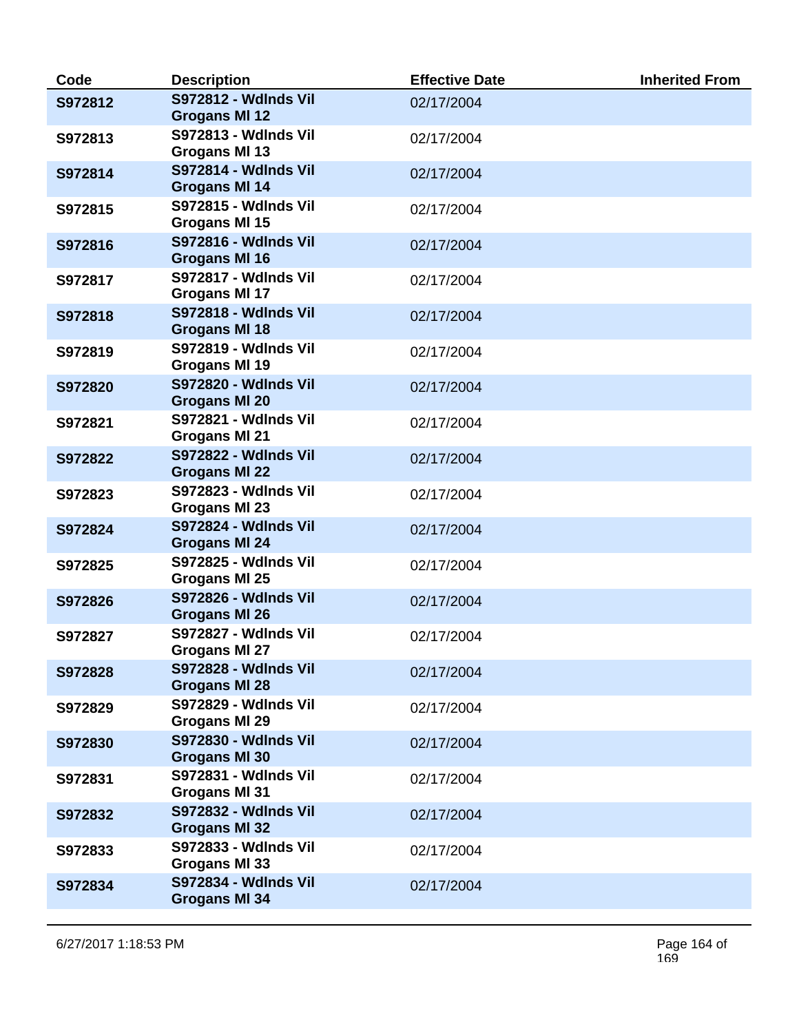| Code | Description | Effective Date | Inherited From |
|---|---|---|---|
| S972812 | S972812 - Wdlnds Vil Grogans Ml 12 | 02/17/2004 | |
| S972813 | S972813 - Wdlnds Vil Grogans Ml 13 | 02/17/2004 | |
| S972814 | S972814 - Wdlnds Vil Grogans Ml 14 | 02/17/2004 | |
| S972815 | S972815 - Wdlnds Vil Grogans Ml 15 | 02/17/2004 | |
| S972816 | S972816 - Wdlnds Vil Grogans Ml 16 | 02/17/2004 | |
| S972817 | S972817 - Wdlnds Vil Grogans Ml 17 | 02/17/2004 | |
| S972818 | S972818 - Wdlnds Vil Grogans Ml 18 | 02/17/2004 | |
| S972819 | S972819 - Wdlnds Vil Grogans Ml 19 | 02/17/2004 | |
| S972820 | S972820 - Wdlnds Vil Grogans Ml 20 | 02/17/2004 | |
| S972821 | S972821 - Wdlnds Vil Grogans Ml 21 | 02/17/2004 | |
| S972822 | S972822 - Wdlnds Vil Grogans Ml 22 | 02/17/2004 | |
| S972823 | S972823 - Wdlnds Vil Grogans Ml 23 | 02/17/2004 | |
| S972824 | S972824 - Wdlnds Vil Grogans Ml 24 | 02/17/2004 | |
| S972825 | S972825 - Wdlnds Vil Grogans Ml 25 | 02/17/2004 | |
| S972826 | S972826 - Wdlnds Vil Grogans Ml 26 | 02/17/2004 | |
| S972827 | S972827 - Wdlnds Vil Grogans Ml 27 | 02/17/2004 | |
| S972828 | S972828 - Wdlnds Vil Grogans Ml 28 | 02/17/2004 | |
| S972829 | S972829 - Wdlnds Vil Grogans Ml 29 | 02/17/2004 | |
| S972830 | S972830 - Wdlnds Vil Grogans Ml 30 | 02/17/2004 | |
| S972831 | S972831 - Wdlnds Vil Grogans Ml 31 | 02/17/2004 | |
| S972832 | S972832 - Wdlnds Vil Grogans Ml 32 | 02/17/2004 | |
| S972833 | S972833 - Wdlnds Vil Grogans Ml 33 | 02/17/2004 | |
| S972834 | S972834 - Wdlnds Vil Grogans Ml 34 | 02/17/2004 | |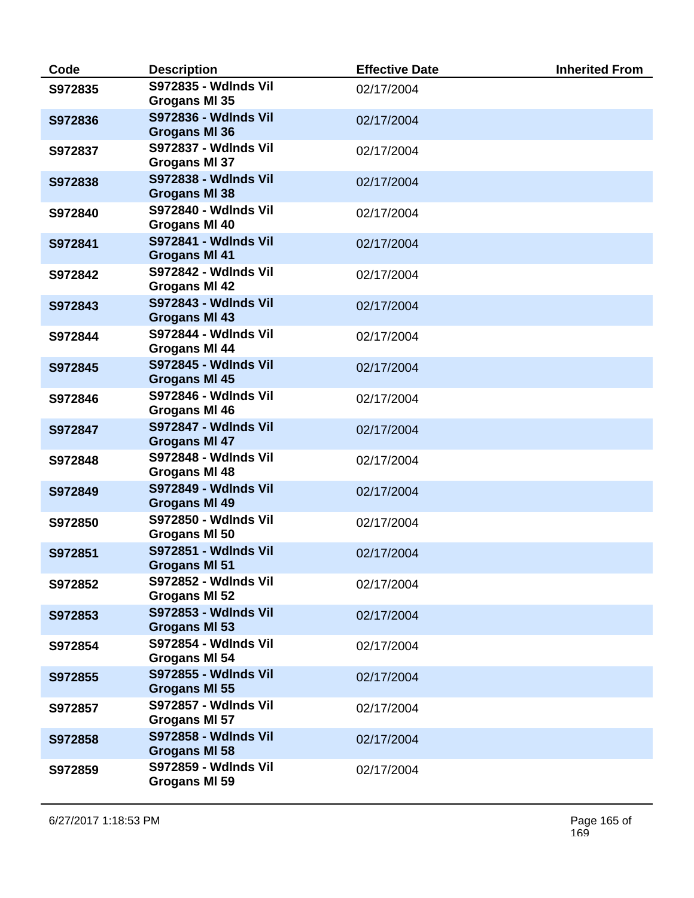| Code | Description | Effective Date | Inherited From |
|---|---|---|---|
| S972835 | S972835 - Wdlnds Vil Grogans Ml 35 | 02/17/2004 | |
| S972836 | S972836 - Wdlnds Vil Grogans Ml 36 | 02/17/2004 | |
| S972837 | S972837 - Wdlnds Vil Grogans Ml 37 | 02/17/2004 | |
| S972838 | S972838 - Wdlnds Vil Grogans Ml 38 | 02/17/2004 | |
| S972840 | S972840 - Wdlnds Vil Grogans Ml 40 | 02/17/2004 | |
| S972841 | S972841 - Wdlnds Vil Grogans Ml 41 | 02/17/2004 | |
| S972842 | S972842 - Wdlnds Vil Grogans Ml 42 | 02/17/2004 | |
| S972843 | S972843 - Wdlnds Vil Grogans Ml 43 | 02/17/2004 | |
| S972844 | S972844 - Wdlnds Vil Grogans Ml 44 | 02/17/2004 | |
| S972845 | S972845 - Wdlnds Vil Grogans Ml 45 | 02/17/2004 | |
| S972846 | S972846 - Wdlnds Vil Grogans Ml 46 | 02/17/2004 | |
| S972847 | S972847 - Wdlnds Vil Grogans Ml 47 | 02/17/2004 | |
| S972848 | S972848 - Wdlnds Vil Grogans Ml 48 | 02/17/2004 | |
| S972849 | S972849 - Wdlnds Vil Grogans Ml 49 | 02/17/2004 | |
| S972850 | S972850 - Wdlnds Vil Grogans Ml 50 | 02/17/2004 | |
| S972851 | S972851 - Wdlnds Vil Grogans Ml 51 | 02/17/2004 | |
| S972852 | S972852 - Wdlnds Vil Grogans Ml 52 | 02/17/2004 | |
| S972853 | S972853 - Wdlnds Vil Grogans Ml 53 | 02/17/2004 | |
| S972854 | S972854 - Wdlnds Vil Grogans Ml 54 | 02/17/2004 | |
| S972855 | S972855 - Wdlnds Vil Grogans Ml 55 | 02/17/2004 | |
| S972857 | S972857 - Wdlnds Vil Grogans Ml 57 | 02/17/2004 | |
| S972858 | S972858 - Wdlnds Vil Grogans Ml 58 | 02/17/2004 | |
| S972859 | S972859 - Wdlnds Vil Grogans Ml 59 | 02/17/2004 | |

6/27/2017 1:18:53 PM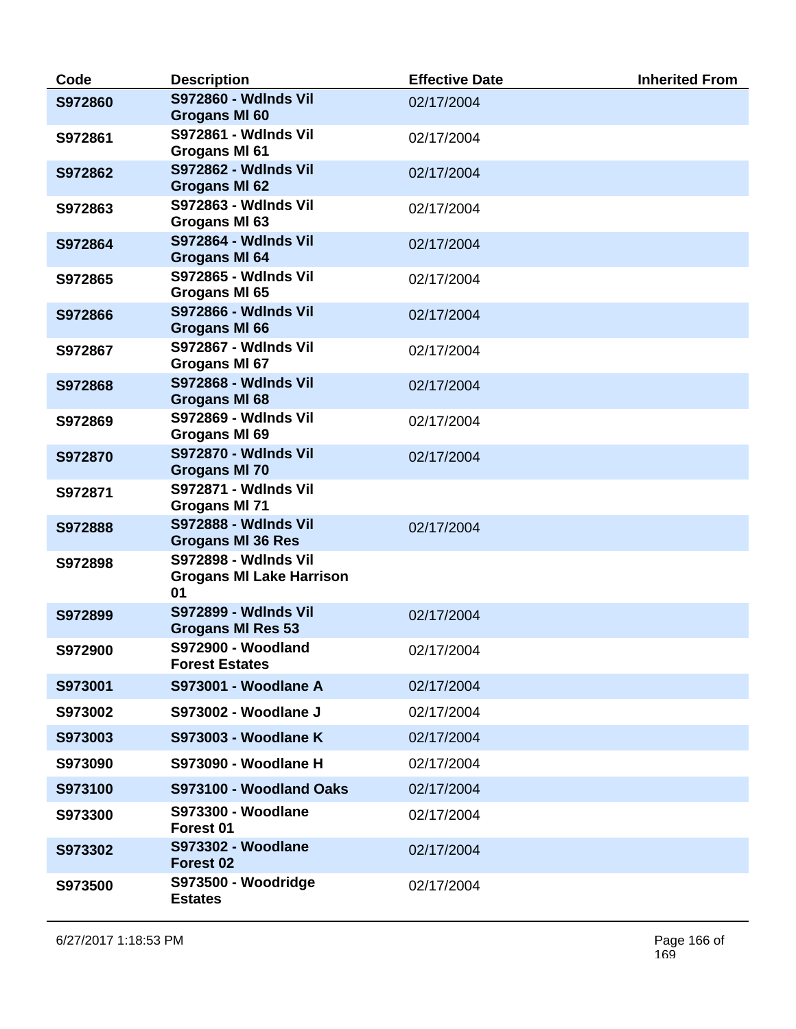| Code | Description | Effective Date | Inherited From |
| --- | --- | --- | --- |
| S972860 | S972860 - Wdlnds Vil Grogans Ml 60 | 02/17/2004 | |
| S972861 | S972861 - Wdlnds Vil Grogans Ml 61 | 02/17/2004 | |
| S972862 | S972862 - Wdlnds Vil Grogans Ml 62 | 02/17/2004 | |
| S972863 | S972863 - Wdlnds Vil Grogans Ml 63 | 02/17/2004 | |
| S972864 | S972864 - Wdlnds Vil Grogans Ml 64 | 02/17/2004 | |
| S972865 | S972865 - Wdlnds Vil Grogans Ml 65 | 02/17/2004 | |
| S972866 | S972866 - Wdlnds Vil Grogans Ml 66 | 02/17/2004 | |
| S972867 | S972867 - Wdlnds Vil Grogans Ml 67 | 02/17/2004 | |
| S972868 | S972868 - Wdlnds Vil Grogans Ml 68 | 02/17/2004 | |
| S972869 | S972869 - Wdlnds Vil Grogans Ml 69 | 02/17/2004 | |
| S972870 | S972870 - Wdlnds Vil Grogans Ml 70 | 02/17/2004 | |
| S972871 | S972871 - Wdlnds Vil Grogans Ml 71 | | |
| S972888 | S972888 - Wdlnds Vil Grogans Ml 36 Res | 02/17/2004 | |
| S972898 | S972898 - Wdlnds Vil Grogans Ml Lake Harrison 01 | | |
| S972899 | S972899 - Wdlnds Vil Grogans Ml Res 53 | 02/17/2004 | |
| S972900 | S972900 - Woodland Forest Estates | 02/17/2004 | |
| S973001 | S973001 - Woodlane A | 02/17/2004 | |
| S973002 | S973002 - Woodlane J | 02/17/2004 | |
| S973003 | S973003 - Woodlane K | 02/17/2004 | |
| S973090 | S973090 - Woodlane H | 02/17/2004 | |
| S973100 | S973100 - Woodland Oaks | 02/17/2004 | |
| S973300 | S973300 - Woodlane Forest 01 | 02/17/2004 | |
| S973302 | S973302 - Woodlane Forest 02 | 02/17/2004 | |
| S973500 | S973500 - Woodridge Estates | 02/17/2004 | |

6/27/2017 1:18:53 PM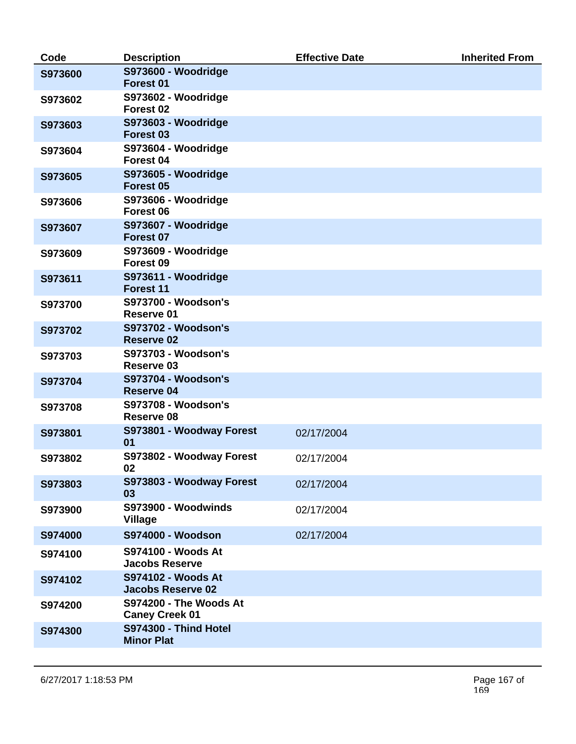| Code | Description | Effective Date | Inherited From |
|---|---|---|---|
| S973600 | S973600 - Woodridge Forest 01 | | |
| S973602 | S973602 - Woodridge Forest 02 | | |
| S973603 | S973603 - Woodridge Forest 03 | | |
| S973604 | S973604 - Woodridge Forest 04 | | |
| S973605 | S973605 - Woodridge Forest 05 | | |
| S973606 | S973606 - Woodridge Forest 06 | | |
| S973607 | S973607 - Woodridge Forest 07 | | |
| S973609 | S973609 - Woodridge Forest 09 | | |
| S973611 | S973611 - Woodridge Forest 11 | | |
| S973700 | S973700 - Woodson's Reserve 01 | | |
| S973702 | S973702 - Woodson's Reserve 02 | | |
| S973703 | S973703 - Woodson's Reserve 03 | | |
| S973704 | S973704 - Woodson's Reserve 04 | | |
| S973708 | S973708 - Woodson's Reserve 08 | | |
| S973801 | S973801 - Woodway Forest 01 | 02/17/2004 | |
| S973802 | S973802 - Woodway Forest 02 | 02/17/2004 | |
| S973803 | S973803 - Woodway Forest 03 | 02/17/2004 | |
| S973900 | S973900 - Woodwinds Village | 02/17/2004 | |
| S974000 | S974000 - Woodson | 02/17/2004 | |
| S974100 | S974100 - Woods At Jacobs Reserve | | |
| S974102 | S974102 - Woods At Jacobs Reserve 02 | | |
| S974200 | S974200 - The Woods At Caney Creek 01 | | |
| S974300 | S974300 - Thind Hotel Minor Plat | | |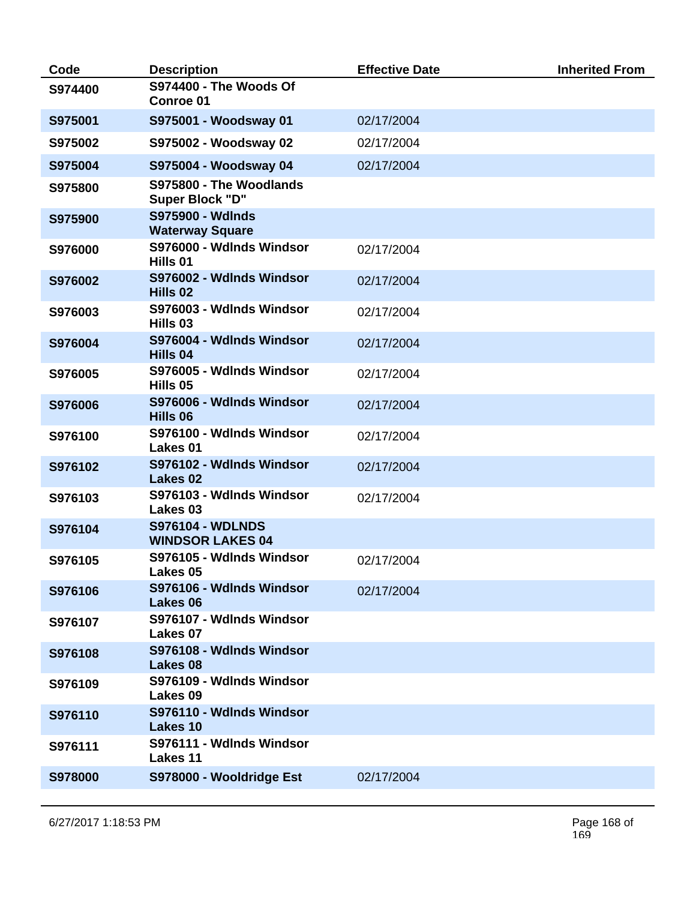| Code | Description | Effective Date | Inherited From |
|---|---|---|---|
| S974400 | S974400 - The Woods Of Conroe 01 | | |
| S975001 | S975001 - Woodsway 01 | 02/17/2004 | |
| S975002 | S975002 - Woodsway 02 | 02/17/2004 | |
| S975004 | S975004 - Woodsway 04 | 02/17/2004 | |
| S975800 | S975800 - The Woodlands Super Block "D" | | |
| S975900 | S975900 - Wdlnds Waterway Square | | |
| S976000 | S976000 - Wdlnds Windsor Hills 01 | 02/17/2004 | |
| S976002 | S976002 - Wdlnds Windsor Hills 02 | 02/17/2004 | |
| S976003 | S976003 - Wdlnds Windsor Hills 03 | 02/17/2004 | |
| S976004 | S976004 - Wdlnds Windsor Hills 04 | 02/17/2004 | |
| S976005 | S976005 - Wdlnds Windsor Hills 05 | 02/17/2004 | |
| S976006 | S976006 - Wdlnds Windsor Hills 06 | 02/17/2004 | |
| S976100 | S976100 - Wdlnds Windsor Lakes 01 | 02/17/2004 | |
| S976102 | S976102 - Wdlnds Windsor Lakes 02 | 02/17/2004 | |
| S976103 | S976103 - Wdlnds Windsor Lakes 03 | 02/17/2004 | |
| S976104 | S976104 - WDLNDS WINDSOR LAKES 04 | | |
| S976105 | S976105 - Wdlnds Windsor Lakes 05 | 02/17/2004 | |
| S976106 | S976106 - Wdlnds Windsor Lakes 06 | 02/17/2004 | |
| S976107 | S976107 - Wdlnds Windsor Lakes 07 | | |
| S976108 | S976108 - Wdlnds Windsor Lakes 08 | | |
| S976109 | S976109 - Wdlnds Windsor Lakes 09 | | |
| S976110 | S976110 - Wdlnds Windsor Lakes 10 | | |
| S976111 | S976111 - Wdlnds Windsor Lakes 11 | | |
| S978000 | S978000 - Wooldridge Est | 02/17/2004 | |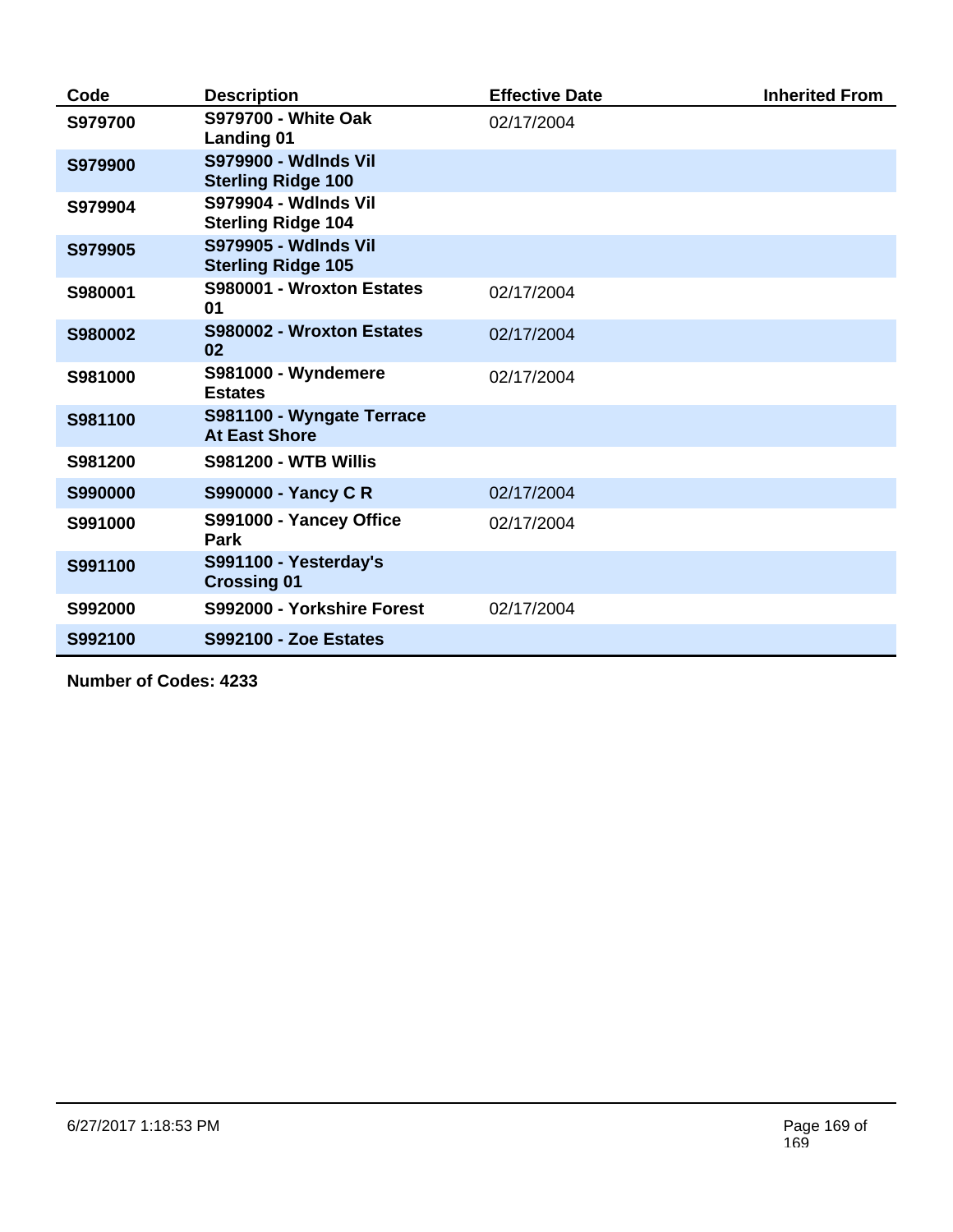| Code | Description | Effective Date | Inherited From |
|---|---|---|---|
| **S979700** | **S979700 - White Oak Landing 01** | 02/17/2004 | |
| **S979900** | **S979900 - Wdlnds Vil Sterling Ridge 100** | | |
| **S979904** | **S979904 - Wdlnds Vil Sterling Ridge 104** | | |
| **S979905** | **S979905 - Wdlnds Vil Sterling Ridge 105** | | |
| **S980001** | **S980001 - Wroxton Estates 01** | 02/17/2004 | |
| **S980002** | **S980002 - Wroxton Estates 02** | 02/17/2004 | |
| **S981000** | **S981000 - Wyndemere Estates** | 02/17/2004 | |
| **S981100** | **S981100 - Wyngate Terrace At East Shore** | | |
| **S981200** | **S981200 - WTB Willis** | | |
| **S990000** | **S990000 - Yancy C R** | 02/17/2004 | |
| **S991000** | **S991000 - Yancey Office Park** | 02/17/2004 | |
| **S991100** | **S991100 - Yesterday's Crossing 01** | | |
| **S992000** | **S992000 - Yorkshire Forest** | 02/17/2004 | |
| **S992100** | **S992100 - Zoe Estates** | | |

**Number of Codes: 4233**

6/27/2017 1:18:53 PM